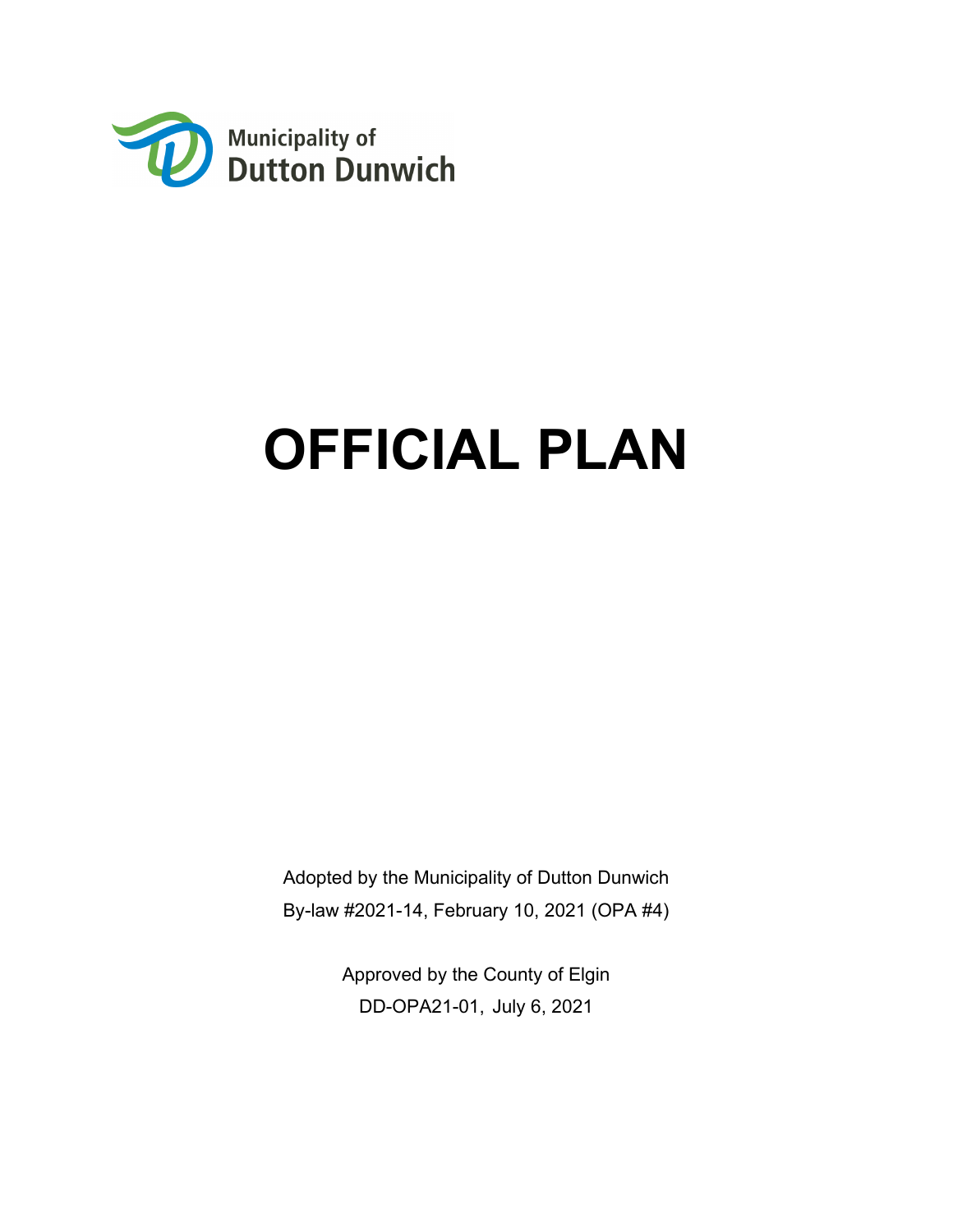Municipality of
Dutton Dunwich

# OFFICIAL PLAN

Adopted by the Municipality of Dutton Dunwich
By-law #2021-14, February 10, 2021 (OPA #4)

Approved by the County of Elgin
DD-OPA21-01, July 6, 2021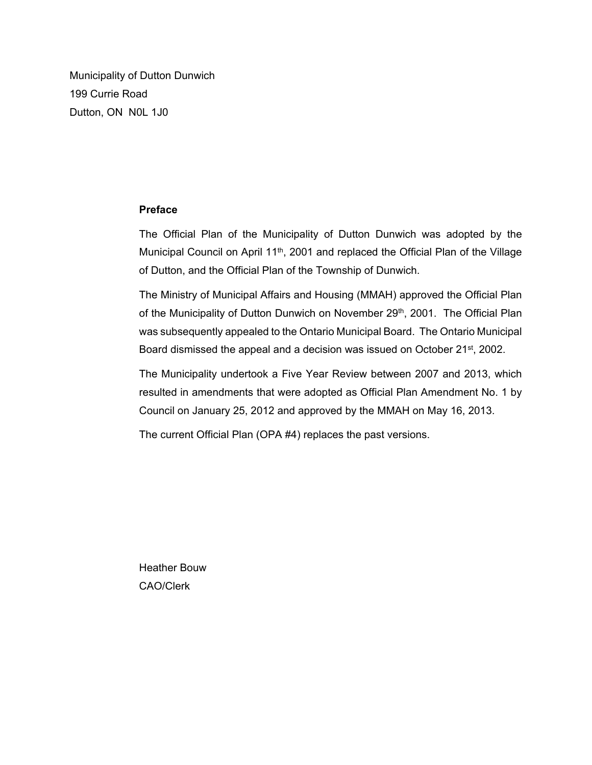Municipality of Dutton Dunwich
199 Currie Road
Dutton, ON  N0L 1J0

## Preface

The Official Plan of the Municipality of Dutton Dunwich was adopted by the Municipal Council on April 11th, 2001 and replaced the Official Plan of the Village of Dutton, and the Official Plan of the Township of Dunwich.

The Ministry of Municipal Affairs and Housing (MMAH) approved the Official Plan of the Municipality of Dutton Dunwich on November 29th, 2001. The Official Plan was subsequently appealed to the Ontario Municipal Board. The Ontario Municipal Board dismissed the appeal and a decision was issued on October 21st, 2002.

The Municipality undertook a Five Year Review between 2007 and 2013, which resulted in amendments that were adopted as Official Plan Amendment No. 1 by Council on January 25, 2012 and approved by the MMAH on May 16, 2013.

The current Official Plan (OPA #4) replaces the past versions.

Heather Bouw
CAO/Clerk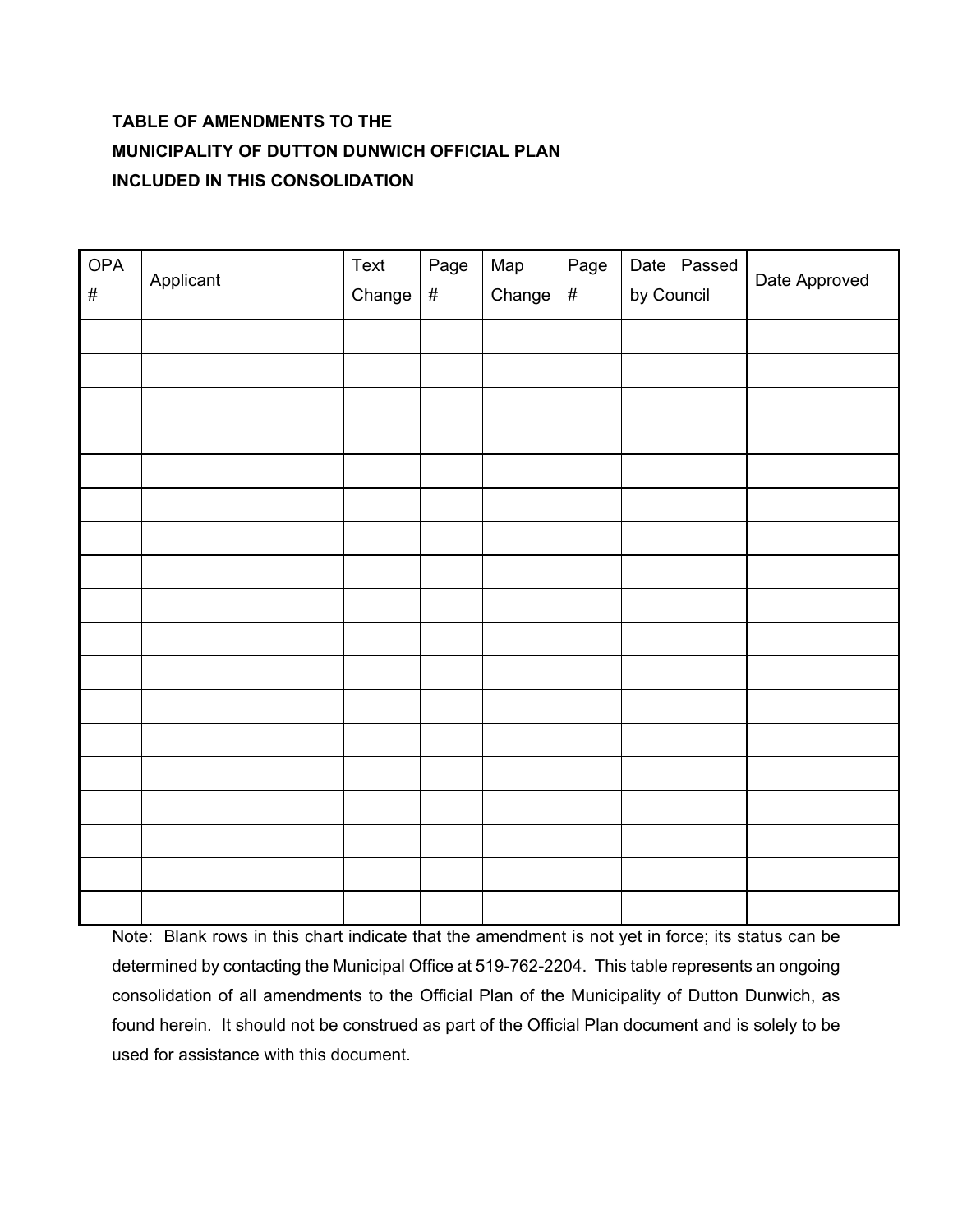**TABLE OF AMENDMENTS TO THE**
**MUNICIPALITY OF DUTTON DUNWICH OFFICIAL PLAN**
**INCLUDED IN THIS CONSOLIDATION**

| OPA # | Applicant | Text Change | Page # | Map Change | Page # | Date Passed by Council | Date Approved |
|---|---|---|---|---|---|---|---|
| | | | | | | | |
| | | | | | | | |
| | | | | | | | |
| | | | | | | | |
| | | | | | | | |
| | | | | | | | |
| | | | | | | | |
| | | | | | | | |
| | | | | | | | |
| | | | | | | | |
| | | | | | | | |
| | | | | | | | |
| | | | | | | | |
| | | | | | | | |
| | | | | | | | |
| | | | | | | | |
| | | | | | | | |
| | | | | | | | |

Note: Blank rows in this chart indicate that the amendment is not yet in force; its status can be determined by contacting the Municipal Office at 519-762-2204. This table represents an ongoing consolidation of all amendments to the Official Plan of the Municipality of Dutton Dunwich, as found herein. It should not be construed as part of the Official Plan document and is solely to be used for assistance with this document.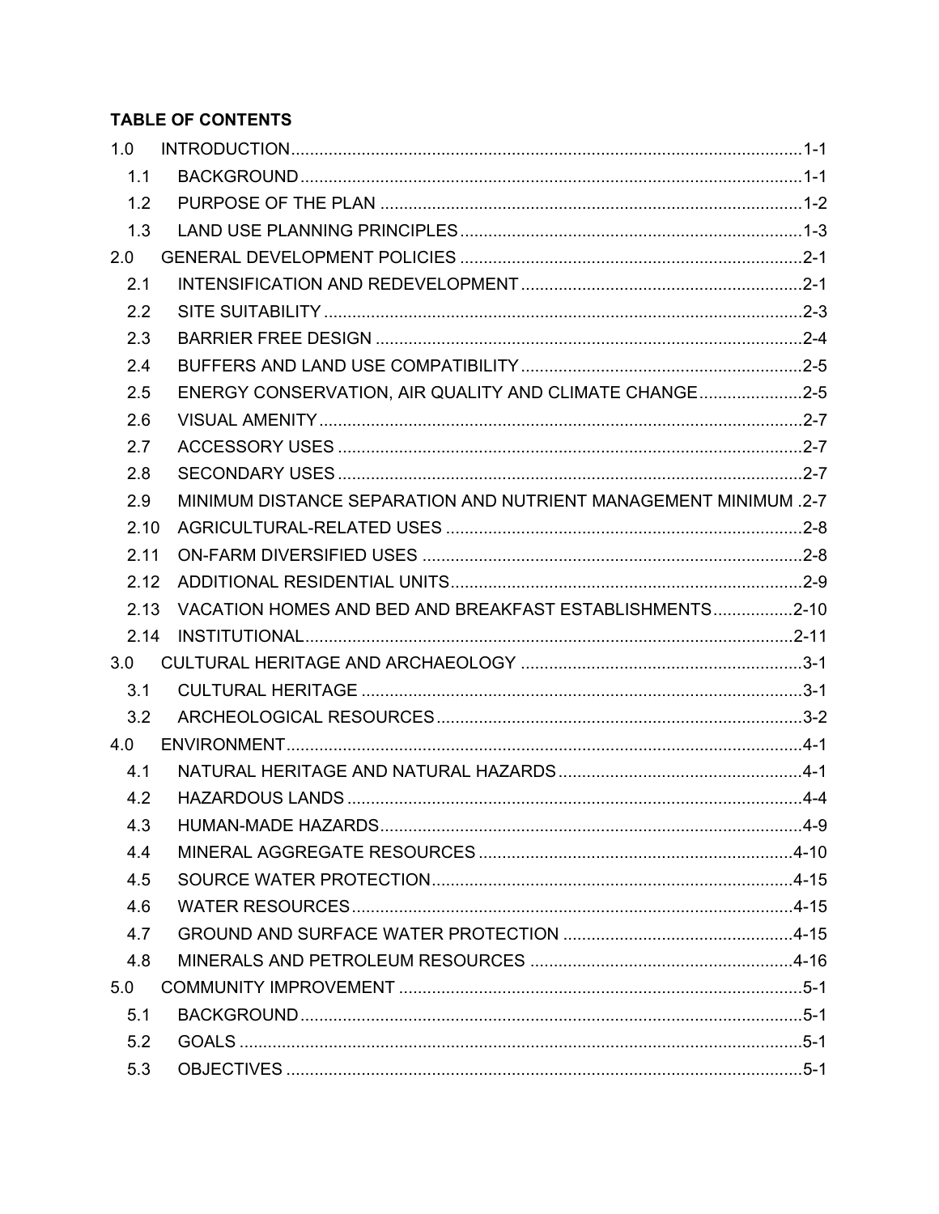**TABLE OF CONTENTS**

1.0 INTRODUCTION ... 1-1
- 1.1 BACKGROUND ... 1-1
- 1.2 PURPOSE OF THE PLAN ... 1-2
- 1.3 LAND USE PLANNING PRINCIPLES ... 1-3

2.0 GENERAL DEVELOPMENT POLICIES ... 2-1
- 2.1 INTENSIFICATION AND REDEVELOPMENT ... 2-1
- 2.2 SITE SUITABILITY ... 2-3
- 2.3 BARRIER FREE DESIGN ... 2-4
- 2.4 BUFFERS AND LAND USE COMPATIBILITY ... 2-5
- 2.5 ENERGY CONSERVATION, AIR QUALITY AND CLIMATE CHANGE ... 2-5
- 2.6 VISUAL AMENITY ... 2-7
- 2.7 ACCESSORY USES ... 2-7
- 2.8 SECONDARY USES ... 2-7
- 2.9 MINIMUM DISTANCE SEPARATION AND NUTRIENT MANAGEMENT MINIMUM ... 2-7
- 2.10 AGRICULTURAL-RELATED USES ... 2-8
- 2.11 ON-FARM DIVERSIFIED USES ... 2-8
- 2.12 ADDITIONAL RESIDENTIAL UNITS ... 2-9
- 2.13 VACATION HOMES AND BED AND BREAKFAST ESTABLISHMENTS ... 2-10
- 2.14 INSTITUTIONAL ... 2-11

3.0 CULTURAL HERITAGE AND ARCHAEOLOGY ... 3-1
- 3.1 CULTURAL HERITAGE ... 3-1
- 3.2 ARCHEOLOGICAL RESOURCES ... 3-2

4.0 ENVIRONMENT ... 4-1
- 4.1 NATURAL HERITAGE AND NATURAL HAZARDS ... 4-1
- 4.2 HAZARDOUS LANDS ... 4-4
- 4.3 HUMAN-MADE HAZARDS ... 4-9
- 4.4 MINERAL AGGREGATE RESOURCES ... 4-10
- 4.5 SOURCE WATER PROTECTION ... 4-15
- 4.6 WATER RESOURCES ... 4-15
- 4.7 GROUND AND SURFACE WATER PROTECTION ... 4-15
- 4.8 MINERALS AND PETROLEUM RESOURCES ... 4-16

5.0 COMMUNITY IMPROVEMENT ... 5-1
- 5.1 BACKGROUND ... 5-1
- 5.2 GOALS ... 5-1
- 5.3 OBJECTIVES ... 5-1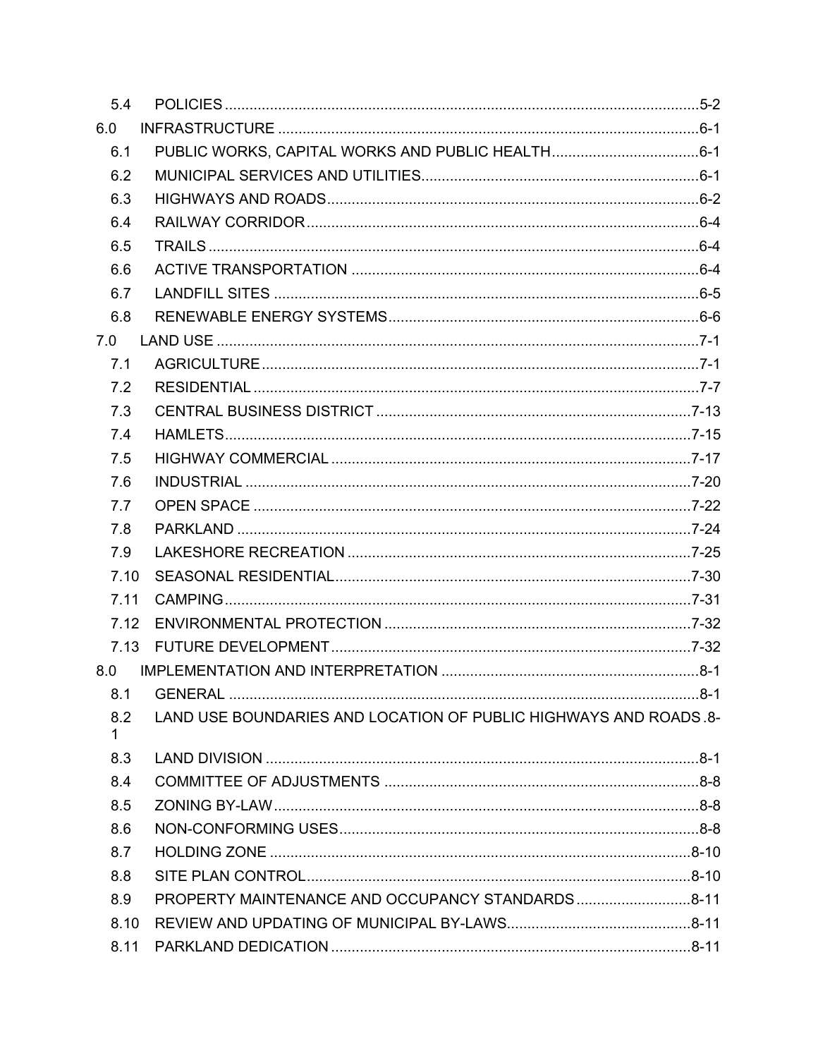5.4 POLICIES ..... 5-2

6.0 INFRASTRUCTURE ..... 6-1

6.1 PUBLIC WORKS, CAPITAL WORKS AND PUBLIC HEALTH ..... 6-1

6.2 MUNICIPAL SERVICES AND UTILITIES ..... 6-1

6.3 HIGHWAYS AND ROADS ..... 6-2

6.4 RAILWAY CORRIDOR ..... 6-4

6.5 TRAILS ..... 6-4

6.6 ACTIVE TRANSPORTATION ..... 6-4

6.7 LANDFILL SITES ..... 6-5

6.8 RENEWABLE ENERGY SYSTEMS ..... 6-6

7.0 LAND USE ..... 7-1

7.1 AGRICULTURE ..... 7-1

7.2 RESIDENTIAL ..... 7-7

7.3 CENTRAL BUSINESS DISTRICT ..... 7-13

7.4 HAMLETS ..... 7-15

7.5 HIGHWAY COMMERCIAL ..... 7-17

7.6 INDUSTRIAL ..... 7-20

7.7 OPEN SPACE ..... 7-22

7.8 PARKLAND ..... 7-24

7.9 LAKESHORE RECREATION ..... 7-25

7.10 SEASONAL RESIDENTIAL ..... 7-30

7.11 CAMPING ..... 7-31

7.12 ENVIRONMENTAL PROTECTION ..... 7-32

7.13 FUTURE DEVELOPMENT ..... 7-32

8.0 IMPLEMENTATION AND INTERPRETATION ..... 8-1

8.1 GENERAL ..... 8-1

8.2 LAND USE BOUNDARIES AND LOCATION OF PUBLIC HIGHWAYS AND ROADS ..... 8-1

8.3 LAND DIVISION ..... 8-1

8.4 COMMITTEE OF ADJUSTMENTS ..... 8-8

8.5 ZONING BY-LAW ..... 8-8

8.6 NON-CONFORMING USES ..... 8-8

8.7 HOLDING ZONE ..... 8-10

8.8 SITE PLAN CONTROL ..... 8-10

8.9 PROPERTY MAINTENANCE AND OCCUPANCY STANDARDS ..... 8-11

8.10 REVIEW AND UPDATING OF MUNICIPAL BY-LAWS ..... 8-11

8.11 PARKLAND DEDICATION ..... 8-11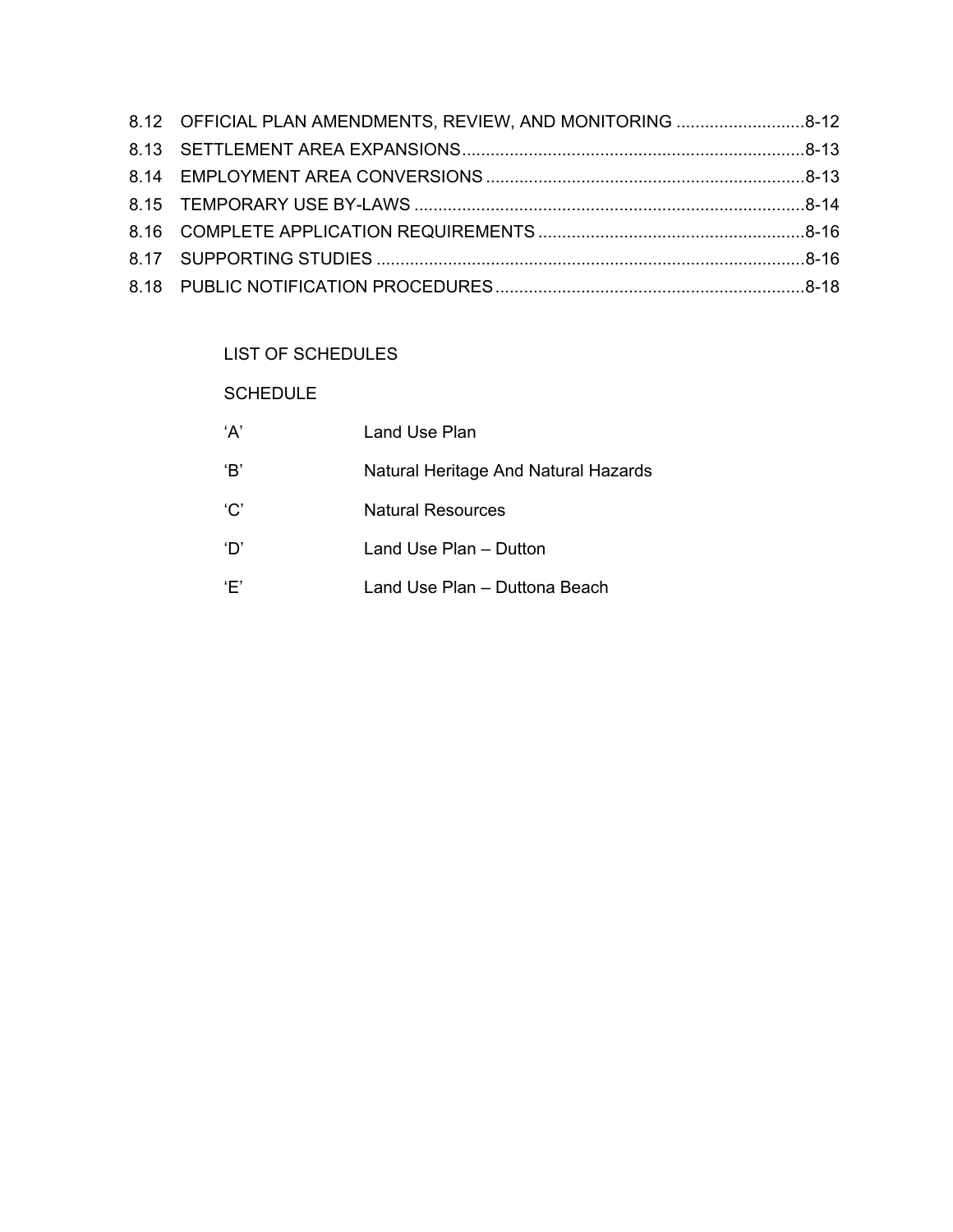8.12 OFFICIAL PLAN AMENDMENTS, REVIEW, AND MONITORING ........................... 8-12
8.13 SETTLEMENT AREA EXPANSIONS ........................................................................ 8-13
8.14 EMPLOYMENT AREA CONVERSIONS ................................................................... 8-13
8.15 TEMPORARY USE BY-LAWS ................................................................................ 8-14
8.16 COMPLETE APPLICATION REQUIREMENTS ........................................................ 8-16
8.17 SUPPORTING STUDIES ........................................................................................ 8-16
8.18 PUBLIC NOTIFICATION PROCEDURES ................................................................. 8-18

LIST OF SCHEDULES

| SCHEDULE | |
| --- | --- |
| 'A' | Land Use Plan |
| 'B' | Natural Heritage And Natural Hazards |
| 'C' | Natural Resources |
| 'D' | Land Use Plan – Dutton |
| 'E' | Land Use Plan – Duttona Beach |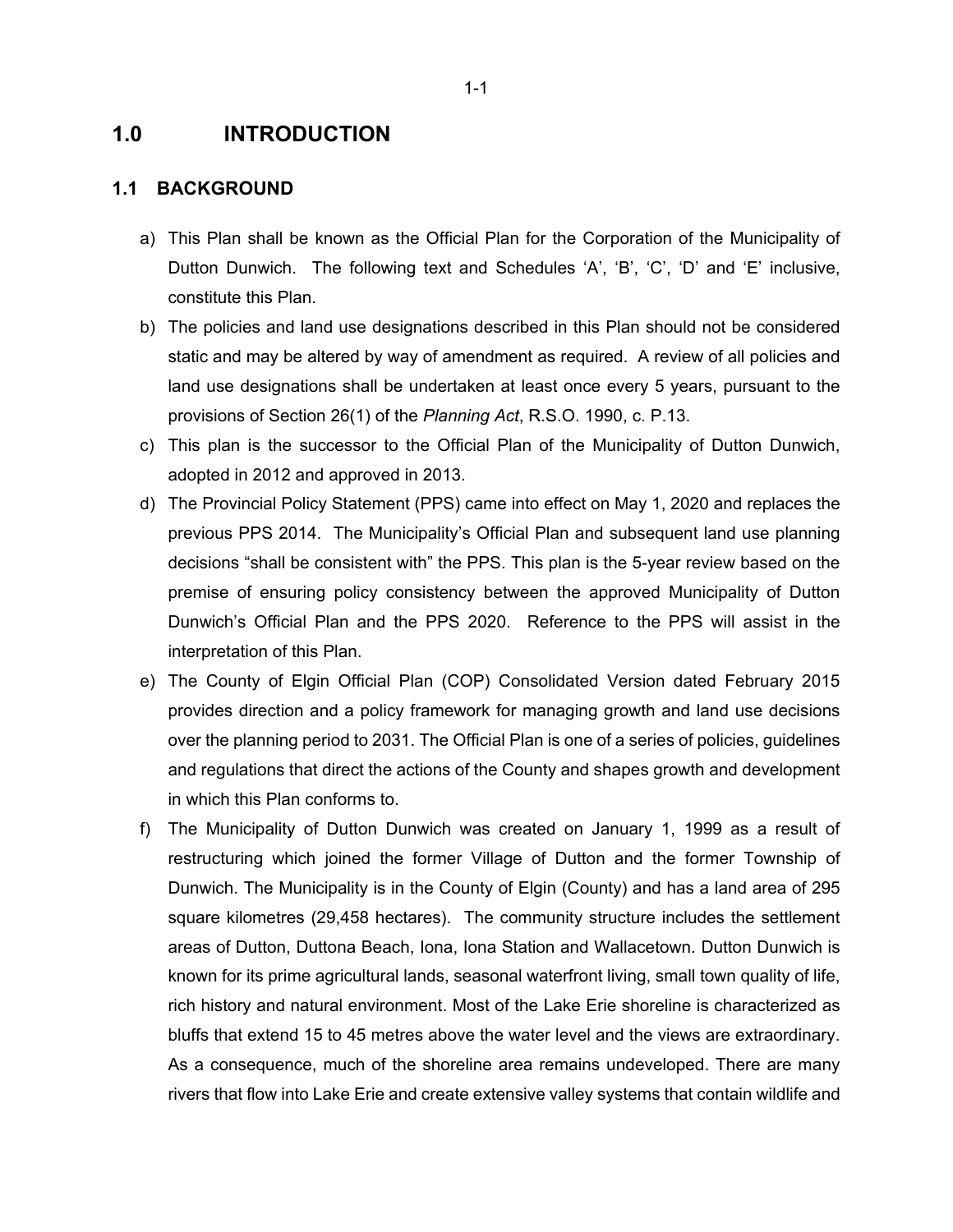# 1.0 INTRODUCTION

## 1.1 BACKGROUND

a) This Plan shall be known as the Official Plan for the Corporation of the Municipality of Dutton Dunwich. The following text and Schedules 'A', 'B', 'C', 'D' and 'E' inclusive, constitute this Plan.

b) The policies and land use designations described in this Plan should not be considered static and may be altered by way of amendment as required. A review of all policies and land use designations shall be undertaken at least once every 5 years, pursuant to the provisions of Section 26(1) of the *Planning Act*, R.S.O. 1990, c. P.13.

c) This plan is the successor to the Official Plan of the Municipality of Dutton Dunwich, adopted in 2012 and approved in 2013.

d) The Provincial Policy Statement (PPS) came into effect on May 1, 2020 and replaces the previous PPS 2014. The Municipality's Official Plan and subsequent land use planning decisions "shall be consistent with" the PPS. This plan is the 5-year review based on the premise of ensuring policy consistency between the approved Municipality of Dutton Dunwich's Official Plan and the PPS 2020. Reference to the PPS will assist in the interpretation of this Plan.

e) The County of Elgin Official Plan (COP) Consolidated Version dated February 2015 provides direction and a policy framework for managing growth and land use decisions over the planning period to 2031. The Official Plan is one of a series of policies, guidelines and regulations that direct the actions of the County and shapes growth and development in which this Plan conforms to.

f) The Municipality of Dutton Dunwich was created on January 1, 1999 as a result of restructuring which joined the former Village of Dutton and the former Township of Dunwich. The Municipality is in the County of Elgin (County) and has a land area of 295 square kilometres (29,458 hectares). The community structure includes the settlement areas of Dutton, Duttona Beach, Iona, Iona Station and Wallacetown. Dutton Dunwich is known for its prime agricultural lands, seasonal waterfront living, small town quality of life, rich history and natural environment. Most of the Lake Erie shoreline is characterized as bluffs that extend 15 to 45 metres above the water level and the views are extraordinary. As a consequence, much of the shoreline area remains undeveloped. There are many rivers that flow into Lake Erie and create extensive valley systems that contain wildlife and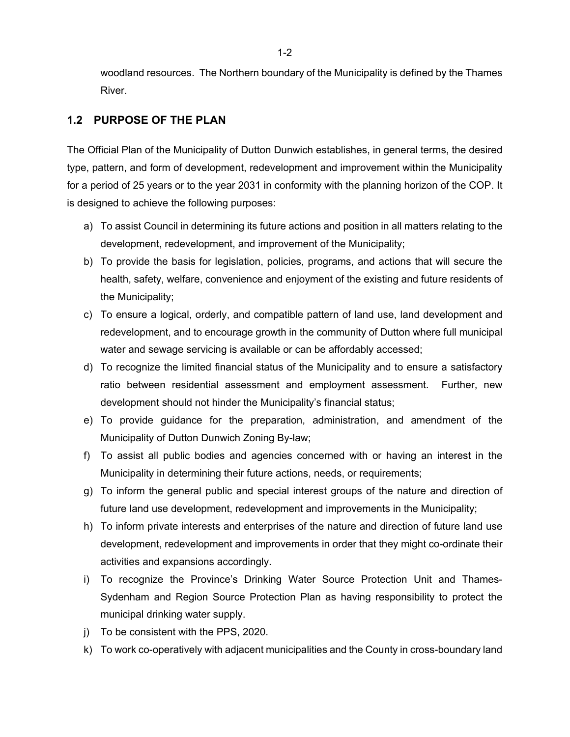woodland resources. The Northern boundary of the Municipality is defined by the Thames River.

## 1.2 PURPOSE OF THE PLAN

The Official Plan of the Municipality of Dutton Dunwich establishes, in general terms, the desired type, pattern, and form of development, redevelopment and improvement within the Municipality for a period of 25 years or to the year 2031 in conformity with the planning horizon of the COP. It is designed to achieve the following purposes:

a) To assist Council in determining its future actions and position in all matters relating to the development, redevelopment, and improvement of the Municipality;

b) To provide the basis for legislation, policies, programs, and actions that will secure the health, safety, welfare, convenience and enjoyment of the existing and future residents of the Municipality;

c) To ensure a logical, orderly, and compatible pattern of land use, land development and redevelopment, and to encourage growth in the community of Dutton where full municipal water and sewage servicing is available or can be affordably accessed;

d) To recognize the limited financial status of the Municipality and to ensure a satisfactory ratio between residential assessment and employment assessment. Further, new development should not hinder the Municipality's financial status;

e) To provide guidance for the preparation, administration, and amendment of the Municipality of Dutton Dunwich Zoning By-law;

f) To assist all public bodies and agencies concerned with or having an interest in the Municipality in determining their future actions, needs, or requirements;

g) To inform the general public and special interest groups of the nature and direction of future land use development, redevelopment and improvements in the Municipality;

h) To inform private interests and enterprises of the nature and direction of future land use development, redevelopment and improvements in order that they might co-ordinate their activities and expansions accordingly.

i) To recognize the Province's Drinking Water Source Protection Unit and Thames-Sydenham and Region Source Protection Plan as having responsibility to protect the municipal drinking water supply.

j) To be consistent with the PPS, 2020.

k) To work co-operatively with adjacent municipalities and the County in cross-boundary land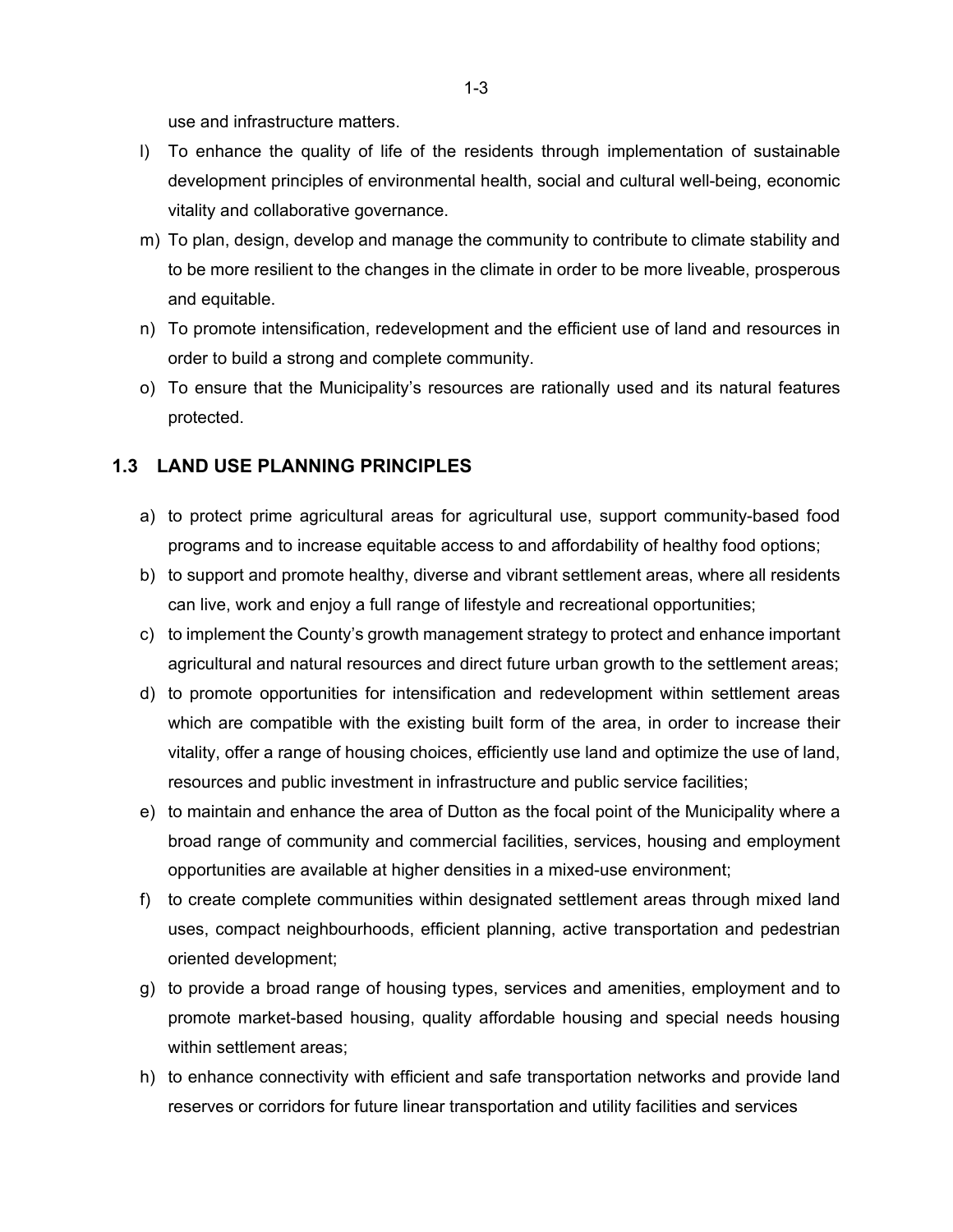use and infrastructure matters.

l) To enhance the quality of life of the residents through implementation of sustainable development principles of environmental health, social and cultural well-being, economic vitality and collaborative governance.

m) To plan, design, develop and manage the community to contribute to climate stability and to be more resilient to the changes in the climate in order to be more liveable, prosperous and equitable.

n) To promote intensification, redevelopment and the efficient use of land and resources in order to build a strong and complete community.

o) To ensure that the Municipality's resources are rationally used and its natural features protected.

## 1.3 LAND USE PLANNING PRINCIPLES

a) to protect prime agricultural areas for agricultural use, support community-based food programs and to increase equitable access to and affordability of healthy food options;

b) to support and promote healthy, diverse and vibrant settlement areas, where all residents can live, work and enjoy a full range of lifestyle and recreational opportunities;

c) to implement the County's growth management strategy to protect and enhance important agricultural and natural resources and direct future urban growth to the settlement areas;

d) to promote opportunities for intensification and redevelopment within settlement areas which are compatible with the existing built form of the area, in order to increase their vitality, offer a range of housing choices, efficiently use land and optimize the use of land, resources and public investment in infrastructure and public service facilities;

e) to maintain and enhance the area of Dutton as the focal point of the Municipality where a broad range of community and commercial facilities, services, housing and employment opportunities are available at higher densities in a mixed-use environment;

f) to create complete communities within designated settlement areas through mixed land uses, compact neighbourhoods, efficient planning, active transportation and pedestrian oriented development;

g) to provide a broad range of housing types, services and amenities, employment and to promote market-based housing, quality affordable housing and special needs housing within settlement areas;

h) to enhance connectivity with efficient and safe transportation networks and provide land reserves or corridors for future linear transportation and utility facilities and services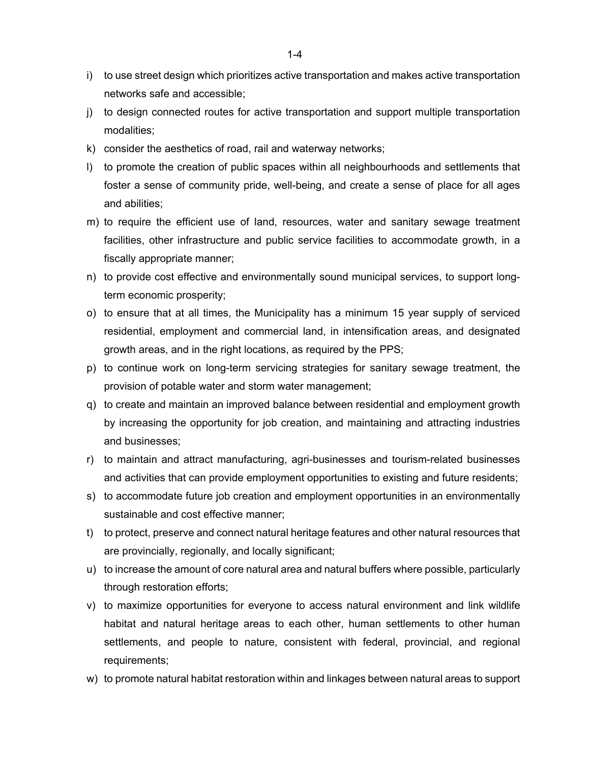i) to use street design which prioritizes active transportation and makes active transportation networks safe and accessible;
j) to design connected routes for active transportation and support multiple transportation modalities;
k) consider the aesthetics of road, rail and waterway networks;
l) to promote the creation of public spaces within all neighbourhoods and settlements that foster a sense of community pride, well-being, and create a sense of place for all ages and abilities;
m) to require the efficient use of land, resources, water and sanitary sewage treatment facilities, other infrastructure and public service facilities to accommodate growth, in a fiscally appropriate manner;
n) to provide cost effective and environmentally sound municipal services, to support long-term economic prosperity;
o) to ensure that at all times, the Municipality has a minimum 15 year supply of serviced residential, employment and commercial land, in intensification areas, and designated growth areas, and in the right locations, as required by the PPS;
p) to continue work on long-term servicing strategies for sanitary sewage treatment, the provision of potable water and storm water management;
q) to create and maintain an improved balance between residential and employment growth by increasing the opportunity for job creation, and maintaining and attracting industries and businesses;
r) to maintain and attract manufacturing, agri-businesses and tourism-related businesses and activities that can provide employment opportunities to existing and future residents;
s) to accommodate future job creation and employment opportunities in an environmentally sustainable and cost effective manner;
t) to protect, preserve and connect natural heritage features and other natural resources that are provincially, regionally, and locally significant;
u) to increase the amount of core natural area and natural buffers where possible, particularly through restoration efforts;
v) to maximize opportunities for everyone to access natural environment and link wildlife habitat and natural heritage areas to each other, human settlements to other human settlements, and people to nature, consistent with federal, provincial, and regional requirements;
w) to promote natural habitat restoration within and linkages between natural areas to support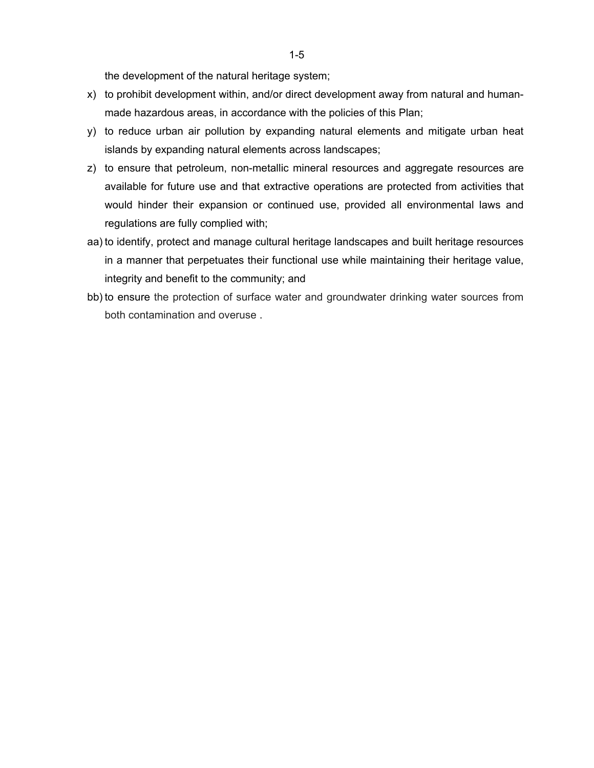the development of the natural heritage system;

x) to prohibit development within, and/or direct development away from natural and human-made hazardous areas, in accordance with the policies of this Plan;

y) to reduce urban air pollution by expanding natural elements and mitigate urban heat islands by expanding natural elements across landscapes;

z) to ensure that petroleum, non-metallic mineral resources and aggregate resources are available for future use and that extractive operations are protected from activities that would hinder their expansion or continued use, provided all environmental laws and regulations are fully complied with;

aa) to identify, protect and manage cultural heritage landscapes and built heritage resources in a manner that perpetuates their functional use while maintaining their heritage value, integrity and benefit to the community; and

bb) to ensure the protection of surface water and groundwater drinking water sources from both contamination and overuse .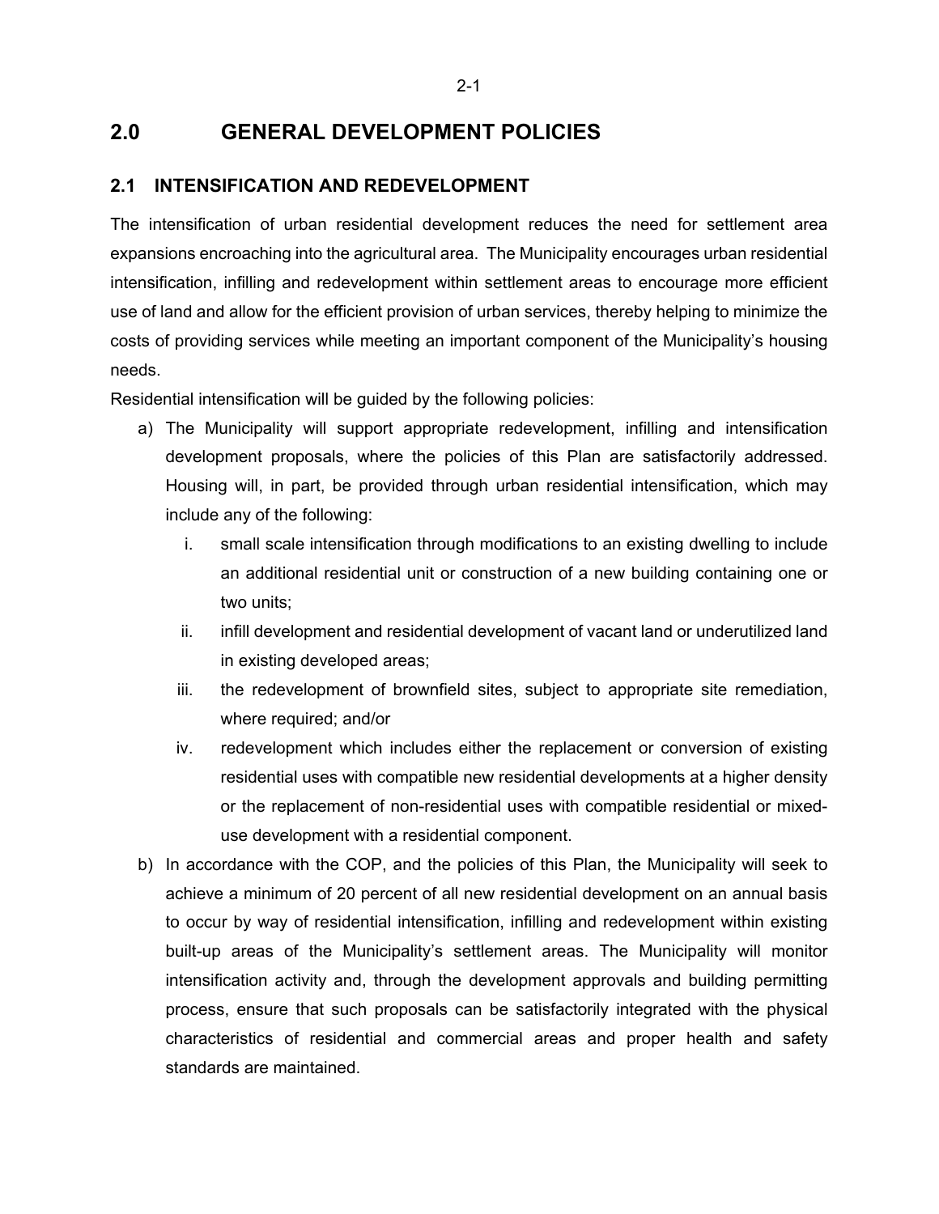# 2.0 GENERAL DEVELOPMENT POLICIES

## 2.1 INTENSIFICATION AND REDEVELOPMENT

The intensification of urban residential development reduces the need for settlement area expansions encroaching into the agricultural area. The Municipality encourages urban residential intensification, infilling and redevelopment within settlement areas to encourage more efficient use of land and allow for the efficient provision of urban services, thereby helping to minimize the costs of providing services while meeting an important component of the Municipality's housing needs.

Residential intensification will be guided by the following policies:

a) The Municipality will support appropriate redevelopment, infilling and intensification development proposals, where the policies of this Plan are satisfactorily addressed. Housing will, in part, be provided through urban residential intensification, which may include any of the following:

   i. small scale intensification through modifications to an existing dwelling to include an additional residential unit or construction of a new building containing one or two units;

   ii. infill development and residential development of vacant land or underutilized land in existing developed areas;

   iii. the redevelopment of brownfield sites, subject to appropriate site remediation, where required; and/or

   iv. redevelopment which includes either the replacement or conversion of existing residential uses with compatible new residential developments at a higher density or the replacement of non-residential uses with compatible residential or mixed-use development with a residential component.

b) In accordance with the COP, and the policies of this Plan, the Municipality will seek to achieve a minimum of 20 percent of all new residential development on an annual basis to occur by way of residential intensification, infilling and redevelopment within existing built-up areas of the Municipality's settlement areas. The Municipality will monitor intensification activity and, through the development approvals and building permitting process, ensure that such proposals can be satisfactorily integrated with the physical characteristics of residential and commercial areas and proper health and safety standards are maintained.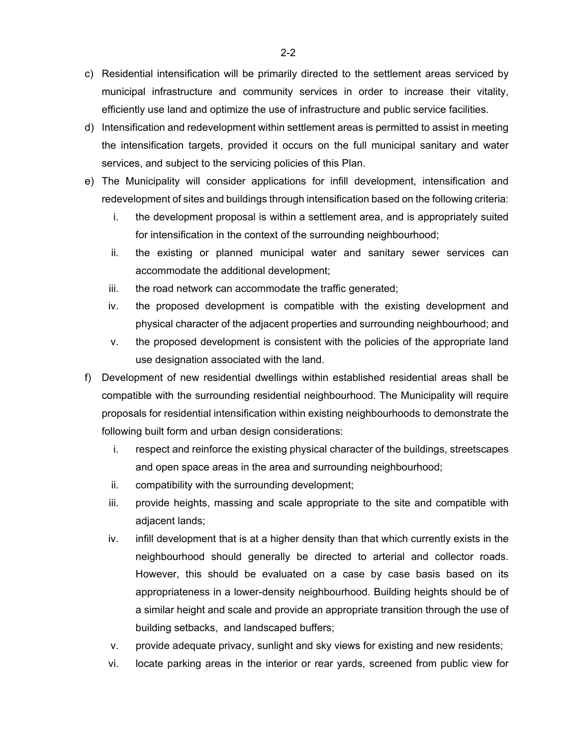c) Residential intensification will be primarily directed to the settlement areas serviced by municipal infrastructure and community services in order to increase their vitality, efficiently use land and optimize the use of infrastructure and public service facilities.

d) Intensification and redevelopment within settlement areas is permitted to assist in meeting the intensification targets, provided it occurs on the full municipal sanitary and water services, and subject to the servicing policies of this Plan.

e) The Municipality will consider applications for infill development, intensification and redevelopment of sites and buildings through intensification based on the following criteria:
   i. the development proposal is within a settlement area, and is appropriately suited for intensification in the context of the surrounding neighbourhood;
   ii. the existing or planned municipal water and sanitary sewer services can accommodate the additional development;
   iii. the road network can accommodate the traffic generated;
   iv. the proposed development is compatible with the existing development and physical character of the adjacent properties and surrounding neighbourhood; and
   v. the proposed development is consistent with the policies of the appropriate land use designation associated with the land.

f) Development of new residential dwellings within established residential areas shall be compatible with the surrounding residential neighbourhood. The Municipality will require proposals for residential intensification within existing neighbourhoods to demonstrate the following built form and urban design considerations:
   i. respect and reinforce the existing physical character of the buildings, streetscapes and open space areas in the area and surrounding neighbourhood;
   ii. compatibility with the surrounding development;
   iii. provide heights, massing and scale appropriate to the site and compatible with adjacent lands;
   iv. infill development that is at a higher density than that which currently exists in the neighbourhood should generally be directed to arterial and collector roads. However, this should be evaluated on a case by case basis based on its appropriateness in a lower-density neighbourhood. Building heights should be of a similar height and scale and provide an appropriate transition through the use of building setbacks, and landscaped buffers;
   v. provide adequate privacy, sunlight and sky views for existing and new residents;
   vi. locate parking areas in the interior or rear yards, screened from public view for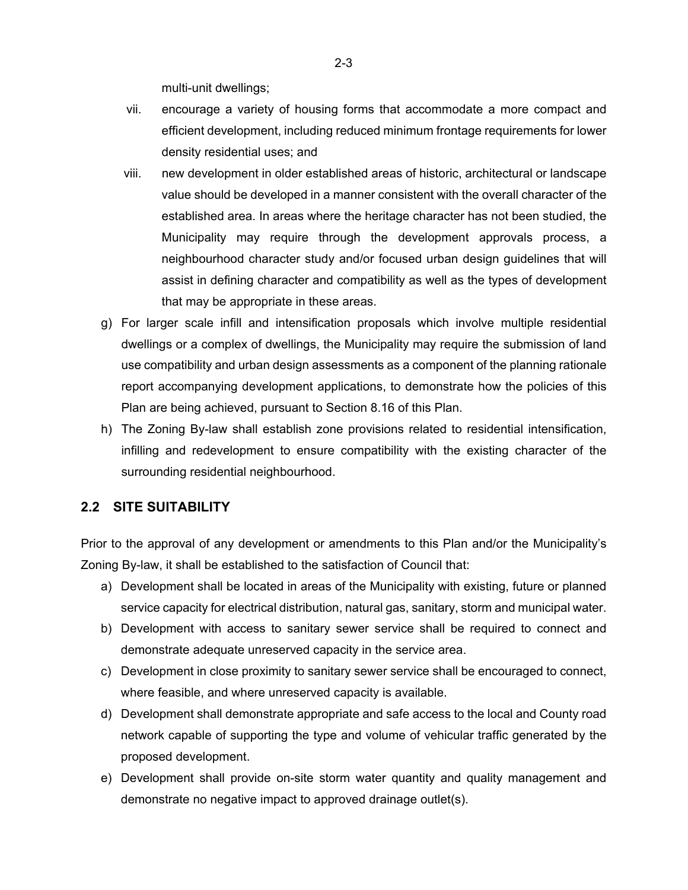multi-unit dwellings;

vii. encourage a variety of housing forms that accommodate a more compact and efficient development, including reduced minimum frontage requirements for lower density residential uses; and

viii. new development in older established areas of historic, architectural or landscape value should be developed in a manner consistent with the overall character of the established area. In areas where the heritage character has not been studied, the Municipality may require through the development approvals process, a neighbourhood character study and/or focused urban design guidelines that will assist in defining character and compatibility as well as the types of development that may be appropriate in these areas.

g) For larger scale infill and intensification proposals which involve multiple residential dwellings or a complex of dwellings, the Municipality may require the submission of land use compatibility and urban design assessments as a component of the planning rationale report accompanying development applications, to demonstrate how the policies of this Plan are being achieved, pursuant to Section 8.16 of this Plan.

h) The Zoning By-law shall establish zone provisions related to residential intensification, infilling and redevelopment to ensure compatibility with the existing character of the surrounding residential neighbourhood.

## 2.2 SITE SUITABILITY

Prior to the approval of any development or amendments to this Plan and/or the Municipality's Zoning By-law, it shall be established to the satisfaction of Council that:

a) Development shall be located in areas of the Municipality with existing, future or planned service capacity for electrical distribution, natural gas, sanitary, storm and municipal water.

b) Development with access to sanitary sewer service shall be required to connect and demonstrate adequate unreserved capacity in the service area.

c) Development in close proximity to sanitary sewer service shall be encouraged to connect, where feasible, and where unreserved capacity is available.

d) Development shall demonstrate appropriate and safe access to the local and County road network capable of supporting the type and volume of vehicular traffic generated by the proposed development.

e) Development shall provide on-site storm water quantity and quality management and demonstrate no negative impact to approved drainage outlet(s).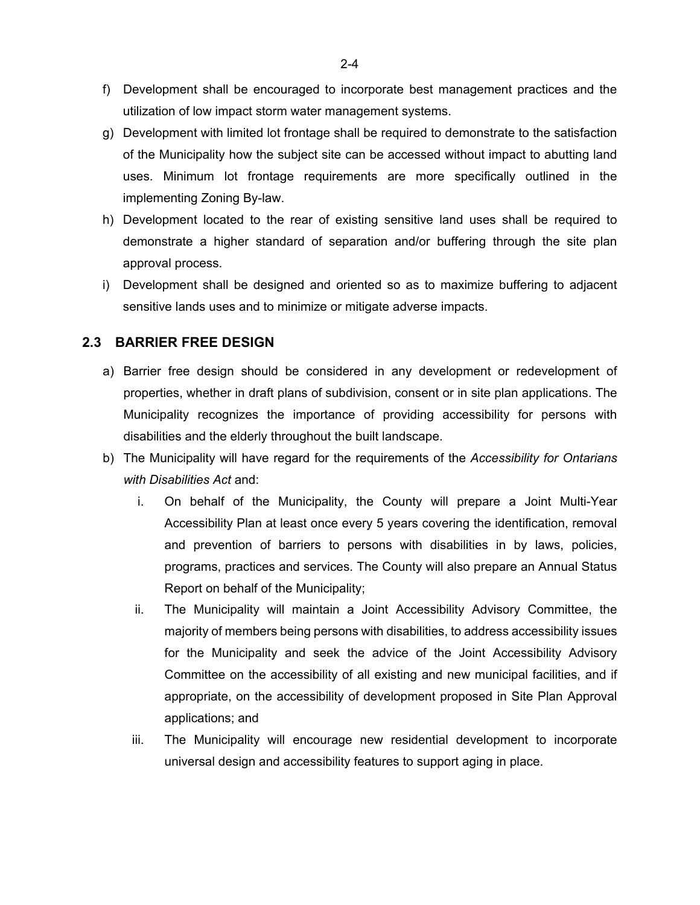f) Development shall be encouraged to incorporate best management practices and the utilization of low impact storm water management systems.

g) Development with limited lot frontage shall be required to demonstrate to the satisfaction of the Municipality how the subject site can be accessed without impact to abutting land uses. Minimum lot frontage requirements are more specifically outlined in the implementing Zoning By-law.

h) Development located to the rear of existing sensitive land uses shall be required to demonstrate a higher standard of separation and/or buffering through the site plan approval process.

i) Development shall be designed and oriented so as to maximize buffering to adjacent sensitive lands uses and to minimize or mitigate adverse impacts.

## 2.3 BARRIER FREE DESIGN

a) Barrier free design should be considered in any development or redevelopment of properties, whether in draft plans of subdivision, consent or in site plan applications. The Municipality recognizes the importance of providing accessibility for persons with disabilities and the elderly throughout the built landscape.

b) The Municipality will have regard for the requirements of the *Accessibility for Ontarians with Disabilities Act* and:

   i. On behalf of the Municipality, the County will prepare a Joint Multi-Year Accessibility Plan at least once every 5 years covering the identification, removal and prevention of barriers to persons with disabilities in by laws, policies, programs, practices and services. The County will also prepare an Annual Status Report on behalf of the Municipality;

   ii. The Municipality will maintain a Joint Accessibility Advisory Committee, the majority of members being persons with disabilities, to address accessibility issues for the Municipality and seek the advice of the Joint Accessibility Advisory Committee on the accessibility of all existing and new municipal facilities, and if appropriate, on the accessibility of development proposed in Site Plan Approval applications; and

   iii. The Municipality will encourage new residential development to incorporate universal design and accessibility features to support aging in place.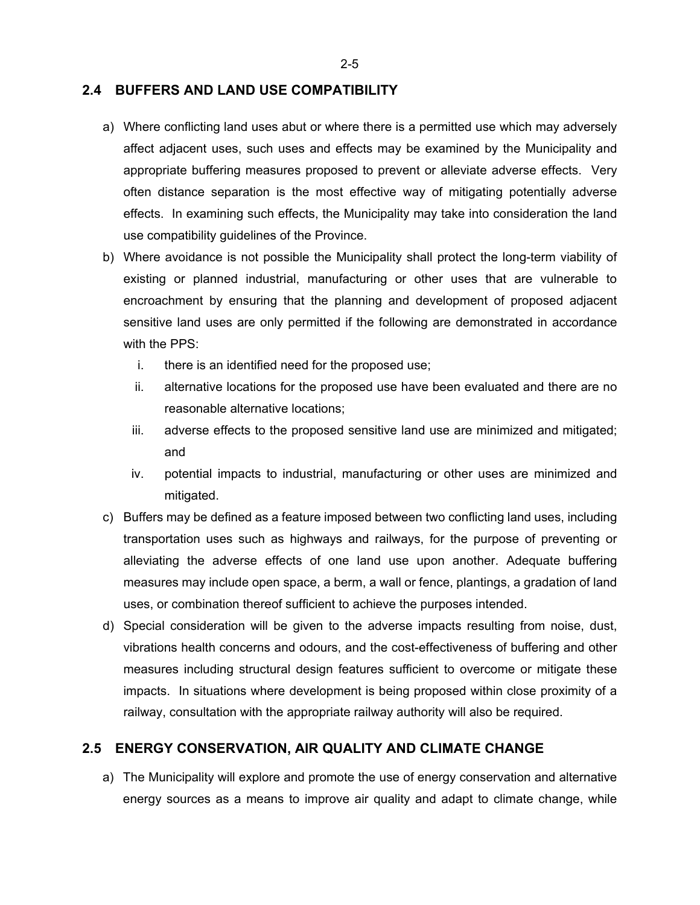## 2.4 BUFFERS AND LAND USE COMPATIBILITY

a) Where conflicting land uses abut or where there is a permitted use which may adversely affect adjacent uses, such uses and effects may be examined by the Municipality and appropriate buffering measures proposed to prevent or alleviate adverse effects. Very often distance separation is the most effective way of mitigating potentially adverse effects. In examining such effects, the Municipality may take into consideration the land use compatibility guidelines of the Province.

b) Where avoidance is not possible the Municipality shall protect the long-term viability of existing or planned industrial, manufacturing or other uses that are vulnerable to encroachment by ensuring that the planning and development of proposed adjacent sensitive land uses are only permitted if the following are demonstrated in accordance with the PPS:
   i. there is an identified need for the proposed use;
   ii. alternative locations for the proposed use have been evaluated and there are no reasonable alternative locations;
   iii. adverse effects to the proposed sensitive land use are minimized and mitigated; and
   iv. potential impacts to industrial, manufacturing or other uses are minimized and mitigated.

c) Buffers may be defined as a feature imposed between two conflicting land uses, including transportation uses such as highways and railways, for the purpose of preventing or alleviating the adverse effects of one land use upon another. Adequate buffering measures may include open space, a berm, a wall or fence, plantings, a gradation of land uses, or combination thereof sufficient to achieve the purposes intended.

d) Special consideration will be given to the adverse impacts resulting from noise, dust, vibrations health concerns and odours, and the cost-effectiveness of buffering and other measures including structural design features sufficient to overcome or mitigate these impacts. In situations where development is being proposed within close proximity of a railway, consultation with the appropriate railway authority will also be required.

## 2.5 ENERGY CONSERVATION, AIR QUALITY AND CLIMATE CHANGE

a) The Municipality will explore and promote the use of energy conservation and alternative energy sources as a means to improve air quality and adapt to climate change, while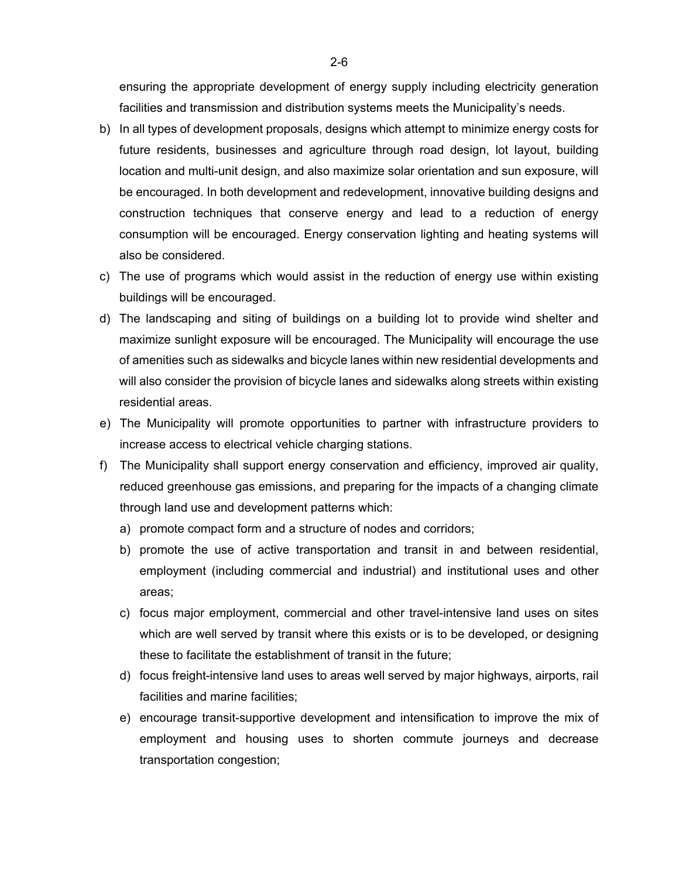ensuring the appropriate development of energy supply including electricity generation facilities and transmission and distribution systems meets the Municipality's needs.

b) In all types of development proposals, designs which attempt to minimize energy costs for future residents, businesses and agriculture through road design, lot layout, building location and multi-unit design, and also maximize solar orientation and sun exposure, will be encouraged. In both development and redevelopment, innovative building designs and construction techniques that conserve energy and lead to a reduction of energy consumption will be encouraged. Energy conservation lighting and heating systems will also be considered.

c) The use of programs which would assist in the reduction of energy use within existing buildings will be encouraged.

d) The landscaping and siting of buildings on a building lot to provide wind shelter and maximize sunlight exposure will be encouraged. The Municipality will encourage the use of amenities such as sidewalks and bicycle lanes within new residential developments and will also consider the provision of bicycle lanes and sidewalks along streets within existing residential areas.

e) The Municipality will promote opportunities to partner with infrastructure providers to increase access to electrical vehicle charging stations.

f) The Municipality shall support energy conservation and efficiency, improved air quality, reduced greenhouse gas emissions, and preparing for the impacts of a changing climate through land use and development patterns which:

    a) promote compact form and a structure of nodes and corridors;

    b) promote the use of active transportation and transit in and between residential, employment (including commercial and industrial) and institutional uses and other areas;

    c) focus major employment, commercial and other travel-intensive land uses on sites which are well served by transit where this exists or is to be developed, or designing these to facilitate the establishment of transit in the future;

    d) focus freight-intensive land uses to areas well served by major highways, airports, rail facilities and marine facilities;

    e) encourage transit-supportive development and intensification to improve the mix of employment and housing uses to shorten commute journeys and decrease transportation congestion;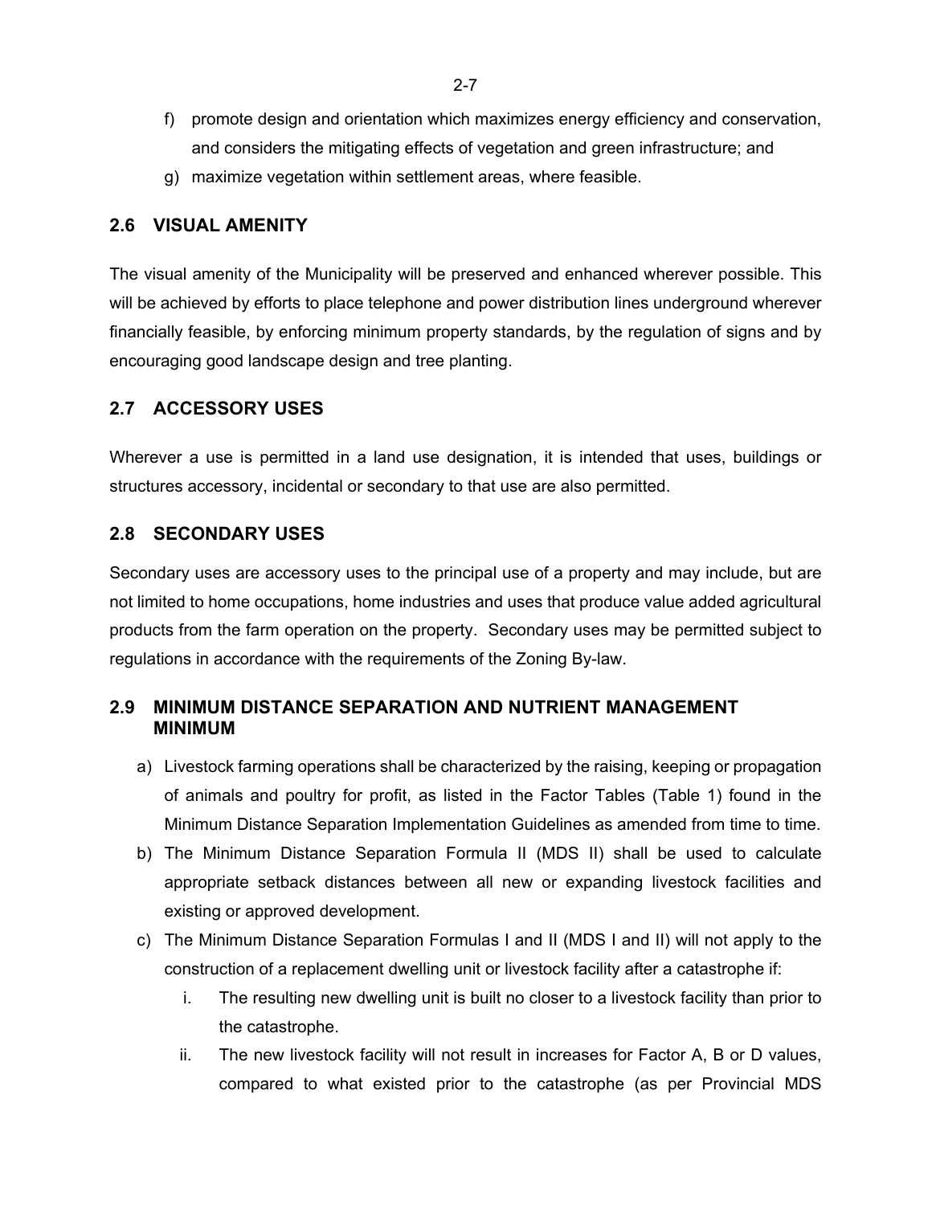f) promote design and orientation which maximizes energy efficiency and conservation, and considers the mitigating effects of vegetation and green infrastructure; and
g) maximize vegetation within settlement areas, where feasible.

## 2.6 VISUAL AMENITY

The visual amenity of the Municipality will be preserved and enhanced wherever possible. This will be achieved by efforts to place telephone and power distribution lines underground wherever financially feasible, by enforcing minimum property standards, by the regulation of signs and by encouraging good landscape design and tree planting.

## 2.7 ACCESSORY USES

Wherever a use is permitted in a land use designation, it is intended that uses, buildings or structures accessory, incidental or secondary to that use are also permitted.

## 2.8 SECONDARY USES

Secondary uses are accessory uses to the principal use of a property and may include, but are not limited to home occupations, home industries and uses that produce value added agricultural products from the farm operation on the property. Secondary uses may be permitted subject to regulations in accordance with the requirements of the Zoning By-law.

## 2.9 MINIMUM DISTANCE SEPARATION AND NUTRIENT MANAGEMENT MINIMUM

a) Livestock farming operations shall be characterized by the raising, keeping or propagation of animals and poultry for profit, as listed in the Factor Tables (Table 1) found in the Minimum Distance Separation Implementation Guidelines as amended from time to time.
b) The Minimum Distance Separation Formula II (MDS II) shall be used to calculate appropriate setback distances between all new or expanding livestock facilities and existing or approved development.
c) The Minimum Distance Separation Formulas I and II (MDS I and II) will not apply to the construction of a replacement dwelling unit or livestock facility after a catastrophe if:
    i. The resulting new dwelling unit is built no closer to a livestock facility than prior to the catastrophe.
    ii. The new livestock facility will not result in increases for Factor A, B or D values, compared to what existed prior to the catastrophe (as per Provincial MDS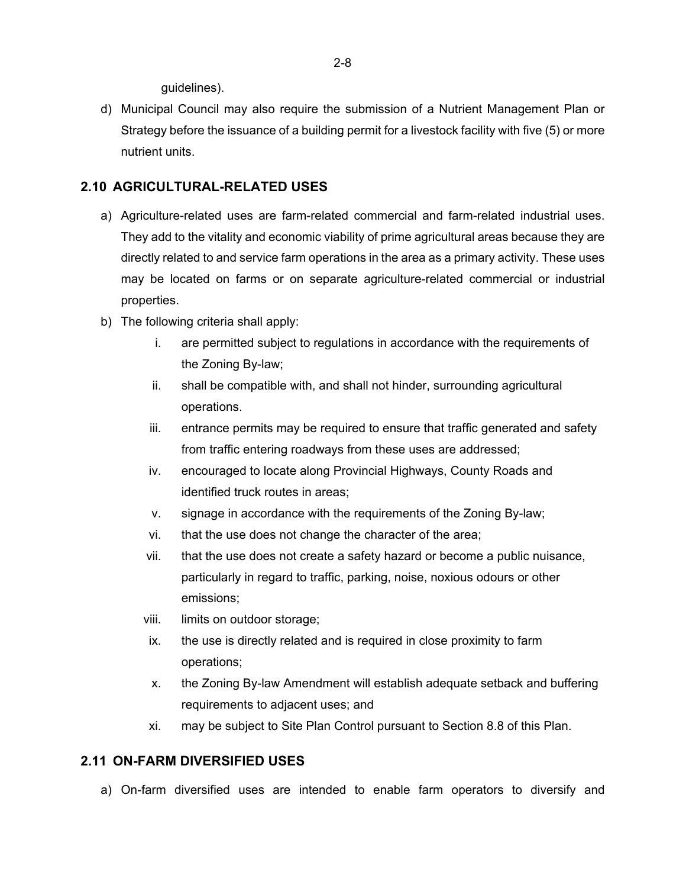guidelines).

d) Municipal Council may also require the submission of a Nutrient Management Plan or Strategy before the issuance of a building permit for a livestock facility with five (5) or more nutrient units.

## 2.10 AGRICULTURAL-RELATED USES

a) Agriculture-related uses are farm-related commercial and farm-related industrial uses. They add to the vitality and economic viability of prime agricultural areas because they are directly related to and service farm operations in the area as a primary activity. These uses may be located on farms or on separate agriculture-related commercial or industrial properties.

b) The following criteria shall apply:

   i. are permitted subject to regulations in accordance with the requirements of the Zoning By-law;

   ii. shall be compatible with, and shall not hinder, surrounding agricultural operations.

   iii. entrance permits may be required to ensure that traffic generated and safety from traffic entering roadways from these uses are addressed;

   iv. encouraged to locate along Provincial Highways, County Roads and identified truck routes in areas;

   v. signage in accordance with the requirements of the Zoning By-law;

   vi. that the use does not change the character of the area;

   vii. that the use does not create a safety hazard or become a public nuisance, particularly in regard to traffic, parking, noise, noxious odours or other emissions;

   viii. limits on outdoor storage;

   ix. the use is directly related and is required in close proximity to farm operations;

   x. the Zoning By-law Amendment will establish adequate setback and buffering requirements to adjacent uses; and

   xi. may be subject to Site Plan Control pursuant to Section 8.8 of this Plan.

## 2.11 ON-FARM DIVERSIFIED USES

a) On-farm diversified uses are intended to enable farm operators to diversify and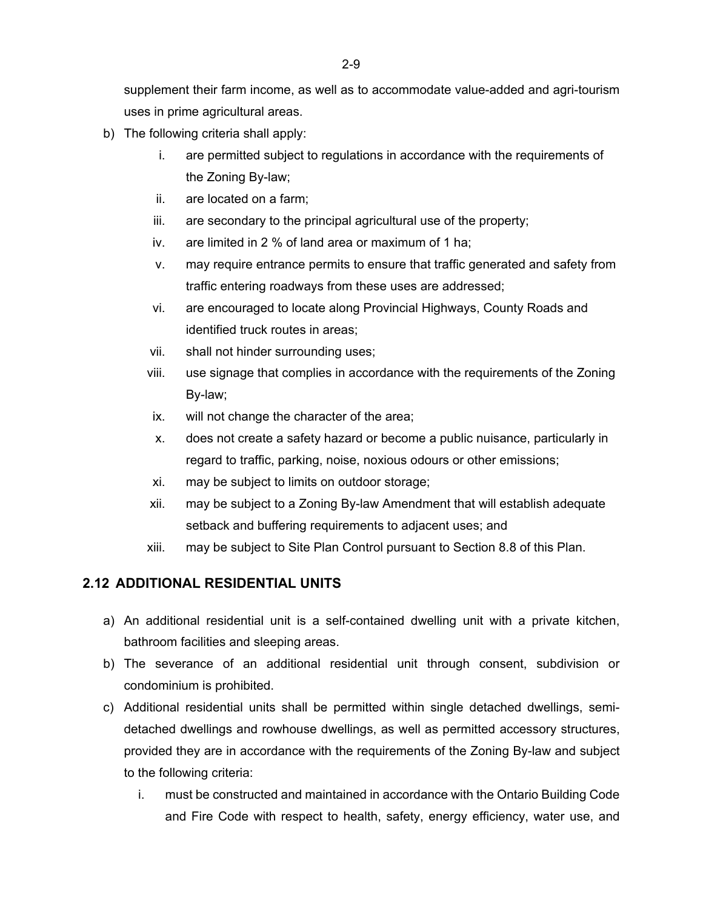supplement their farm income, as well as to accommodate value-added and agri-tourism uses in prime agricultural areas.

b) The following criteria shall apply:
   i. are permitted subject to regulations in accordance with the requirements of the Zoning By-law;
   ii. are located on a farm;
   iii. are secondary to the principal agricultural use of the property;
   iv. are limited in 2 % of land area or maximum of 1 ha;
   v. may require entrance permits to ensure that traffic generated and safety from traffic entering roadways from these uses are addressed;
   vi. are encouraged to locate along Provincial Highways, County Roads and identified truck routes in areas;
   vii. shall not hinder surrounding uses;
   viii. use signage that complies in accordance with the requirements of the Zoning By-law;
   ix. will not change the character of the area;
   x. does not create a safety hazard or become a public nuisance, particularly in regard to traffic, parking, noise, noxious odours or other emissions;
   xi. may be subject to limits on outdoor storage;
   xii. may be subject to a Zoning By-law Amendment that will establish adequate setback and buffering requirements to adjacent uses; and
   xiii. may be subject to Site Plan Control pursuant to Section 8.8 of this Plan.

## 2.12 ADDITIONAL RESIDENTIAL UNITS

a) An additional residential unit is a self-contained dwelling unit with a private kitchen, bathroom facilities and sleeping areas.

b) The severance of an additional residential unit through consent, subdivision or condominium is prohibited.

c) Additional residential units shall be permitted within single detached dwellings, semi-detached dwellings and rowhouse dwellings, as well as permitted accessory structures, provided they are in accordance with the requirements of the Zoning By-law and subject to the following criteria:
   i. must be constructed and maintained in accordance with the Ontario Building Code and Fire Code with respect to health, safety, energy efficiency, water use, and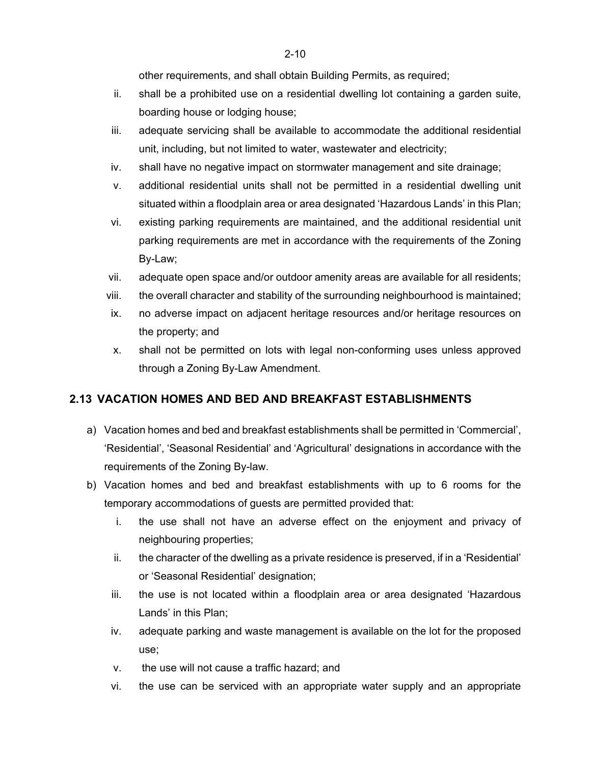other requirements, and shall obtain Building Permits, as required;

ii. shall be a prohibited use on a residential dwelling lot containing a garden suite, boarding house or lodging house;

iii. adequate servicing shall be available to accommodate the additional residential unit, including, but not limited to water, wastewater and electricity;

iv. shall have no negative impact on stormwater management and site drainage;

v. additional residential units shall not be permitted in a residential dwelling unit situated within a floodplain area or area designated 'Hazardous Lands' in this Plan;

vi. existing parking requirements are maintained, and the additional residential unit parking requirements are met in accordance with the requirements of the Zoning By-Law;

vii. adequate open space and/or outdoor amenity areas are available for all residents;

viii. the overall character and stability of the surrounding neighbourhood is maintained;

ix. no adverse impact on adjacent heritage resources and/or heritage resources on the property; and

x. shall not be permitted on lots with legal non-conforming uses unless approved through a Zoning By-Law Amendment.

## 2.13 VACATION HOMES AND BED AND BREAKFAST ESTABLISHMENTS

a) Vacation homes and bed and breakfast establishments shall be permitted in 'Commercial', 'Residential', 'Seasonal Residential' and 'Agricultural' designations in accordance with the requirements of the Zoning By-law.

b) Vacation homes and bed and breakfast establishments with up to 6 rooms for the temporary accommodations of guests are permitted provided that:

   i. the use shall not have an adverse effect on the enjoyment and privacy of neighbouring properties;

   ii. the character of the dwelling as a private residence is preserved, if in a 'Residential' or 'Seasonal Residential' designation;

   iii. the use is not located within a floodplain area or area designated 'Hazardous Lands' in this Plan;

   iv. adequate parking and waste management is available on the lot for the proposed use;

   v. the use will not cause a traffic hazard; and

   vi. the use can be serviced with an appropriate water supply and an appropriate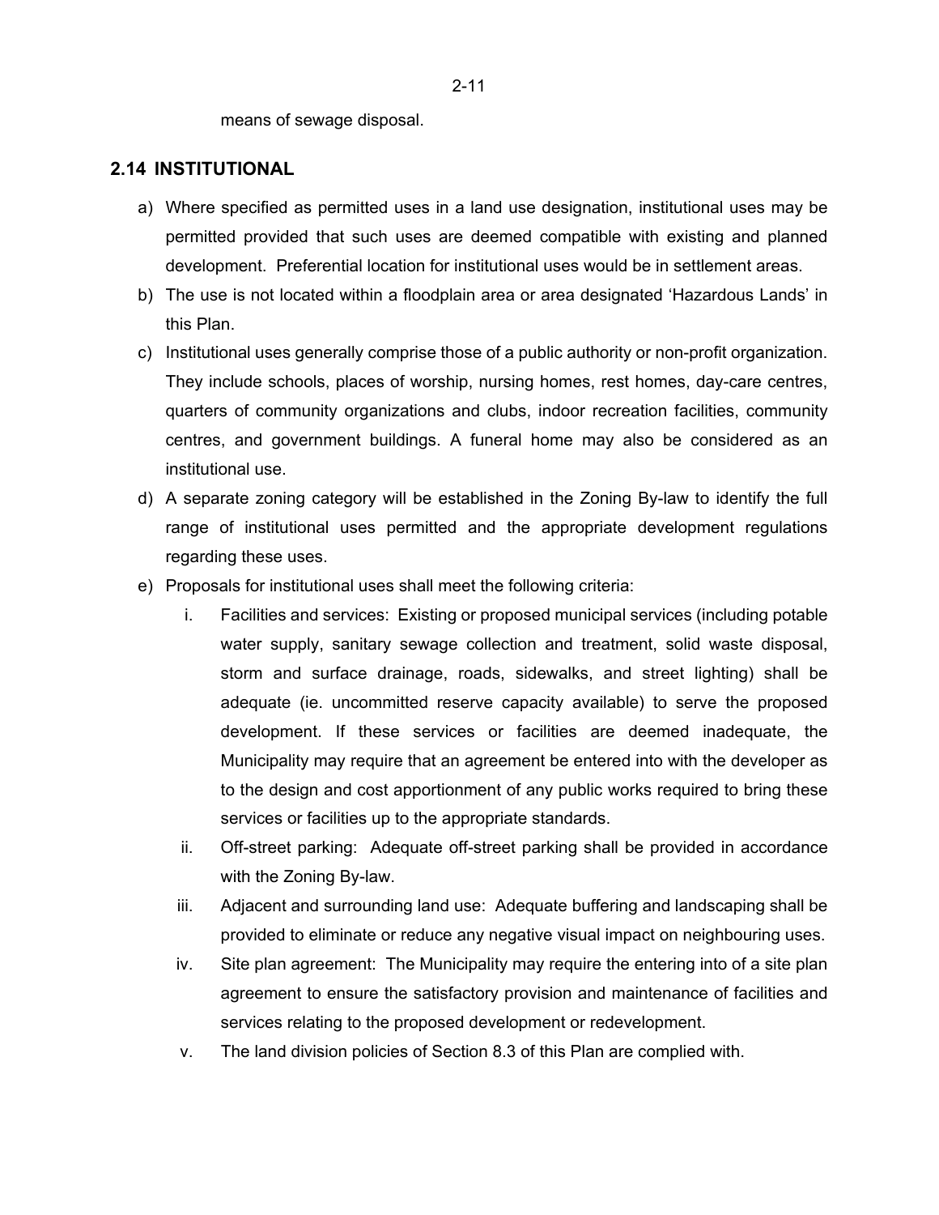means of sewage disposal.

## 2.14 INSTITUTIONAL

a) Where specified as permitted uses in a land use designation, institutional uses may be permitted provided that such uses are deemed compatible with existing and planned development. Preferential location for institutional uses would be in settlement areas.

b) The use is not located within a floodplain area or area designated 'Hazardous Lands' in this Plan.

c) Institutional uses generally comprise those of a public authority or non-profit organization. They include schools, places of worship, nursing homes, rest homes, day-care centres, quarters of community organizations and clubs, indoor recreation facilities, community centres, and government buildings. A funeral home may also be considered as an institutional use.

d) A separate zoning category will be established in the Zoning By-law to identify the full range of institutional uses permitted and the appropriate development regulations regarding these uses.

e) Proposals for institutional uses shall meet the following criteria:

   i. Facilities and services: Existing or proposed municipal services (including potable water supply, sanitary sewage collection and treatment, solid waste disposal, storm and surface drainage, roads, sidewalks, and street lighting) shall be adequate (ie. uncommitted reserve capacity available) to serve the proposed development. If these services or facilities are deemed inadequate, the Municipality may require that an agreement be entered into with the developer as to the design and cost apportionment of any public works required to bring these services or facilities up to the appropriate standards.

   ii. Off-street parking: Adequate off-street parking shall be provided in accordance with the Zoning By-law.

   iii. Adjacent and surrounding land use: Adequate buffering and landscaping shall be provided to eliminate or reduce any negative visual impact on neighbouring uses.

   iv. Site plan agreement: The Municipality may require the entering into of a site plan agreement to ensure the satisfactory provision and maintenance of facilities and services relating to the proposed development or redevelopment.

   v. The land division policies of Section 8.3 of this Plan are complied with.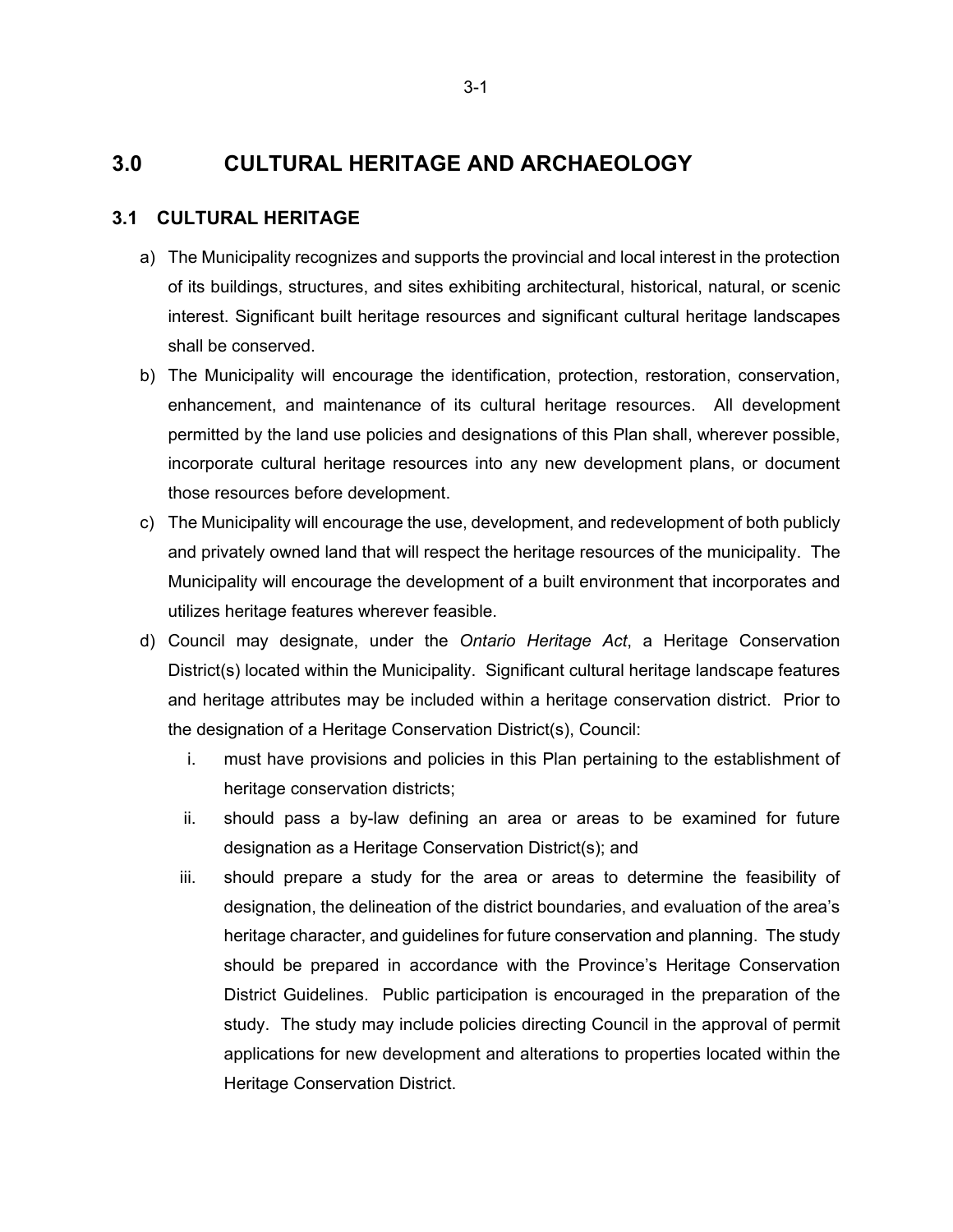# 3.0 CULTURAL HERITAGE AND ARCHAEOLOGY

## 3.1 CULTURAL HERITAGE

a) The Municipality recognizes and supports the provincial and local interest in the protection of its buildings, structures, and sites exhibiting architectural, historical, natural, or scenic interest. Significant built heritage resources and significant cultural heritage landscapes shall be conserved.

b) The Municipality will encourage the identification, protection, restoration, conservation, enhancement, and maintenance of its cultural heritage resources. All development permitted by the land use policies and designations of this Plan shall, wherever possible, incorporate cultural heritage resources into any new development plans, or document those resources before development.

c) The Municipality will encourage the use, development, and redevelopment of both publicly and privately owned land that will respect the heritage resources of the municipality. The Municipality will encourage the development of a built environment that incorporates and utilizes heritage features wherever feasible.

d) Council may designate, under the *Ontario Heritage Act*, a Heritage Conservation District(s) located within the Municipality. Significant cultural heritage landscape features and heritage attributes may be included within a heritage conservation district. Prior to the designation of a Heritage Conservation District(s), Council:

   i. must have provisions and policies in this Plan pertaining to the establishment of heritage conservation districts;

   ii. should pass a by-law defining an area or areas to be examined for future designation as a Heritage Conservation District(s); and

   iii. should prepare a study for the area or areas to determine the feasibility of designation, the delineation of the district boundaries, and evaluation of the area's heritage character, and guidelines for future conservation and planning. The study should be prepared in accordance with the Province's Heritage Conservation District Guidelines. Public participation is encouraged in the preparation of the study. The study may include policies directing Council in the approval of permit applications for new development and alterations to properties located within the Heritage Conservation District.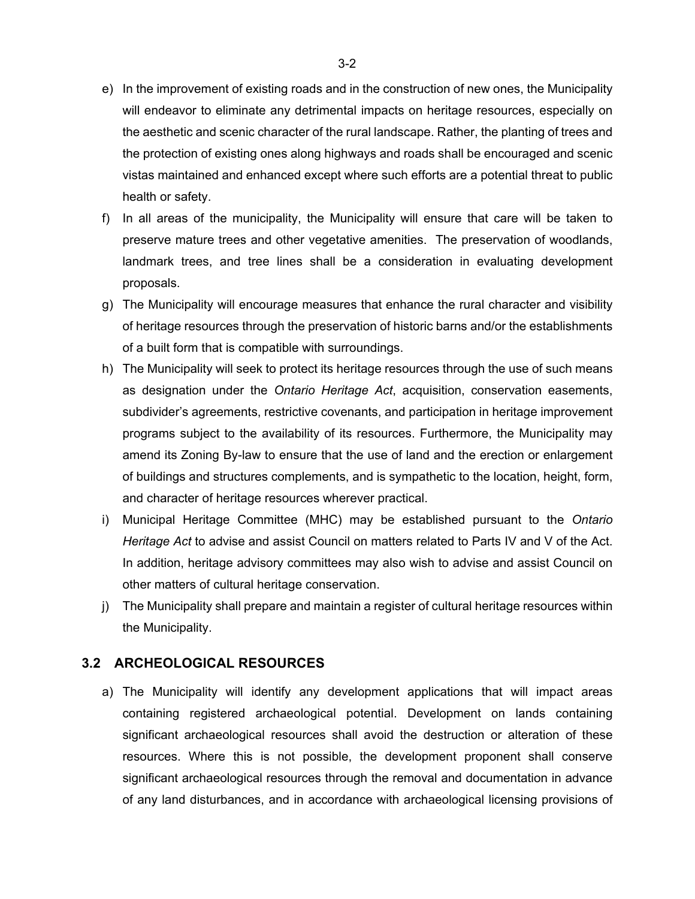e) In the improvement of existing roads and in the construction of new ones, the Municipality will endeavor to eliminate any detrimental impacts on heritage resources, especially on the aesthetic and scenic character of the rural landscape. Rather, the planting of trees and the protection of existing ones along highways and roads shall be encouraged and scenic vistas maintained and enhanced except where such efforts are a potential threat to public health or safety.

f) In all areas of the municipality, the Municipality will ensure that care will be taken to preserve mature trees and other vegetative amenities. The preservation of woodlands, landmark trees, and tree lines shall be a consideration in evaluating development proposals.

g) The Municipality will encourage measures that enhance the rural character and visibility of heritage resources through the preservation of historic barns and/or the establishments of a built form that is compatible with surroundings.

h) The Municipality will seek to protect its heritage resources through the use of such means as designation under the *Ontario Heritage Act*, acquisition, conservation easements, subdivider's agreements, restrictive covenants, and participation in heritage improvement programs subject to the availability of its resources. Furthermore, the Municipality may amend its Zoning By-law to ensure that the use of land and the erection or enlargement of buildings and structures complements, and is sympathetic to the location, height, form, and character of heritage resources wherever practical.

i) Municipal Heritage Committee (MHC) may be established pursuant to the *Ontario Heritage Act* to advise and assist Council on matters related to Parts IV and V of the Act. In addition, heritage advisory committees may also wish to advise and assist Council on other matters of cultural heritage conservation.

j) The Municipality shall prepare and maintain a register of cultural heritage resources within the Municipality.

## 3.2 ARCHEOLOGICAL RESOURCES

a) The Municipality will identify any development applications that will impact areas containing registered archaeological potential. Development on lands containing significant archaeological resources shall avoid the destruction or alteration of these resources. Where this is not possible, the development proponent shall conserve significant archaeological resources through the removal and documentation in advance of any land disturbances, and in accordance with archaeological licensing provisions of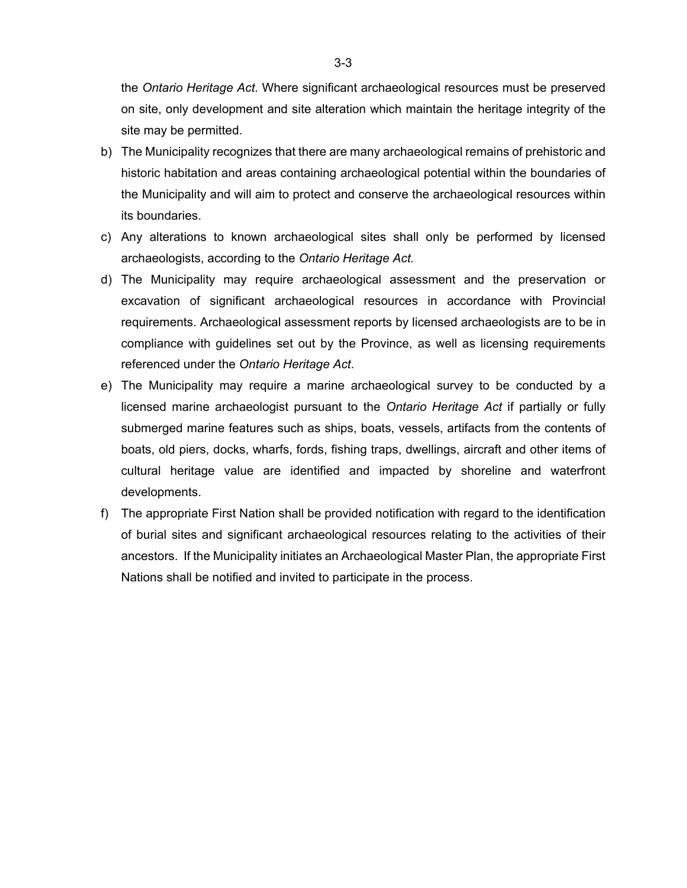the *Ontario Heritage Act*. Where significant archaeological resources must be preserved on site, only development and site alteration which maintain the heritage integrity of the site may be permitted.

b) The Municipality recognizes that there are many archaeological remains of prehistoric and historic habitation and areas containing archaeological potential within the boundaries of the Municipality and will aim to protect and conserve the archaeological resources within its boundaries.

c) Any alterations to known archaeological sites shall only be performed by licensed archaeologists, according to the *Ontario Heritage Act.*

d) The Municipality may require archaeological assessment and the preservation or excavation of significant archaeological resources in accordance with Provincial requirements. Archaeological assessment reports by licensed archaeologists are to be in compliance with guidelines set out by the Province, as well as licensing requirements referenced under the *Ontario Heritage Act*.

e) The Municipality may require a marine archaeological survey to be conducted by a licensed marine archaeologist pursuant to the *Ontario Heritage Act* if partially or fully submerged marine features such as ships, boats, vessels, artifacts from the contents of boats, old piers, docks, wharfs, fords, fishing traps, dwellings, aircraft and other items of cultural heritage value are identified and impacted by shoreline and waterfront developments.

f) The appropriate First Nation shall be provided notification with regard to the identification of burial sites and significant archaeological resources relating to the activities of their ancestors. If the Municipality initiates an Archaeological Master Plan, the appropriate First Nations shall be notified and invited to participate in the process.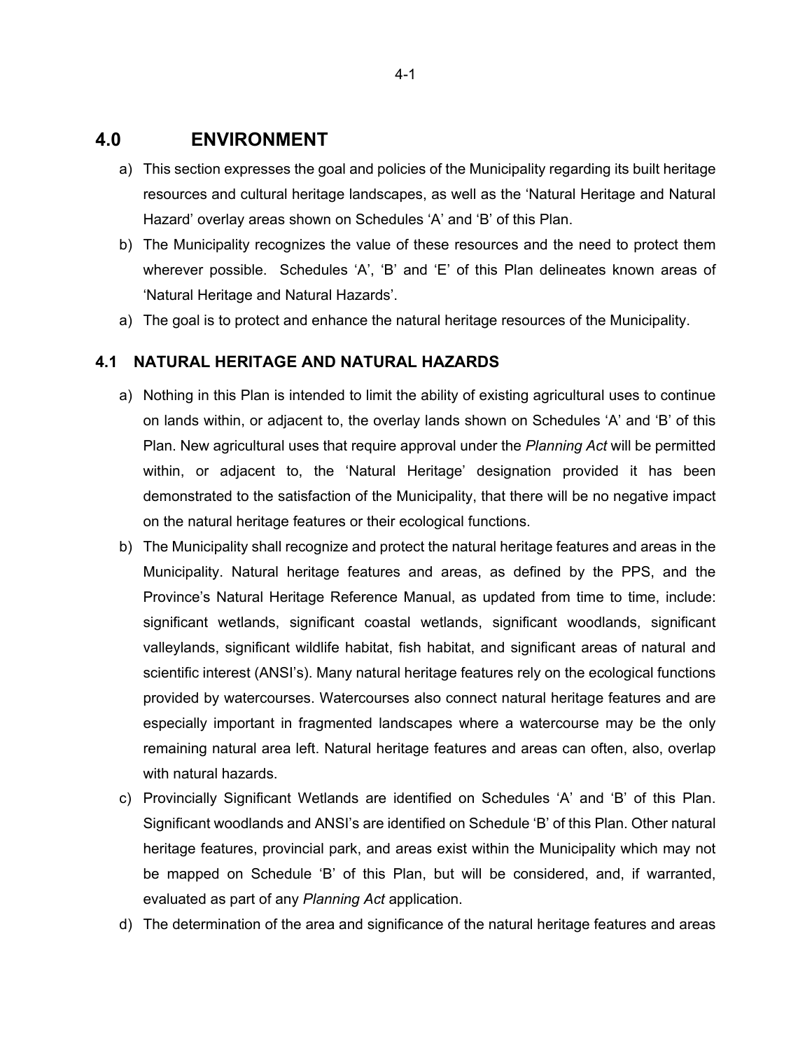# 4.0 ENVIRONMENT

a) This section expresses the goal and policies of the Municipality regarding its built heritage resources and cultural heritage landscapes, as well as the 'Natural Heritage and Natural Hazard' overlay areas shown on Schedules 'A' and 'B' of this Plan.

b) The Municipality recognizes the value of these resources and the need to protect them wherever possible. Schedules 'A', 'B' and 'E' of this Plan delineates known areas of 'Natural Heritage and Natural Hazards'.

a) The goal is to protect and enhance the natural heritage resources of the Municipality.

## 4.1 NATURAL HERITAGE AND NATURAL HAZARDS

a) Nothing in this Plan is intended to limit the ability of existing agricultural uses to continue on lands within, or adjacent to, the overlay lands shown on Schedules 'A' and 'B' of this Plan. New agricultural uses that require approval under the *Planning Act* will be permitted within, or adjacent to, the 'Natural Heritage' designation provided it has been demonstrated to the satisfaction of the Municipality, that there will be no negative impact on the natural heritage features or their ecological functions.

b) The Municipality shall recognize and protect the natural heritage features and areas in the Municipality. Natural heritage features and areas, as defined by the PPS, and the Province's Natural Heritage Reference Manual, as updated from time to time, include: significant wetlands, significant coastal wetlands, significant woodlands, significant valleylands, significant wildlife habitat, fish habitat, and significant areas of natural and scientific interest (ANSI's). Many natural heritage features rely on the ecological functions provided by watercourses. Watercourses also connect natural heritage features and are especially important in fragmented landscapes where a watercourse may be the only remaining natural area left. Natural heritage features and areas can often, also, overlap with natural hazards.

c) Provincially Significant Wetlands are identified on Schedules 'A' and 'B' of this Plan. Significant woodlands and ANSI's are identified on Schedule 'B' of this Plan. Other natural heritage features, provincial park, and areas exist within the Municipality which may not be mapped on Schedule 'B' of this Plan, but will be considered, and, if warranted, evaluated as part of any *Planning Act* application.

d) The determination of the area and significance of the natural heritage features and areas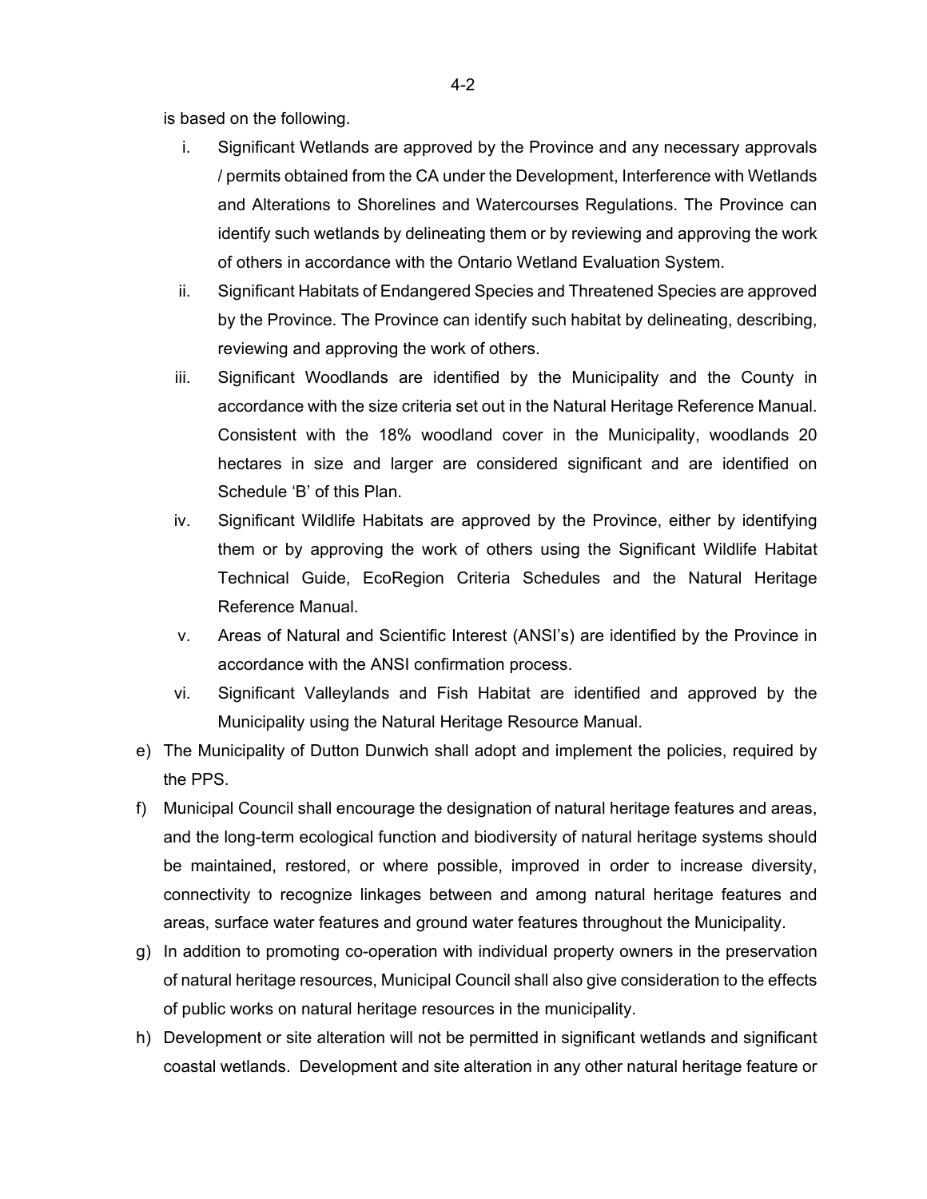is based on the following.

i. Significant Wetlands are approved by the Province and any necessary approvals / permits obtained from the CA under the Development, Interference with Wetlands and Alterations to Shorelines and Watercourses Regulations. The Province can identify such wetlands by delineating them or by reviewing and approving the work of others in accordance with the Ontario Wetland Evaluation System.

ii. Significant Habitats of Endangered Species and Threatened Species are approved by the Province. The Province can identify such habitat by delineating, describing, reviewing and approving the work of others.

iii. Significant Woodlands are identified by the Municipality and the County in accordance with the size criteria set out in the Natural Heritage Reference Manual. Consistent with the 18% woodland cover in the Municipality, woodlands 20 hectares in size and larger are considered significant and are identified on Schedule 'B' of this Plan.

iv. Significant Wildlife Habitats are approved by the Province, either by identifying them or by approving the work of others using the Significant Wildlife Habitat Technical Guide, EcoRegion Criteria Schedules and the Natural Heritage Reference Manual.

v. Areas of Natural and Scientific Interest (ANSI's) are identified by the Province in accordance with the ANSI confirmation process.

vi. Significant Valleylands and Fish Habitat are identified and approved by the Municipality using the Natural Heritage Resource Manual.

e) The Municipality of Dutton Dunwich shall adopt and implement the policies, required by the PPS.

f) Municipal Council shall encourage the designation of natural heritage features and areas, and the long-term ecological function and biodiversity of natural heritage systems should be maintained, restored, or where possible, improved in order to increase diversity, connectivity to recognize linkages between and among natural heritage features and areas, surface water features and ground water features throughout the Municipality.

g) In addition to promoting co-operation with individual property owners in the preservation of natural heritage resources, Municipal Council shall also give consideration to the effects of public works on natural heritage resources in the municipality.

h) Development or site alteration will not be permitted in significant wetlands and significant coastal wetlands. Development and site alteration in any other natural heritage feature or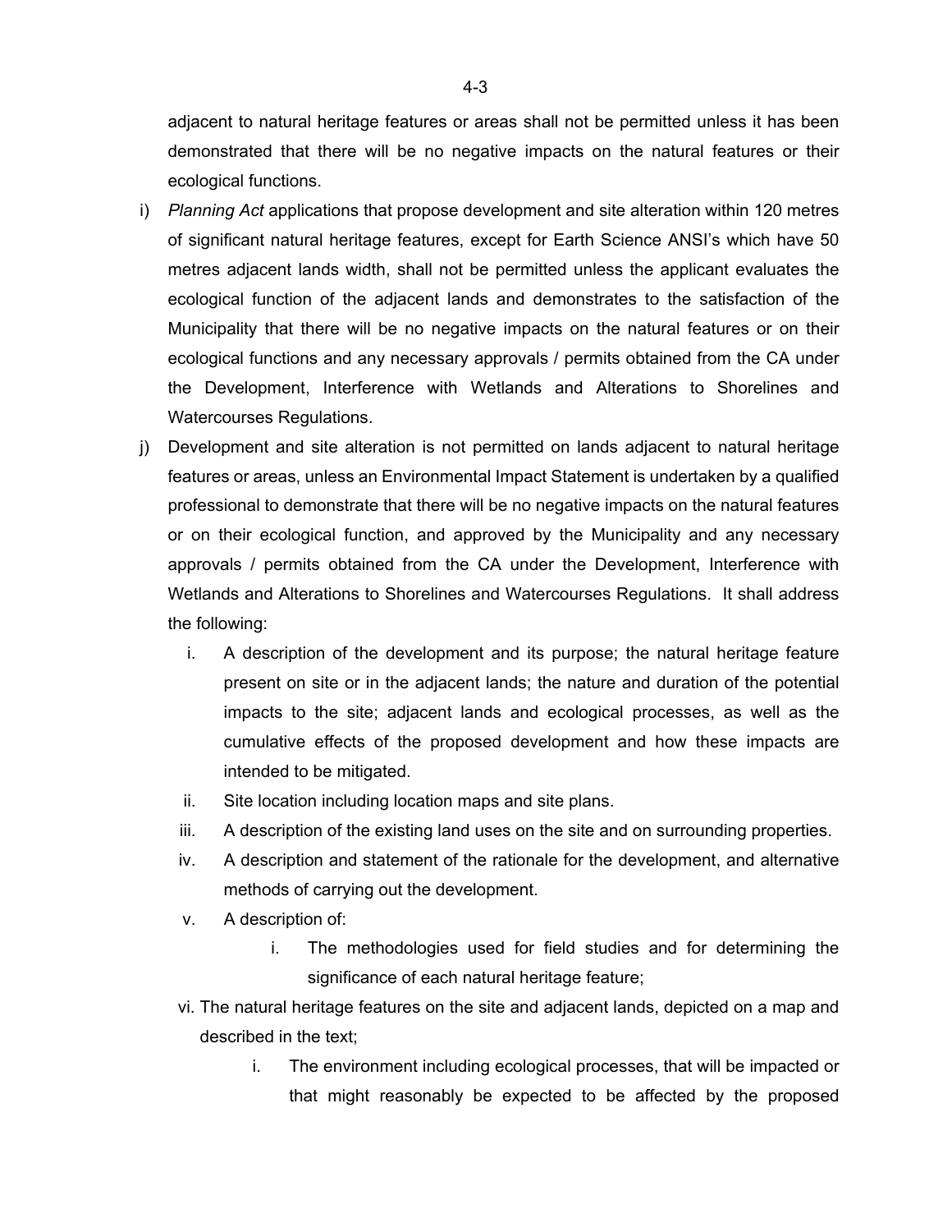adjacent to natural heritage features or areas shall not be permitted unless it has been demonstrated that there will be no negative impacts on the natural features or their ecological functions.

i) *Planning Act* applications that propose development and site alteration within 120 metres of significant natural heritage features, except for Earth Science ANSI's which have 50 metres adjacent lands width, shall not be permitted unless the applicant evaluates the ecological function of the adjacent lands and demonstrates to the satisfaction of the Municipality that there will be no negative impacts on the natural features or on their ecological functions and any necessary approvals / permits obtained from the CA under the Development, Interference with Wetlands and Alterations to Shorelines and Watercourses Regulations.

j) Development and site alteration is not permitted on lands adjacent to natural heritage features or areas, unless an Environmental Impact Statement is undertaken by a qualified professional to demonstrate that there will be no negative impacts on the natural features or on their ecological function, and approved by the Municipality and any necessary approvals / permits obtained from the CA under the Development, Interference with Wetlands and Alterations to Shorelines and Watercourses Regulations. It shall address the following:

   i. A description of the development and its purpose; the natural heritage feature present on site or in the adjacent lands; the nature and duration of the potential impacts to the site; adjacent lands and ecological processes, as well as the cumulative effects of the proposed development and how these impacts are intended to be mitigated.

   ii. Site location including location maps and site plans.

   iii. A description of the existing land uses on the site and on surrounding properties.

   iv. A description and statement of the rationale for the development, and alternative methods of carrying out the development.

   v. A description of:

      i. The methodologies used for field studies and for determining the significance of each natural heritage feature;

   vi. The natural heritage features on the site and adjacent lands, depicted on a map and described in the text;

      i. The environment including ecological processes, that will be impacted or that might reasonably be expected to be affected by the proposed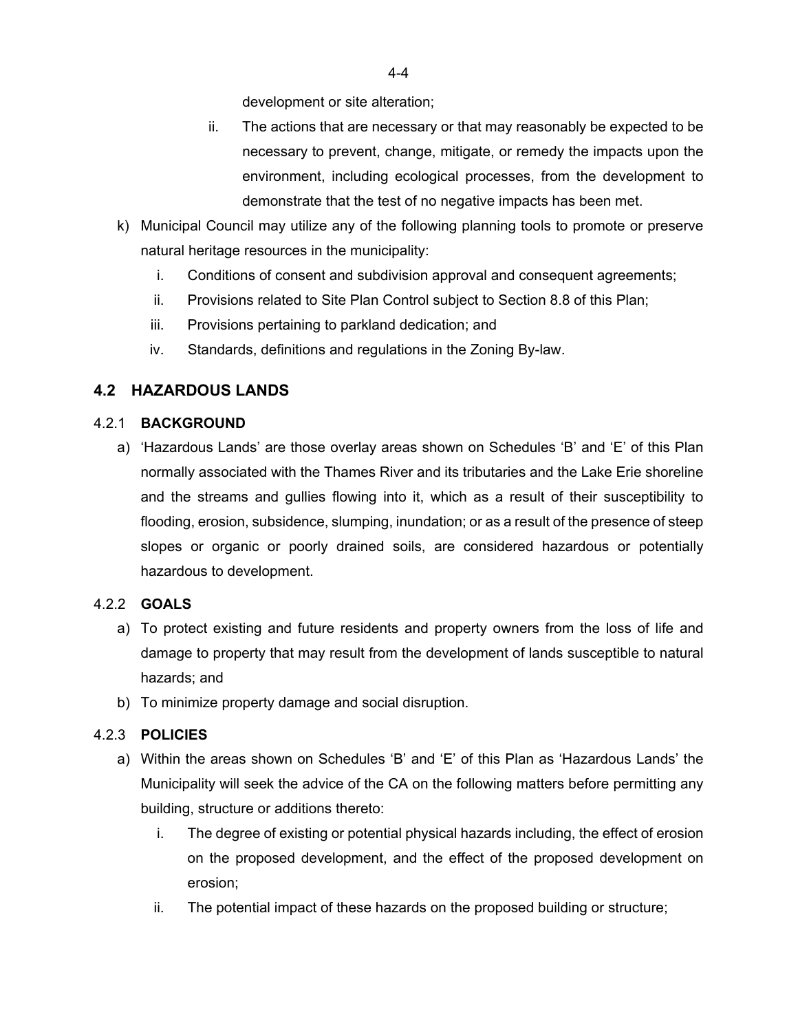development or site alteration;

   ii. The actions that are necessary or that may reasonably be expected to be necessary to prevent, change, mitigate, or remedy the impacts upon the environment, including ecological processes, from the development to demonstrate that the test of no negative impacts has been met.

k) Municipal Council may utilize any of the following planning tools to promote or preserve natural heritage resources in the municipality:

   i. Conditions of consent and subdivision approval and consequent agreements;
   ii. Provisions related to Site Plan Control subject to Section 8.8 of this Plan;
   iii. Provisions pertaining to parkland dedication; and
   iv. Standards, definitions and regulations in the Zoning By-law.

## 4.2 HAZARDOUS LANDS

### 4.2.1 BACKGROUND

a) 'Hazardous Lands' are those overlay areas shown on Schedules 'B' and 'E' of this Plan normally associated with the Thames River and its tributaries and the Lake Erie shoreline and the streams and gullies flowing into it, which as a result of their susceptibility to flooding, erosion, subsidence, slumping, inundation; or as a result of the presence of steep slopes or organic or poorly drained soils, are considered hazardous or potentially hazardous to development.

### 4.2.2 GOALS

a) To protect existing and future residents and property owners from the loss of life and damage to property that may result from the development of lands susceptible to natural hazards; and
b) To minimize property damage and social disruption.

### 4.2.3 POLICIES

a) Within the areas shown on Schedules 'B' and 'E' of this Plan as 'Hazardous Lands' the Municipality will seek the advice of the CA on the following matters before permitting any building, structure or additions thereto:

   i. The degree of existing or potential physical hazards including, the effect of erosion on the proposed development, and the effect of the proposed development on erosion;
   ii. The potential impact of these hazards on the proposed building or structure;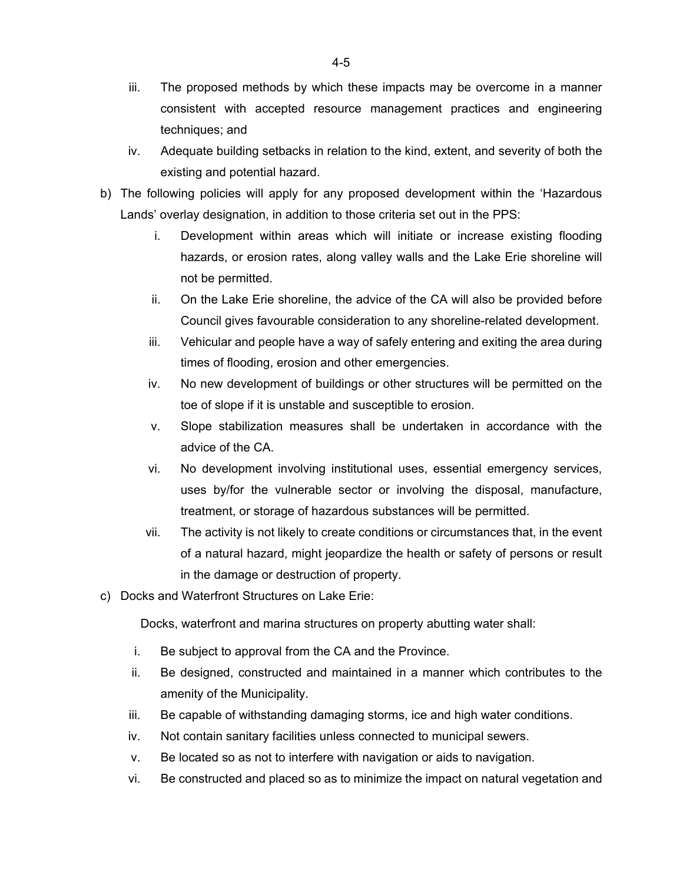iii. The proposed methods by which these impacts may be overcome in a manner consistent with accepted resource management practices and engineering techniques; and

iv. Adequate building setbacks in relation to the kind, extent, and severity of both the existing and potential hazard.

b) The following policies will apply for any proposed development within the 'Hazardous Lands' overlay designation, in addition to those criteria set out in the PPS:

   i. Development within areas which will initiate or increase existing flooding hazards, or erosion rates, along valley walls and the Lake Erie shoreline will not be permitted.

   ii. On the Lake Erie shoreline, the advice of the CA will also be provided before Council gives favourable consideration to any shoreline-related development.

   iii. Vehicular and people have a way of safely entering and exiting the area during times of flooding, erosion and other emergencies.

   iv. No new development of buildings or other structures will be permitted on the toe of slope if it is unstable and susceptible to erosion.

   v. Slope stabilization measures shall be undertaken in accordance with the advice of the CA.

   vi. No development involving institutional uses, essential emergency services, uses by/for the vulnerable sector or involving the disposal, manufacture, treatment, or storage of hazardous substances will be permitted.

   vii. The activity is not likely to create conditions or circumstances that, in the event of a natural hazard, might jeopardize the health or safety of persons or result in the damage or destruction of property.

c) Docks and Waterfront Structures on Lake Erie:

   Docks, waterfront and marina structures on property abutting water shall:

   i. Be subject to approval from the CA and the Province.

   ii. Be designed, constructed and maintained in a manner which contributes to the amenity of the Municipality.

   iii. Be capable of withstanding damaging storms, ice and high water conditions.

   iv. Not contain sanitary facilities unless connected to municipal sewers.

   v. Be located so as not to interfere with navigation or aids to navigation.

   vi. Be constructed and placed so as to minimize the impact on natural vegetation and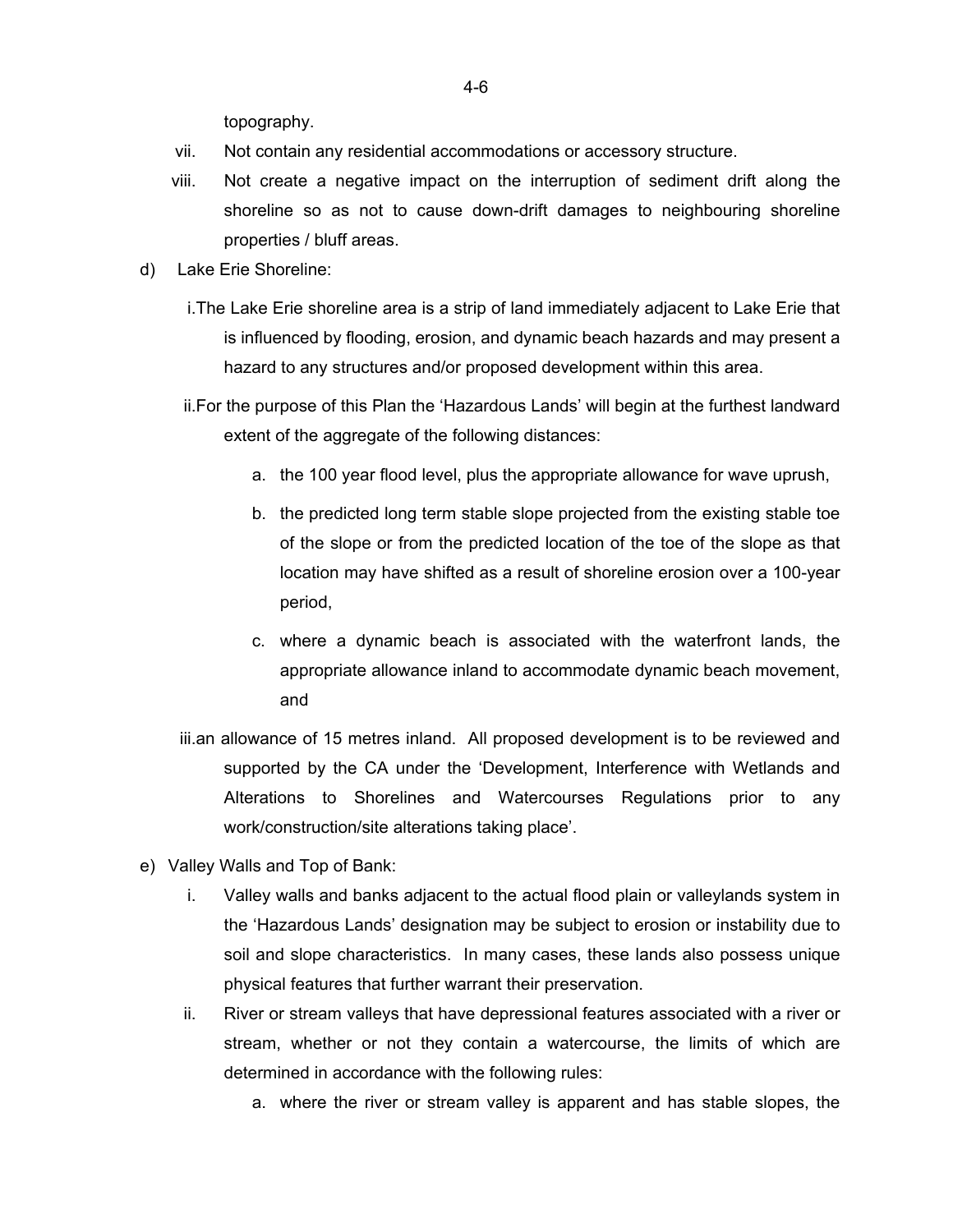topography.

vii. Not contain any residential accommodations or accessory structure.

viii. Not create a negative impact on the interruption of sediment drift along the shoreline so as not to cause down-drift damages to neighbouring shoreline properties / bluff areas.

d) Lake Erie Shoreline:

i. The Lake Erie shoreline area is a strip of land immediately adjacent to Lake Erie that is influenced by flooding, erosion, and dynamic beach hazards and may present a hazard to any structures and/or proposed development within this area.

ii. For the purpose of this Plan the 'Hazardous Lands' will begin at the furthest landward extent of the aggregate of the following distances:

a. the 100 year flood level, plus the appropriate allowance for wave uprush,

b. the predicted long term stable slope projected from the existing stable toe of the slope or from the predicted location of the toe of the slope as that location may have shifted as a result of shoreline erosion over a 100-year period,

c. where a dynamic beach is associated with the waterfront lands, the appropriate allowance inland to accommodate dynamic beach movement, and

iii. an allowance of 15 metres inland. All proposed development is to be reviewed and supported by the CA under the 'Development, Interference with Wetlands and Alterations to Shorelines and Watercourses Regulations prior to any work/construction/site alterations taking place'.

e) Valley Walls and Top of Bank:

i. Valley walls and banks adjacent to the actual flood plain or valleylands system in the 'Hazardous Lands' designation may be subject to erosion or instability due to soil and slope characteristics. In many cases, these lands also possess unique physical features that further warrant their preservation.

ii. River or stream valleys that have depressional features associated with a river or stream, whether or not they contain a watercourse, the limits of which are determined in accordance with the following rules:

a. where the river or stream valley is apparent and has stable slopes, the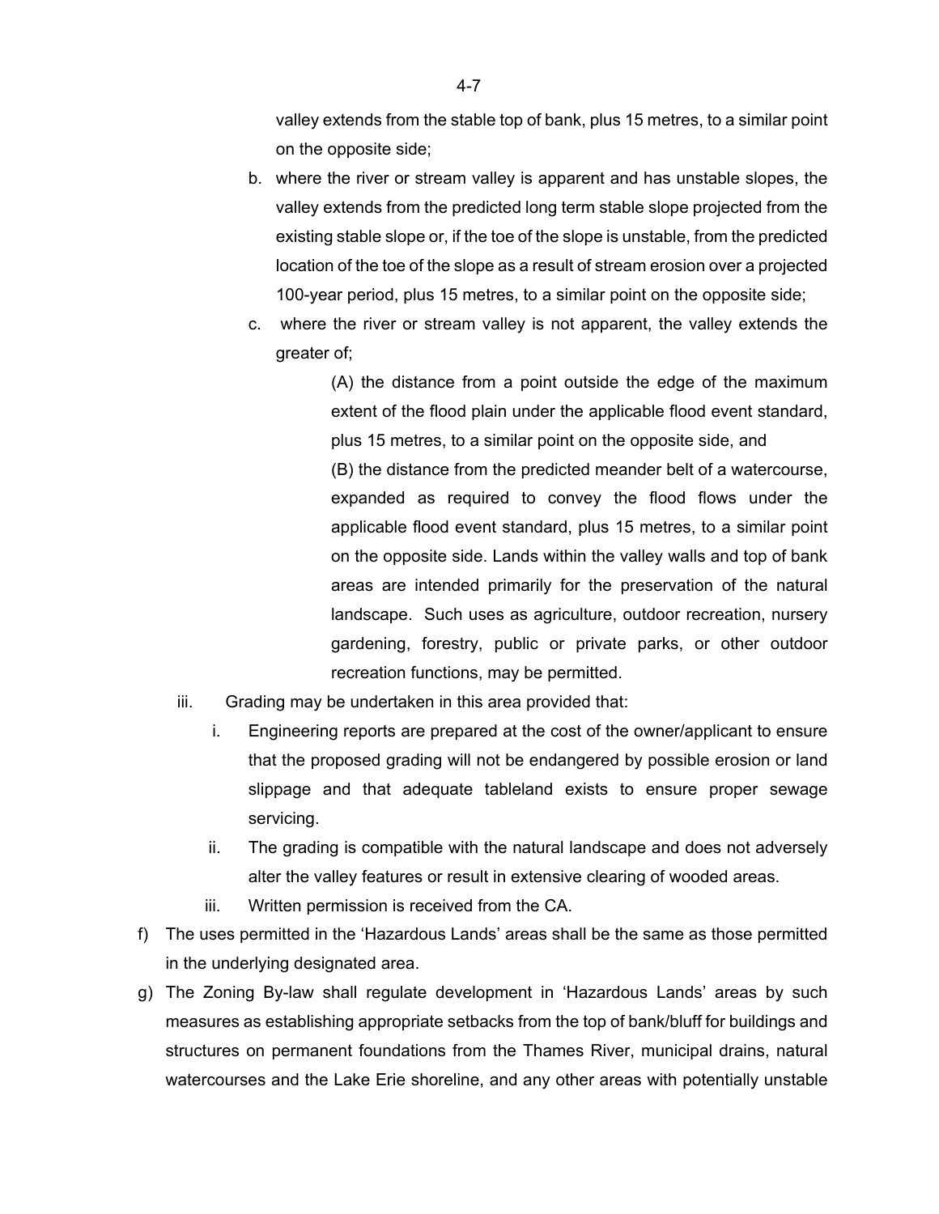valley extends from the stable top of bank, plus 15 metres, to a similar point on the opposite side;

b. where the river or stream valley is apparent and has unstable slopes, the valley extends from the predicted long term stable slope projected from the existing stable slope or, if the toe of the slope is unstable, from the predicted location of the toe of the slope as a result of stream erosion over a projected 100-year period, plus 15 metres, to a similar point on the opposite side;

c. where the river or stream valley is not apparent, the valley extends the greater of;

   (A) the distance from a point outside the edge of the maximum extent of the flood plain under the applicable flood event standard, plus 15 metres, to a similar point on the opposite side, and

   (B) the distance from the predicted meander belt of a watercourse, expanded as required to convey the flood flows under the applicable flood event standard, plus 15 metres, to a similar point on the opposite side. Lands within the valley walls and top of bank areas are intended primarily for the preservation of the natural landscape. Such uses as agriculture, outdoor recreation, nursery gardening, forestry, public or private parks, or other outdoor recreation functions, may be permitted.

iii. Grading may be undertaken in this area provided that:

   i. Engineering reports are prepared at the cost of the owner/applicant to ensure that the proposed grading will not be endangered by possible erosion or land slippage and that adequate tableland exists to ensure proper sewage servicing.

   ii. The grading is compatible with the natural landscape and does not adversely alter the valley features or result in extensive clearing of wooded areas.

   iii. Written permission is received from the CA.

f) The uses permitted in the 'Hazardous Lands' areas shall be the same as those permitted in the underlying designated area.

g) The Zoning By-law shall regulate development in 'Hazardous Lands' areas by such measures as establishing appropriate setbacks from the top of bank/bluff for buildings and structures on permanent foundations from the Thames River, municipal drains, natural watercourses and the Lake Erie shoreline, and any other areas with potentially unstable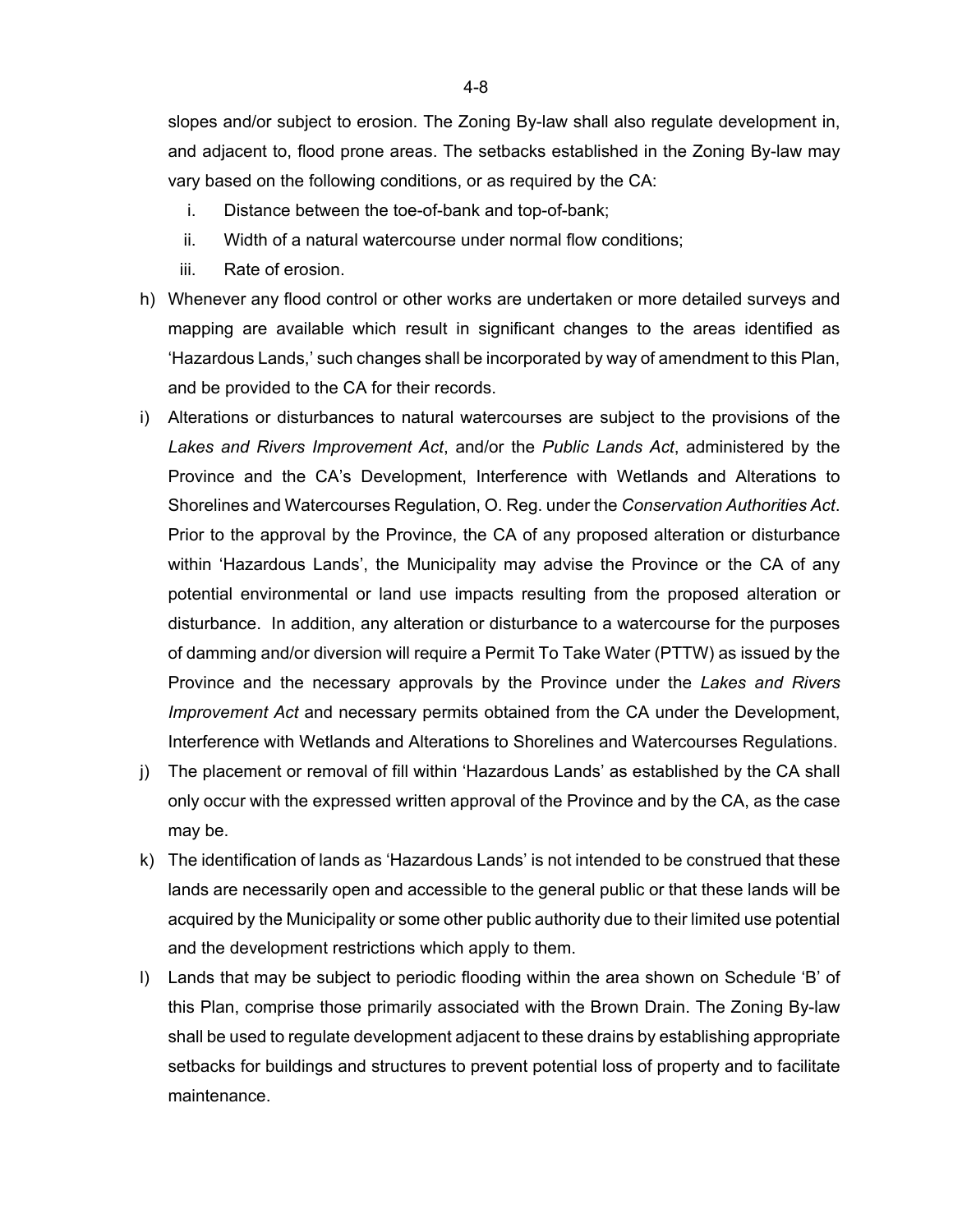slopes and/or subject to erosion. The Zoning By-law shall also regulate development in, and adjacent to, flood prone areas. The setbacks established in the Zoning By-law may vary based on the following conditions, or as required by the CA:

i. Distance between the toe-of-bank and top-of-bank;
ii. Width of a natural watercourse under normal flow conditions;
iii. Rate of erosion.

h) Whenever any flood control or other works are undertaken or more detailed surveys and mapping are available which result in significant changes to the areas identified as 'Hazardous Lands,' such changes shall be incorporated by way of amendment to this Plan, and be provided to the CA for their records.

i) Alterations or disturbances to natural watercourses are subject to the provisions of the *Lakes and Rivers Improvement Act*, and/or the *Public Lands Act*, administered by the Province and the CA's Development, Interference with Wetlands and Alterations to Shorelines and Watercourses Regulation, O. Reg. under the *Conservation Authorities Act*. Prior to the approval by the Province, the CA of any proposed alteration or disturbance within 'Hazardous Lands', the Municipality may advise the Province or the CA of any potential environmental or land use impacts resulting from the proposed alteration or disturbance. In addition, any alteration or disturbance to a watercourse for the purposes of damming and/or diversion will require a Permit To Take Water (PTTW) as issued by the Province and the necessary approvals by the Province under the *Lakes and Rivers Improvement Act* and necessary permits obtained from the CA under the Development, Interference with Wetlands and Alterations to Shorelines and Watercourses Regulations.

j) The placement or removal of fill within 'Hazardous Lands' as established by the CA shall only occur with the expressed written approval of the Province and by the CA, as the case may be.

k) The identification of lands as 'Hazardous Lands' is not intended to be construed that these lands are necessarily open and accessible to the general public or that these lands will be acquired by the Municipality or some other public authority due to their limited use potential and the development restrictions which apply to them.

l) Lands that may be subject to periodic flooding within the area shown on Schedule 'B' of this Plan, comprise those primarily associated with the Brown Drain. The Zoning By-law shall be used to regulate development adjacent to these drains by establishing appropriate setbacks for buildings and structures to prevent potential loss of property and to facilitate maintenance.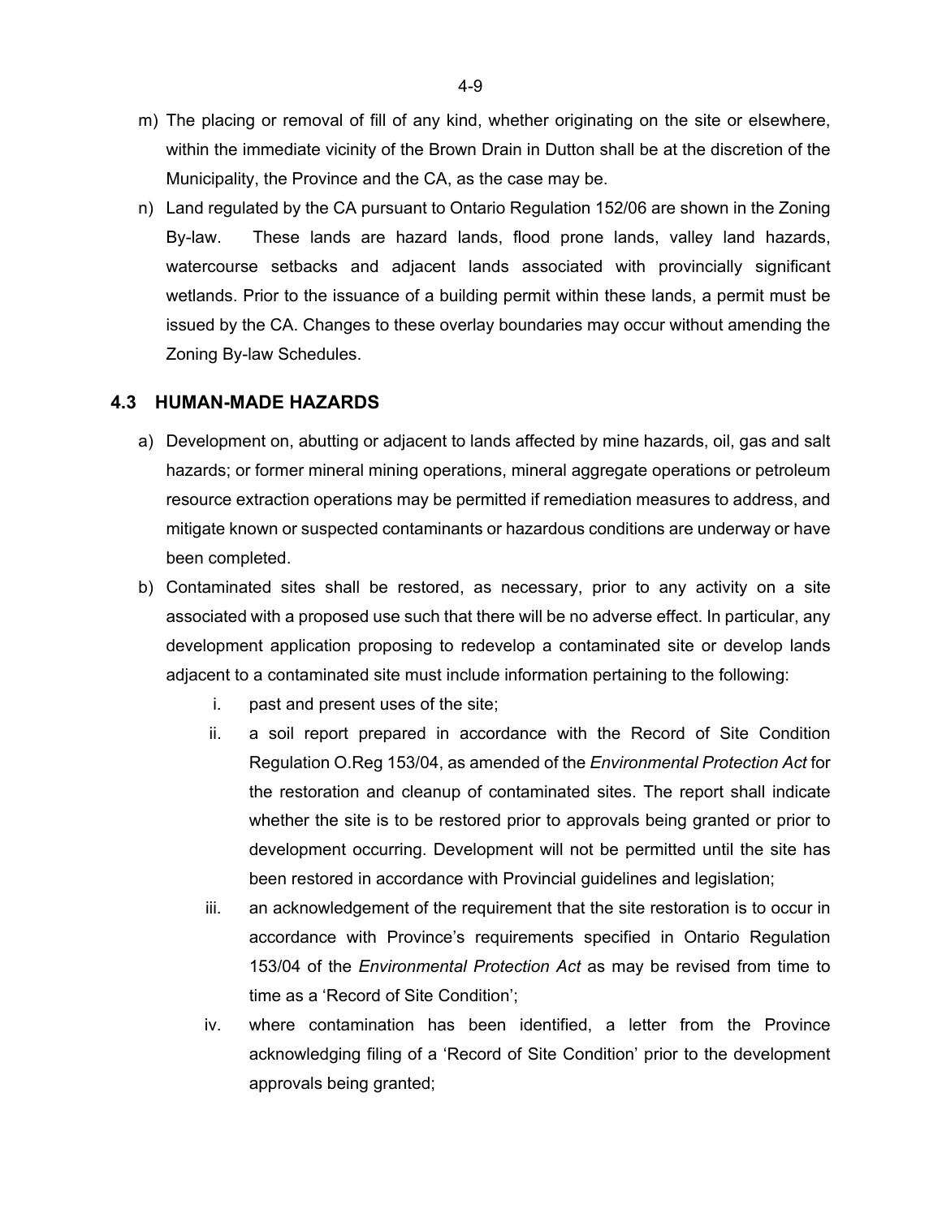m) The placing or removal of fill of any kind, whether originating on the site or elsewhere, within the immediate vicinity of the Brown Drain in Dutton shall be at the discretion of the Municipality, the Province and the CA, as the case may be.

n) Land regulated by the CA pursuant to Ontario Regulation 152/06 are shown in the Zoning By-law. These lands are hazard lands, flood prone lands, valley land hazards, watercourse setbacks and adjacent lands associated with provincially significant wetlands. Prior to the issuance of a building permit within these lands, a permit must be issued by the CA. Changes to these overlay boundaries may occur without amending the Zoning By-law Schedules.

## 4.3 HUMAN-MADE HAZARDS

a) Development on, abutting or adjacent to lands affected by mine hazards, oil, gas and salt hazards; or former mineral mining operations, mineral aggregate operations or petroleum resource extraction operations may be permitted if remediation measures to address, and mitigate known or suspected contaminants or hazardous conditions are underway or have been completed.

b) Contaminated sites shall be restored, as necessary, prior to any activity on a site associated with a proposed use such that there will be no adverse effect. In particular, any development application proposing to redevelop a contaminated site or develop lands adjacent to a contaminated site must include information pertaining to the following:

   i. past and present uses of the site;

   ii. a soil report prepared in accordance with the Record of Site Condition Regulation O.Reg 153/04, as amended of the *Environmental Protection Act* for the restoration and cleanup of contaminated sites. The report shall indicate whether the site is to be restored prior to approvals being granted or prior to development occurring. Development will not be permitted until the site has been restored in accordance with Provincial guidelines and legislation;

   iii. an acknowledgement of the requirement that the site restoration is to occur in accordance with Province's requirements specified in Ontario Regulation 153/04 of the *Environmental Protection Act* as may be revised from time to time as a 'Record of Site Condition';

   iv. where contamination has been identified, a letter from the Province acknowledging filing of a 'Record of Site Condition' prior to the development approvals being granted;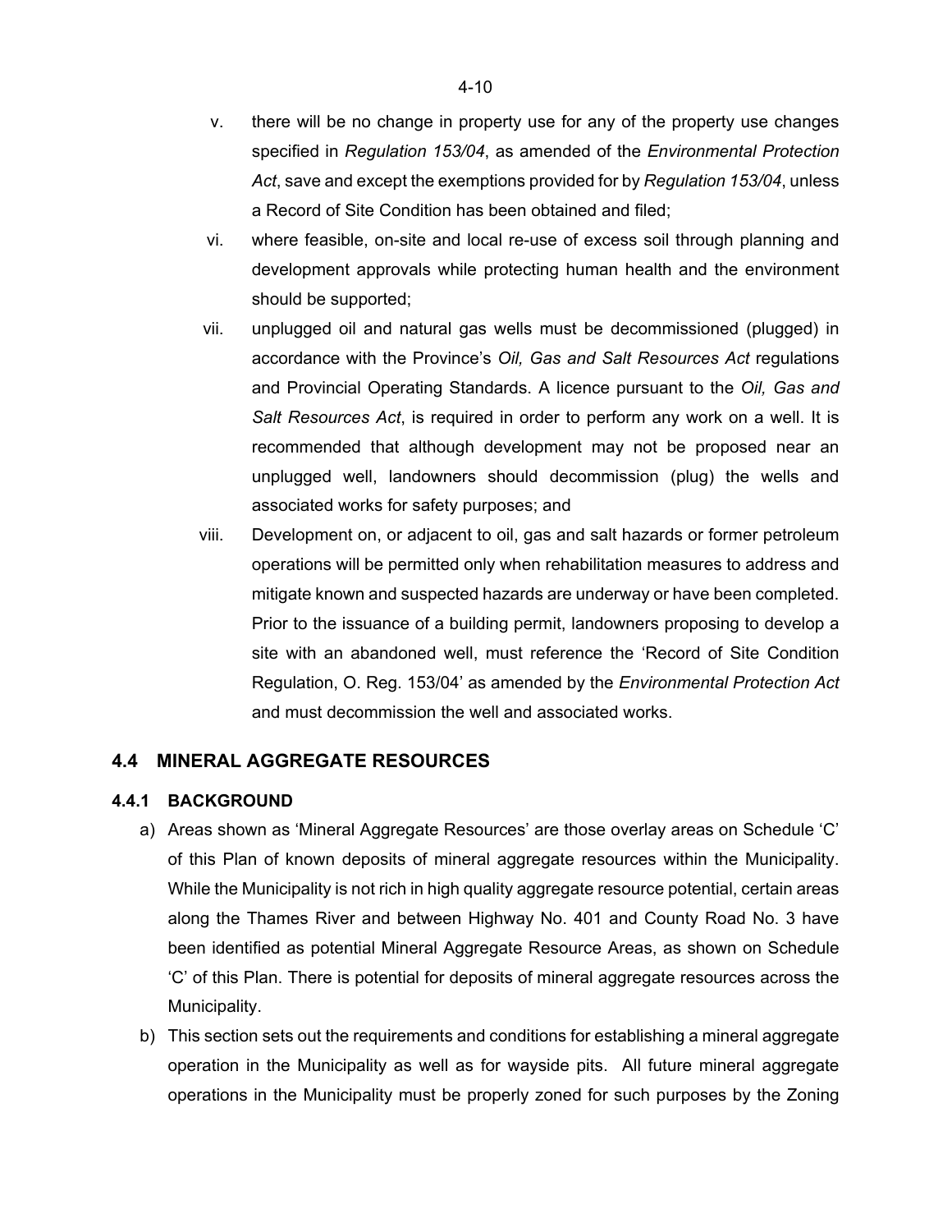v. there will be no change in property use for any of the property use changes specified in *Regulation 153/04*, as amended of the *Environmental Protection Act*, save and except the exemptions provided for by *Regulation 153/04*, unless a Record of Site Condition has been obtained and filed;

vi. where feasible, on-site and local re-use of excess soil through planning and development approvals while protecting human health and the environment should be supported;

vii. unplugged oil and natural gas wells must be decommissioned (plugged) in accordance with the Province's *Oil, Gas and Salt Resources Act* regulations and Provincial Operating Standards. A licence pursuant to the *Oil, Gas and Salt Resources Act*, is required in order to perform any work on a well. It is recommended that although development may not be proposed near an unplugged well, landowners should decommission (plug) the wells and associated works for safety purposes; and

viii. Development on, or adjacent to oil, gas and salt hazards or former petroleum operations will be permitted only when rehabilitation measures to address and mitigate known and suspected hazards are underway or have been completed. Prior to the issuance of a building permit, landowners proposing to develop a site with an abandoned well, must reference the 'Record of Site Condition Regulation, O. Reg. 153/04' as amended by the *Environmental Protection Act* and must decommission the well and associated works.

## 4.4 MINERAL AGGREGATE RESOURCES

### 4.4.1 BACKGROUND

a) Areas shown as 'Mineral Aggregate Resources' are those overlay areas on Schedule 'C' of this Plan of known deposits of mineral aggregate resources within the Municipality. While the Municipality is not rich in high quality aggregate resource potential, certain areas along the Thames River and between Highway No. 401 and County Road No. 3 have been identified as potential Mineral Aggregate Resource Areas, as shown on Schedule 'C' of this Plan. There is potential for deposits of mineral aggregate resources across the Municipality.

b) This section sets out the requirements and conditions for establishing a mineral aggregate operation in the Municipality as well as for wayside pits. All future mineral aggregate operations in the Municipality must be properly zoned for such purposes by the Zoning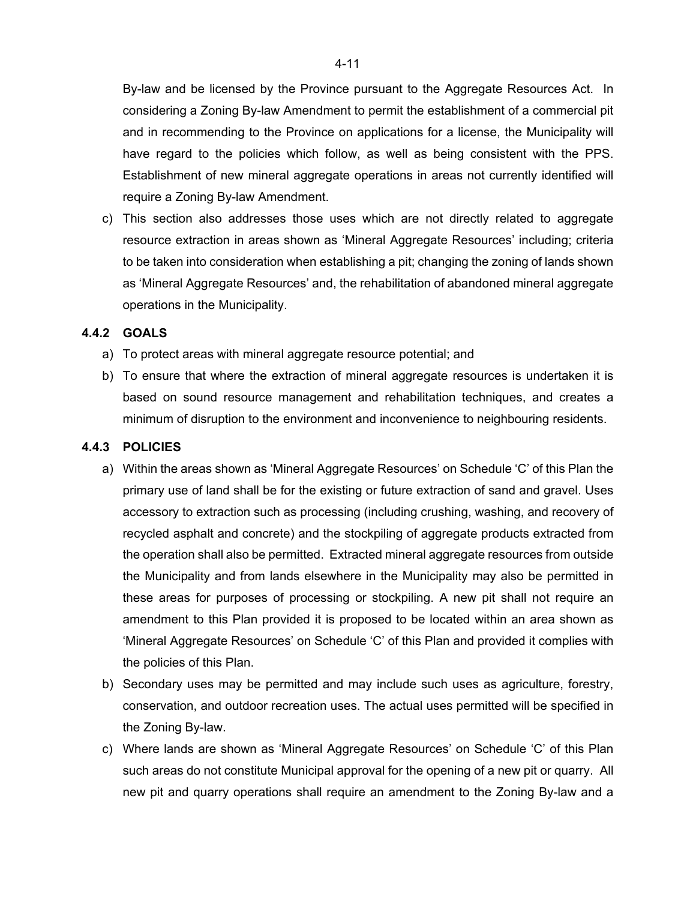By-law and be licensed by the Province pursuant to the Aggregate Resources Act. In considering a Zoning By-law Amendment to permit the establishment of a commercial pit and in recommending to the Province on applications for a license, the Municipality will have regard to the policies which follow, as well as being consistent with the PPS. Establishment of new mineral aggregate operations in areas not currently identified will require a Zoning By-law Amendment.

c) This section also addresses those uses which are not directly related to aggregate resource extraction in areas shown as 'Mineral Aggregate Resources' including; criteria to be taken into consideration when establishing a pit; changing the zoning of lands shown as 'Mineral Aggregate Resources' and, the rehabilitation of abandoned mineral aggregate operations in the Municipality.

### 4.4.2 GOALS

a) To protect areas with mineral aggregate resource potential; and

b) To ensure that where the extraction of mineral aggregate resources is undertaken it is based on sound resource management and rehabilitation techniques, and creates a minimum of disruption to the environment and inconvenience to neighbouring residents.

### 4.4.3 POLICIES

a) Within the areas shown as 'Mineral Aggregate Resources' on Schedule 'C' of this Plan the primary use of land shall be for the existing or future extraction of sand and gravel. Uses accessory to extraction such as processing (including crushing, washing, and recovery of recycled asphalt and concrete) and the stockpiling of aggregate products extracted from the operation shall also be permitted. Extracted mineral aggregate resources from outside the Municipality and from lands elsewhere in the Municipality may also be permitted in these areas for purposes of processing or stockpiling. A new pit shall not require an amendment to this Plan provided it is proposed to be located within an area shown as 'Mineral Aggregate Resources' on Schedule 'C' of this Plan and provided it complies with the policies of this Plan.

b) Secondary uses may be permitted and may include such uses as agriculture, forestry, conservation, and outdoor recreation uses. The actual uses permitted will be specified in the Zoning By-law.

c) Where lands are shown as 'Mineral Aggregate Resources' on Schedule 'C' of this Plan such areas do not constitute Municipal approval for the opening of a new pit or quarry. All new pit and quarry operations shall require an amendment to the Zoning By-law and a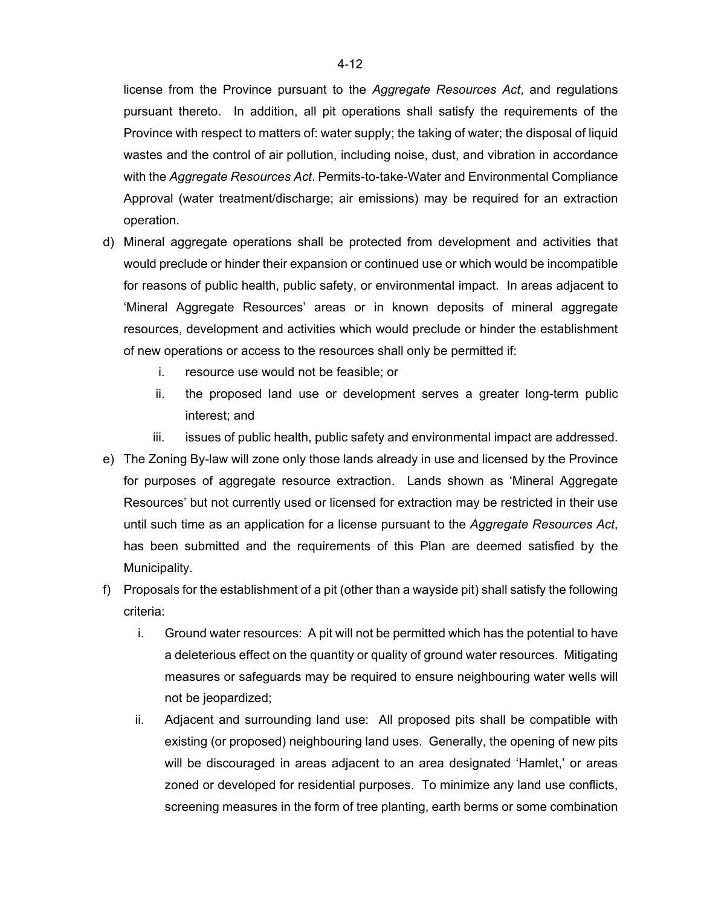license from the Province pursuant to the *Aggregate Resources Act*, and regulations pursuant thereto. In addition, all pit operations shall satisfy the requirements of the Province with respect to matters of: water supply; the taking of water; the disposal of liquid wastes and the control of air pollution, including noise, dust, and vibration in accordance with the *Aggregate Resources Act*. Permits-to-take-Water and Environmental Compliance Approval (water treatment/discharge; air emissions) may be required for an extraction operation.

d) Mineral aggregate operations shall be protected from development and activities that would preclude or hinder their expansion or continued use or which would be incompatible for reasons of public health, public safety, or environmental impact. In areas adjacent to 'Mineral Aggregate Resources' areas or in known deposits of mineral aggregate resources, development and activities which would preclude or hinder the establishment of new operations or access to the resources shall only be permitted if:
   i. resource use would not be feasible; or
   ii. the proposed land use or development serves a greater long-term public interest; and
   iii. issues of public health, public safety and environmental impact are addressed.

e) The Zoning By-law will zone only those lands already in use and licensed by the Province for purposes of aggregate resource extraction. Lands shown as 'Mineral Aggregate Resources' but not currently used or licensed for extraction may be restricted in their use until such time as an application for a license pursuant to the *Aggregate Resources Act*, has been submitted and the requirements of this Plan are deemed satisfied by the Municipality.

f) Proposals for the establishment of a pit (other than a wayside pit) shall satisfy the following criteria:
   i. Ground water resources: A pit will not be permitted which has the potential to have a deleterious effect on the quantity or quality of ground water resources. Mitigating measures or safeguards may be required to ensure neighbouring water wells will not be jeopardized;
   ii. Adjacent and surrounding land use: All proposed pits shall be compatible with existing (or proposed) neighbouring land uses. Generally, the opening of new pits will be discouraged in areas adjacent to an area designated 'Hamlet,' or areas zoned or developed for residential purposes. To minimize any land use conflicts, screening measures in the form of tree planting, earth berms or some combination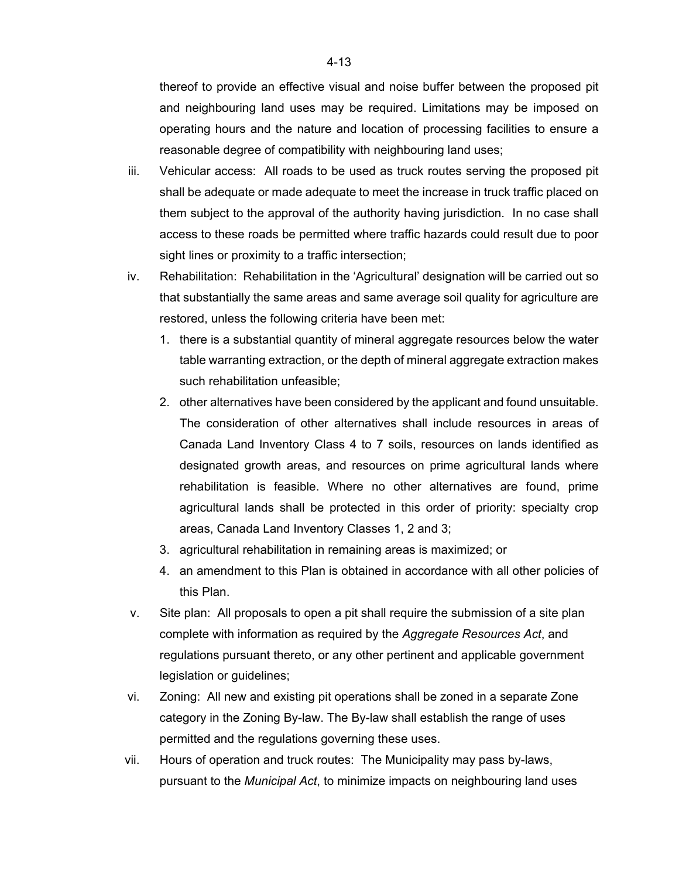thereof to provide an effective visual and noise buffer between the proposed pit and neighbouring land uses may be required. Limitations may be imposed on operating hours and the nature and location of processing facilities to ensure a reasonable degree of compatibility with neighbouring land uses;

iii. Vehicular access: All roads to be used as truck routes serving the proposed pit shall be adequate or made adequate to meet the increase in truck traffic placed on them subject to the approval of the authority having jurisdiction. In no case shall access to these roads be permitted where traffic hazards could result due to poor sight lines or proximity to a traffic intersection;

iv. Rehabilitation: Rehabilitation in the 'Agricultural' designation will be carried out so that substantially the same areas and same average soil quality for agriculture are restored, unless the following criteria have been met:

   1. there is a substantial quantity of mineral aggregate resources below the water table warranting extraction, or the depth of mineral aggregate extraction makes such rehabilitation unfeasible;
   2. other alternatives have been considered by the applicant and found unsuitable. The consideration of other alternatives shall include resources in areas of Canada Land Inventory Class 4 to 7 soils, resources on lands identified as designated growth areas, and resources on prime agricultural lands where rehabilitation is feasible. Where no other alternatives are found, prime agricultural lands shall be protected in this order of priority: specialty crop areas, Canada Land Inventory Classes 1, 2 and 3;
   3. agricultural rehabilitation in remaining areas is maximized; or
   4. an amendment to this Plan is obtained in accordance with all other policies of this Plan.

v. Site plan: All proposals to open a pit shall require the submission of a site plan complete with information as required by the *Aggregate Resources Act*, and regulations pursuant thereto, or any other pertinent and applicable government legislation or guidelines;

vi. Zoning: All new and existing pit operations shall be zoned in a separate Zone category in the Zoning By-law. The By-law shall establish the range of uses permitted and the regulations governing these uses.

vii. Hours of operation and truck routes: The Municipality may pass by-laws, pursuant to the *Municipal Act*, to minimize impacts on neighbouring land uses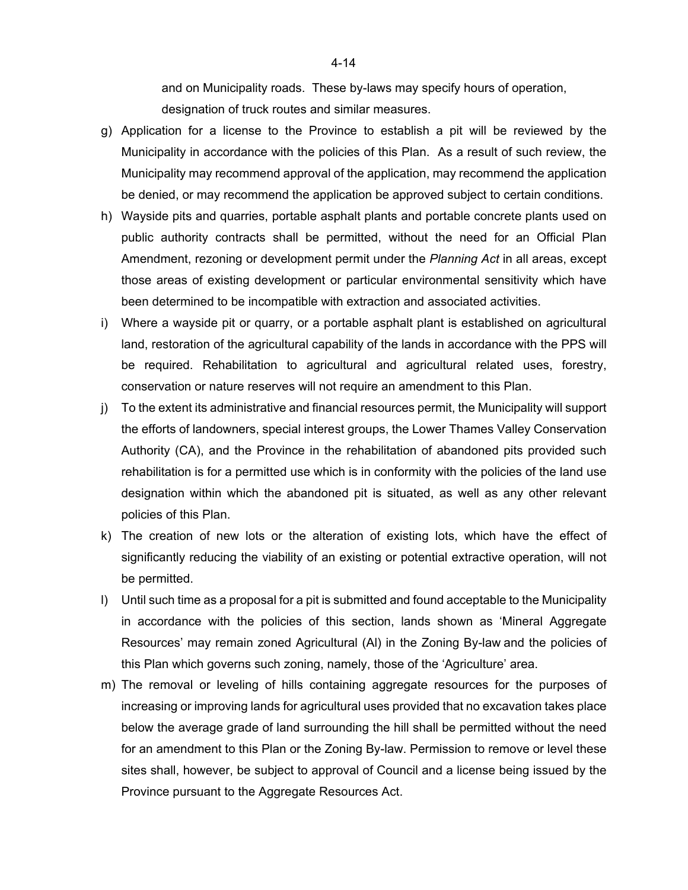and on Municipality roads. These by-laws may specify hours of operation, designation of truck routes and similar measures.

g) Application for a license to the Province to establish a pit will be reviewed by the Municipality in accordance with the policies of this Plan. As a result of such review, the Municipality may recommend approval of the application, may recommend the application be denied, or may recommend the application be approved subject to certain conditions.

h) Wayside pits and quarries, portable asphalt plants and portable concrete plants used on public authority contracts shall be permitted, without the need for an Official Plan Amendment, rezoning or development permit under the *Planning Act* in all areas, except those areas of existing development or particular environmental sensitivity which have been determined to be incompatible with extraction and associated activities.

i) Where a wayside pit or quarry, or a portable asphalt plant is established on agricultural land, restoration of the agricultural capability of the lands in accordance with the PPS will be required. Rehabilitation to agricultural and agricultural related uses, forestry, conservation or nature reserves will not require an amendment to this Plan.

j) To the extent its administrative and financial resources permit, the Municipality will support the efforts of landowners, special interest groups, the Lower Thames Valley Conservation Authority (CA), and the Province in the rehabilitation of abandoned pits provided such rehabilitation is for a permitted use which is in conformity with the policies of the land use designation within which the abandoned pit is situated, as well as any other relevant policies of this Plan.

k) The creation of new lots or the alteration of existing lots, which have the effect of significantly reducing the viability of an existing or potential extractive operation, will not be permitted.

l) Until such time as a proposal for a pit is submitted and found acceptable to the Municipality in accordance with the policies of this section, lands shown as 'Mineral Aggregate Resources' may remain zoned Agricultural (Al) in the Zoning By-law and the policies of this Plan which governs such zoning, namely, those of the 'Agriculture' area.

m) The removal or leveling of hills containing aggregate resources for the purposes of increasing or improving lands for agricultural uses provided that no excavation takes place below the average grade of land surrounding the hill shall be permitted without the need for an amendment to this Plan or the Zoning By-law. Permission to remove or level these sites shall, however, be subject to approval of Council and a license being issued by the Province pursuant to the Aggregate Resources Act.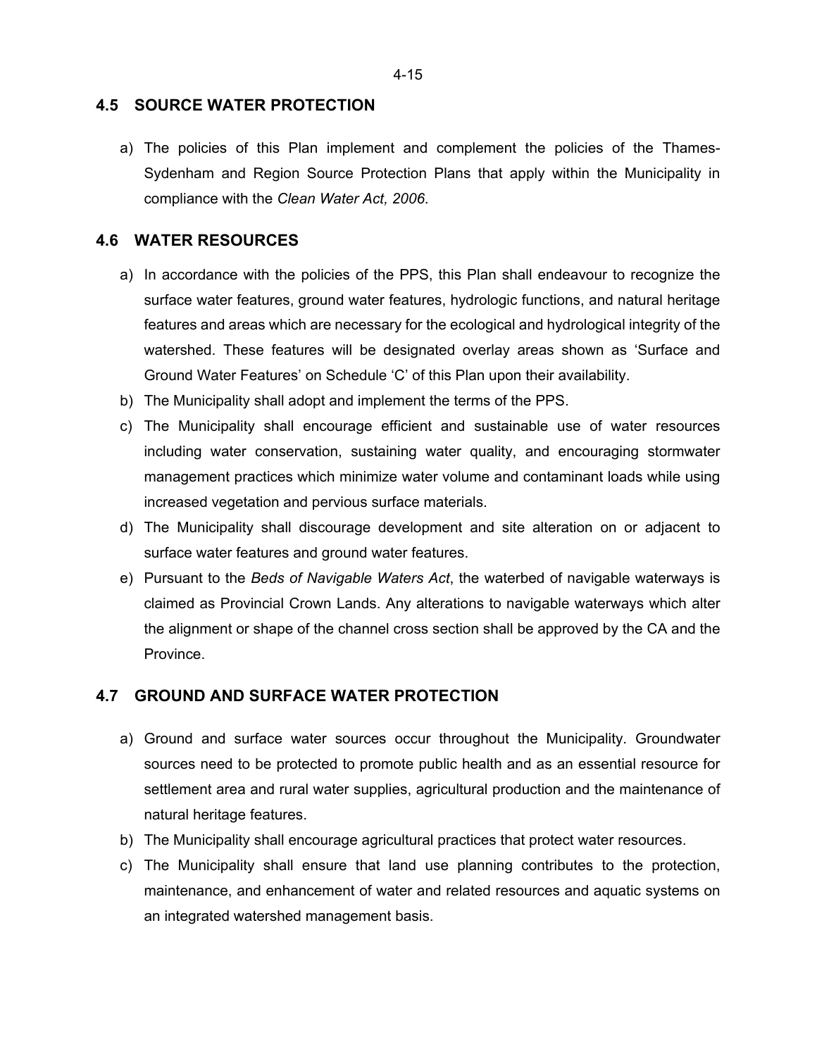## 4.5 SOURCE WATER PROTECTION

a) The policies of this Plan implement and complement the policies of the Thames-Sydenham and Region Source Protection Plans that apply within the Municipality in compliance with the *Clean Water Act, 2006*.

## 4.6 WATER RESOURCES

a) In accordance with the policies of the PPS, this Plan shall endeavour to recognize the surface water features, ground water features, hydrologic functions, and natural heritage features and areas which are necessary for the ecological and hydrological integrity of the watershed. These features will be designated overlay areas shown as 'Surface and Ground Water Features' on Schedule 'C' of this Plan upon their availability.
b) The Municipality shall adopt and implement the terms of the PPS.
c) The Municipality shall encourage efficient and sustainable use of water resources including water conservation, sustaining water quality, and encouraging stormwater management practices which minimize water volume and contaminant loads while using increased vegetation and pervious surface materials.
d) The Municipality shall discourage development and site alteration on or adjacent to surface water features and ground water features.
e) Pursuant to the *Beds of Navigable Waters Act*, the waterbed of navigable waterways is claimed as Provincial Crown Lands. Any alterations to navigable waterways which alter the alignment or shape of the channel cross section shall be approved by the CA and the Province.

## 4.7 GROUND AND SURFACE WATER PROTECTION

a) Ground and surface water sources occur throughout the Municipality. Groundwater sources need to be protected to promote public health and as an essential resource for settlement area and rural water supplies, agricultural production and the maintenance of natural heritage features.
b) The Municipality shall encourage agricultural practices that protect water resources.
c) The Municipality shall ensure that land use planning contributes to the protection, maintenance, and enhancement of water and related resources and aquatic systems on an integrated watershed management basis.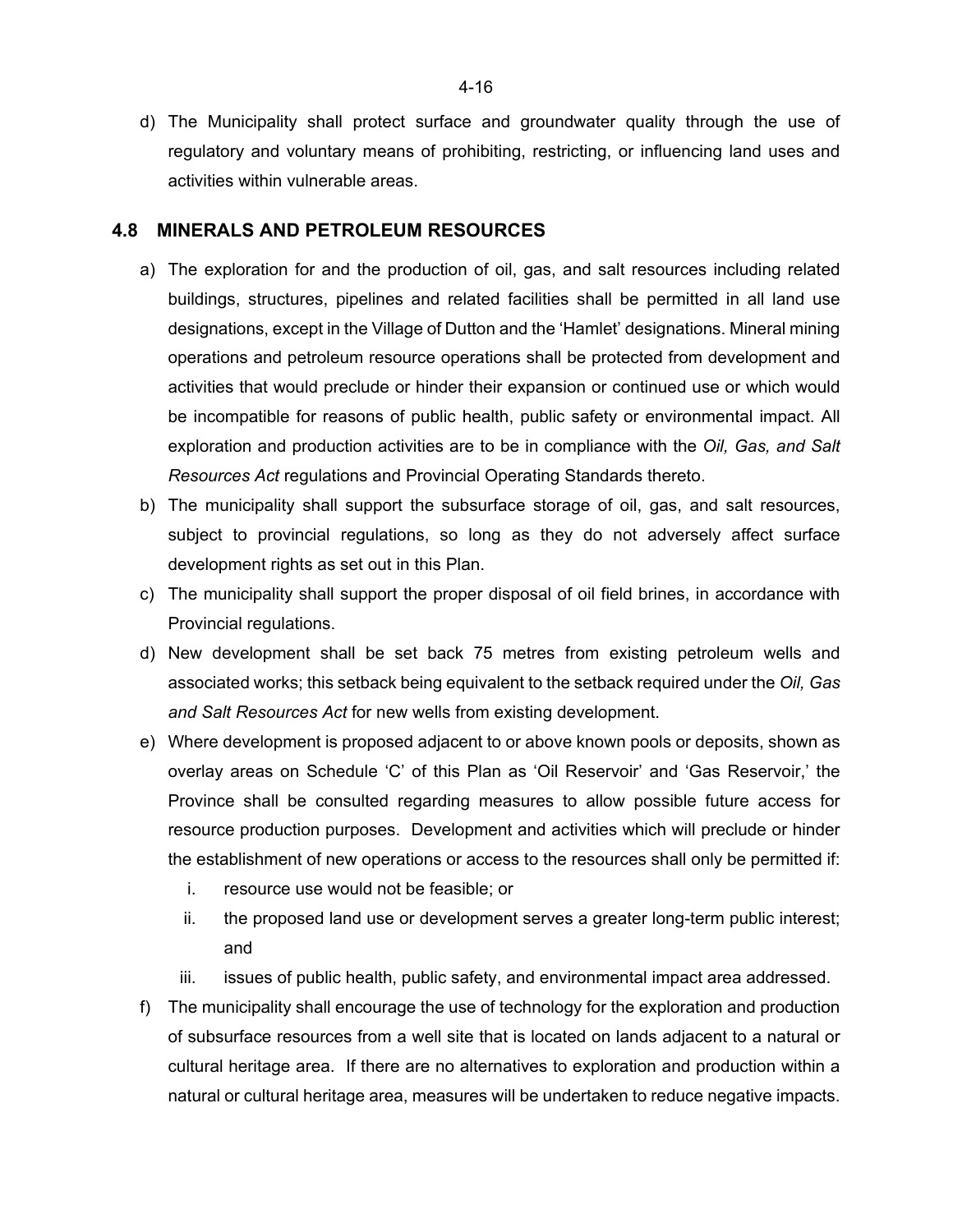d) The Municipality shall protect surface and groundwater quality through the use of regulatory and voluntary means of prohibiting, restricting, or influencing land uses and activities within vulnerable areas.

## 4.8 MINERALS AND PETROLEUM RESOURCES

a) The exploration for and the production of oil, gas, and salt resources including related buildings, structures, pipelines and related facilities shall be permitted in all land use designations, except in the Village of Dutton and the 'Hamlet' designations. Mineral mining operations and petroleum resource operations shall be protected from development and activities that would preclude or hinder their expansion or continued use or which would be incompatible for reasons of public health, public safety or environmental impact. All exploration and production activities are to be in compliance with the *Oil, Gas, and Salt Resources Act* regulations and Provincial Operating Standards thereto.

b) The municipality shall support the subsurface storage of oil, gas, and salt resources, subject to provincial regulations, so long as they do not adversely affect surface development rights as set out in this Plan.

c) The municipality shall support the proper disposal of oil field brines, in accordance with Provincial regulations.

d) New development shall be set back 75 metres from existing petroleum wells and associated works; this setback being equivalent to the setback required under the *Oil, Gas and Salt Resources Act* for new wells from existing development.

e) Where development is proposed adjacent to or above known pools or deposits, shown as overlay areas on Schedule 'C' of this Plan as 'Oil Reservoir' and 'Gas Reservoir,' the Province shall be consulted regarding measures to allow possible future access for resource production purposes. Development and activities which will preclude or hinder the establishment of new operations or access to the resources shall only be permitted if:

   i. resource use would not be feasible; or

   ii. the proposed land use or development serves a greater long-term public interest; and

   iii. issues of public health, public safety, and environmental impact area addressed.

f) The municipality shall encourage the use of technology for the exploration and production of subsurface resources from a well site that is located on lands adjacent to a natural or cultural heritage area. If there are no alternatives to exploration and production within a natural or cultural heritage area, measures will be undertaken to reduce negative impacts.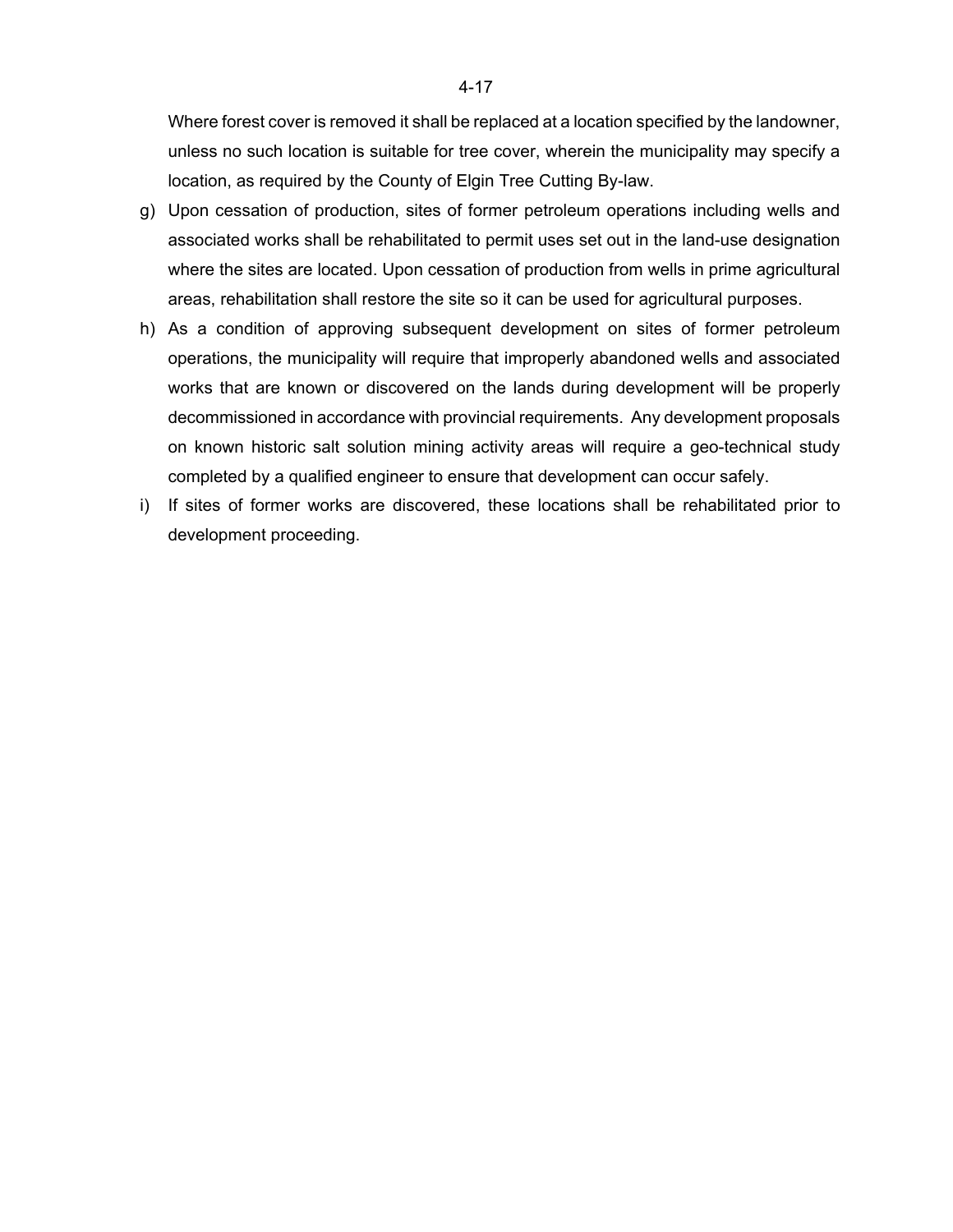Where forest cover is removed it shall be replaced at a location specified by the landowner, unless no such location is suitable for tree cover, wherein the municipality may specify a location, as required by the County of Elgin Tree Cutting By-law.

g) Upon cessation of production, sites of former petroleum operations including wells and associated works shall be rehabilitated to permit uses set out in the land-use designation where the sites are located. Upon cessation of production from wells in prime agricultural areas, rehabilitation shall restore the site so it can be used for agricultural purposes.

h) As a condition of approving subsequent development on sites of former petroleum operations, the municipality will require that improperly abandoned wells and associated works that are known or discovered on the lands during development will be properly decommissioned in accordance with provincial requirements. Any development proposals on known historic salt solution mining activity areas will require a geo-technical study completed by a qualified engineer to ensure that development can occur safely.

i) If sites of former works are discovered, these locations shall be rehabilitated prior to development proceeding.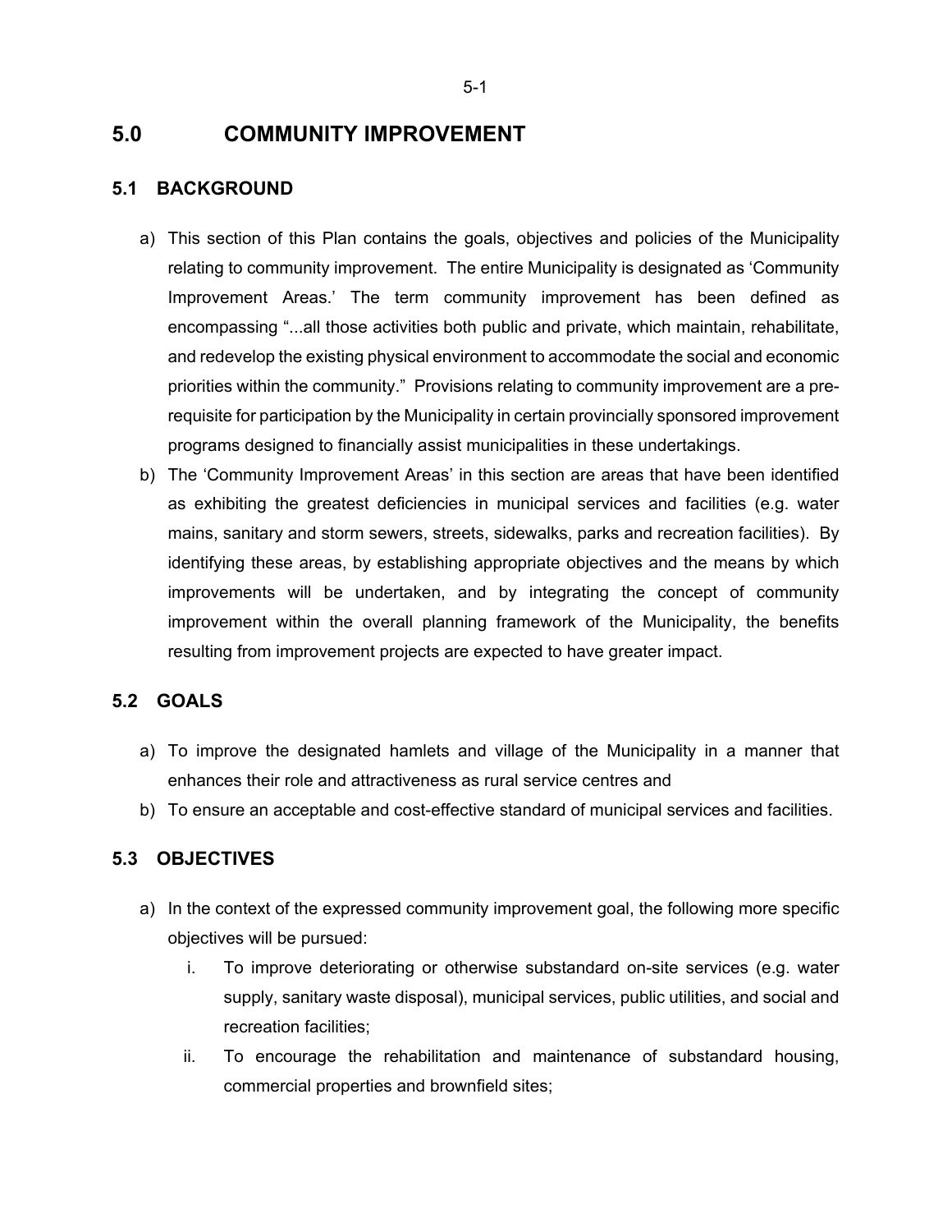# 5.0 COMMUNITY IMPROVEMENT

## 5.1 BACKGROUND

a) This section of this Plan contains the goals, objectives and policies of the Municipality relating to community improvement. The entire Municipality is designated as 'Community Improvement Areas.' The term community improvement has been defined as encompassing "...all those activities both public and private, which maintain, rehabilitate, and redevelop the existing physical environment to accommodate the social and economic priorities within the community." Provisions relating to community improvement are a pre-requisite for participation by the Municipality in certain provincially sponsored improvement programs designed to financially assist municipalities in these undertakings.

b) The 'Community Improvement Areas' in this section are areas that have been identified as exhibiting the greatest deficiencies in municipal services and facilities (e.g. water mains, sanitary and storm sewers, streets, sidewalks, parks and recreation facilities). By identifying these areas, by establishing appropriate objectives and the means by which improvements will be undertaken, and by integrating the concept of community improvement within the overall planning framework of the Municipality, the benefits resulting from improvement projects are expected to have greater impact.

## 5.2 GOALS

a) To improve the designated hamlets and village of the Municipality in a manner that enhances their role and attractiveness as rural service centres and

b) To ensure an acceptable and cost-effective standard of municipal services and facilities.

## 5.3 OBJECTIVES

a) In the context of the expressed community improvement goal, the following more specific objectives will be pursued:

   i. To improve deteriorating or otherwise substandard on-site services (e.g. water supply, sanitary waste disposal), municipal services, public utilities, and social and recreation facilities;

   ii. To encourage the rehabilitation and maintenance of substandard housing, commercial properties and brownfield sites;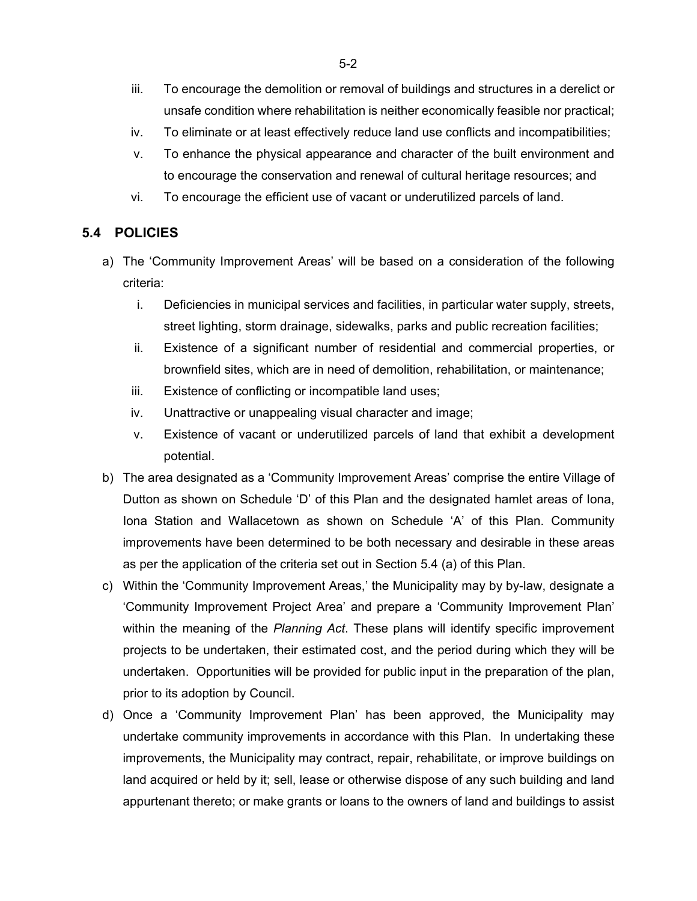iii. To encourage the demolition or removal of buildings and structures in a derelict or unsafe condition where rehabilitation is neither economically feasible nor practical;
iv. To eliminate or at least effectively reduce land use conflicts and incompatibilities;
v. To enhance the physical appearance and character of the built environment and to encourage the conservation and renewal of cultural heritage resources; and
vi. To encourage the efficient use of vacant or underutilized parcels of land.

## 5.4 POLICIES

a) The 'Community Improvement Areas' will be based on a consideration of the following criteria:

   i. Deficiencies in municipal services and facilities, in particular water supply, streets, street lighting, storm drainage, sidewalks, parks and public recreation facilities;
   ii. Existence of a significant number of residential and commercial properties, or brownfield sites, which are in need of demolition, rehabilitation, or maintenance;
   iii. Existence of conflicting or incompatible land uses;
   iv. Unattractive or unappealing visual character and image;
   v. Existence of vacant or underutilized parcels of land that exhibit a development potential.

b) The area designated as a 'Community Improvement Areas' comprise the entire Village of Dutton as shown on Schedule 'D' of this Plan and the designated hamlet areas of Iona, Iona Station and Wallacetown as shown on Schedule 'A' of this Plan. Community improvements have been determined to be both necessary and desirable in these areas as per the application of the criteria set out in Section 5.4 (a) of this Plan.

c) Within the 'Community Improvement Areas,' the Municipality may by by-law, designate a 'Community Improvement Project Area' and prepare a 'Community Improvement Plan' within the meaning of the *Planning Act*. These plans will identify specific improvement projects to be undertaken, their estimated cost, and the period during which they will be undertaken. Opportunities will be provided for public input in the preparation of the plan, prior to its adoption by Council.

d) Once a 'Community Improvement Plan' has been approved, the Municipality may undertake community improvements in accordance with this Plan. In undertaking these improvements, the Municipality may contract, repair, rehabilitate, or improve buildings on land acquired or held by it; sell, lease or otherwise dispose of any such building and land appurtenant thereto; or make grants or loans to the owners of land and buildings to assist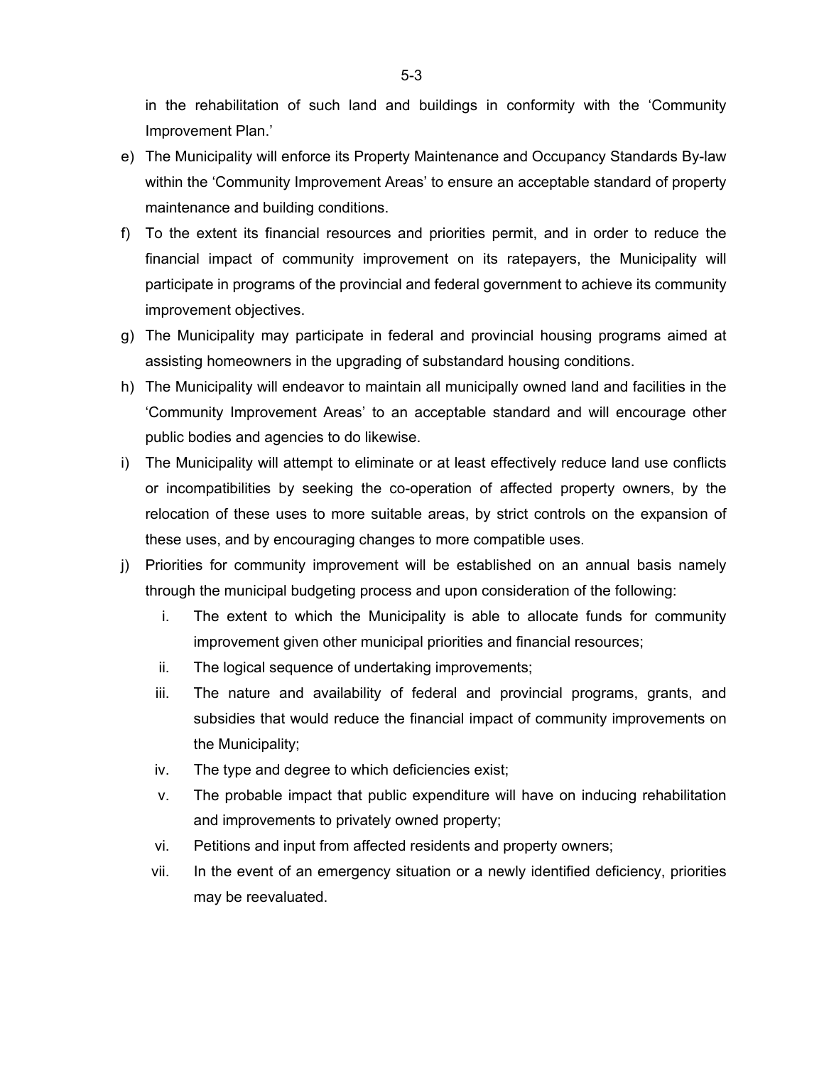in the rehabilitation of such land and buildings in conformity with the 'Community Improvement Plan.'

e) The Municipality will enforce its Property Maintenance and Occupancy Standards By-law within the 'Community Improvement Areas' to ensure an acceptable standard of property maintenance and building conditions.

f) To the extent its financial resources and priorities permit, and in order to reduce the financial impact of community improvement on its ratepayers, the Municipality will participate in programs of the provincial and federal government to achieve its community improvement objectives.

g) The Municipality may participate in federal and provincial housing programs aimed at assisting homeowners in the upgrading of substandard housing conditions.

h) The Municipality will endeavor to maintain all municipally owned land and facilities in the 'Community Improvement Areas' to an acceptable standard and will encourage other public bodies and agencies to do likewise.

i) The Municipality will attempt to eliminate or at least effectively reduce land use conflicts or incompatibilities by seeking the co-operation of affected property owners, by the relocation of these uses to more suitable areas, by strict controls on the expansion of these uses, and by encouraging changes to more compatible uses.

j) Priorities for community improvement will be established on an annual basis namely through the municipal budgeting process and upon consideration of the following:

   i. The extent to which the Municipality is able to allocate funds for community improvement given other municipal priorities and financial resources;

   ii. The logical sequence of undertaking improvements;

   iii. The nature and availability of federal and provincial programs, grants, and subsidies that would reduce the financial impact of community improvements on the Municipality;

   iv. The type and degree to which deficiencies exist;

   v. The probable impact that public expenditure will have on inducing rehabilitation and improvements to privately owned property;

   vi. Petitions and input from affected residents and property owners;

   vii. In the event of an emergency situation or a newly identified deficiency, priorities may be reevaluated.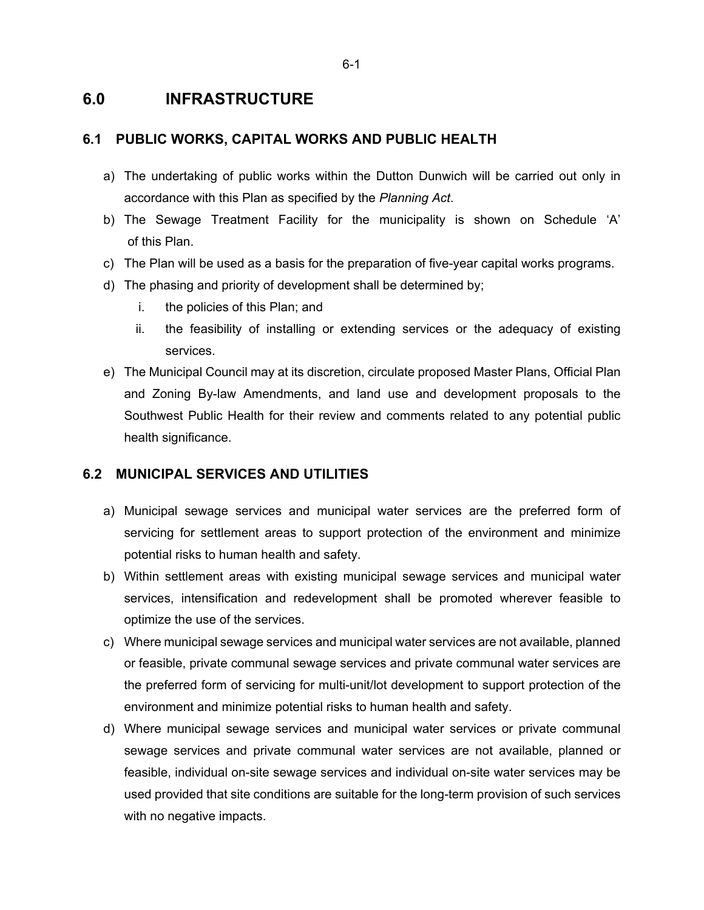# 6.0 INFRASTRUCTURE

## 6.1 PUBLIC WORKS, CAPITAL WORKS AND PUBLIC HEALTH

a) The undertaking of public works within the Dutton Dunwich will be carried out only in accordance with this Plan as specified by the *Planning Act*.

b) The Sewage Treatment Facility for the municipality is shown on Schedule 'A' of this Plan.

c) The Plan will be used as a basis for the preparation of five-year capital works programs.

d) The phasing and priority of development shall be determined by;

   i. the policies of this Plan; and

   ii. the feasibility of installing or extending services or the adequacy of existing services.

e) The Municipal Council may at its discretion, circulate proposed Master Plans, Official Plan and Zoning By-law Amendments, and land use and development proposals to the Southwest Public Health for their review and comments related to any potential public health significance.

## 6.2 MUNICIPAL SERVICES AND UTILITIES

a) Municipal sewage services and municipal water services are the preferred form of servicing for settlement areas to support protection of the environment and minimize potential risks to human health and safety.

b) Within settlement areas with existing municipal sewage services and municipal water services, intensification and redevelopment shall be promoted wherever feasible to optimize the use of the services.

c) Where municipal sewage services and municipal water services are not available, planned or feasible, private communal sewage services and private communal water services are the preferred form of servicing for multi-unit/lot development to support protection of the environment and minimize potential risks to human health and safety.

d) Where municipal sewage services and municipal water services or private communal sewage services and private communal water services are not available, planned or feasible, individual on-site sewage services and individual on-site water services may be used provided that site conditions are suitable for the long-term provision of such services with no negative impacts.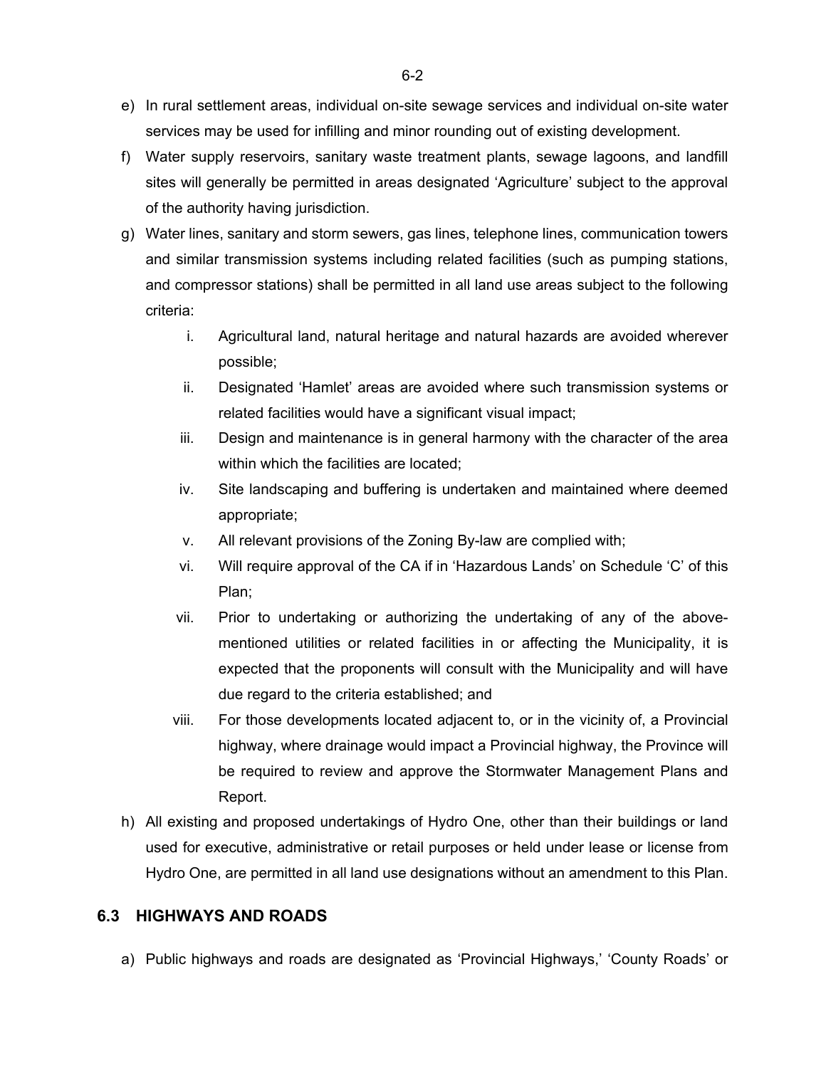e) In rural settlement areas, individual on-site sewage services and individual on-site water services may be used for infilling and minor rounding out of existing development.

f) Water supply reservoirs, sanitary waste treatment plants, sewage lagoons, and landfill sites will generally be permitted in areas designated 'Agriculture' subject to the approval of the authority having jurisdiction.

g) Water lines, sanitary and storm sewers, gas lines, telephone lines, communication towers and similar transmission systems including related facilities (such as pumping stations, and compressor stations) shall be permitted in all land use areas subject to the following criteria:

   i. Agricultural land, natural heritage and natural hazards are avoided wherever possible;

   ii. Designated 'Hamlet' areas are avoided where such transmission systems or related facilities would have a significant visual impact;

   iii. Design and maintenance is in general harmony with the character of the area within which the facilities are located;

   iv. Site landscaping and buffering is undertaken and maintained where deemed appropriate;

   v. All relevant provisions of the Zoning By-law are complied with;

   vi. Will require approval of the CA if in 'Hazardous Lands' on Schedule 'C' of this Plan;

   vii. Prior to undertaking or authorizing the undertaking of any of the above-mentioned utilities or related facilities in or affecting the Municipality, it is expected that the proponents will consult with the Municipality and will have due regard to the criteria established; and

   viii. For those developments located adjacent to, or in the vicinity of, a Provincial highway, where drainage would impact a Provincial highway, the Province will be required to review and approve the Stormwater Management Plans and Report.

h) All existing and proposed undertakings of Hydro One, other than their buildings or land used for executive, administrative or retail purposes or held under lease or license from Hydro One, are permitted in all land use designations without an amendment to this Plan.

## 6.3 HIGHWAYS AND ROADS

a) Public highways and roads are designated as 'Provincial Highways,' 'County Roads' or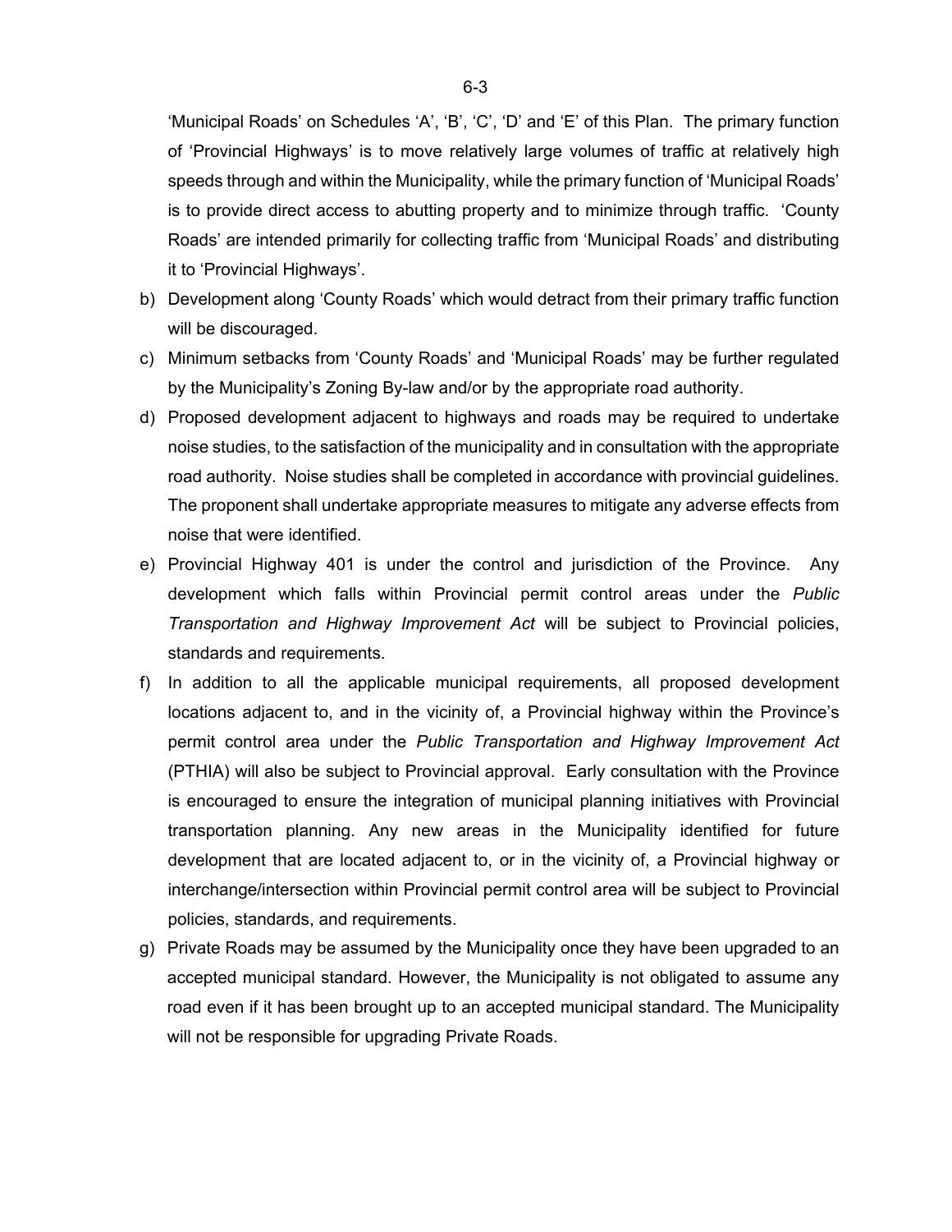'Municipal Roads' on Schedules 'A', 'B', 'C', 'D' and 'E' of this Plan. The primary function of 'Provincial Highways' is to move relatively large volumes of traffic at relatively high speeds through and within the Municipality, while the primary function of 'Municipal Roads' is to provide direct access to abutting property and to minimize through traffic. 'County Roads' are intended primarily for collecting traffic from 'Municipal Roads' and distributing it to 'Provincial Highways'.

b) Development along 'County Roads' which would detract from their primary traffic function will be discouraged.

c) Minimum setbacks from 'County Roads' and 'Municipal Roads' may be further regulated by the Municipality's Zoning By-law and/or by the appropriate road authority.

d) Proposed development adjacent to highways and roads may be required to undertake noise studies, to the satisfaction of the municipality and in consultation with the appropriate road authority. Noise studies shall be completed in accordance with provincial guidelines. The proponent shall undertake appropriate measures to mitigate any adverse effects from noise that were identified.

e) Provincial Highway 401 is under the control and jurisdiction of the Province. Any development which falls within Provincial permit control areas under the *Public Transportation and Highway Improvement Act* will be subject to Provincial policies, standards and requirements.

f) In addition to all the applicable municipal requirements, all proposed development locations adjacent to, and in the vicinity of, a Provincial highway within the Province's permit control area under the *Public Transportation and Highway Improvement Act* (PTHIA) will also be subject to Provincial approval. Early consultation with the Province is encouraged to ensure the integration of municipal planning initiatives with Provincial transportation planning. Any new areas in the Municipality identified for future development that are located adjacent to, or in the vicinity of, a Provincial highway or interchange/intersection within Provincial permit control area will be subject to Provincial policies, standards, and requirements.

g) Private Roads may be assumed by the Municipality once they have been upgraded to an accepted municipal standard. However, the Municipality is not obligated to assume any road even if it has been brought up to an accepted municipal standard. The Municipality will not be responsible for upgrading Private Roads.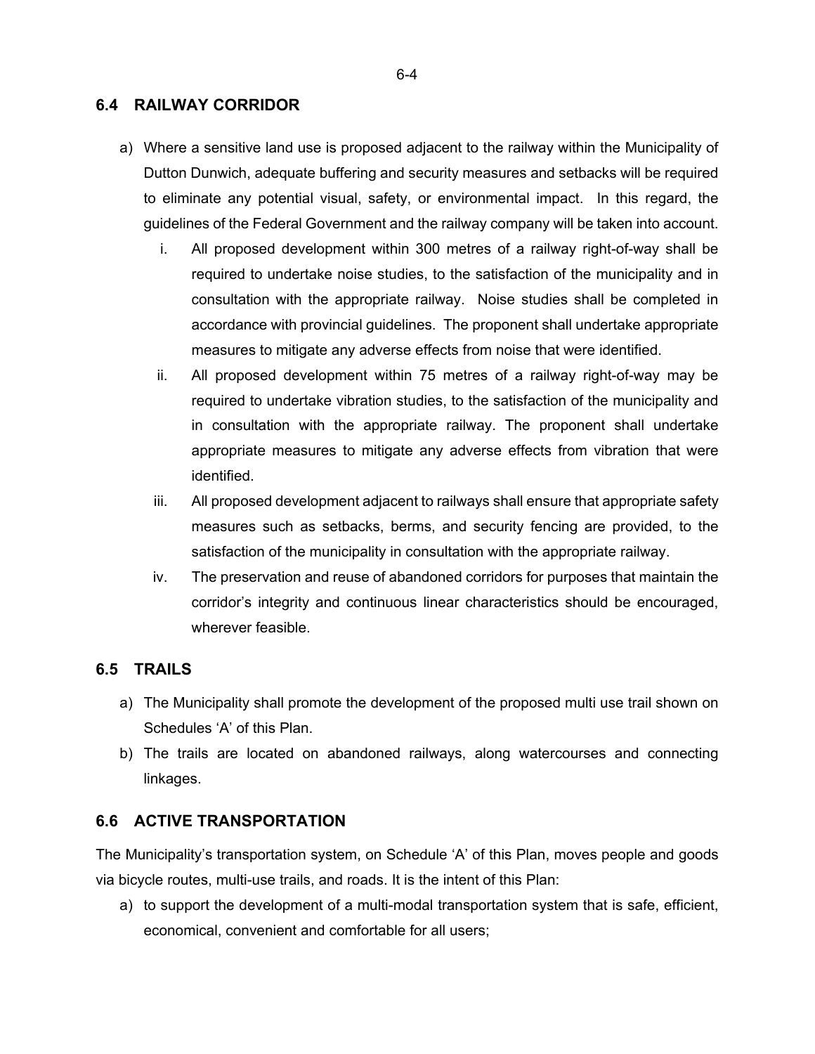## 6.4 RAILWAY CORRIDOR

a) Where a sensitive land use is proposed adjacent to the railway within the Municipality of Dutton Dunwich, adequate buffering and security measures and setbacks will be required to eliminate any potential visual, safety, or environmental impact. In this regard, the guidelines of the Federal Government and the railway company will be taken into account.

   i. All proposed development within 300 metres of a railway right-of-way shall be required to undertake noise studies, to the satisfaction of the municipality and in consultation with the appropriate railway. Noise studies shall be completed in accordance with provincial guidelines. The proponent shall undertake appropriate measures to mitigate any adverse effects from noise that were identified.

   ii. All proposed development within 75 metres of a railway right-of-way may be required to undertake vibration studies, to the satisfaction of the municipality and in consultation with the appropriate railway. The proponent shall undertake appropriate measures to mitigate any adverse effects from vibration that were identified.

   iii. All proposed development adjacent to railways shall ensure that appropriate safety measures such as setbacks, berms, and security fencing are provided, to the satisfaction of the municipality in consultation with the appropriate railway.

   iv. The preservation and reuse of abandoned corridors for purposes that maintain the corridor's integrity and continuous linear characteristics should be encouraged, wherever feasible.

## 6.5 TRAILS

a) The Municipality shall promote the development of the proposed multi use trail shown on Schedules 'A' of this Plan.

b) The trails are located on abandoned railways, along watercourses and connecting linkages.

## 6.6 ACTIVE TRANSPORTATION

The Municipality's transportation system, on Schedule 'A' of this Plan, moves people and goods via bicycle routes, multi-use trails, and roads. It is the intent of this Plan:

a) to support the development of a multi-modal transportation system that is safe, efficient, economical, convenient and comfortable for all users;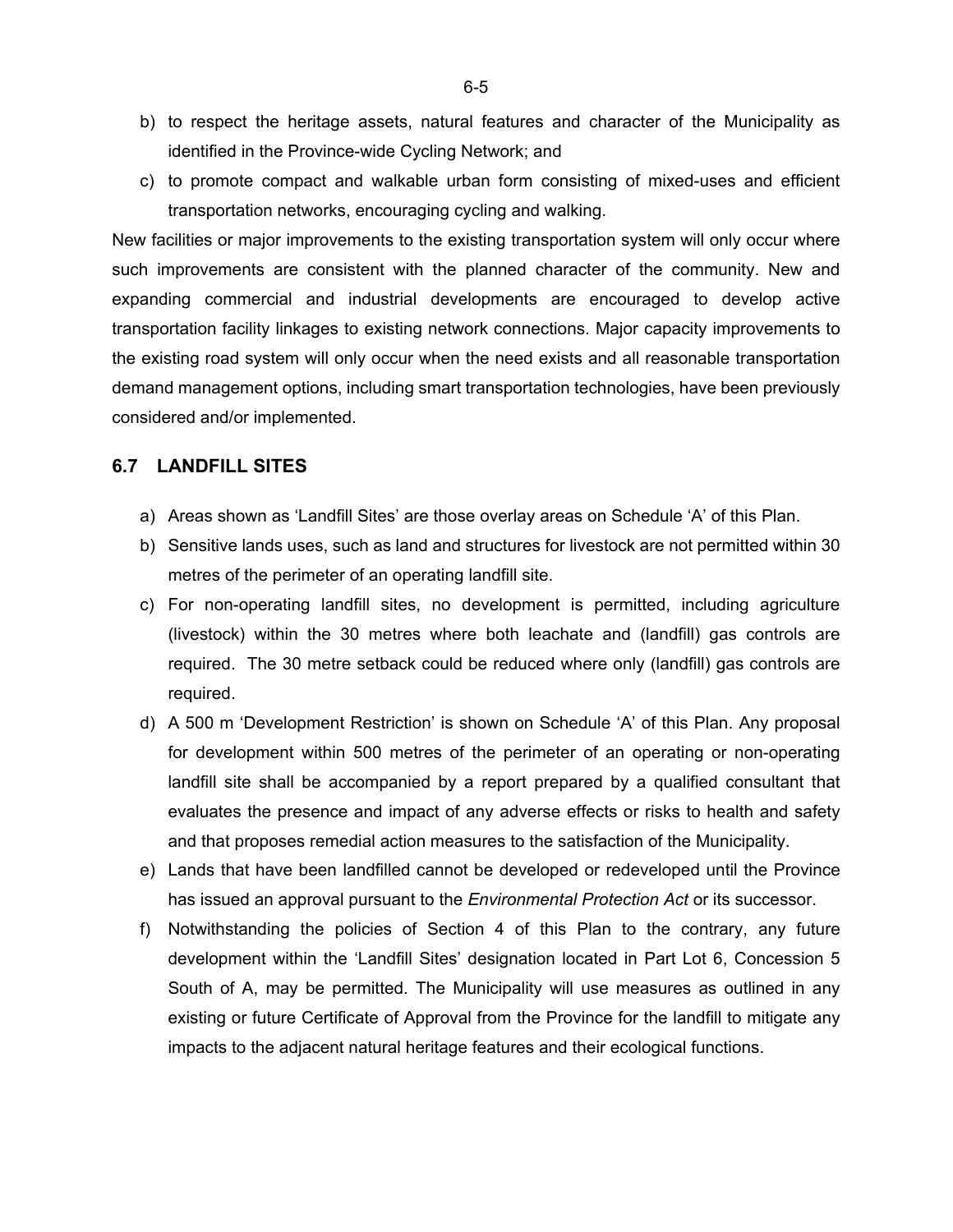b) to respect the heritage assets, natural features and character of the Municipality as identified in the Province-wide Cycling Network; and
c) to promote compact and walkable urban form consisting of mixed-uses and efficient transportation networks, encouraging cycling and walking.

New facilities or major improvements to the existing transportation system will only occur where such improvements are consistent with the planned character of the community. New and expanding commercial and industrial developments are encouraged to develop active transportation facility linkages to existing network connections. Major capacity improvements to the existing road system will only occur when the need exists and all reasonable transportation demand management options, including smart transportation technologies, have been previously considered and/or implemented.

## 6.7 LANDFILL SITES

a) Areas shown as 'Landfill Sites' are those overlay areas on Schedule 'A' of this Plan.
b) Sensitive lands uses, such as land and structures for livestock are not permitted within 30 metres of the perimeter of an operating landfill site.
c) For non-operating landfill sites, no development is permitted, including agriculture (livestock) within the 30 metres where both leachate and (landfill) gas controls are required. The 30 metre setback could be reduced where only (landfill) gas controls are required.
d) A 500 m 'Development Restriction' is shown on Schedule 'A' of this Plan. Any proposal for development within 500 metres of the perimeter of an operating or non-operating landfill site shall be accompanied by a report prepared by a qualified consultant that evaluates the presence and impact of any adverse effects or risks to health and safety and that proposes remedial action measures to the satisfaction of the Municipality.
e) Lands that have been landfilled cannot be developed or redeveloped until the Province has issued an approval pursuant to the *Environmental Protection Act* or its successor.
f) Notwithstanding the policies of Section 4 of this Plan to the contrary, any future development within the 'Landfill Sites' designation located in Part Lot 6, Concession 5 South of A, may be permitted. The Municipality will use measures as outlined in any existing or future Certificate of Approval from the Province for the landfill to mitigate any impacts to the adjacent natural heritage features and their ecological functions.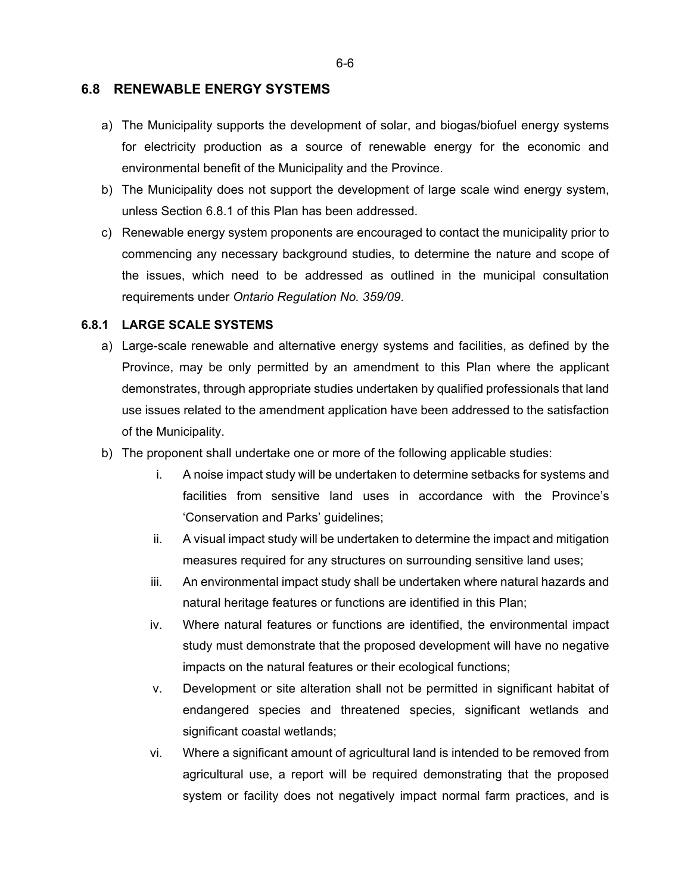## 6.8 RENEWABLE ENERGY SYSTEMS

a) The Municipality supports the development of solar, and biogas/biofuel energy systems for electricity production as a source of renewable energy for the economic and environmental benefit of the Municipality and the Province.

b) The Municipality does not support the development of large scale wind energy system, unless Section 6.8.1 of this Plan has been addressed.

c) Renewable energy system proponents are encouraged to contact the municipality prior to commencing any necessary background studies, to determine the nature and scope of the issues, which need to be addressed as outlined in the municipal consultation requirements under *Ontario Regulation No. 359/09*.

### 6.8.1 LARGE SCALE SYSTEMS

a) Large-scale renewable and alternative energy systems and facilities, as defined by the Province, may be only permitted by an amendment to this Plan where the applicant demonstrates, through appropriate studies undertaken by qualified professionals that land use issues related to the amendment application have been addressed to the satisfaction of the Municipality.

b) The proponent shall undertake one or more of the following applicable studies:

   i. A noise impact study will be undertaken to determine setbacks for systems and facilities from sensitive land uses in accordance with the Province's 'Conservation and Parks' guidelines;

   ii. A visual impact study will be undertaken to determine the impact and mitigation measures required for any structures on surrounding sensitive land uses;

   iii. An environmental impact study shall be undertaken where natural hazards and natural heritage features or functions are identified in this Plan;

   iv. Where natural features or functions are identified, the environmental impact study must demonstrate that the proposed development will have no negative impacts on the natural features or their ecological functions;

   v. Development or site alteration shall not be permitted in significant habitat of endangered species and threatened species, significant wetlands and significant coastal wetlands;

   vi. Where a significant amount of agricultural land is intended to be removed from agricultural use, a report will be required demonstrating that the proposed system or facility does not negatively impact normal farm practices, and is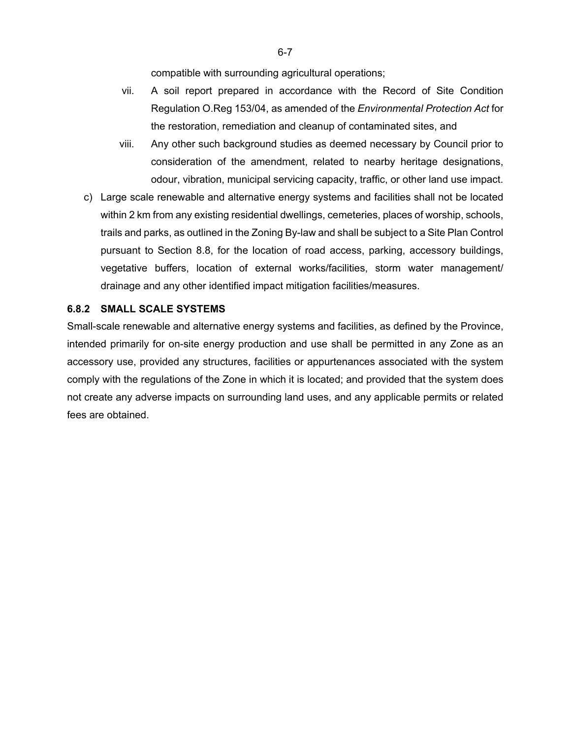compatible with surrounding agricultural operations;

vii. A soil report prepared in accordance with the Record of Site Condition Regulation O.Reg 153/04, as amended of the *Environmental Protection Act* for the restoration, remediation and cleanup of contaminated sites, and

viii. Any other such background studies as deemed necessary by Council prior to consideration of the amendment, related to nearby heritage designations, odour, vibration, municipal servicing capacity, traffic, or other land use impact.

c) Large scale renewable and alternative energy systems and facilities shall not be located within 2 km from any existing residential dwellings, cemeteries, places of worship, schools, trails and parks, as outlined in the Zoning By-law and shall be subject to a Site Plan Control pursuant to Section 8.8, for the location of road access, parking, accessory buildings, vegetative buffers, location of external works/facilities, storm water management/ drainage and any other identified impact mitigation facilities/measures.

### 6.8.2 SMALL SCALE SYSTEMS

Small-scale renewable and alternative energy systems and facilities, as defined by the Province, intended primarily for on-site energy production and use shall be permitted in any Zone as an accessory use, provided any structures, facilities or appurtenances associated with the system comply with the regulations of the Zone in which it is located; and provided that the system does not create any adverse impacts on surrounding land uses, and any applicable permits or related fees are obtained.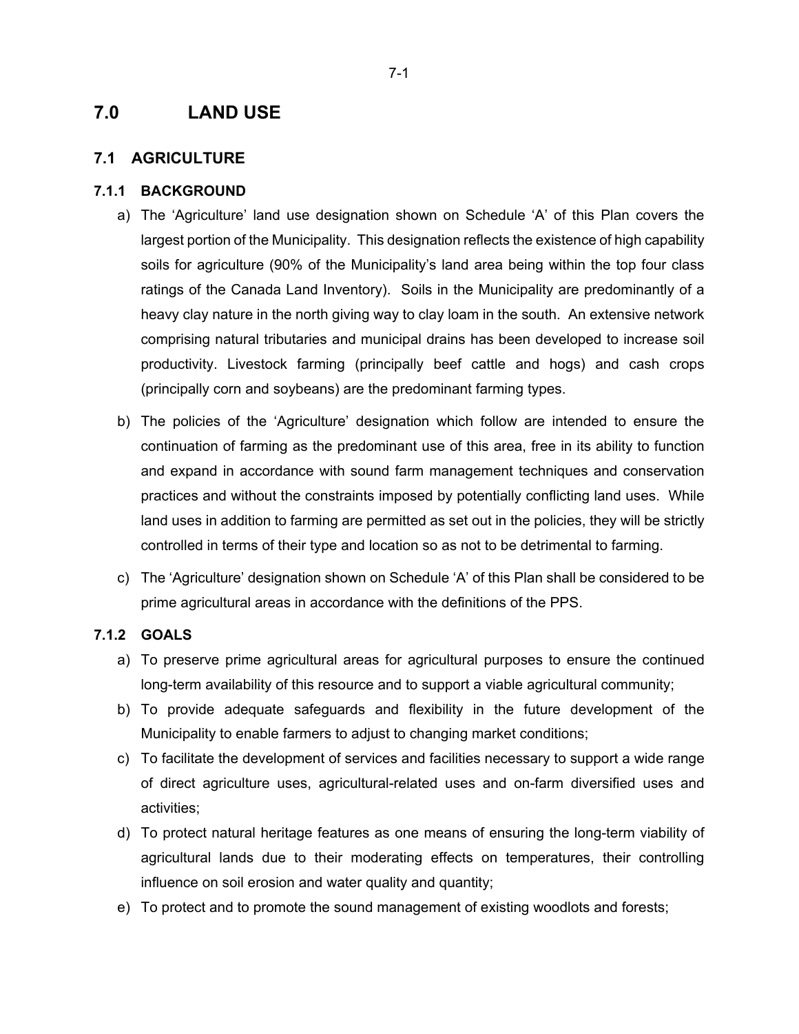# 7.0 LAND USE

## 7.1 AGRICULTURE

### 7.1.1 BACKGROUND

a) The 'Agriculture' land use designation shown on Schedule 'A' of this Plan covers the largest portion of the Municipality. This designation reflects the existence of high capability soils for agriculture (90% of the Municipality's land area being within the top four class ratings of the Canada Land Inventory). Soils in the Municipality are predominantly of a heavy clay nature in the north giving way to clay loam in the south. An extensive network comprising natural tributaries and municipal drains has been developed to increase soil productivity. Livestock farming (principally beef cattle and hogs) and cash crops (principally corn and soybeans) are the predominant farming types.

b) The policies of the 'Agriculture' designation which follow are intended to ensure the continuation of farming as the predominant use of this area, free in its ability to function and expand in accordance with sound farm management techniques and conservation practices and without the constraints imposed by potentially conflicting land uses. While land uses in addition to farming are permitted as set out in the policies, they will be strictly controlled in terms of their type and location so as not to be detrimental to farming.

c) The 'Agriculture' designation shown on Schedule 'A' of this Plan shall be considered to be prime agricultural areas in accordance with the definitions of the PPS.

### 7.1.2 GOALS

a) To preserve prime agricultural areas for agricultural purposes to ensure the continued long-term availability of this resource and to support a viable agricultural community;

b) To provide adequate safeguards and flexibility in the future development of the Municipality to enable farmers to adjust to changing market conditions;

c) To facilitate the development of services and facilities necessary to support a wide range of direct agriculture uses, agricultural-related uses and on-farm diversified uses and activities;

d) To protect natural heritage features as one means of ensuring the long-term viability of agricultural lands due to their moderating effects on temperatures, their controlling influence on soil erosion and water quality and quantity;

e) To protect and to promote the sound management of existing woodlots and forests;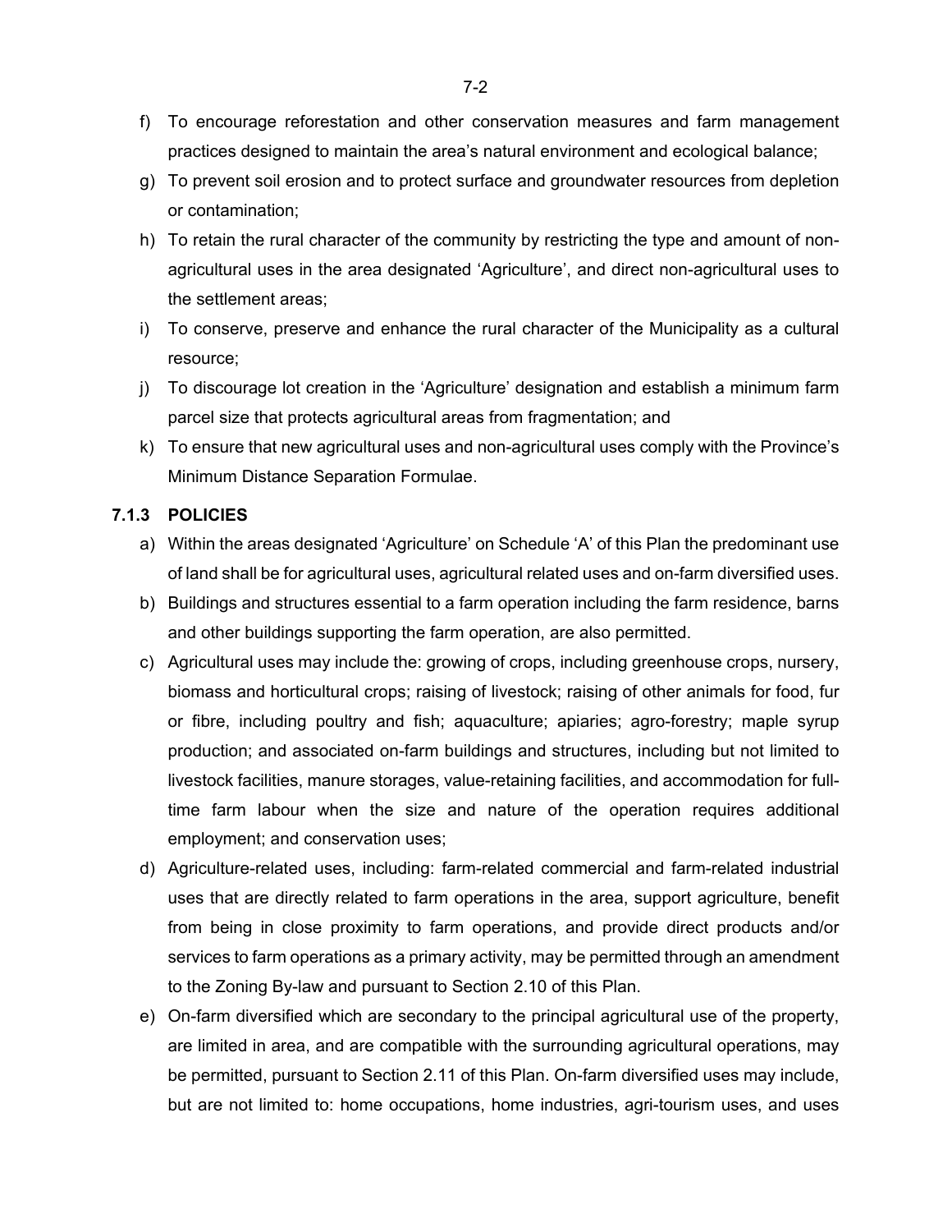f) To encourage reforestation and other conservation measures and farm management practices designed to maintain the area's natural environment and ecological balance;

g) To prevent soil erosion and to protect surface and groundwater resources from depletion or contamination;

h) To retain the rural character of the community by restricting the type and amount of non-agricultural uses in the area designated 'Agriculture', and direct non-agricultural uses to the settlement areas;

i) To conserve, preserve and enhance the rural character of the Municipality as a cultural resource;

j) To discourage lot creation in the 'Agriculture' designation and establish a minimum farm parcel size that protects agricultural areas from fragmentation; and

k) To ensure that new agricultural uses and non-agricultural uses comply with the Province's Minimum Distance Separation Formulae.

### 7.1.3 POLICIES

a) Within the areas designated 'Agriculture' on Schedule 'A' of this Plan the predominant use of land shall be for agricultural uses, agricultural related uses and on-farm diversified uses.

b) Buildings and structures essential to a farm operation including the farm residence, barns and other buildings supporting the farm operation, are also permitted.

c) Agricultural uses may include the: growing of crops, including greenhouse crops, nursery, biomass and horticultural crops; raising of livestock; raising of other animals for food, fur or fibre, including poultry and fish; aquaculture; apiaries; agro-forestry; maple syrup production; and associated on-farm buildings and structures, including but not limited to livestock facilities, manure storages, value-retaining facilities, and accommodation for full-time farm labour when the size and nature of the operation requires additional employment; and conservation uses;

d) Agriculture-related uses, including: farm-related commercial and farm-related industrial uses that are directly related to farm operations in the area, support agriculture, benefit from being in close proximity to farm operations, and provide direct products and/or services to farm operations as a primary activity, may be permitted through an amendment to the Zoning By-law and pursuant to Section 2.10 of this Plan.

e) On-farm diversified which are secondary to the principal agricultural use of the property, are limited in area, and are compatible with the surrounding agricultural operations, may be permitted, pursuant to Section 2.11 of this Plan. On-farm diversified uses may include, but are not limited to: home occupations, home industries, agri-tourism uses, and uses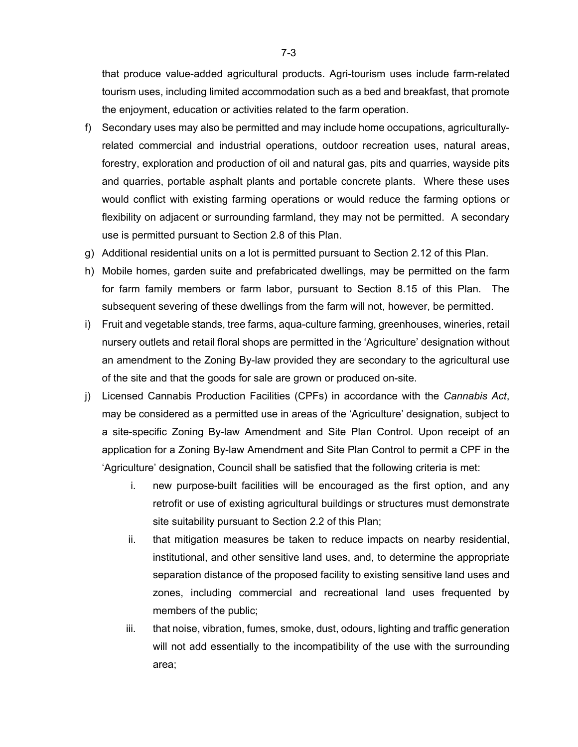that produce value-added agricultural products. Agri-tourism uses include farm-related tourism uses, including limited accommodation such as a bed and breakfast, that promote the enjoyment, education or activities related to the farm operation.

f) Secondary uses may also be permitted and may include home occupations, agriculturally-related commercial and industrial operations, outdoor recreation uses, natural areas, forestry, exploration and production of oil and natural gas, pits and quarries, wayside pits and quarries, portable asphalt plants and portable concrete plants. Where these uses would conflict with existing farming operations or would reduce the farming options or flexibility on adjacent or surrounding farmland, they may not be permitted. A secondary use is permitted pursuant to Section 2.8 of this Plan.

g) Additional residential units on a lot is permitted pursuant to Section 2.12 of this Plan.

h) Mobile homes, garden suite and prefabricated dwellings, may be permitted on the farm for farm family members or farm labor, pursuant to Section 8.15 of this Plan. The subsequent severing of these dwellings from the farm will not, however, be permitted.

i) Fruit and vegetable stands, tree farms, aqua-culture farming, greenhouses, wineries, retail nursery outlets and retail floral shops are permitted in the 'Agriculture' designation without an amendment to the Zoning By-law provided they are secondary to the agricultural use of the site and that the goods for sale are grown or produced on-site.

j) Licensed Cannabis Production Facilities (CPFs) in accordance with the *Cannabis Act*, may be considered as a permitted use in areas of the 'Agriculture' designation, subject to a site-specific Zoning By-law Amendment and Site Plan Control. Upon receipt of an application for a Zoning By-law Amendment and Site Plan Control to permit a CPF in the 'Agriculture' designation, Council shall be satisfied that the following criteria is met:

   i. new purpose-built facilities will be encouraged as the first option, and any retrofit or use of existing agricultural buildings or structures must demonstrate site suitability pursuant to Section 2.2 of this Plan;

   ii. that mitigation measures be taken to reduce impacts on nearby residential, institutional, and other sensitive land uses, and, to determine the appropriate separation distance of the proposed facility to existing sensitive land uses and zones, including commercial and recreational land uses frequented by members of the public;

   iii. that noise, vibration, fumes, smoke, dust, odours, lighting and traffic generation will not add essentially to the incompatibility of the use with the surrounding area;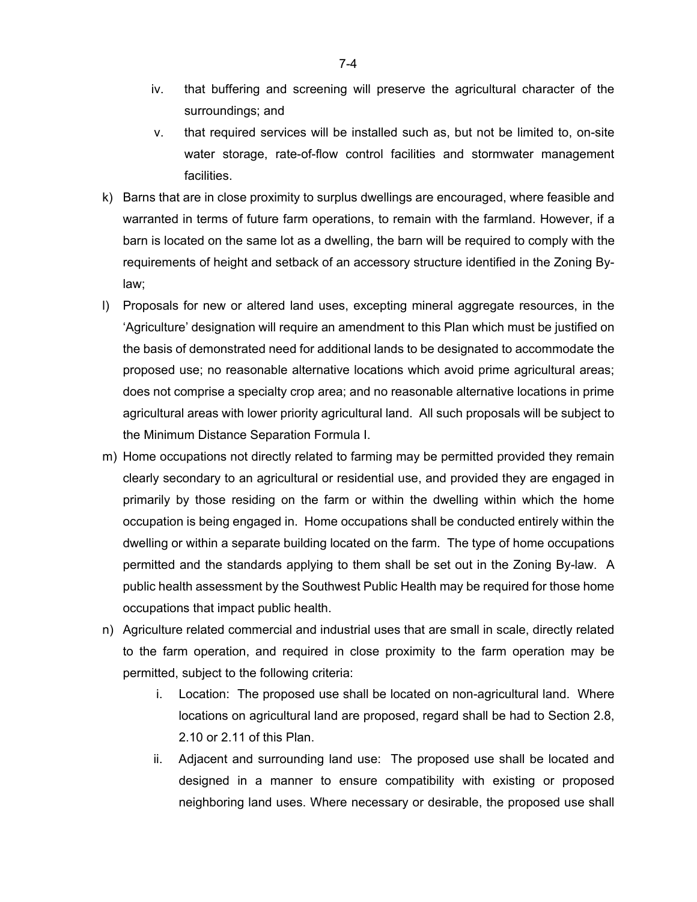iv. that buffering and screening will preserve the agricultural character of the surroundings; and

   v. that required services will be installed such as, but not be limited to, on-site water storage, rate-of-flow control facilities and stormwater management facilities.

k) Barns that are in close proximity to surplus dwellings are encouraged, where feasible and warranted in terms of future farm operations, to remain with the farmland. However, if a barn is located on the same lot as a dwelling, the barn will be required to comply with the requirements of height and setback of an accessory structure identified in the Zoning By-law;

l) Proposals for new or altered land uses, excepting mineral aggregate resources, in the 'Agriculture' designation will require an amendment to this Plan which must be justified on the basis of demonstrated need for additional lands to be designated to accommodate the proposed use; no reasonable alternative locations which avoid prime agricultural areas; does not comprise a specialty crop area; and no reasonable alternative locations in prime agricultural areas with lower priority agricultural land. All such proposals will be subject to the Minimum Distance Separation Formula I.

m) Home occupations not directly related to farming may be permitted provided they remain clearly secondary to an agricultural or residential use, and provided they are engaged in primarily by those residing on the farm or within the dwelling within which the home occupation is being engaged in. Home occupations shall be conducted entirely within the dwelling or within a separate building located on the farm. The type of home occupations permitted and the standards applying to them shall be set out in the Zoning By-law. A public health assessment by the Southwest Public Health may be required for those home occupations that impact public health.

n) Agriculture related commercial and industrial uses that are small in scale, directly related to the farm operation, and required in close proximity to the farm operation may be permitted, subject to the following criteria:

   i. Location: The proposed use shall be located on non-agricultural land. Where locations on agricultural land are proposed, regard shall be had to Section 2.8, 2.10 or 2.11 of this Plan.

   ii. Adjacent and surrounding land use: The proposed use shall be located and designed in a manner to ensure compatibility with existing or proposed neighboring land uses. Where necessary or desirable, the proposed use shall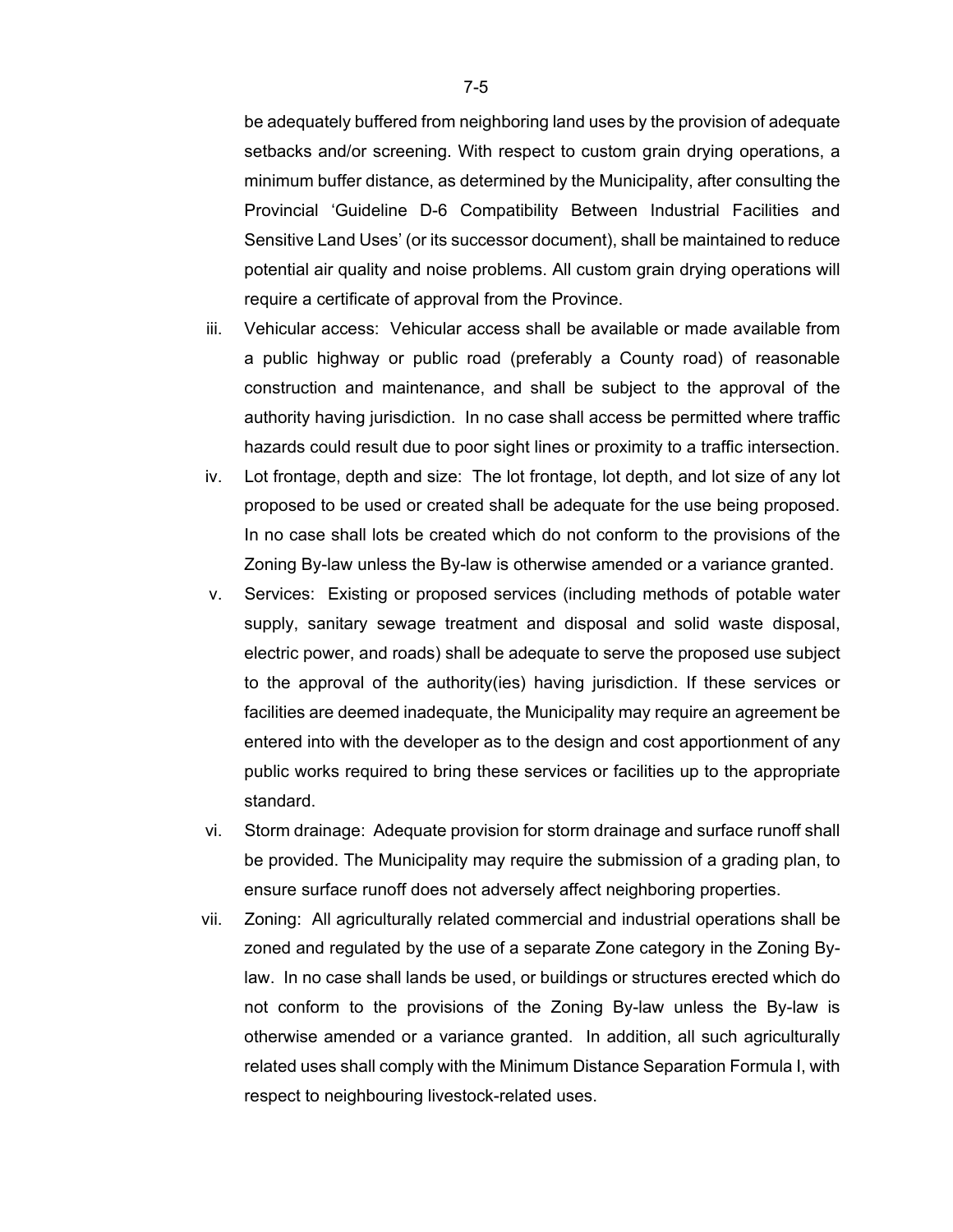be adequately buffered from neighboring land uses by the provision of adequate setbacks and/or screening. With respect to custom grain drying operations, a minimum buffer distance, as determined by the Municipality, after consulting the Provincial 'Guideline D-6 Compatibility Between Industrial Facilities and Sensitive Land Uses' (or its successor document), shall be maintained to reduce potential air quality and noise problems. All custom grain drying operations will require a certificate of approval from the Province.

iii. Vehicular access: Vehicular access shall be available or made available from a public highway or public road (preferably a County road) of reasonable construction and maintenance, and shall be subject to the approval of the authority having jurisdiction. In no case shall access be permitted where traffic hazards could result due to poor sight lines or proximity to a traffic intersection.

iv. Lot frontage, depth and size: The lot frontage, lot depth, and lot size of any lot proposed to be used or created shall be adequate for the use being proposed. In no case shall lots be created which do not conform to the provisions of the Zoning By-law unless the By-law is otherwise amended or a variance granted.

v. Services: Existing or proposed services (including methods of potable water supply, sanitary sewage treatment and disposal and solid waste disposal, electric power, and roads) shall be adequate to serve the proposed use subject to the approval of the authority(ies) having jurisdiction. If these services or facilities are deemed inadequate, the Municipality may require an agreement be entered into with the developer as to the design and cost apportionment of any public works required to bring these services or facilities up to the appropriate standard.

vi. Storm drainage: Adequate provision for storm drainage and surface runoff shall be provided. The Municipality may require the submission of a grading plan, to ensure surface runoff does not adversely affect neighboring properties.

vii. Zoning: All agriculturally related commercial and industrial operations shall be zoned and regulated by the use of a separate Zone category in the Zoning By-law. In no case shall lands be used, or buildings or structures erected which do not conform to the provisions of the Zoning By-law unless the By-law is otherwise amended or a variance granted. In addition, all such agriculturally related uses shall comply with the Minimum Distance Separation Formula I, with respect to neighbouring livestock-related uses.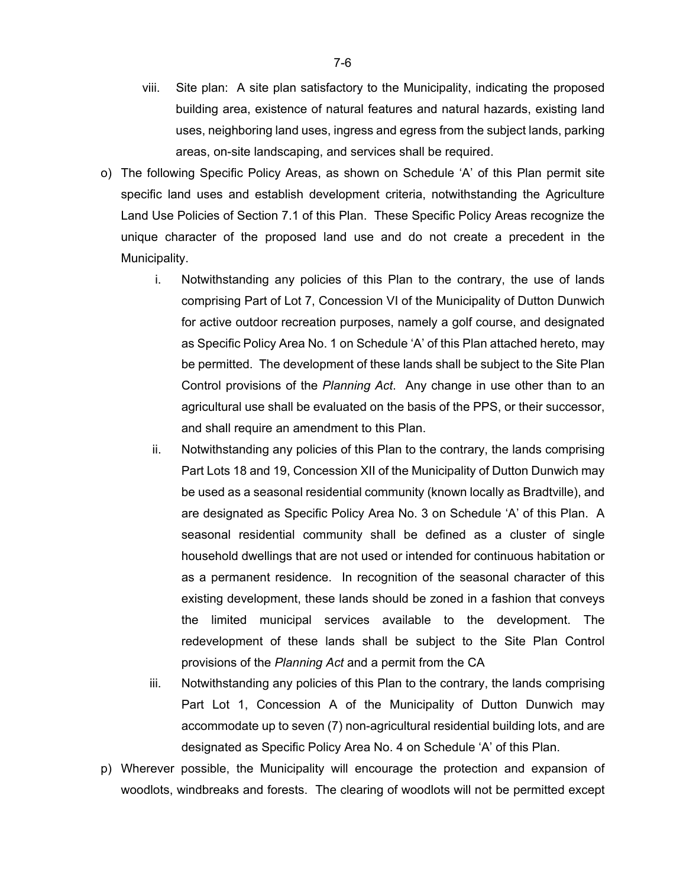viii. Site plan: A site plan satisfactory to the Municipality, indicating the proposed building area, existence of natural features and natural hazards, existing land uses, neighboring land uses, ingress and egress from the subject lands, parking areas, on-site landscaping, and services shall be required.

o) The following Specific Policy Areas, as shown on Schedule 'A' of this Plan permit site specific land uses and establish development criteria, notwithstanding the Agriculture Land Use Policies of Section 7.1 of this Plan. These Specific Policy Areas recognize the unique character of the proposed land use and do not create a precedent in the Municipality.

   i. Notwithstanding any policies of this Plan to the contrary, the use of lands comprising Part of Lot 7, Concession VI of the Municipality of Dutton Dunwich for active outdoor recreation purposes, namely a golf course, and designated as Specific Policy Area No. 1 on Schedule 'A' of this Plan attached hereto, may be permitted. The development of these lands shall be subject to the Site Plan Control provisions of the *Planning Act*. Any change in use other than to an agricultural use shall be evaluated on the basis of the PPS, or their successor, and shall require an amendment to this Plan.

   ii. Notwithstanding any policies of this Plan to the contrary, the lands comprising Part Lots 18 and 19, Concession XII of the Municipality of Dutton Dunwich may be used as a seasonal residential community (known locally as Bradtville), and are designated as Specific Policy Area No. 3 on Schedule 'A' of this Plan. A seasonal residential community shall be defined as a cluster of single household dwellings that are not used or intended for continuous habitation or as a permanent residence. In recognition of the seasonal character of this existing development, these lands should be zoned in a fashion that conveys the limited municipal services available to the development. The redevelopment of these lands shall be subject to the Site Plan Control provisions of the *Planning Act* and a permit from the CA

   iii. Notwithstanding any policies of this Plan to the contrary, the lands comprising Part Lot 1, Concession A of the Municipality of Dutton Dunwich may accommodate up to seven (7) non-agricultural residential building lots, and are designated as Specific Policy Area No. 4 on Schedule 'A' of this Plan.

p) Wherever possible, the Municipality will encourage the protection and expansion of woodlots, windbreaks and forests. The clearing of woodlots will not be permitted except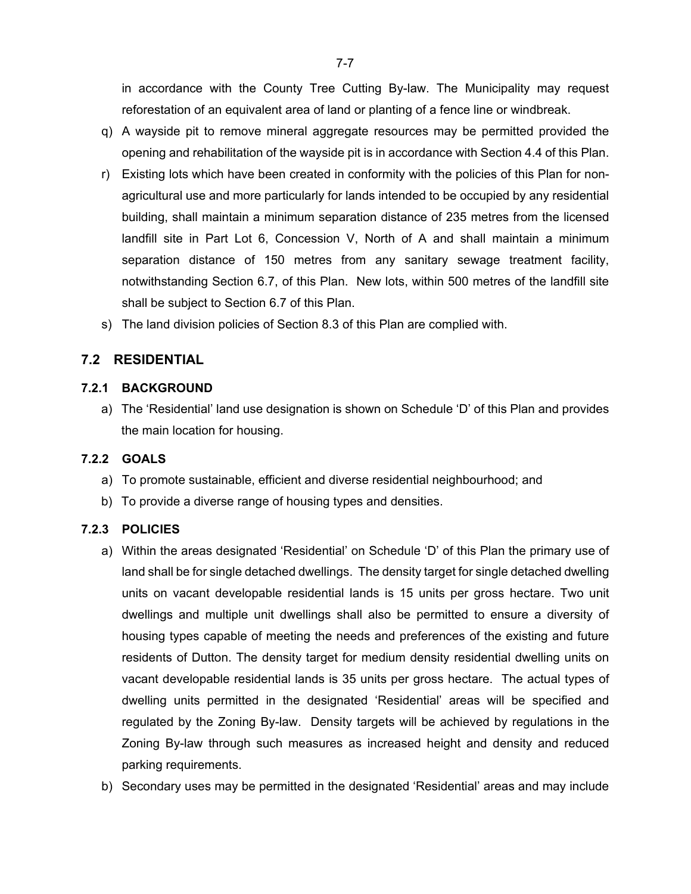in accordance with the County Tree Cutting By-law. The Municipality may request reforestation of an equivalent area of land or planting of a fence line or windbreak.

q) A wayside pit to remove mineral aggregate resources may be permitted provided the opening and rehabilitation of the wayside pit is in accordance with Section 4.4 of this Plan.

r) Existing lots which have been created in conformity with the policies of this Plan for non-agricultural use and more particularly for lands intended to be occupied by any residential building, shall maintain a minimum separation distance of 235 metres from the licensed landfill site in Part Lot 6, Concession V, North of A and shall maintain a minimum separation distance of 150 metres from any sanitary sewage treatment facility, notwithstanding Section 6.7, of this Plan. New lots, within 500 metres of the landfill site shall be subject to Section 6.7 of this Plan.

s) The land division policies of Section 8.3 of this Plan are complied with.

## 7.2 RESIDENTIAL

### 7.2.1 BACKGROUND

a) The 'Residential' land use designation is shown on Schedule 'D' of this Plan and provides the main location for housing.

### 7.2.2 GOALS

a) To promote sustainable, efficient and diverse residential neighbourhood; and

b) To provide a diverse range of housing types and densities.

### 7.2.3 POLICIES

a) Within the areas designated 'Residential' on Schedule 'D' of this Plan the primary use of land shall be for single detached dwellings. The density target for single detached dwelling units on vacant developable residential lands is 15 units per gross hectare. Two unit dwellings and multiple unit dwellings shall also be permitted to ensure a diversity of housing types capable of meeting the needs and preferences of the existing and future residents of Dutton. The density target for medium density residential dwelling units on vacant developable residential lands is 35 units per gross hectare. The actual types of dwelling units permitted in the designated 'Residential' areas will be specified and regulated by the Zoning By-law. Density targets will be achieved by regulations in the Zoning By-law through such measures as increased height and density and reduced parking requirements.

b) Secondary uses may be permitted in the designated 'Residential' areas and may include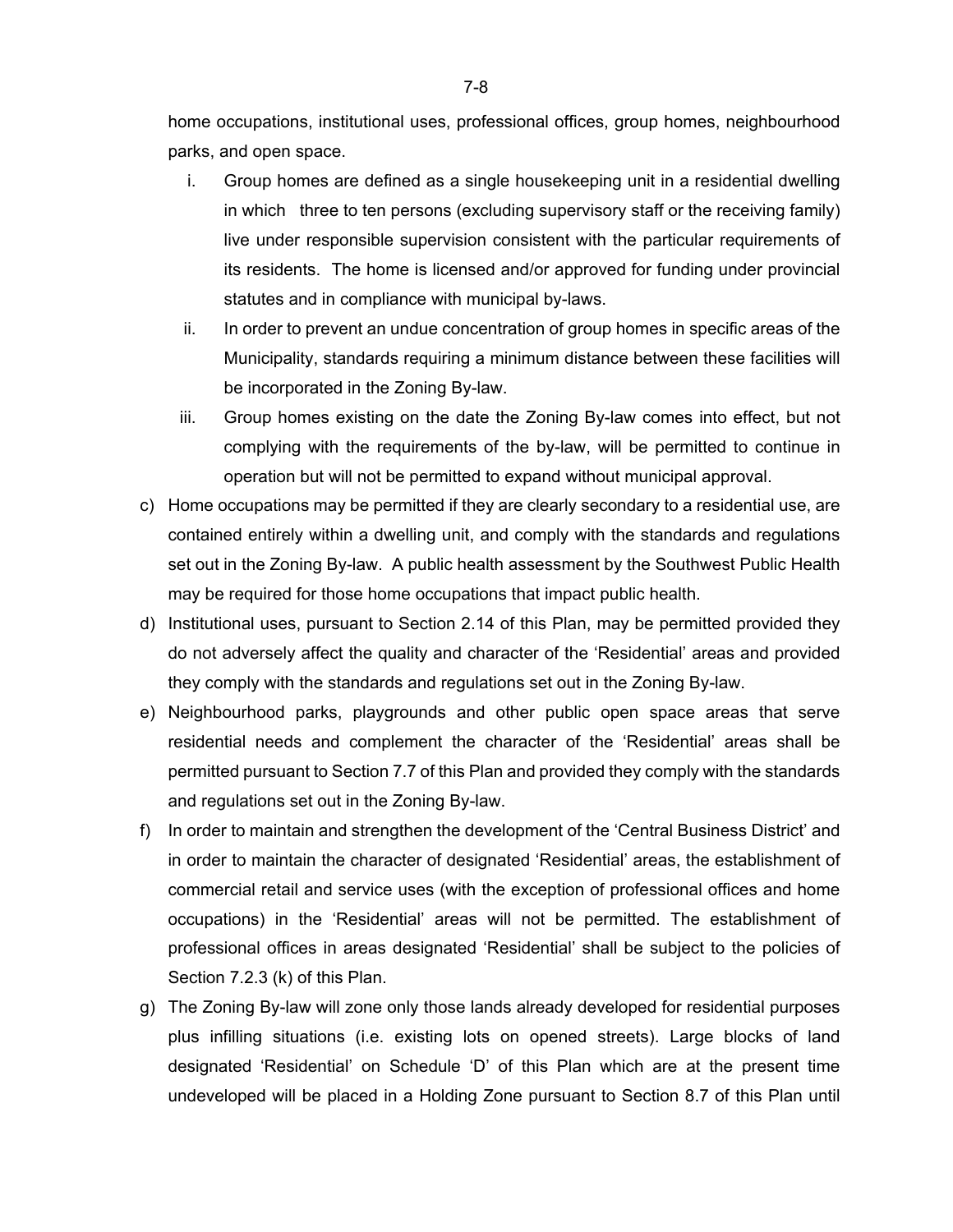home occupations, institutional uses, professional offices, group homes, neighbourhood parks, and open space.

i. Group homes are defined as a single housekeeping unit in a residential dwelling in which three to ten persons (excluding supervisory staff or the receiving family) live under responsible supervision consistent with the particular requirements of its residents. The home is licensed and/or approved for funding under provincial statutes and in compliance with municipal by-laws.

ii. In order to prevent an undue concentration of group homes in specific areas of the Municipality, standards requiring a minimum distance between these facilities will be incorporated in the Zoning By-law.

iii. Group homes existing on the date the Zoning By-law comes into effect, but not complying with the requirements of the by-law, will be permitted to continue in operation but will not be permitted to expand without municipal approval.

c) Home occupations may be permitted if they are clearly secondary to a residential use, are contained entirely within a dwelling unit, and comply with the standards and regulations set out in the Zoning By-law. A public health assessment by the Southwest Public Health may be required for those home occupations that impact public health.

d) Institutional uses, pursuant to Section 2.14 of this Plan, may be permitted provided they do not adversely affect the quality and character of the 'Residential' areas and provided they comply with the standards and regulations set out in the Zoning By-law.

e) Neighbourhood parks, playgrounds and other public open space areas that serve residential needs and complement the character of the 'Residential' areas shall be permitted pursuant to Section 7.7 of this Plan and provided they comply with the standards and regulations set out in the Zoning By-law.

f) In order to maintain and strengthen the development of the 'Central Business District' and in order to maintain the character of designated 'Residential' areas, the establishment of commercial retail and service uses (with the exception of professional offices and home occupations) in the 'Residential' areas will not be permitted. The establishment of professional offices in areas designated 'Residential' shall be subject to the policies of Section 7.2.3 (k) of this Plan.

g) The Zoning By-law will zone only those lands already developed for residential purposes plus infilling situations (i.e. existing lots on opened streets). Large blocks of land designated 'Residential' on Schedule 'D' of this Plan which are at the present time undeveloped will be placed in a Holding Zone pursuant to Section 8.7 of this Plan until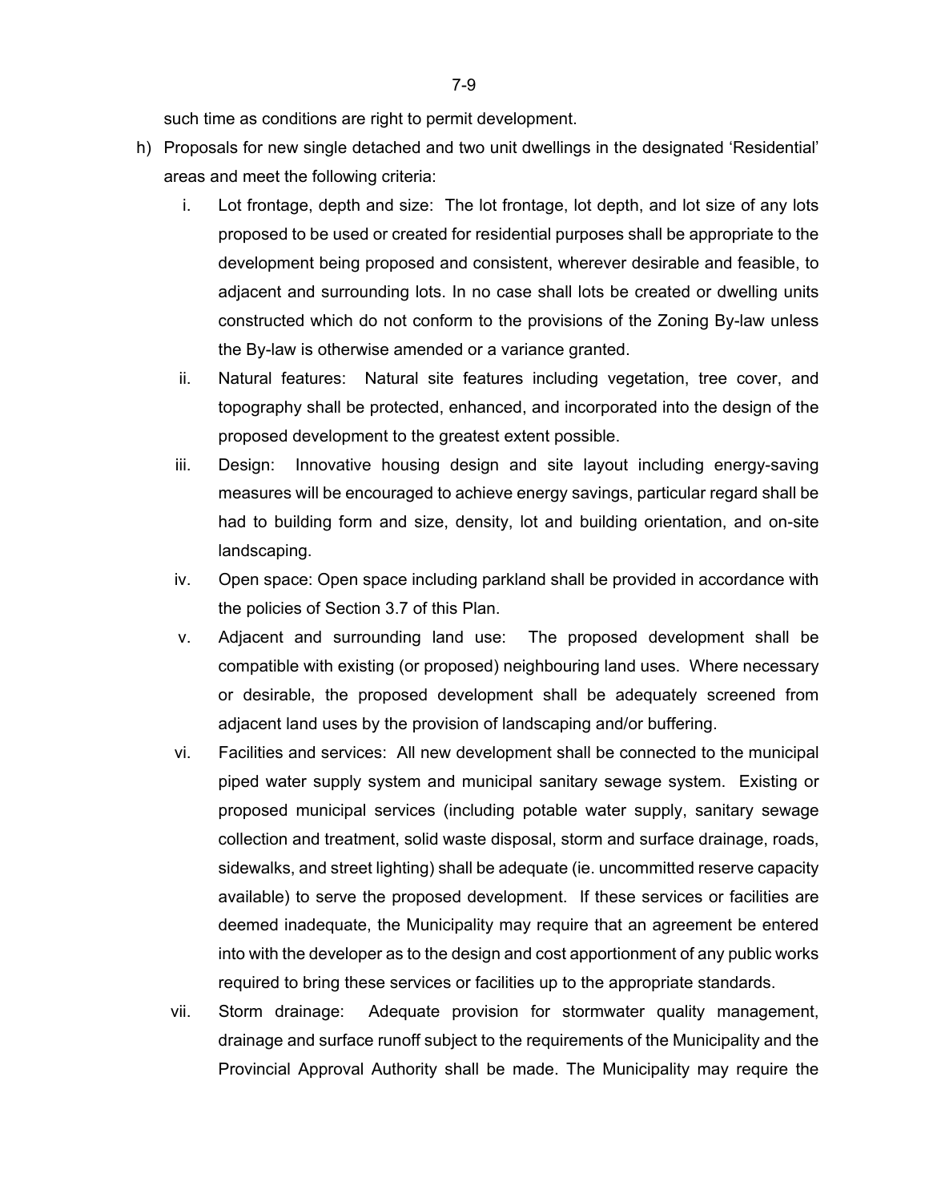such time as conditions are right to permit development.

h) Proposals for new single detached and two unit dwellings in the designated 'Residential' areas and meet the following criteria:

   i. Lot frontage, depth and size: The lot frontage, lot depth, and lot size of any lots proposed to be used or created for residential purposes shall be appropriate to the development being proposed and consistent, wherever desirable and feasible, to adjacent and surrounding lots. In no case shall lots be created or dwelling units constructed which do not conform to the provisions of the Zoning By-law unless the By-law is otherwise amended or a variance granted.

   ii. Natural features: Natural site features including vegetation, tree cover, and topography shall be protected, enhanced, and incorporated into the design of the proposed development to the greatest extent possible.

   iii. Design: Innovative housing design and site layout including energy-saving measures will be encouraged to achieve energy savings, particular regard shall be had to building form and size, density, lot and building orientation, and on-site landscaping.

   iv. Open space: Open space including parkland shall be provided in accordance with the policies of Section 3.7 of this Plan.

   v. Adjacent and surrounding land use: The proposed development shall be compatible with existing (or proposed) neighbouring land uses. Where necessary or desirable, the proposed development shall be adequately screened from adjacent land uses by the provision of landscaping and/or buffering.

   vi. Facilities and services: All new development shall be connected to the municipal piped water supply system and municipal sanitary sewage system. Existing or proposed municipal services (including potable water supply, sanitary sewage collection and treatment, solid waste disposal, storm and surface drainage, roads, sidewalks, and street lighting) shall be adequate (ie. uncommitted reserve capacity available) to serve the proposed development. If these services or facilities are deemed inadequate, the Municipality may require that an agreement be entered into with the developer as to the design and cost apportionment of any public works required to bring these services or facilities up to the appropriate standards.

   vii. Storm drainage: Adequate provision for stormwater quality management, drainage and surface runoff subject to the requirements of the Municipality and the Provincial Approval Authority shall be made. The Municipality may require the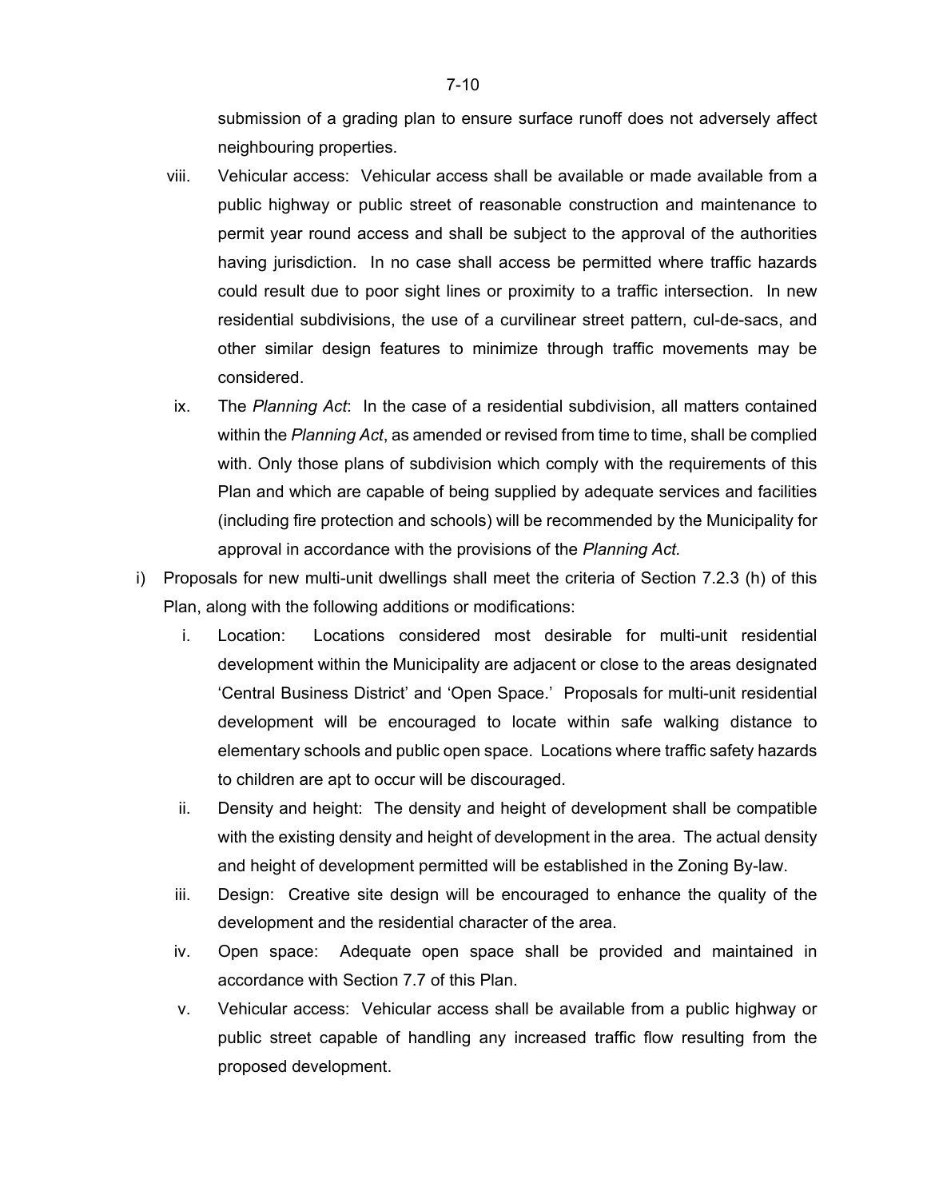submission of a grading plan to ensure surface runoff does not adversely affect neighbouring properties.

viii. Vehicular access: Vehicular access shall be available or made available from a public highway or public street of reasonable construction and maintenance to permit year round access and shall be subject to the approval of the authorities having jurisdiction. In no case shall access be permitted where traffic hazards could result due to poor sight lines or proximity to a traffic intersection. In new residential subdivisions, the use of a curvilinear street pattern, cul-de-sacs, and other similar design features to minimize through traffic movements may be considered.

ix. The *Planning Act*: In the case of a residential subdivision, all matters contained within the *Planning Act*, as amended or revised from time to time, shall be complied with. Only those plans of subdivision which comply with the requirements of this Plan and which are capable of being supplied by adequate services and facilities (including fire protection and schools) will be recommended by the Municipality for approval in accordance with the provisions of the *Planning Act*.

i) Proposals for new multi-unit dwellings shall meet the criteria of Section 7.2.3 (h) of this Plan, along with the following additions or modifications:

   i. Location: Locations considered most desirable for multi-unit residential development within the Municipality are adjacent or close to the areas designated 'Central Business District' and 'Open Space.' Proposals for multi-unit residential development will be encouraged to locate within safe walking distance to elementary schools and public open space. Locations where traffic safety hazards to children are apt to occur will be discouraged.

   ii. Density and height: The density and height of development shall be compatible with the existing density and height of development in the area. The actual density and height of development permitted will be established in the Zoning By-law.

   iii. Design: Creative site design will be encouraged to enhance the quality of the development and the residential character of the area.

   iv. Open space: Adequate open space shall be provided and maintained in accordance with Section 7.7 of this Plan.

   v. Vehicular access: Vehicular access shall be available from a public highway or public street capable of handling any increased traffic flow resulting from the proposed development.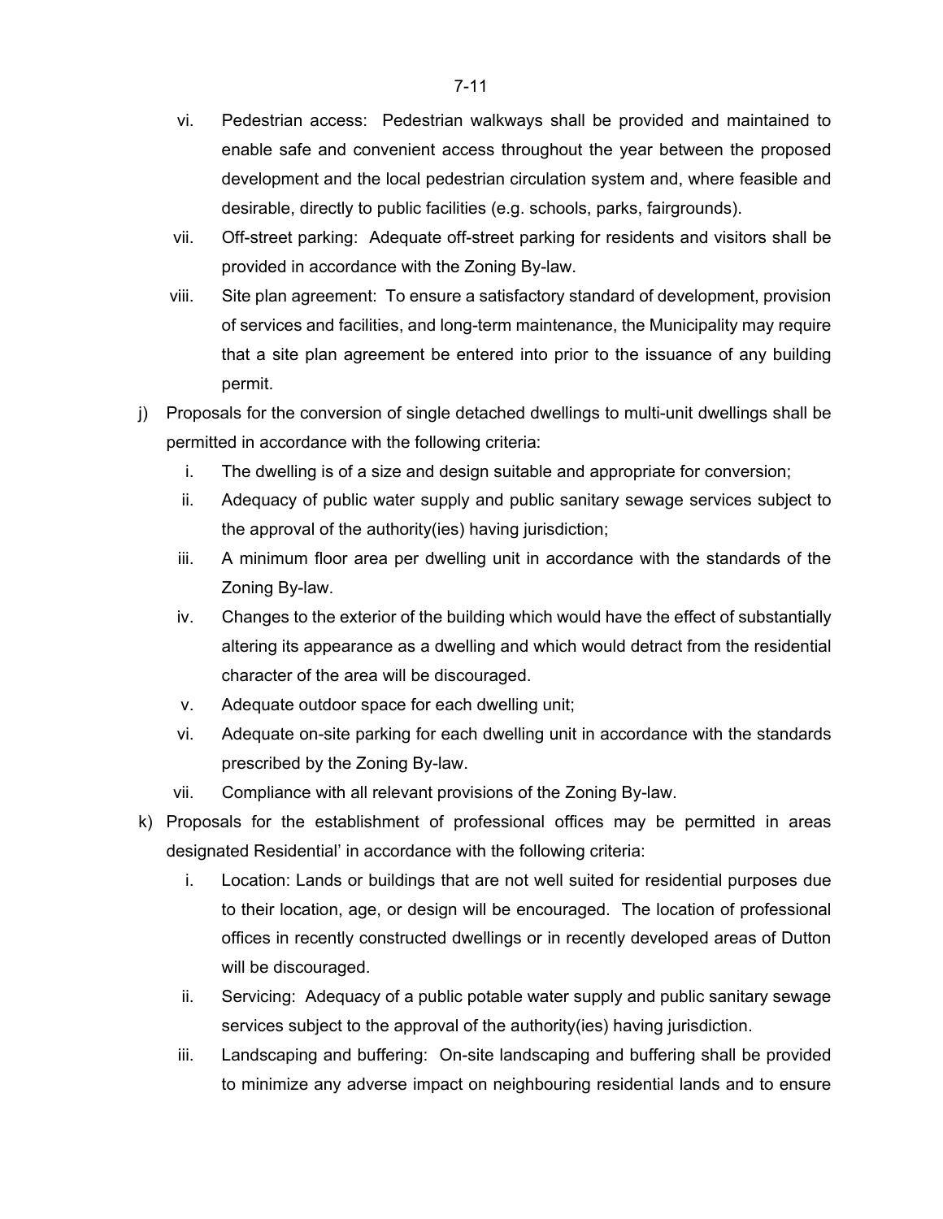vi. Pedestrian access: Pedestrian walkways shall be provided and maintained to enable safe and convenient access throughout the year between the proposed development and the local pedestrian circulation system and, where feasible and desirable, directly to public facilities (e.g. schools, parks, fairgrounds).

vii. Off-street parking: Adequate off-street parking for residents and visitors shall be provided in accordance with the Zoning By-law.

viii. Site plan agreement: To ensure a satisfactory standard of development, provision of services and facilities, and long-term maintenance, the Municipality may require that a site plan agreement be entered into prior to the issuance of any building permit.

j) Proposals for the conversion of single detached dwellings to multi-unit dwellings shall be permitted in accordance with the following criteria:

i. The dwelling is of a size and design suitable and appropriate for conversion;

ii. Adequacy of public water supply and public sanitary sewage services subject to the approval of the authority(ies) having jurisdiction;

iii. A minimum floor area per dwelling unit in accordance with the standards of the Zoning By-law.

iv. Changes to the exterior of the building which would have the effect of substantially altering its appearance as a dwelling and which would detract from the residential character of the area will be discouraged.

v. Adequate outdoor space for each dwelling unit;

vi. Adequate on-site parking for each dwelling unit in accordance with the standards prescribed by the Zoning By-law.

vii. Compliance with all relevant provisions of the Zoning By-law.

k) Proposals for the establishment of professional offices may be permitted in areas designated Residential' in accordance with the following criteria:

i. Location: Lands or buildings that are not well suited for residential purposes due to their location, age, or design will be encouraged. The location of professional offices in recently constructed dwellings or in recently developed areas of Dutton will be discouraged.

ii. Servicing: Adequacy of a public potable water supply and public sanitary sewage services subject to the approval of the authority(ies) having jurisdiction.

iii. Landscaping and buffering: On-site landscaping and buffering shall be provided to minimize any adverse impact on neighbouring residential lands and to ensure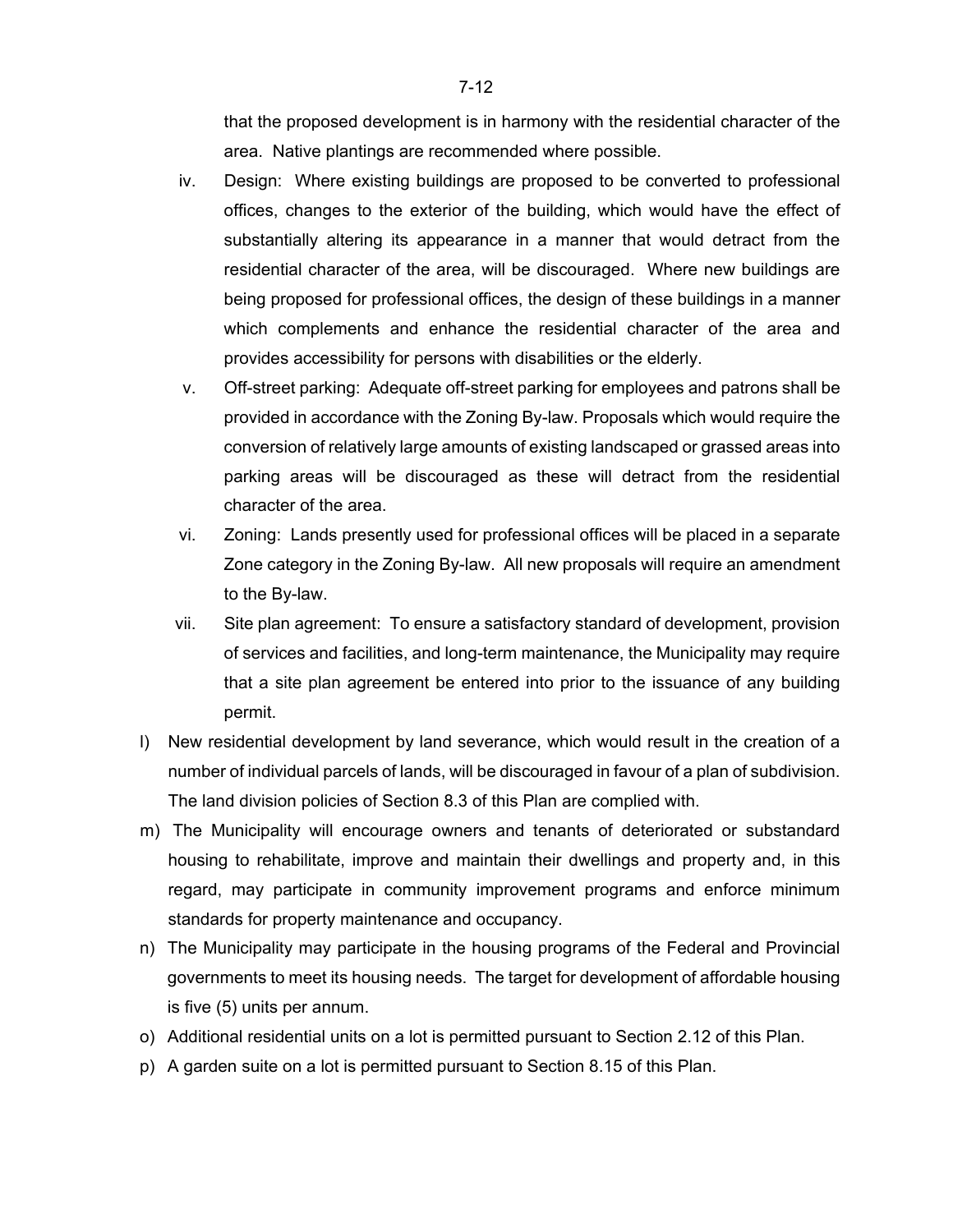that the proposed development is in harmony with the residential character of the area. Native plantings are recommended where possible.

iv. Design: Where existing buildings are proposed to be converted to professional offices, changes to the exterior of the building, which would have the effect of substantially altering its appearance in a manner that would detract from the residential character of the area, will be discouraged. Where new buildings are being proposed for professional offices, the design of these buildings in a manner which complements and enhance the residential character of the area and provides accessibility for persons with disabilities or the elderly.

v. Off-street parking: Adequate off-street parking for employees and patrons shall be provided in accordance with the Zoning By-law. Proposals which would require the conversion of relatively large amounts of existing landscaped or grassed areas into parking areas will be discouraged as these will detract from the residential character of the area.

vi. Zoning: Lands presently used for professional offices will be placed in a separate Zone category in the Zoning By-law. All new proposals will require an amendment to the By-law.

vii. Site plan agreement: To ensure a satisfactory standard of development, provision of services and facilities, and long-term maintenance, the Municipality may require that a site plan agreement be entered into prior to the issuance of any building permit.

l) New residential development by land severance, which would result in the creation of a number of individual parcels of lands, will be discouraged in favour of a plan of subdivision. The land division policies of Section 8.3 of this Plan are complied with.

m) The Municipality will encourage owners and tenants of deteriorated or substandard housing to rehabilitate, improve and maintain their dwellings and property and, in this regard, may participate in community improvement programs and enforce minimum standards for property maintenance and occupancy.

n) The Municipality may participate in the housing programs of the Federal and Provincial governments to meet its housing needs. The target for development of affordable housing is five (5) units per annum.

o) Additional residential units on a lot is permitted pursuant to Section 2.12 of this Plan.

p) A garden suite on a lot is permitted pursuant to Section 8.15 of this Plan.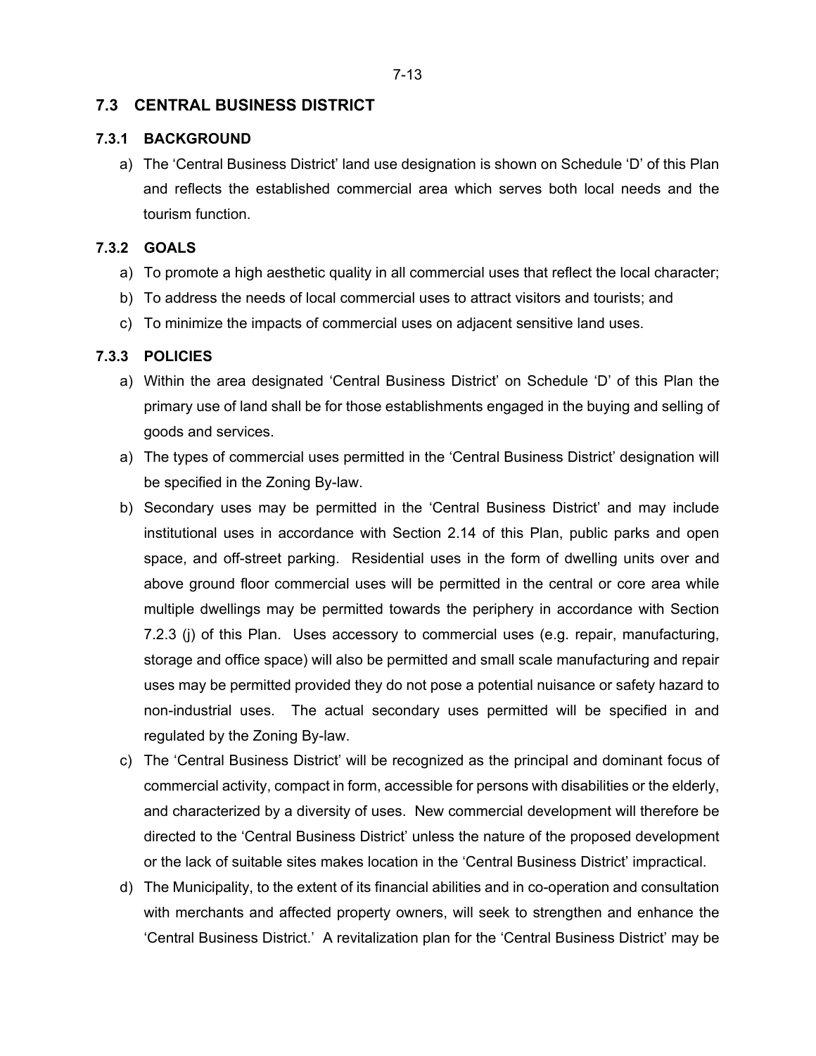## 7.3 CENTRAL BUSINESS DISTRICT

### 7.3.1 BACKGROUND

a) The 'Central Business District' land use designation is shown on Schedule 'D' of this Plan and reflects the established commercial area which serves both local needs and the tourism function.

### 7.3.2 GOALS

a) To promote a high aesthetic quality in all commercial uses that reflect the local character;

b) To address the needs of local commercial uses to attract visitors and tourists; and

c) To minimize the impacts of commercial uses on adjacent sensitive land uses.

### 7.3.3 POLICIES

a) Within the area designated 'Central Business District' on Schedule 'D' of this Plan the primary use of land shall be for those establishments engaged in the buying and selling of goods and services.

a) The types of commercial uses permitted in the 'Central Business District' designation will be specified in the Zoning By-law.

b) Secondary uses may be permitted in the 'Central Business District' and may include institutional uses in accordance with Section 2.14 of this Plan, public parks and open space, and off-street parking. Residential uses in the form of dwelling units over and above ground floor commercial uses will be permitted in the central or core area while multiple dwellings may be permitted towards the periphery in accordance with Section 7.2.3 (j) of this Plan. Uses accessory to commercial uses (e.g. repair, manufacturing, storage and office space) will also be permitted and small scale manufacturing and repair uses may be permitted provided they do not pose a potential nuisance or safety hazard to non-industrial uses. The actual secondary uses permitted will be specified in and regulated by the Zoning By-law.

c) The 'Central Business District' will be recognized as the principal and dominant focus of commercial activity, compact in form, accessible for persons with disabilities or the elderly, and characterized by a diversity of uses. New commercial development will therefore be directed to the 'Central Business District' unless the nature of the proposed development or the lack of suitable sites makes location in the 'Central Business District' impractical.

d) The Municipality, to the extent of its financial abilities and in co-operation and consultation with merchants and affected property owners, will seek to strengthen and enhance the 'Central Business District.' A revitalization plan for the 'Central Business District' may be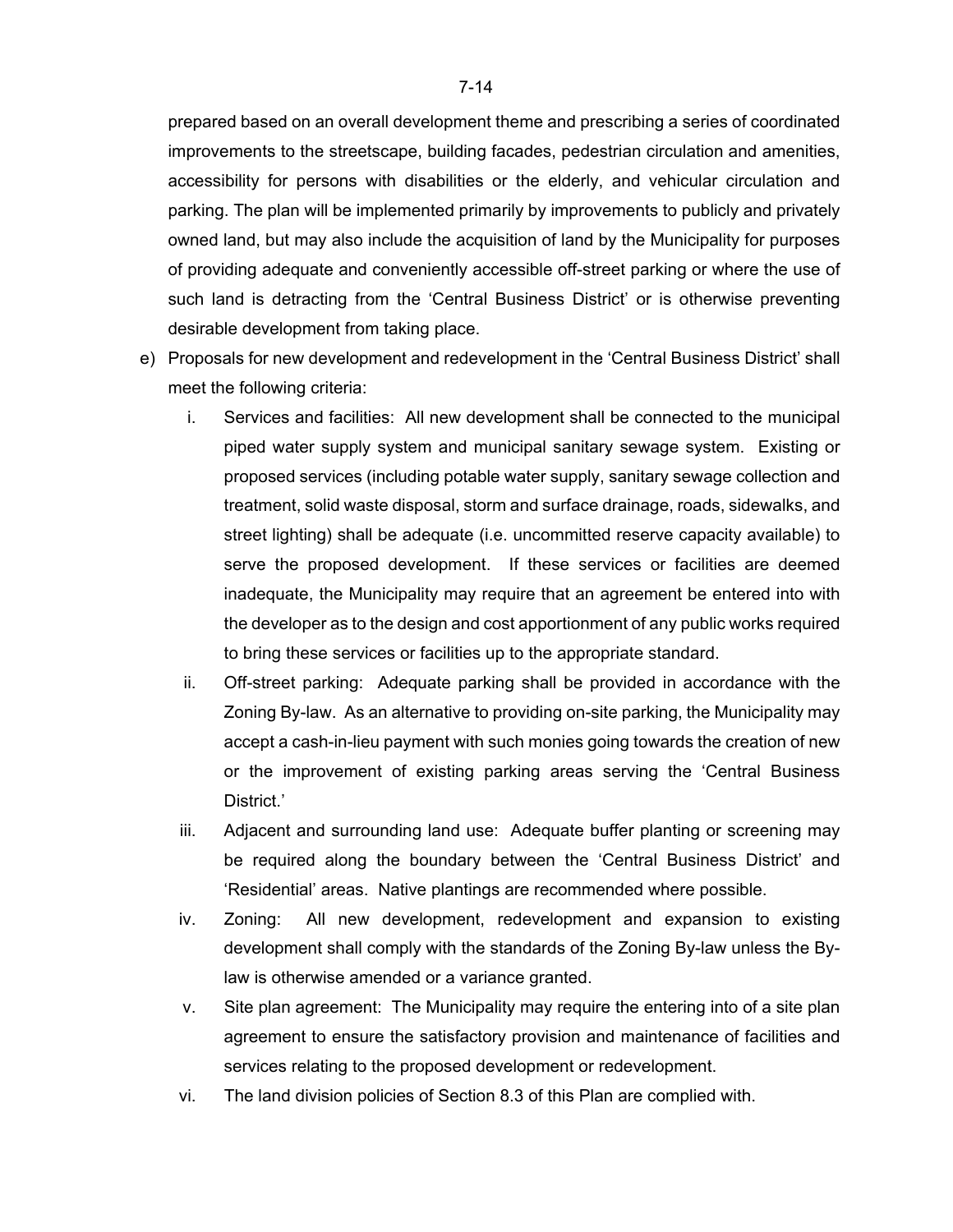prepared based on an overall development theme and prescribing a series of coordinated improvements to the streetscape, building facades, pedestrian circulation and amenities, accessibility for persons with disabilities or the elderly, and vehicular circulation and parking. The plan will be implemented primarily by improvements to publicly and privately owned land, but may also include the acquisition of land by the Municipality for purposes of providing adequate and conveniently accessible off-street parking or where the use of such land is detracting from the 'Central Business District' or is otherwise preventing desirable development from taking place.

e) Proposals for new development and redevelopment in the 'Central Business District' shall meet the following criteria:

   i. Services and facilities: All new development shall be connected to the municipal piped water supply system and municipal sanitary sewage system. Existing or proposed services (including potable water supply, sanitary sewage collection and treatment, solid waste disposal, storm and surface drainage, roads, sidewalks, and street lighting) shall be adequate (i.e. uncommitted reserve capacity available) to serve the proposed development. If these services or facilities are deemed inadequate, the Municipality may require that an agreement be entered into with the developer as to the design and cost apportionment of any public works required to bring these services or facilities up to the appropriate standard.

   ii. Off-street parking: Adequate parking shall be provided in accordance with the Zoning By-law. As an alternative to providing on-site parking, the Municipality may accept a cash-in-lieu payment with such monies going towards the creation of new or the improvement of existing parking areas serving the 'Central Business District.'

   iii. Adjacent and surrounding land use: Adequate buffer planting or screening may be required along the boundary between the 'Central Business District' and 'Residential' areas. Native plantings are recommended where possible.

   iv. Zoning: All new development, redevelopment and expansion to existing development shall comply with the standards of the Zoning By-law unless the By-law is otherwise amended or a variance granted.

   v. Site plan agreement: The Municipality may require the entering into of a site plan agreement to ensure the satisfactory provision and maintenance of facilities and services relating to the proposed development or redevelopment.

   vi. The land division policies of Section 8.3 of this Plan are complied with.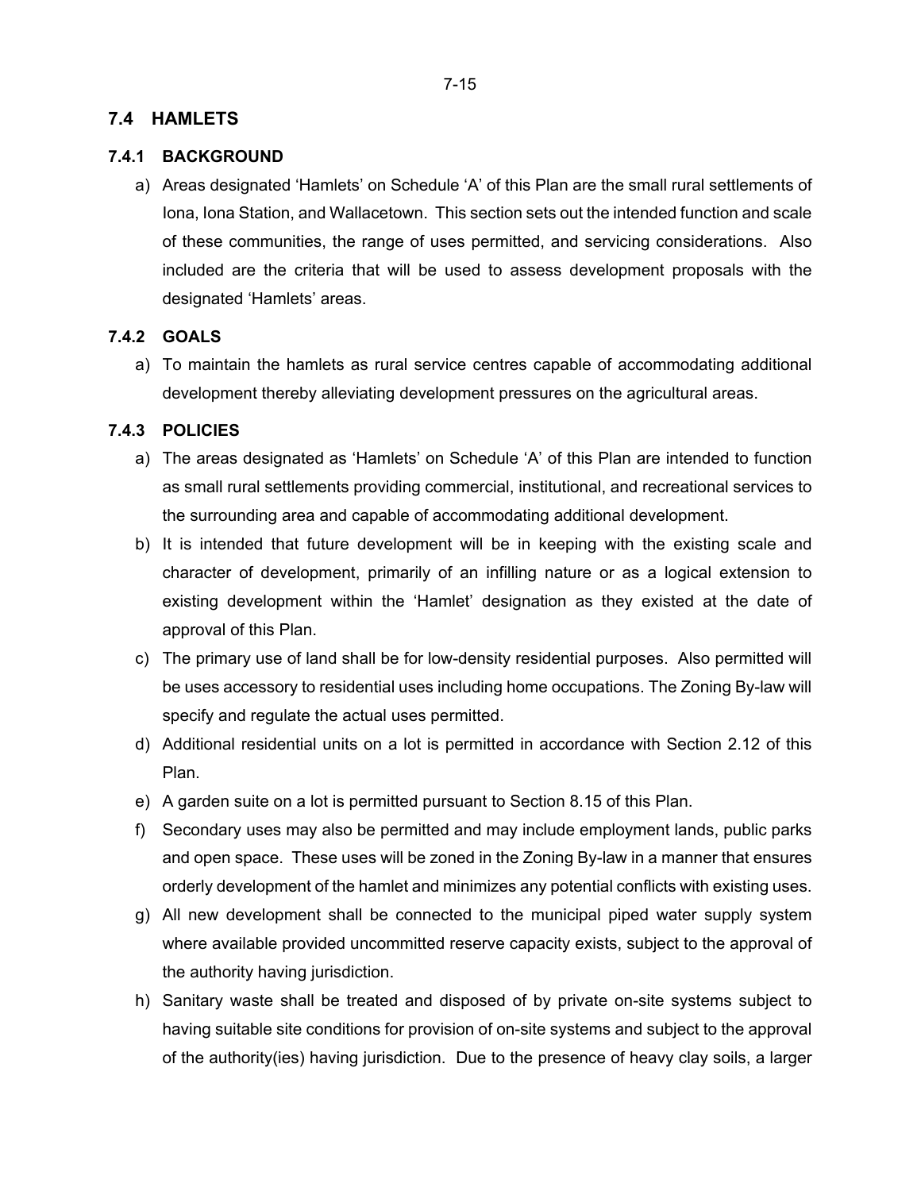## 7.4 HAMLETS

### 7.4.1 BACKGROUND

a) Areas designated 'Hamlets' on Schedule 'A' of this Plan are the small rural settlements of Iona, Iona Station, and Wallacetown. This section sets out the intended function and scale of these communities, the range of uses permitted, and servicing considerations. Also included are the criteria that will be used to assess development proposals with the designated 'Hamlets' areas.

### 7.4.2 GOALS

a) To maintain the hamlets as rural service centres capable of accommodating additional development thereby alleviating development pressures on the agricultural areas.

### 7.4.3 POLICIES

a) The areas designated as 'Hamlets' on Schedule 'A' of this Plan are intended to function as small rural settlements providing commercial, institutional, and recreational services to the surrounding area and capable of accommodating additional development.

b) It is intended that future development will be in keeping with the existing scale and character of development, primarily of an infilling nature or as a logical extension to existing development within the 'Hamlet' designation as they existed at the date of approval of this Plan.

c) The primary use of land shall be for low-density residential purposes. Also permitted will be uses accessory to residential uses including home occupations. The Zoning By-law will specify and regulate the actual uses permitted.

d) Additional residential units on a lot is permitted in accordance with Section 2.12 of this Plan.

e) A garden suite on a lot is permitted pursuant to Section 8.15 of this Plan.

f) Secondary uses may also be permitted and may include employment lands, public parks and open space. These uses will be zoned in the Zoning By-law in a manner that ensures orderly development of the hamlet and minimizes any potential conflicts with existing uses.

g) All new development shall be connected to the municipal piped water supply system where available provided uncommitted reserve capacity exists, subject to the approval of the authority having jurisdiction.

h) Sanitary waste shall be treated and disposed of by private on-site systems subject to having suitable site conditions for provision of on-site systems and subject to the approval of the authority(ies) having jurisdiction. Due to the presence of heavy clay soils, a larger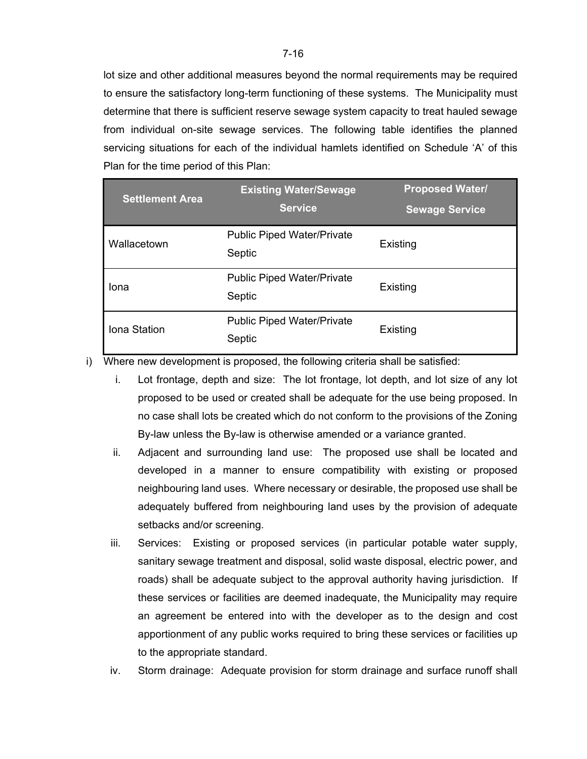lot size and other additional measures beyond the normal requirements may be required to ensure the satisfactory long-term functioning of these systems. The Municipality must determine that there is sufficient reserve sewage system capacity to treat hauled sewage from individual on-site sewage services. The following table identifies the planned servicing situations for each of the individual hamlets identified on Schedule 'A' of this Plan for the time period of this Plan:

| Settlement Area | Existing Water/Sewage Service | Proposed Water/ Sewage Service |
|---|---|---|
| Wallacetown | Public Piped Water/Private Septic | Existing |
| Iona | Public Piped Water/Private Septic | Existing |
| Iona Station | Public Piped Water/Private Septic | Existing |

i) Where new development is proposed, the following criteria shall be satisfied:

   i. Lot frontage, depth and size: The lot frontage, lot depth, and lot size of any lot proposed to be used or created shall be adequate for the use being proposed. In no case shall lots be created which do not conform to the provisions of the Zoning By-law unless the By-law is otherwise amended or a variance granted.

   ii. Adjacent and surrounding land use: The proposed use shall be located and developed in a manner to ensure compatibility with existing or proposed neighbouring land uses. Where necessary or desirable, the proposed use shall be adequately buffered from neighbouring land uses by the provision of adequate setbacks and/or screening.

   iii. Services: Existing or proposed services (in particular potable water supply, sanitary sewage treatment and disposal, solid waste disposal, electric power, and roads) shall be adequate subject to the approval authority having jurisdiction. If these services or facilities are deemed inadequate, the Municipality may require an agreement be entered into with the developer as to the design and cost apportionment of any public works required to bring these services or facilities up to the appropriate standard.

   iv. Storm drainage: Adequate provision for storm drainage and surface runoff shall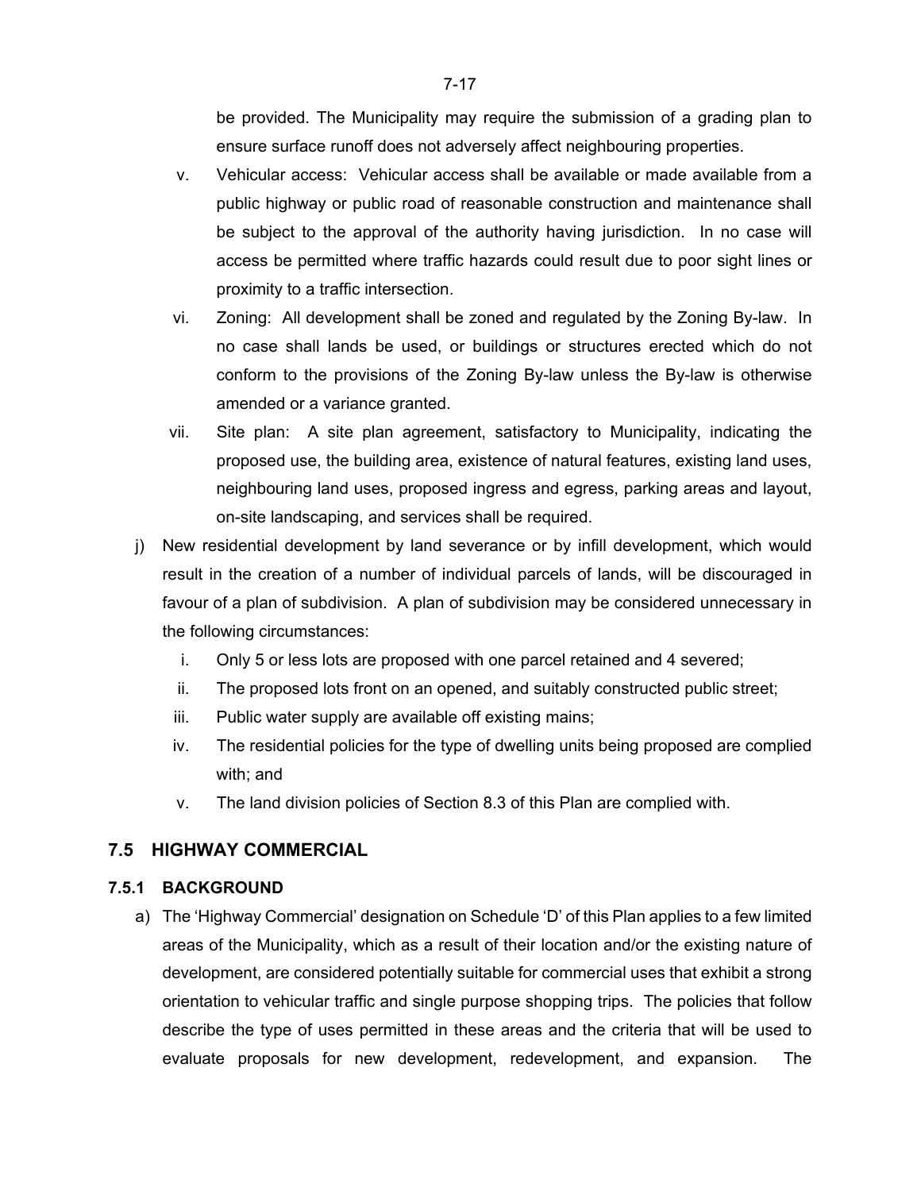be provided. The Municipality may require the submission of a grading plan to ensure surface runoff does not adversely affect neighbouring properties.

v. Vehicular access: Vehicular access shall be available or made available from a public highway or public road of reasonable construction and maintenance shall be subject to the approval of the authority having jurisdiction. In no case will access be permitted where traffic hazards could result due to poor sight lines or proximity to a traffic intersection.

vi. Zoning: All development shall be zoned and regulated by the Zoning By-law. In no case shall lands be used, or buildings or structures erected which do not conform to the provisions of the Zoning By-law unless the By-law is otherwise amended or a variance granted.

vii. Site plan: A site plan agreement, satisfactory to Municipality, indicating the proposed use, the building area, existence of natural features, existing land uses, neighbouring land uses, proposed ingress and egress, parking areas and layout, on-site landscaping, and services shall be required.

j) New residential development by land severance or by infill development, which would result in the creation of a number of individual parcels of lands, will be discouraged in favour of a plan of subdivision. A plan of subdivision may be considered unnecessary in the following circumstances:

   i. Only 5 or less lots are proposed with one parcel retained and 4 severed;
   ii. The proposed lots front on an opened, and suitably constructed public street;
   iii. Public water supply are available off existing mains;
   iv. The residential policies for the type of dwelling units being proposed are complied with; and
   v. The land division policies of Section 8.3 of this Plan are complied with.

## 7.5 HIGHWAY COMMERCIAL

### 7.5.1 BACKGROUND

a) The 'Highway Commercial' designation on Schedule 'D' of this Plan applies to a few limited areas of the Municipality, which as a result of their location and/or the existing nature of development, are considered potentially suitable for commercial uses that exhibit a strong orientation to vehicular traffic and single purpose shopping trips. The policies that follow describe the type of uses permitted in these areas and the criteria that will be used to evaluate proposals for new development, redevelopment, and expansion. The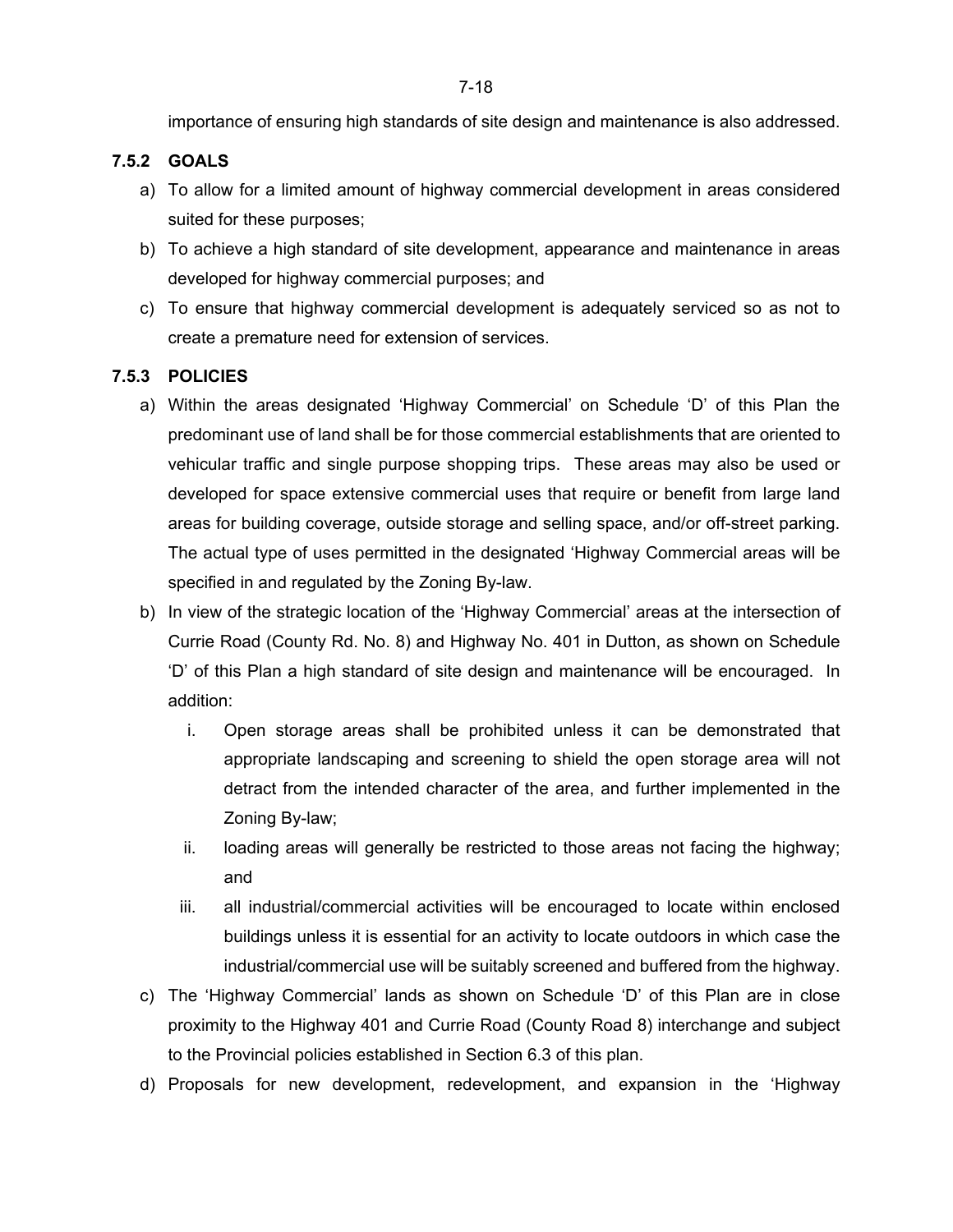importance of ensuring high standards of site design and maintenance is also addressed.

### 7.5.2 GOALS

a) To allow for a limited amount of highway commercial development in areas considered suited for these purposes;

b) To achieve a high standard of site development, appearance and maintenance in areas developed for highway commercial purposes; and

c) To ensure that highway commercial development is adequately serviced so as not to create a premature need for extension of services.

### 7.5.3 POLICIES

a) Within the areas designated 'Highway Commercial' on Schedule 'D' of this Plan the predominant use of land shall be for those commercial establishments that are oriented to vehicular traffic and single purpose shopping trips. These areas may also be used or developed for space extensive commercial uses that require or benefit from large land areas for building coverage, outside storage and selling space, and/or off-street parking. The actual type of uses permitted in the designated 'Highway Commercial areas will be specified in and regulated by the Zoning By-law.

b) In view of the strategic location of the 'Highway Commercial' areas at the intersection of Currie Road (County Rd. No. 8) and Highway No. 401 in Dutton, as shown on Schedule 'D' of this Plan a high standard of site design and maintenance will be encouraged. In addition:

   i. Open storage areas shall be prohibited unless it can be demonstrated that appropriate landscaping and screening to shield the open storage area will not detract from the intended character of the area, and further implemented in the Zoning By-law;

   ii. loading areas will generally be restricted to those areas not facing the highway; and

   iii. all industrial/commercial activities will be encouraged to locate within enclosed buildings unless it is essential for an activity to locate outdoors in which case the industrial/commercial use will be suitably screened and buffered from the highway.

c) The 'Highway Commercial' lands as shown on Schedule 'D' of this Plan are in close proximity to the Highway 401 and Currie Road (County Road 8) interchange and subject to the Provincial policies established in Section 6.3 of this plan.

d) Proposals for new development, redevelopment, and expansion in the 'Highway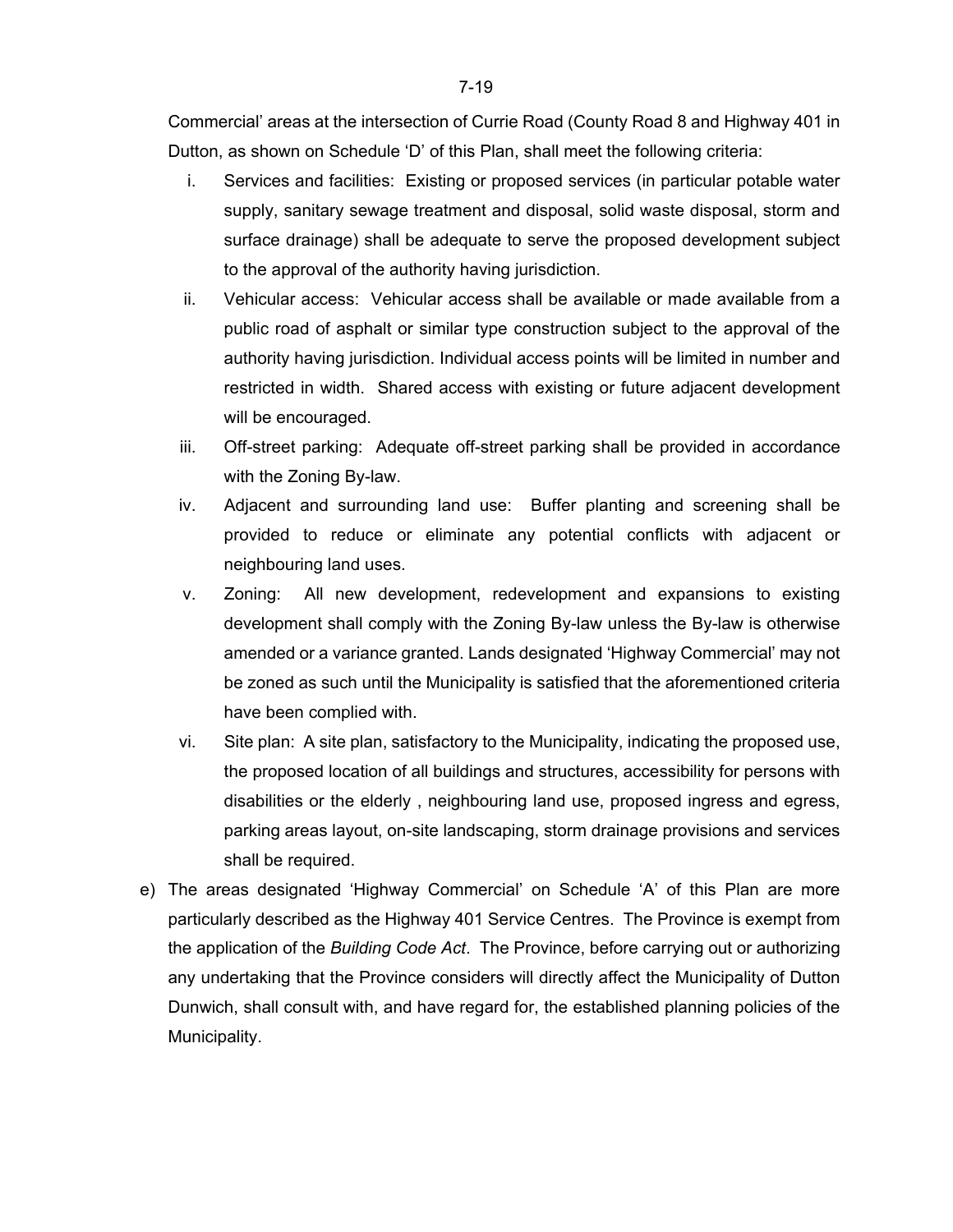Commercial' areas at the intersection of Currie Road (County Road 8 and Highway 401 in Dutton, as shown on Schedule 'D' of this Plan, shall meet the following criteria:

i. Services and facilities: Existing or proposed services (in particular potable water supply, sanitary sewage treatment and disposal, solid waste disposal, storm and surface drainage) shall be adequate to serve the proposed development subject to the approval of the authority having jurisdiction.

ii. Vehicular access: Vehicular access shall be available or made available from a public road of asphalt or similar type construction subject to the approval of the authority having jurisdiction. Individual access points will be limited in number and restricted in width. Shared access with existing or future adjacent development will be encouraged.

iii. Off-street parking: Adequate off-street parking shall be provided in accordance with the Zoning By-law.

iv. Adjacent and surrounding land use: Buffer planting and screening shall be provided to reduce or eliminate any potential conflicts with adjacent or neighbouring land uses.

v. Zoning: All new development, redevelopment and expansions to existing development shall comply with the Zoning By-law unless the By-law is otherwise amended or a variance granted. Lands designated 'Highway Commercial' may not be zoned as such until the Municipality is satisfied that the aforementioned criteria have been complied with.

vi. Site plan: A site plan, satisfactory to the Municipality, indicating the proposed use, the proposed location of all buildings and structures, accessibility for persons with disabilities or the elderly , neighbouring land use, proposed ingress and egress, parking areas layout, on-site landscaping, storm drainage provisions and services shall be required.

e) The areas designated 'Highway Commercial' on Schedule 'A' of this Plan are more particularly described as the Highway 401 Service Centres. The Province is exempt from the application of the *Building Code Act*. The Province, before carrying out or authorizing any undertaking that the Province considers will directly affect the Municipality of Dutton Dunwich, shall consult with, and have regard for, the established planning policies of the Municipality.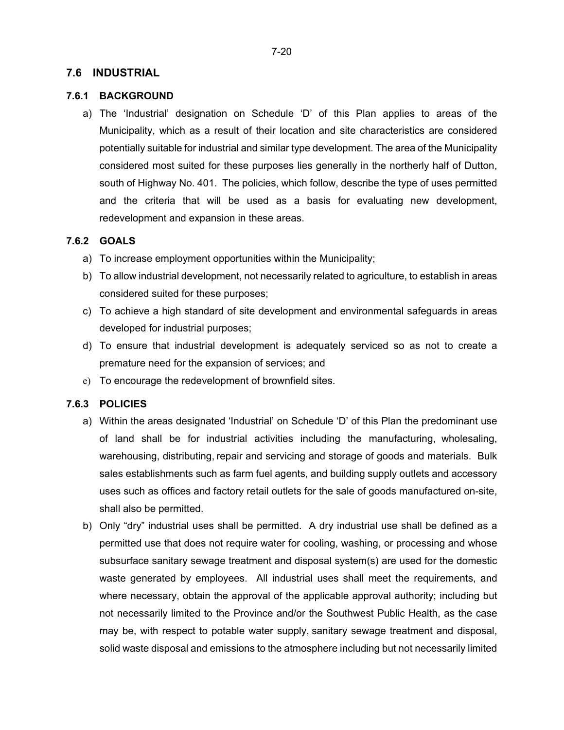## 7.6 INDUSTRIAL

### 7.6.1 BACKGROUND

a) The 'Industrial' designation on Schedule 'D' of this Plan applies to areas of the Municipality, which as a result of their location and site characteristics are considered potentially suitable for industrial and similar type development. The area of the Municipality considered most suited for these purposes lies generally in the northerly half of Dutton, south of Highway No. 401. The policies, which follow, describe the type of uses permitted and the criteria that will be used as a basis for evaluating new development, redevelopment and expansion in these areas.

### 7.6.2 GOALS

a) To increase employment opportunities within the Municipality;

b) To allow industrial development, not necessarily related to agriculture, to establish in areas considered suited for these purposes;

c) To achieve a high standard of site development and environmental safeguards in areas developed for industrial purposes;

d) To ensure that industrial development is adequately serviced so as not to create a premature need for the expansion of services; and

e) To encourage the redevelopment of brownfield sites.

### 7.6.3 POLICIES

a) Within the areas designated 'Industrial' on Schedule 'D' of this Plan the predominant use of land shall be for industrial activities including the manufacturing, wholesaling, warehousing, distributing, repair and servicing and storage of goods and materials. Bulk sales establishments such as farm fuel agents, and building supply outlets and accessory uses such as offices and factory retail outlets for the sale of goods manufactured on-site, shall also be permitted.

b) Only "dry" industrial uses shall be permitted. A dry industrial use shall be defined as a permitted use that does not require water for cooling, washing, or processing and whose subsurface sanitary sewage treatment and disposal system(s) are used for the domestic waste generated by employees. All industrial uses shall meet the requirements, and where necessary, obtain the approval of the applicable approval authority; including but not necessarily limited to the Province and/or the Southwest Public Health, as the case may be, with respect to potable water supply, sanitary sewage treatment and disposal, solid waste disposal and emissions to the atmosphere including but not necessarily limited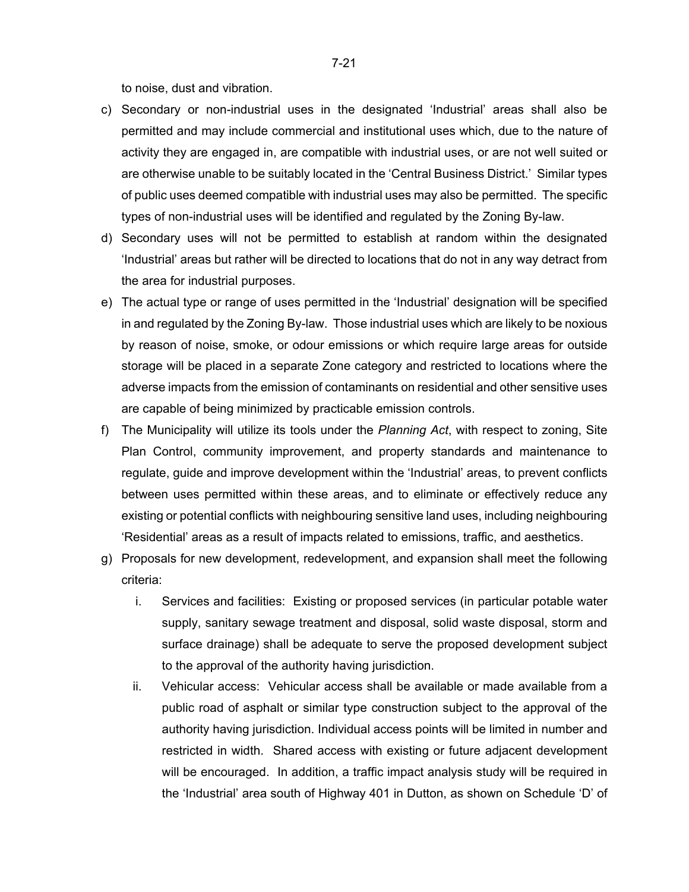to noise, dust and vibration.

c) Secondary or non-industrial uses in the designated 'Industrial' areas shall also be permitted and may include commercial and institutional uses which, due to the nature of activity they are engaged in, are compatible with industrial uses, or are not well suited or are otherwise unable to be suitably located in the 'Central Business District.' Similar types of public uses deemed compatible with industrial uses may also be permitted. The specific types of non-industrial uses will be identified and regulated by the Zoning By-law.

d) Secondary uses will not be permitted to establish at random within the designated 'Industrial' areas but rather will be directed to locations that do not in any way detract from the area for industrial purposes.

e) The actual type or range of uses permitted in the 'Industrial' designation will be specified in and regulated by the Zoning By-law. Those industrial uses which are likely to be noxious by reason of noise, smoke, or odour emissions or which require large areas for outside storage will be placed in a separate Zone category and restricted to locations where the adverse impacts from the emission of contaminants on residential and other sensitive uses are capable of being minimized by practicable emission controls.

f) The Municipality will utilize its tools under the *Planning Act*, with respect to zoning, Site Plan Control, community improvement, and property standards and maintenance to regulate, guide and improve development within the 'Industrial' areas, to prevent conflicts between uses permitted within these areas, and to eliminate or effectively reduce any existing or potential conflicts with neighbouring sensitive land uses, including neighbouring 'Residential' areas as a result of impacts related to emissions, traffic, and aesthetics.

g) Proposals for new development, redevelopment, and expansion shall meet the following criteria:

   i. Services and facilities: Existing or proposed services (in particular potable water supply, sanitary sewage treatment and disposal, solid waste disposal, storm and surface drainage) shall be adequate to serve the proposed development subject to the approval of the authority having jurisdiction.

   ii. Vehicular access: Vehicular access shall be available or made available from a public road of asphalt or similar type construction subject to the approval of the authority having jurisdiction. Individual access points will be limited in number and restricted in width. Shared access with existing or future adjacent development will be encouraged. In addition, a traffic impact analysis study will be required in the 'Industrial' area south of Highway 401 in Dutton, as shown on Schedule 'D' of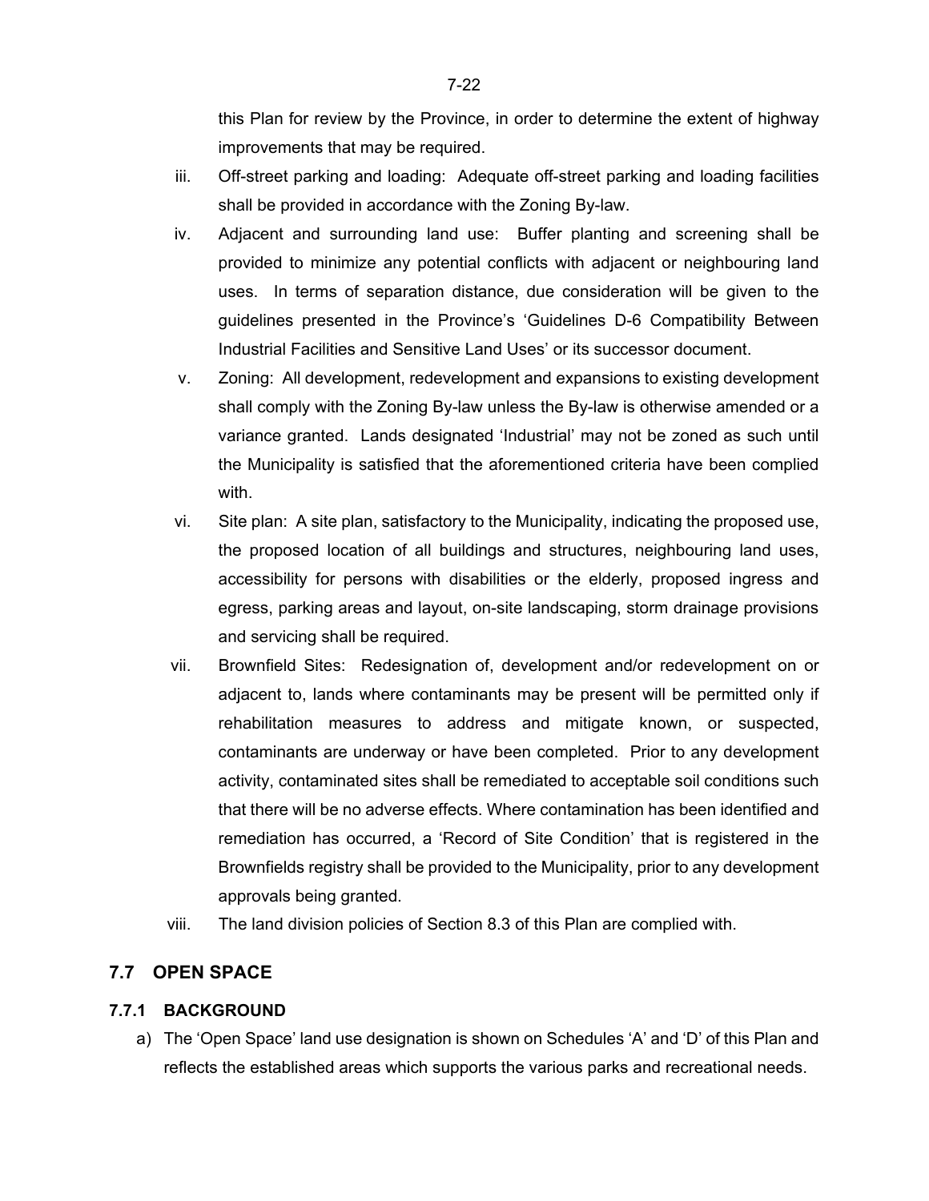this Plan for review by the Province, in order to determine the extent of highway improvements that may be required.

iii. Off-street parking and loading: Adequate off-street parking and loading facilities shall be provided in accordance with the Zoning By-law.

iv. Adjacent and surrounding land use: Buffer planting and screening shall be provided to minimize any potential conflicts with adjacent or neighbouring land uses. In terms of separation distance, due consideration will be given to the guidelines presented in the Province's 'Guidelines D-6 Compatibility Between Industrial Facilities and Sensitive Land Uses' or its successor document.

v. Zoning: All development, redevelopment and expansions to existing development shall comply with the Zoning By-law unless the By-law is otherwise amended or a variance granted. Lands designated 'Industrial' may not be zoned as such until the Municipality is satisfied that the aforementioned criteria have been complied with.

vi. Site plan: A site plan, satisfactory to the Municipality, indicating the proposed use, the proposed location of all buildings and structures, neighbouring land uses, accessibility for persons with disabilities or the elderly, proposed ingress and egress, parking areas and layout, on-site landscaping, storm drainage provisions and servicing shall be required.

vii. Brownfield Sites: Redesignation of, development and/or redevelopment on or adjacent to, lands where contaminants may be present will be permitted only if rehabilitation measures to address and mitigate known, or suspected, contaminants are underway or have been completed. Prior to any development activity, contaminated sites shall be remediated to acceptable soil conditions such that there will be no adverse effects. Where contamination has been identified and remediation has occurred, a 'Record of Site Condition' that is registered in the Brownfields registry shall be provided to the Municipality, prior to any development approvals being granted.

viii. The land division policies of Section 8.3 of this Plan are complied with.

## 7.7 OPEN SPACE

### 7.7.1 BACKGROUND

a) The 'Open Space' land use designation is shown on Schedules 'A' and 'D' of this Plan and reflects the established areas which supports the various parks and recreational needs.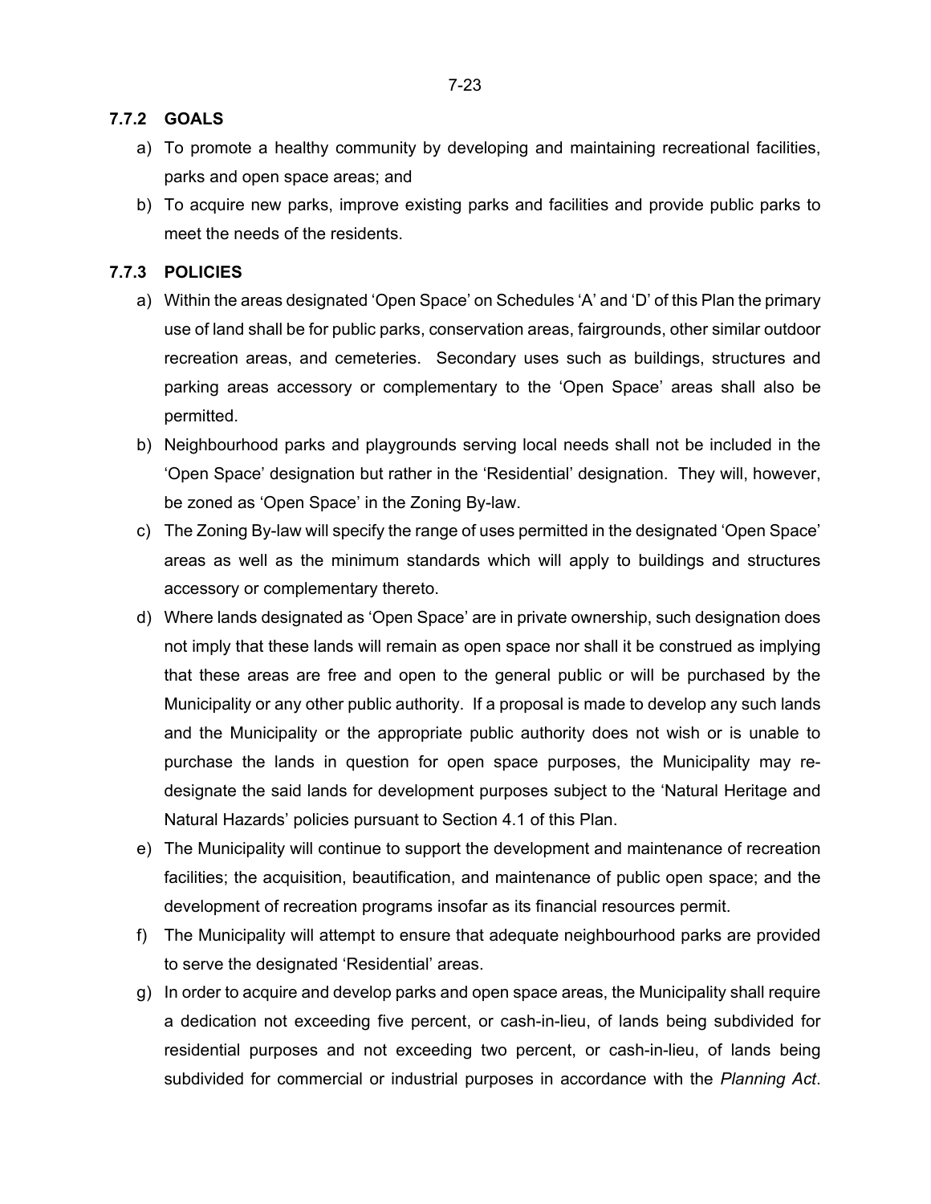### 7.7.2 GOALS

a) To promote a healthy community by developing and maintaining recreational facilities, parks and open space areas; and

b) To acquire new parks, improve existing parks and facilities and provide public parks to meet the needs of the residents.

### 7.7.3 POLICIES

a) Within the areas designated 'Open Space' on Schedules 'A' and 'D' of this Plan the primary use of land shall be for public parks, conservation areas, fairgrounds, other similar outdoor recreation areas, and cemeteries. Secondary uses such as buildings, structures and parking areas accessory or complementary to the 'Open Space' areas shall also be permitted.

b) Neighbourhood parks and playgrounds serving local needs shall not be included in the 'Open Space' designation but rather in the 'Residential' designation. They will, however, be zoned as 'Open Space' in the Zoning By-law.

c) The Zoning By-law will specify the range of uses permitted in the designated 'Open Space' areas as well as the minimum standards which will apply to buildings and structures accessory or complementary thereto.

d) Where lands designated as 'Open Space' are in private ownership, such designation does not imply that these lands will remain as open space nor shall it be construed as implying that these areas are free and open to the general public or will be purchased by the Municipality or any other public authority. If a proposal is made to develop any such lands and the Municipality or the appropriate public authority does not wish or is unable to purchase the lands in question for open space purposes, the Municipality may re-designate the said lands for development purposes subject to the 'Natural Heritage and Natural Hazards' policies pursuant to Section 4.1 of this Plan.

e) The Municipality will continue to support the development and maintenance of recreation facilities; the acquisition, beautification, and maintenance of public open space; and the development of recreation programs insofar as its financial resources permit.

f) The Municipality will attempt to ensure that adequate neighbourhood parks are provided to serve the designated 'Residential' areas.

g) In order to acquire and develop parks and open space areas, the Municipality shall require a dedication not exceeding five percent, or cash-in-lieu, of lands being subdivided for residential purposes and not exceeding two percent, or cash-in-lieu, of lands being subdivided for commercial or industrial purposes in accordance with the *Planning Act*.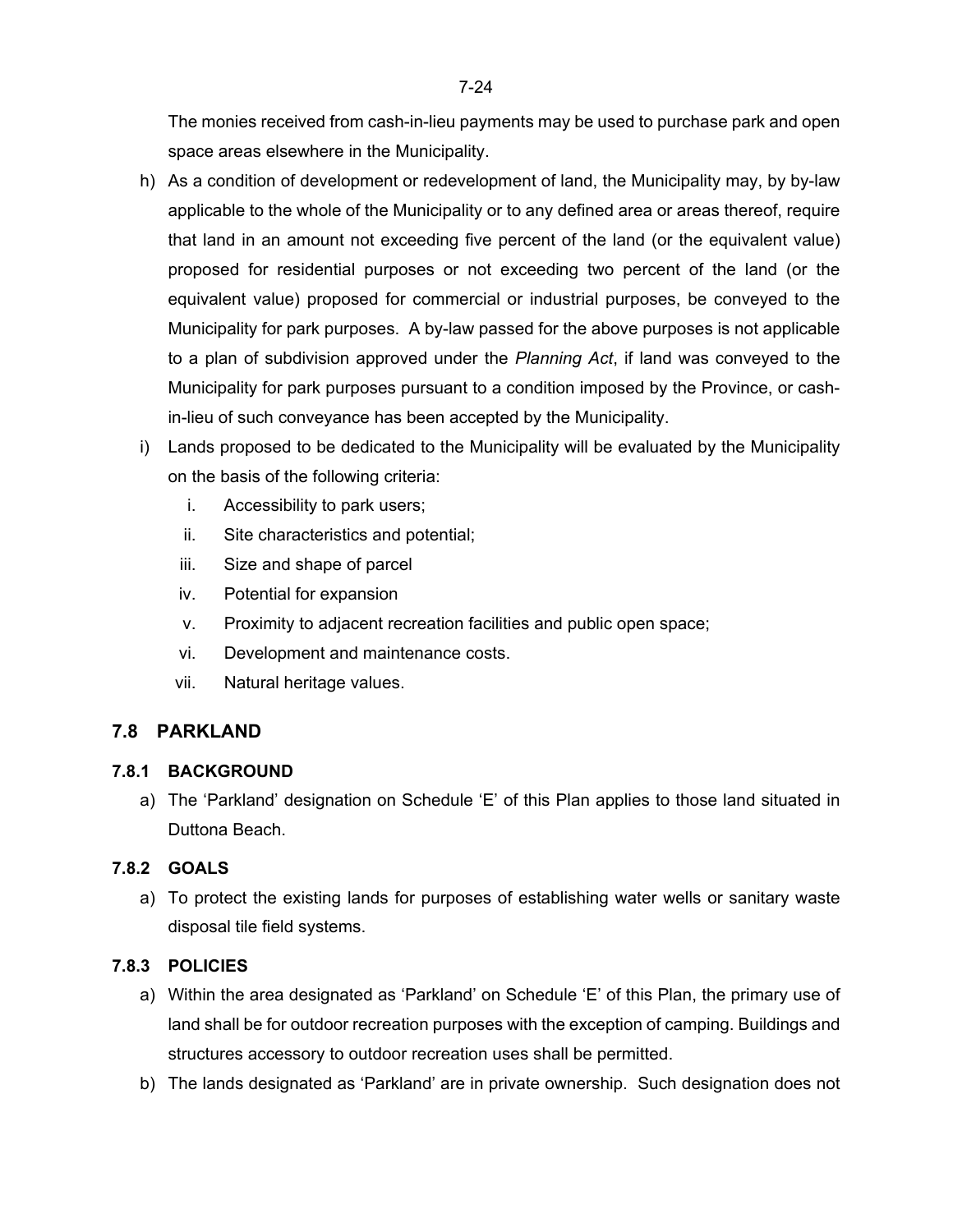The monies received from cash-in-lieu payments may be used to purchase park and open space areas elsewhere in the Municipality.

h) As a condition of development or redevelopment of land, the Municipality may, by by-law applicable to the whole of the Municipality or to any defined area or areas thereof, require that land in an amount not exceeding five percent of the land (or the equivalent value) proposed for residential purposes or not exceeding two percent of the land (or the equivalent value) proposed for commercial or industrial purposes, be conveyed to the Municipality for park purposes. A by-law passed for the above purposes is not applicable to a plan of subdivision approved under the *Planning Act*, if land was conveyed to the Municipality for park purposes pursuant to a condition imposed by the Province, or cash-in-lieu of such conveyance has been accepted by the Municipality.

i) Lands proposed to be dedicated to the Municipality will be evaluated by the Municipality on the basis of the following criteria:

   i. Accessibility to park users;
   ii. Site characteristics and potential;
   iii. Size and shape of parcel
   iv. Potential for expansion
   v. Proximity to adjacent recreation facilities and public open space;
   vi. Development and maintenance costs.
   vii. Natural heritage values.

## 7.8 PARKLAND

### 7.8.1 BACKGROUND

a) The 'Parkland' designation on Schedule 'E' of this Plan applies to those land situated in Duttona Beach.

### 7.8.2 GOALS

a) To protect the existing lands for purposes of establishing water wells or sanitary waste disposal tile field systems.

### 7.8.3 POLICIES

a) Within the area designated as 'Parkland' on Schedule 'E' of this Plan, the primary use of land shall be for outdoor recreation purposes with the exception of camping. Buildings and structures accessory to outdoor recreation uses shall be permitted.

b) The lands designated as 'Parkland' are in private ownership. Such designation does not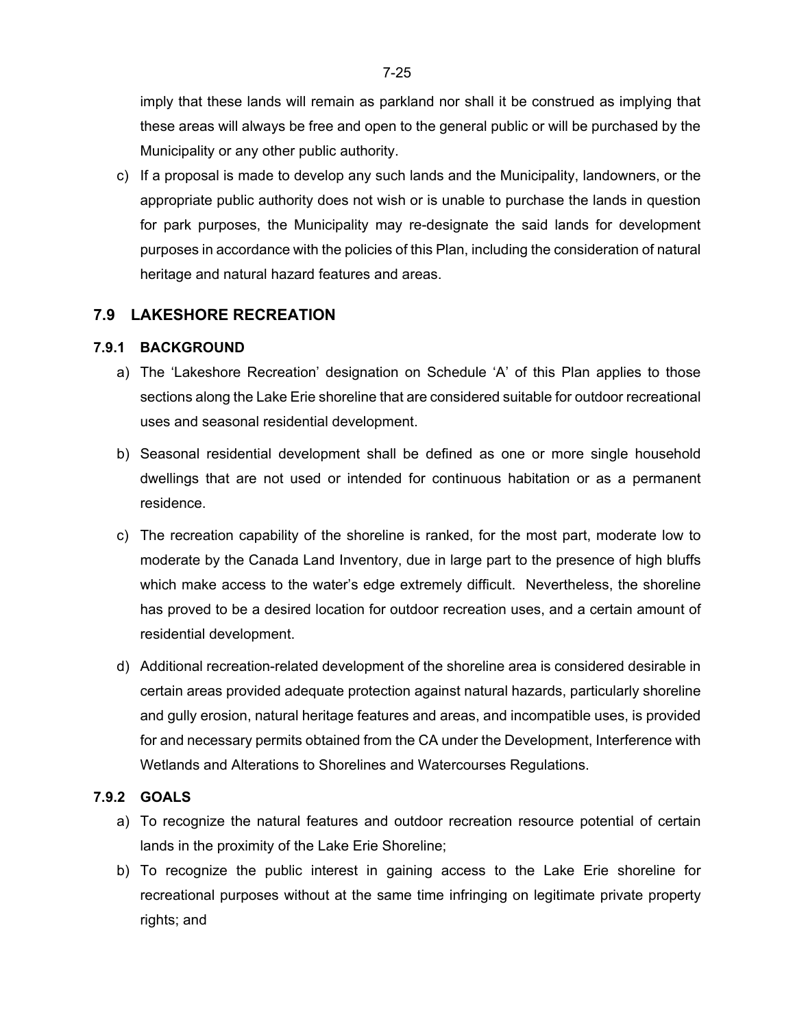imply that these lands will remain as parkland nor shall it be construed as implying that these areas will always be free and open to the general public or will be purchased by the Municipality or any other public authority.

c) If a proposal is made to develop any such lands and the Municipality, landowners, or the appropriate public authority does not wish or is unable to purchase the lands in question for park purposes, the Municipality may re-designate the said lands for development purposes in accordance with the policies of this Plan, including the consideration of natural heritage and natural hazard features and areas.

## 7.9 LAKESHORE RECREATION

### 7.9.1 BACKGROUND

a) The 'Lakeshore Recreation' designation on Schedule 'A' of this Plan applies to those sections along the Lake Erie shoreline that are considered suitable for outdoor recreational uses and seasonal residential development.

b) Seasonal residential development shall be defined as one or more single household dwellings that are not used or intended for continuous habitation or as a permanent residence.

c) The recreation capability of the shoreline is ranked, for the most part, moderate low to moderate by the Canada Land Inventory, due in large part to the presence of high bluffs which make access to the water's edge extremely difficult. Nevertheless, the shoreline has proved to be a desired location for outdoor recreation uses, and a certain amount of residential development.

d) Additional recreation-related development of the shoreline area is considered desirable in certain areas provided adequate protection against natural hazards, particularly shoreline and gully erosion, natural heritage features and areas, and incompatible uses, is provided for and necessary permits obtained from the CA under the Development, Interference with Wetlands and Alterations to Shorelines and Watercourses Regulations.

### 7.9.2 GOALS

a) To recognize the natural features and outdoor recreation resource potential of certain lands in the proximity of the Lake Erie Shoreline;

b) To recognize the public interest in gaining access to the Lake Erie shoreline for recreational purposes without at the same time infringing on legitimate private property rights; and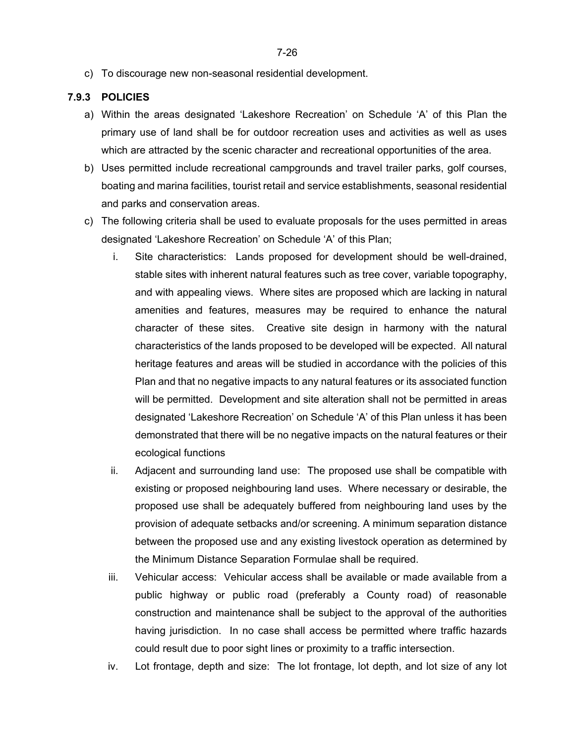c) To discourage new non-seasonal residential development.

### 7.9.3 POLICIES

a) Within the areas designated 'Lakeshore Recreation' on Schedule 'A' of this Plan the primary use of land shall be for outdoor recreation uses and activities as well as uses which are attracted by the scenic character and recreational opportunities of the area.

b) Uses permitted include recreational campgrounds and travel trailer parks, golf courses, boating and marina facilities, tourist retail and service establishments, seasonal residential and parks and conservation areas.

c) The following criteria shall be used to evaluate proposals for the uses permitted in areas designated 'Lakeshore Recreation' on Schedule 'A' of this Plan;

   i. Site characteristics: Lands proposed for development should be well-drained, stable sites with inherent natural features such as tree cover, variable topography, and with appealing views. Where sites are proposed which are lacking in natural amenities and features, measures may be required to enhance the natural character of these sites. Creative site design in harmony with the natural characteristics of the lands proposed to be developed will be expected. All natural heritage features and areas will be studied in accordance with the policies of this Plan and that no negative impacts to any natural features or its associated function will be permitted. Development and site alteration shall not be permitted in areas designated 'Lakeshore Recreation' on Schedule 'A' of this Plan unless it has been demonstrated that there will be no negative impacts on the natural features or their ecological functions

   ii. Adjacent and surrounding land use: The proposed use shall be compatible with existing or proposed neighbouring land uses. Where necessary or desirable, the proposed use shall be adequately buffered from neighbouring land uses by the provision of adequate setbacks and/or screening. A minimum separation distance between the proposed use and any existing livestock operation as determined by the Minimum Distance Separation Formulae shall be required.

   iii. Vehicular access: Vehicular access shall be available or made available from a public highway or public road (preferably a County road) of reasonable construction and maintenance shall be subject to the approval of the authorities having jurisdiction. In no case shall access be permitted where traffic hazards could result due to poor sight lines or proximity to a traffic intersection.

   iv. Lot frontage, depth and size: The lot frontage, lot depth, and lot size of any lot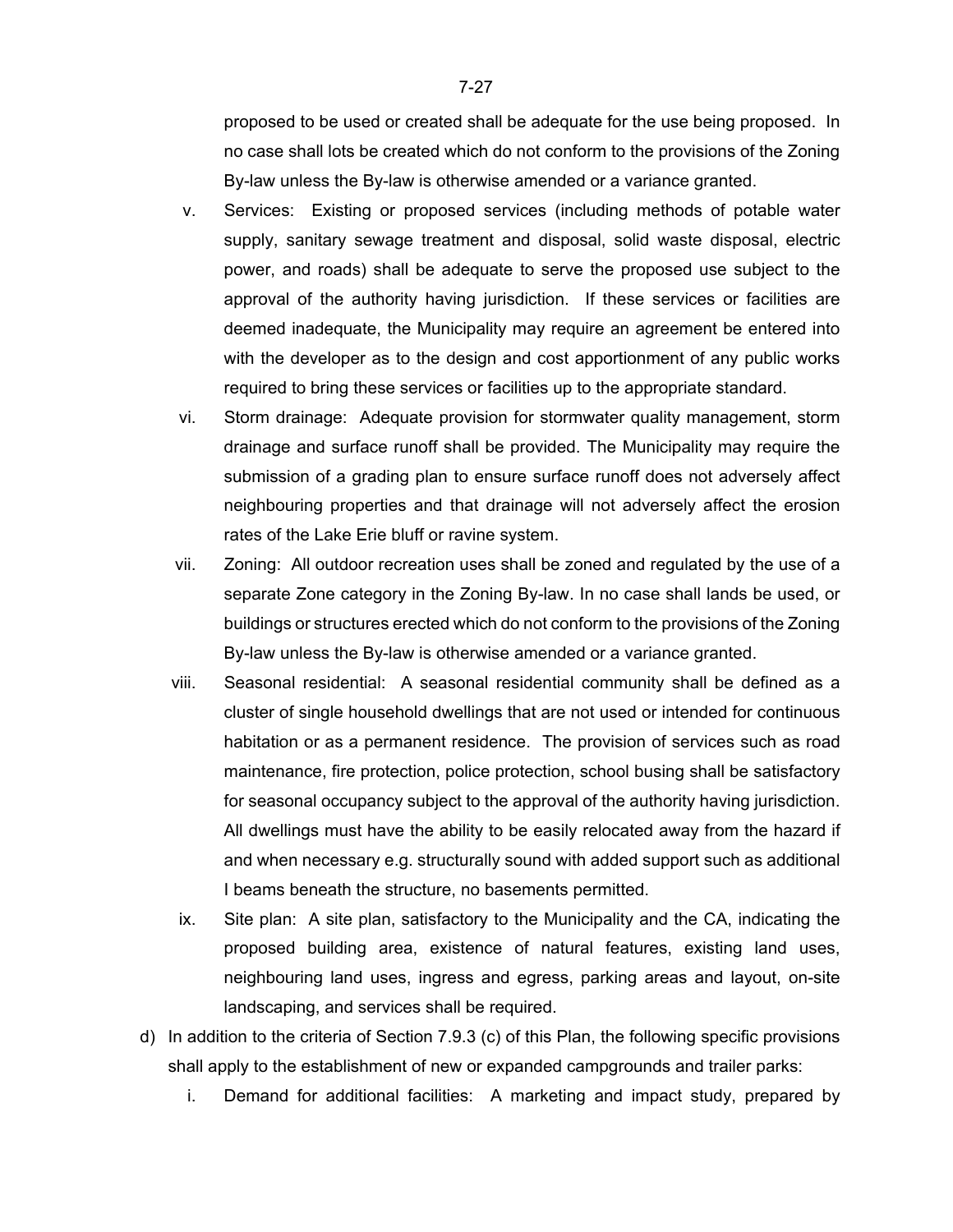proposed to be used or created shall be adequate for the use being proposed. In no case shall lots be created which do not conform to the provisions of the Zoning By-law unless the By-law is otherwise amended or a variance granted.

v. Services: Existing or proposed services (including methods of potable water supply, sanitary sewage treatment and disposal, solid waste disposal, electric power, and roads) shall be adequate to serve the proposed use subject to the approval of the authority having jurisdiction. If these services or facilities are deemed inadequate, the Municipality may require an agreement be entered into with the developer as to the design and cost apportionment of any public works required to bring these services or facilities up to the appropriate standard.

vi. Storm drainage: Adequate provision for stormwater quality management, storm drainage and surface runoff shall be provided. The Municipality may require the submission of a grading plan to ensure surface runoff does not adversely affect neighbouring properties and that drainage will not adversely affect the erosion rates of the Lake Erie bluff or ravine system.

vii. Zoning: All outdoor recreation uses shall be zoned and regulated by the use of a separate Zone category in the Zoning By-law. In no case shall lands be used, or buildings or structures erected which do not conform to the provisions of the Zoning By-law unless the By-law is otherwise amended or a variance granted.

viii. Seasonal residential: A seasonal residential community shall be defined as a cluster of single household dwellings that are not used or intended for continuous habitation or as a permanent residence. The provision of services such as road maintenance, fire protection, police protection, school busing shall be satisfactory for seasonal occupancy subject to the approval of the authority having jurisdiction. All dwellings must have the ability to be easily relocated away from the hazard if and when necessary e.g. structurally sound with added support such as additional I beams beneath the structure, no basements permitted.

ix. Site plan: A site plan, satisfactory to the Municipality and the CA, indicating the proposed building area, existence of natural features, existing land uses, neighbouring land uses, ingress and egress, parking areas and layout, on-site landscaping, and services shall be required.

d) In addition to the criteria of Section 7.9.3 (c) of this Plan, the following specific provisions shall apply to the establishment of new or expanded campgrounds and trailer parks:

i. Demand for additional facilities: A marketing and impact study, prepared by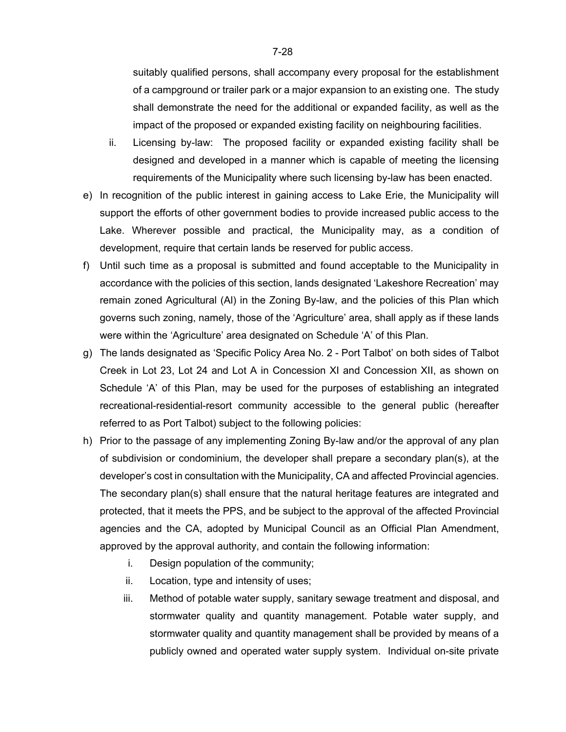suitably qualified persons, shall accompany every proposal for the establishment of a campground or trailer park or a major expansion to an existing one. The study shall demonstrate the need for the additional or expanded facility, as well as the impact of the proposed or expanded existing facility on neighbouring facilities.

ii. Licensing by-law: The proposed facility or expanded existing facility shall be designed and developed in a manner which is capable of meeting the licensing requirements of the Municipality where such licensing by-law has been enacted.

e) In recognition of the public interest in gaining access to Lake Erie, the Municipality will support the efforts of other government bodies to provide increased public access to the Lake. Wherever possible and practical, the Municipality may, as a condition of development, require that certain lands be reserved for public access.

f) Until such time as a proposal is submitted and found acceptable to the Municipality in accordance with the policies of this section, lands designated 'Lakeshore Recreation' may remain zoned Agricultural (Al) in the Zoning By-law, and the policies of this Plan which governs such zoning, namely, those of the 'Agriculture' area, shall apply as if these lands were within the 'Agriculture' area designated on Schedule 'A' of this Plan.

g) The lands designated as 'Specific Policy Area No. 2 - Port Talbot' on both sides of Talbot Creek in Lot 23, Lot 24 and Lot A in Concession XI and Concession XII, as shown on Schedule 'A' of this Plan, may be used for the purposes of establishing an integrated recreational-residential-resort community accessible to the general public (hereafter referred to as Port Talbot) subject to the following policies:

h) Prior to the passage of any implementing Zoning By-law and/or the approval of any plan of subdivision or condominium, the developer shall prepare a secondary plan(s), at the developer's cost in consultation with the Municipality, CA and affected Provincial agencies. The secondary plan(s) shall ensure that the natural heritage features are integrated and protected, that it meets the PPS, and be subject to the approval of the affected Provincial agencies and the CA, adopted by Municipal Council as an Official Plan Amendment, approved by the approval authority, and contain the following information:

   i. Design population of the community;

   ii. Location, type and intensity of uses;

   iii. Method of potable water supply, sanitary sewage treatment and disposal, and stormwater quality and quantity management. Potable water supply, and stormwater quality and quantity management shall be provided by means of a publicly owned and operated water supply system. Individual on-site private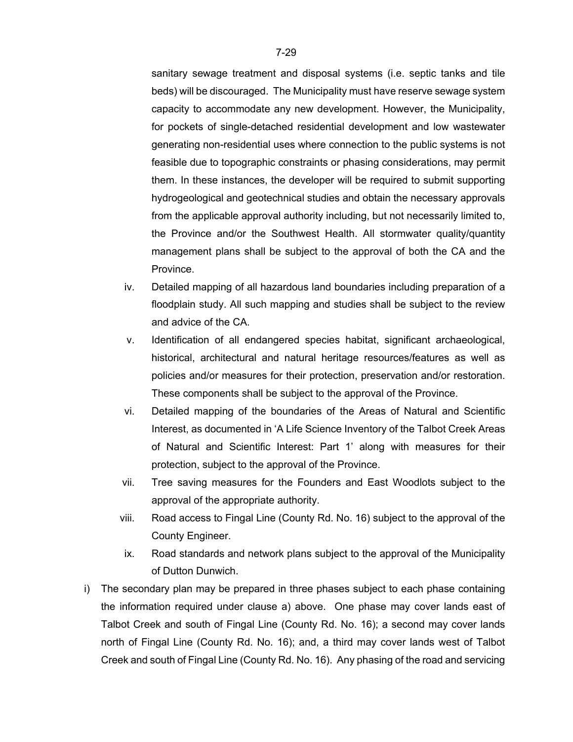sanitary sewage treatment and disposal systems (i.e. septic tanks and tile beds) will be discouraged. The Municipality must have reserve sewage system capacity to accommodate any new development. However, the Municipality, for pockets of single-detached residential development and low wastewater generating non-residential uses where connection to the public systems is not feasible due to topographic constraints or phasing considerations, may permit them. In these instances, the developer will be required to submit supporting hydrogeological and geotechnical studies and obtain the necessary approvals from the applicable approval authority including, but not necessarily limited to, the Province and/or the Southwest Health. All stormwater quality/quantity management plans shall be subject to the approval of both the CA and the Province.

iv. Detailed mapping of all hazardous land boundaries including preparation of a floodplain study. All such mapping and studies shall be subject to the review and advice of the CA.

v. Identification of all endangered species habitat, significant archaeological, historical, architectural and natural heritage resources/features as well as policies and/or measures for their protection, preservation and/or restoration. These components shall be subject to the approval of the Province.

vi. Detailed mapping of the boundaries of the Areas of Natural and Scientific Interest, as documented in 'A Life Science Inventory of the Talbot Creek Areas of Natural and Scientific Interest: Part 1' along with measures for their protection, subject to the approval of the Province.

vii. Tree saving measures for the Founders and East Woodlots subject to the approval of the appropriate authority.

viii. Road access to Fingal Line (County Rd. No. 16) subject to the approval of the County Engineer.

ix. Road standards and network plans subject to the approval of the Municipality of Dutton Dunwich.

i) The secondary plan may be prepared in three phases subject to each phase containing the information required under clause a) above. One phase may cover lands east of Talbot Creek and south of Fingal Line (County Rd. No. 16); a second may cover lands north of Fingal Line (County Rd. No. 16); and, a third may cover lands west of Talbot Creek and south of Fingal Line (County Rd. No. 16). Any phasing of the road and servicing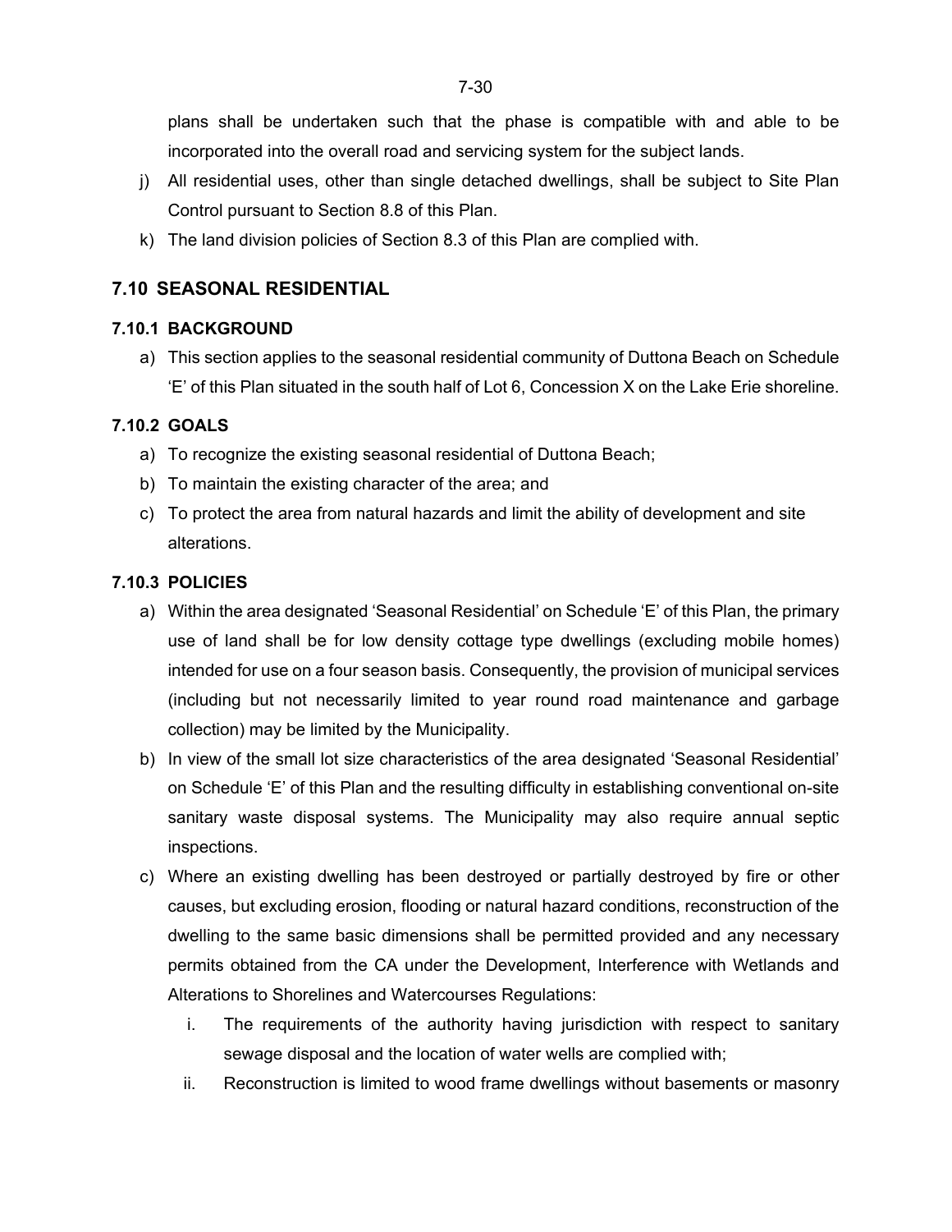plans shall be undertaken such that the phase is compatible with and able to be incorporated into the overall road and servicing system for the subject lands.

j) All residential uses, other than single detached dwellings, shall be subject to Site Plan Control pursuant to Section 8.8 of this Plan.

k) The land division policies of Section 8.3 of this Plan are complied with.

## 7.10 SEASONAL RESIDENTIAL

### 7.10.1 BACKGROUND

a) This section applies to the seasonal residential community of Duttona Beach on Schedule 'E' of this Plan situated in the south half of Lot 6, Concession X on the Lake Erie shoreline.

### 7.10.2 GOALS

a) To recognize the existing seasonal residential of Duttona Beach;

b) To maintain the existing character of the area; and

c) To protect the area from natural hazards and limit the ability of development and site alterations.

### 7.10.3 POLICIES

a) Within the area designated 'Seasonal Residential' on Schedule 'E' of this Plan, the primary use of land shall be for low density cottage type dwellings (excluding mobile homes) intended for use on a four season basis. Consequently, the provision of municipal services (including but not necessarily limited to year round road maintenance and garbage collection) may be limited by the Municipality.

b) In view of the small lot size characteristics of the area designated 'Seasonal Residential' on Schedule 'E' of this Plan and the resulting difficulty in establishing conventional on-site sanitary waste disposal systems. The Municipality may also require annual septic inspections.

c) Where an existing dwelling has been destroyed or partially destroyed by fire or other causes, but excluding erosion, flooding or natural hazard conditions, reconstruction of the dwelling to the same basic dimensions shall be permitted provided and any necessary permits obtained from the CA under the Development, Interference with Wetlands and Alterations to Shorelines and Watercourses Regulations:

   i. The requirements of the authority having jurisdiction with respect to sanitary sewage disposal and the location of water wells are complied with;

   ii. Reconstruction is limited to wood frame dwellings without basements or masonry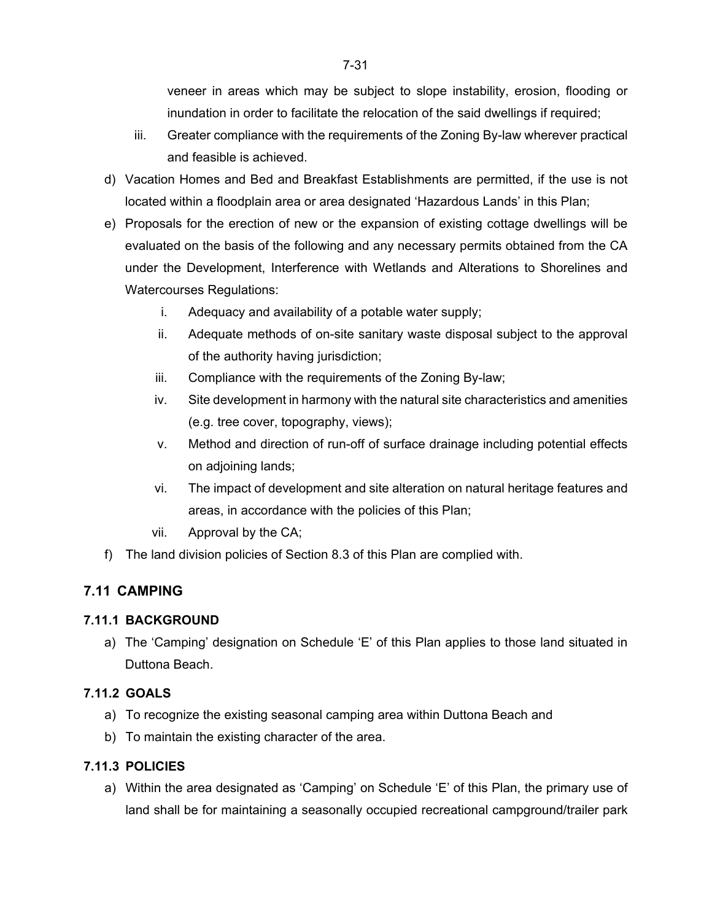veneer in areas which may be subject to slope instability, erosion, flooding or inundation in order to facilitate the relocation of the said dwellings if required;

   iii. Greater compliance with the requirements of the Zoning By-law wherever practical and feasible is achieved.

d) Vacation Homes and Bed and Breakfast Establishments are permitted, if the use is not located within a floodplain area or area designated 'Hazardous Lands' in this Plan;

e) Proposals for the erection of new or the expansion of existing cottage dwellings will be evaluated on the basis of the following and any necessary permits obtained from the CA under the Development, Interference with Wetlands and Alterations to Shorelines and Watercourses Regulations:

   i. Adequacy and availability of a potable water supply;
   ii. Adequate methods of on-site sanitary waste disposal subject to the approval of the authority having jurisdiction;
   iii. Compliance with the requirements of the Zoning By-law;
   iv. Site development in harmony with the natural site characteristics and amenities (e.g. tree cover, topography, views);
   v. Method and direction of run-off of surface drainage including potential effects on adjoining lands;
   vi. The impact of development and site alteration on natural heritage features and areas, in accordance with the policies of this Plan;
   vii. Approval by the CA;

f) The land division policies of Section 8.3 of this Plan are complied with.

## 7.11 CAMPING

### 7.11.1 BACKGROUND

a) The 'Camping' designation on Schedule 'E' of this Plan applies to those land situated in Duttona Beach.

### 7.11.2 GOALS

a) To recognize the existing seasonal camping area within Duttona Beach and
b) To maintain the existing character of the area.

### 7.11.3 POLICIES

a) Within the area designated as 'Camping' on Schedule 'E' of this Plan, the primary use of land shall be for maintaining a seasonally occupied recreational campground/trailer park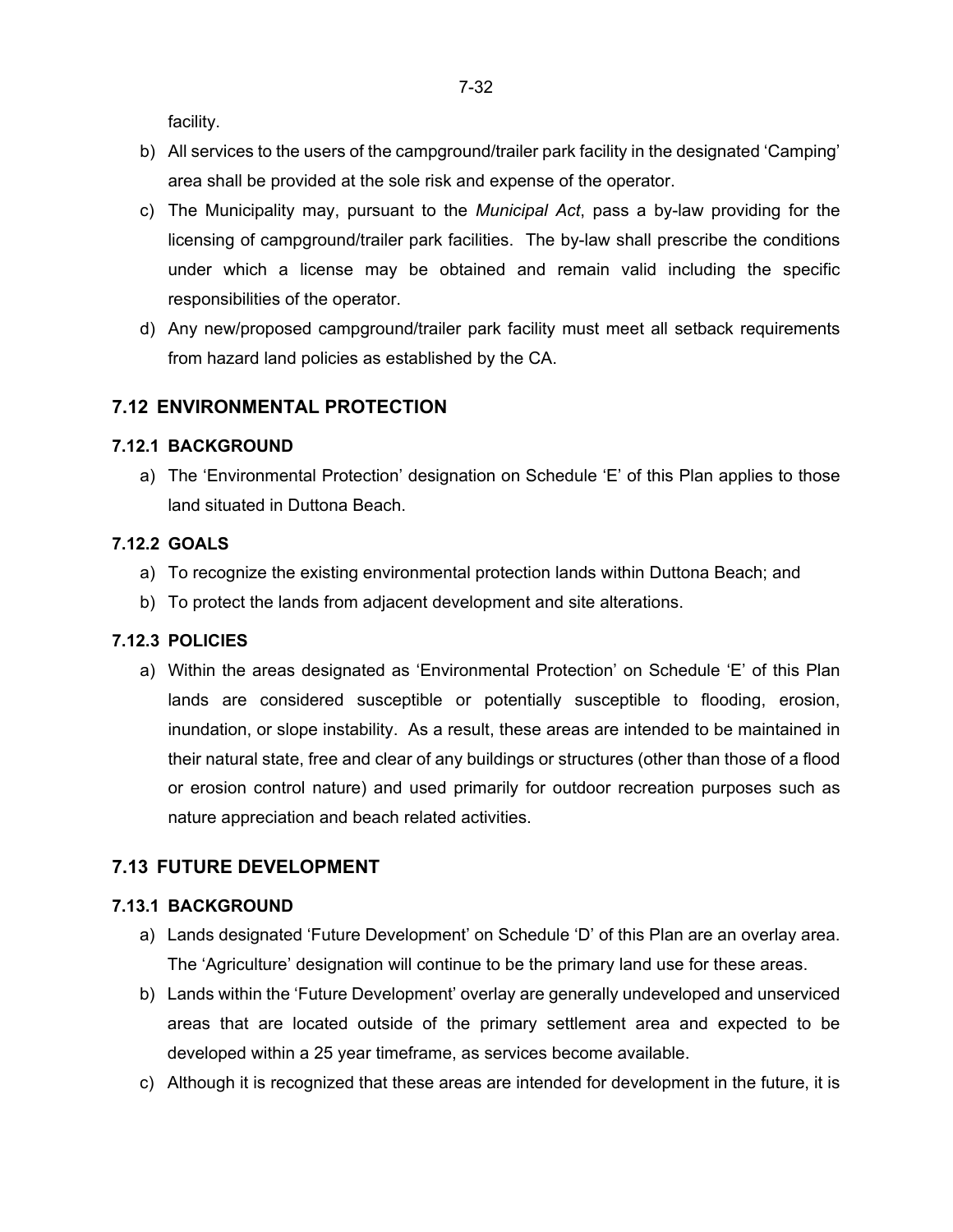facility.

b) All services to the users of the campground/trailer park facility in the designated 'Camping' area shall be provided at the sole risk and expense of the operator.

c) The Municipality may, pursuant to the *Municipal Act*, pass a by-law providing for the licensing of campground/trailer park facilities. The by-law shall prescribe the conditions under which a license may be obtained and remain valid including the specific responsibilities of the operator.

d) Any new/proposed campground/trailer park facility must meet all setback requirements from hazard land policies as established by the CA.

## 7.12 ENVIRONMENTAL PROTECTION

### 7.12.1 BACKGROUND

a) The 'Environmental Protection' designation on Schedule 'E' of this Plan applies to those land situated in Duttona Beach.

### 7.12.2 GOALS

a) To recognize the existing environmental protection lands within Duttona Beach; and

b) To protect the lands from adjacent development and site alterations.

### 7.12.3 POLICIES

a) Within the areas designated as 'Environmental Protection' on Schedule 'E' of this Plan lands are considered susceptible or potentially susceptible to flooding, erosion, inundation, or slope instability. As a result, these areas are intended to be maintained in their natural state, free and clear of any buildings or structures (other than those of a flood or erosion control nature) and used primarily for outdoor recreation purposes such as nature appreciation and beach related activities.

## 7.13 FUTURE DEVELOPMENT

### 7.13.1 BACKGROUND

a) Lands designated 'Future Development' on Schedule 'D' of this Plan are an overlay area. The 'Agriculture' designation will continue to be the primary land use for these areas.

b) Lands within the 'Future Development' overlay are generally undeveloped and unserviced areas that are located outside of the primary settlement area and expected to be developed within a 25 year timeframe, as services become available.

c) Although it is recognized that these areas are intended for development in the future, it is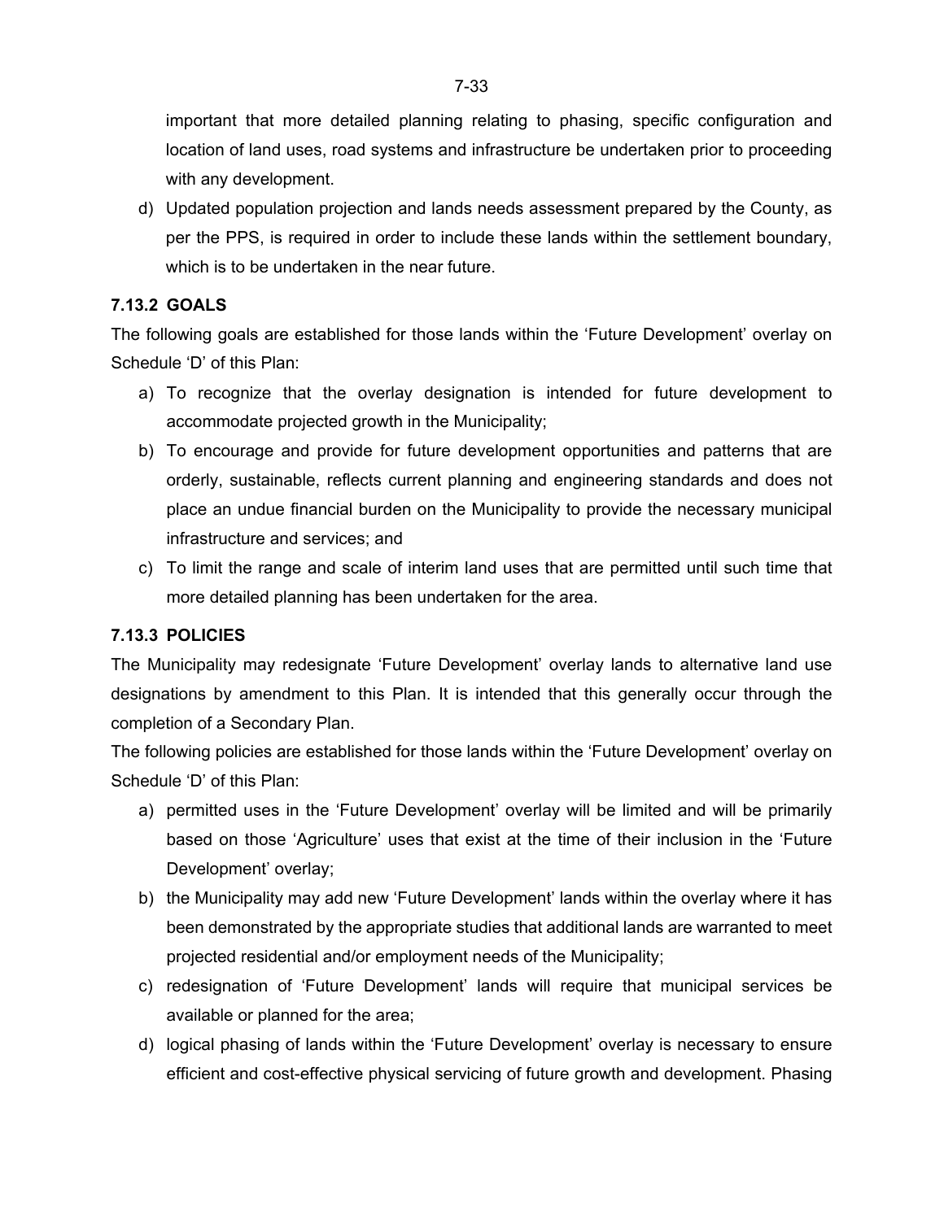important that more detailed planning relating to phasing, specific configuration and location of land uses, road systems and infrastructure be undertaken prior to proceeding with any development.

d) Updated population projection and lands needs assessment prepared by the County, as per the PPS, is required in order to include these lands within the settlement boundary, which is to be undertaken in the near future.

### 7.13.2 GOALS

The following goals are established for those lands within the 'Future Development' overlay on Schedule 'D' of this Plan:

a) To recognize that the overlay designation is intended for future development to accommodate projected growth in the Municipality;

b) To encourage and provide for future development opportunities and patterns that are orderly, sustainable, reflects current planning and engineering standards and does not place an undue financial burden on the Municipality to provide the necessary municipal infrastructure and services; and

c) To limit the range and scale of interim land uses that are permitted until such time that more detailed planning has been undertaken for the area.

### 7.13.3 POLICIES

The Municipality may redesignate 'Future Development' overlay lands to alternative land use designations by amendment to this Plan. It is intended that this generally occur through the completion of a Secondary Plan.

The following policies are established for those lands within the 'Future Development' overlay on Schedule 'D' of this Plan:

a) permitted uses in the 'Future Development' overlay will be limited and will be primarily based on those 'Agriculture' uses that exist at the time of their inclusion in the 'Future Development' overlay;

b) the Municipality may add new 'Future Development' lands within the overlay where it has been demonstrated by the appropriate studies that additional lands are warranted to meet projected residential and/or employment needs of the Municipality;

c) redesignation of 'Future Development' lands will require that municipal services be available or planned for the area;

d) logical phasing of lands within the 'Future Development' overlay is necessary to ensure efficient and cost-effective physical servicing of future growth and development. Phasing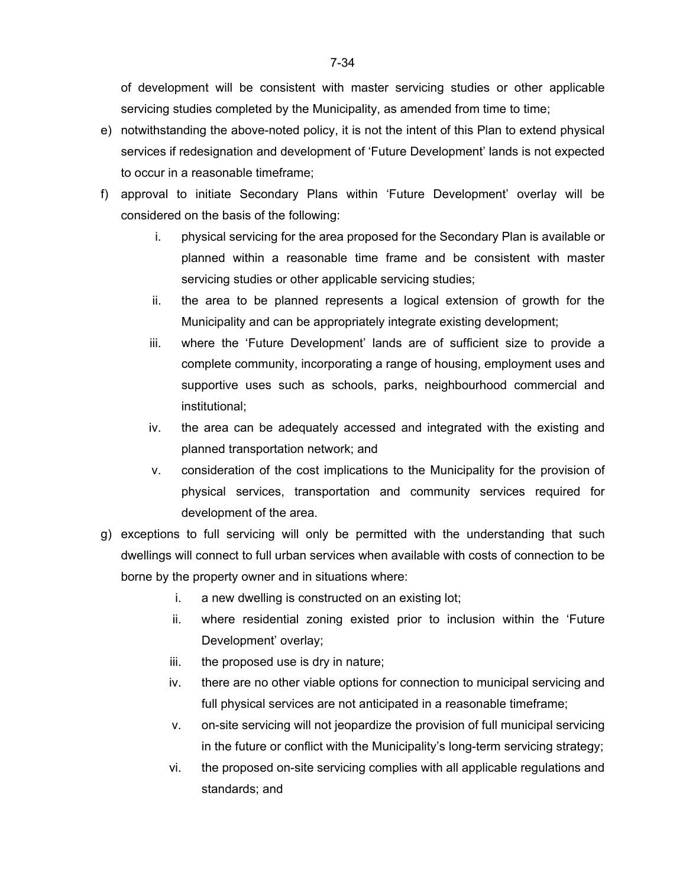of development will be consistent with master servicing studies or other applicable servicing studies completed by the Municipality, as amended from time to time;

e) notwithstanding the above-noted policy, it is not the intent of this Plan to extend physical services if redesignation and development of 'Future Development' lands is not expected to occur in a reasonable timeframe;

f) approval to initiate Secondary Plans within 'Future Development' overlay will be considered on the basis of the following:

    i. physical servicing for the area proposed for the Secondary Plan is available or planned within a reasonable time frame and be consistent with master servicing studies or other applicable servicing studies;

    ii. the area to be planned represents a logical extension of growth for the Municipality and can be appropriately integrate existing development;

    iii. where the 'Future Development' lands are of sufficient size to provide a complete community, incorporating a range of housing, employment uses and supportive uses such as schools, parks, neighbourhood commercial and institutional;

    iv. the area can be adequately accessed and integrated with the existing and planned transportation network; and

    v. consideration of the cost implications to the Municipality for the provision of physical services, transportation and community services required for development of the area.

g) exceptions to full servicing will only be permitted with the understanding that such dwellings will connect to full urban services when available with costs of connection to be borne by the property owner and in situations where:

    i. a new dwelling is constructed on an existing lot;

    ii. where residential zoning existed prior to inclusion within the 'Future Development' overlay;

    iii. the proposed use is dry in nature;

    iv. there are no other viable options for connection to municipal servicing and full physical services are not anticipated in a reasonable timeframe;

    v. on-site servicing will not jeopardize the provision of full municipal servicing in the future or conflict with the Municipality's long-term servicing strategy;

    vi. the proposed on-site servicing complies with all applicable regulations and standards; and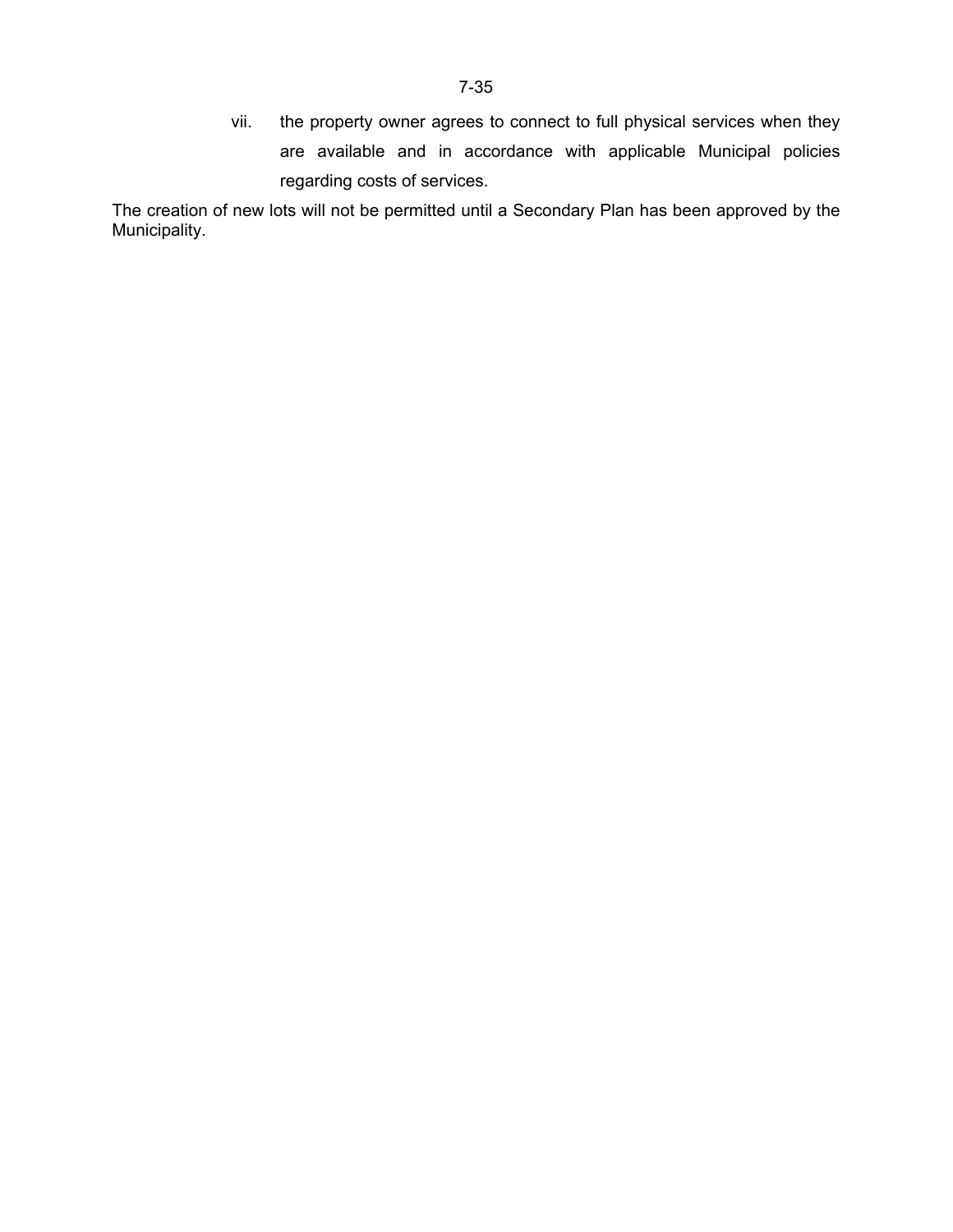vii. the property owner agrees to connect to full physical services when they are available and in accordance with applicable Municipal policies regarding costs of services.

The creation of new lots will not be permitted until a Secondary Plan has been approved by the Municipality.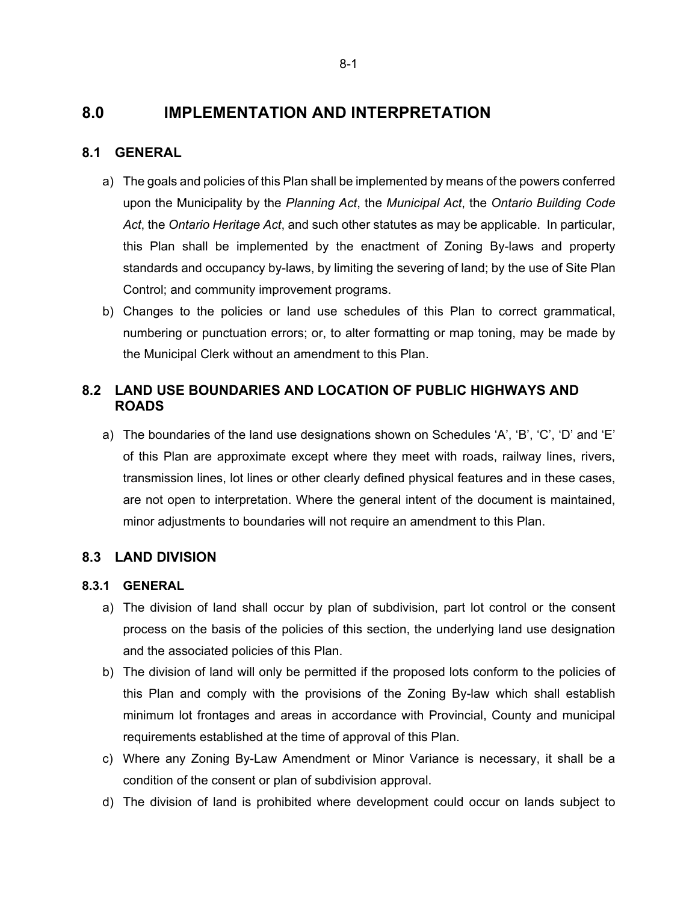# 8.0 IMPLEMENTATION AND INTERPRETATION

## 8.1 GENERAL

a) The goals and policies of this Plan shall be implemented by means of the powers conferred upon the Municipality by the *Planning Act*, the *Municipal Act*, the *Ontario Building Code Act*, the *Ontario Heritage Act*, and such other statutes as may be applicable. In particular, this Plan shall be implemented by the enactment of Zoning By-laws and property standards and occupancy by-laws, by limiting the severing of land; by the use of Site Plan Control; and community improvement programs.

b) Changes to the policies or land use schedules of this Plan to correct grammatical, numbering or punctuation errors; or, to alter formatting or map toning, may be made by the Municipal Clerk without an amendment to this Plan.

## 8.2 LAND USE BOUNDARIES AND LOCATION OF PUBLIC HIGHWAYS AND ROADS

a) The boundaries of the land use designations shown on Schedules 'A', 'B', 'C', 'D' and 'E' of this Plan are approximate except where they meet with roads, railway lines, rivers, transmission lines, lot lines or other clearly defined physical features and in these cases, are not open to interpretation. Where the general intent of the document is maintained, minor adjustments to boundaries will not require an amendment to this Plan.

## 8.3 LAND DIVISION

### 8.3.1 GENERAL

a) The division of land shall occur by plan of subdivision, part lot control or the consent process on the basis of the policies of this section, the underlying land use designation and the associated policies of this Plan.

b) The division of land will only be permitted if the proposed lots conform to the policies of this Plan and comply with the provisions of the Zoning By-law which shall establish minimum lot frontages and areas in accordance with Provincial, County and municipal requirements established at the time of approval of this Plan.

c) Where any Zoning By-Law Amendment or Minor Variance is necessary, it shall be a condition of the consent or plan of subdivision approval.

d) The division of land is prohibited where development could occur on lands subject to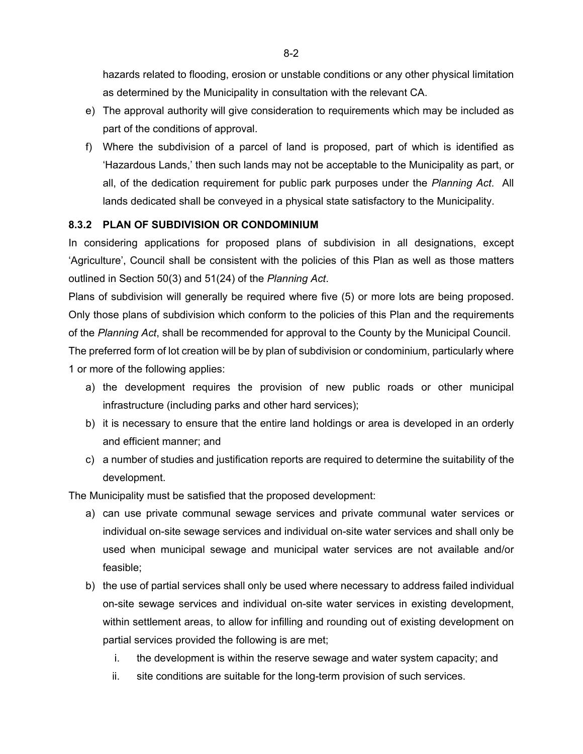hazards related to flooding, erosion or unstable conditions or any other physical limitation as determined by the Municipality in consultation with the relevant CA.

e) The approval authority will give consideration to requirements which may be included as part of the conditions of approval.

f) Where the subdivision of a parcel of land is proposed, part of which is identified as 'Hazardous Lands,' then such lands may not be acceptable to the Municipality as part, or all, of the dedication requirement for public park purposes under the *Planning Act*. All lands dedicated shall be conveyed in a physical state satisfactory to the Municipality.

### 8.3.2 PLAN OF SUBDIVISION OR CONDOMINIUM

In considering applications for proposed plans of subdivision in all designations, except 'Agriculture', Council shall be consistent with the policies of this Plan as well as those matters outlined in Section 50(3) and 51(24) of the *Planning Act*.

Plans of subdivision will generally be required where five (5) or more lots are being proposed. Only those plans of subdivision which conform to the policies of this Plan and the requirements of the *Planning Act*, shall be recommended for approval to the County by the Municipal Council.

The preferred form of lot creation will be by plan of subdivision or condominium, particularly where 1 or more of the following applies:

a) the development requires the provision of new public roads or other municipal infrastructure (including parks and other hard services);

b) it is necessary to ensure that the entire land holdings or area is developed in an orderly and efficient manner; and

c) a number of studies and justification reports are required to determine the suitability of the development.

The Municipality must be satisfied that the proposed development:

a) can use private communal sewage services and private communal water services or individual on-site sewage services and individual on-site water services and shall only be used when municipal sewage and municipal water services are not available and/or feasible;

b) the use of partial services shall only be used where necessary to address failed individual on-site sewage services and individual on-site water services in existing development, within settlement areas, to allow for infilling and rounding out of existing development on partial services provided the following is are met;

   i. the development is within the reserve sewage and water system capacity; and

   ii. site conditions are suitable for the long-term provision of such services.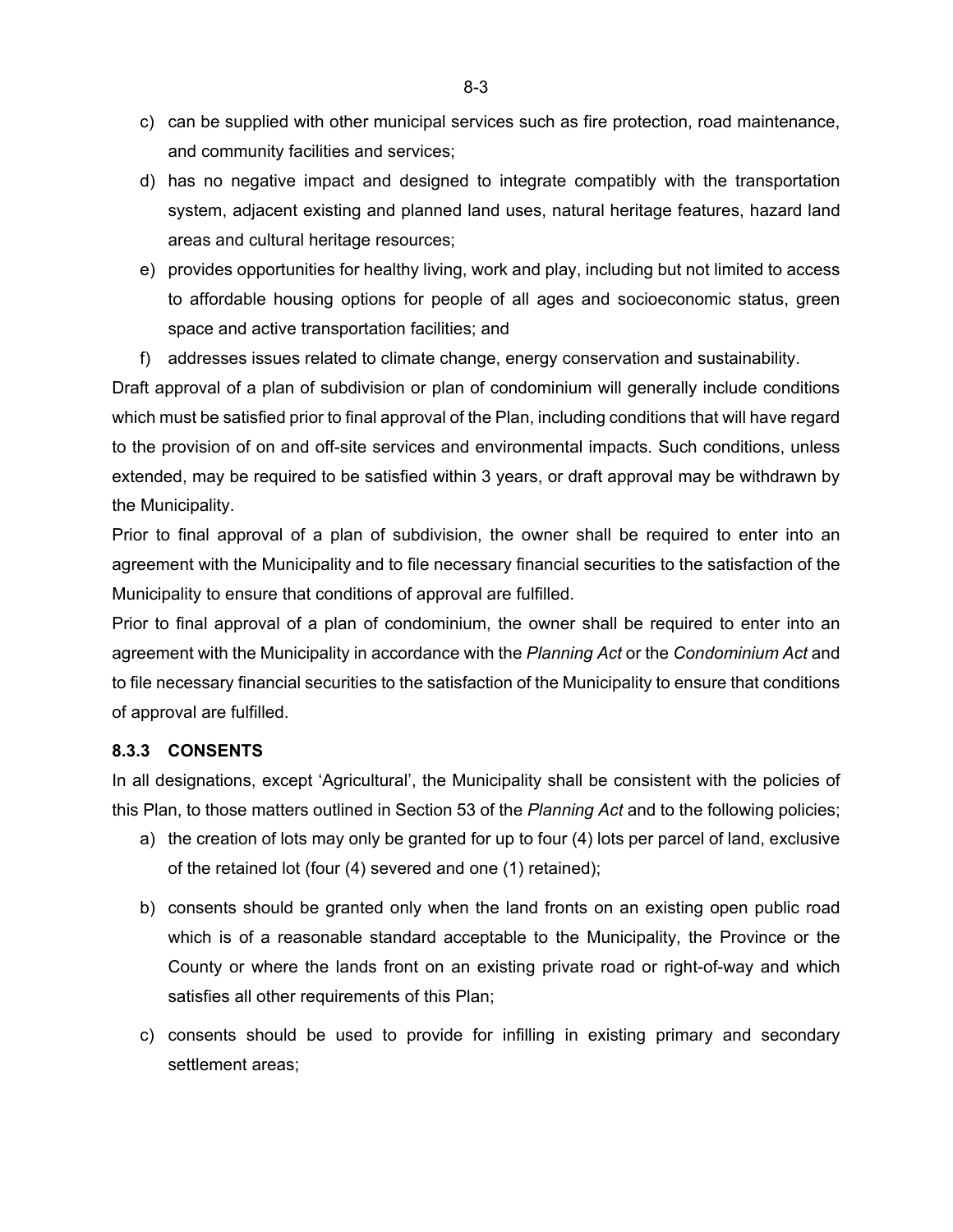c) can be supplied with other municipal services such as fire protection, road maintenance, and community facilities and services;

d) has no negative impact and designed to integrate compatibly with the transportation system, adjacent existing and planned land uses, natural heritage features, hazard land areas and cultural heritage resources;

e) provides opportunities for healthy living, work and play, including but not limited to access to affordable housing options for people of all ages and socioeconomic status, green space and active transportation facilities; and

f) addresses issues related to climate change, energy conservation and sustainability.

Draft approval of a plan of subdivision or plan of condominium will generally include conditions which must be satisfied prior to final approval of the Plan, including conditions that will have regard to the provision of on and off-site services and environmental impacts. Such conditions, unless extended, may be required to be satisfied within 3 years, or draft approval may be withdrawn by the Municipality.

Prior to final approval of a plan of subdivision, the owner shall be required to enter into an agreement with the Municipality and to file necessary financial securities to the satisfaction of the Municipality to ensure that conditions of approval are fulfilled.

Prior to final approval of a plan of condominium, the owner shall be required to enter into an agreement with the Municipality in accordance with the *Planning Act* or the *Condominium Act* and to file necessary financial securities to the satisfaction of the Municipality to ensure that conditions of approval are fulfilled.

### 8.3.3 CONSENTS

In all designations, except 'Agricultural', the Municipality shall be consistent with the policies of this Plan, to those matters outlined in Section 53 of the *Planning Act* and to the following policies;

a) the creation of lots may only be granted for up to four (4) lots per parcel of land, exclusive of the retained lot (four (4) severed and one (1) retained);

b) consents should be granted only when the land fronts on an existing open public road which is of a reasonable standard acceptable to the Municipality, the Province or the County or where the lands front on an existing private road or right-of-way and which satisfies all other requirements of this Plan;

c) consents should be used to provide for infilling in existing primary and secondary settlement areas;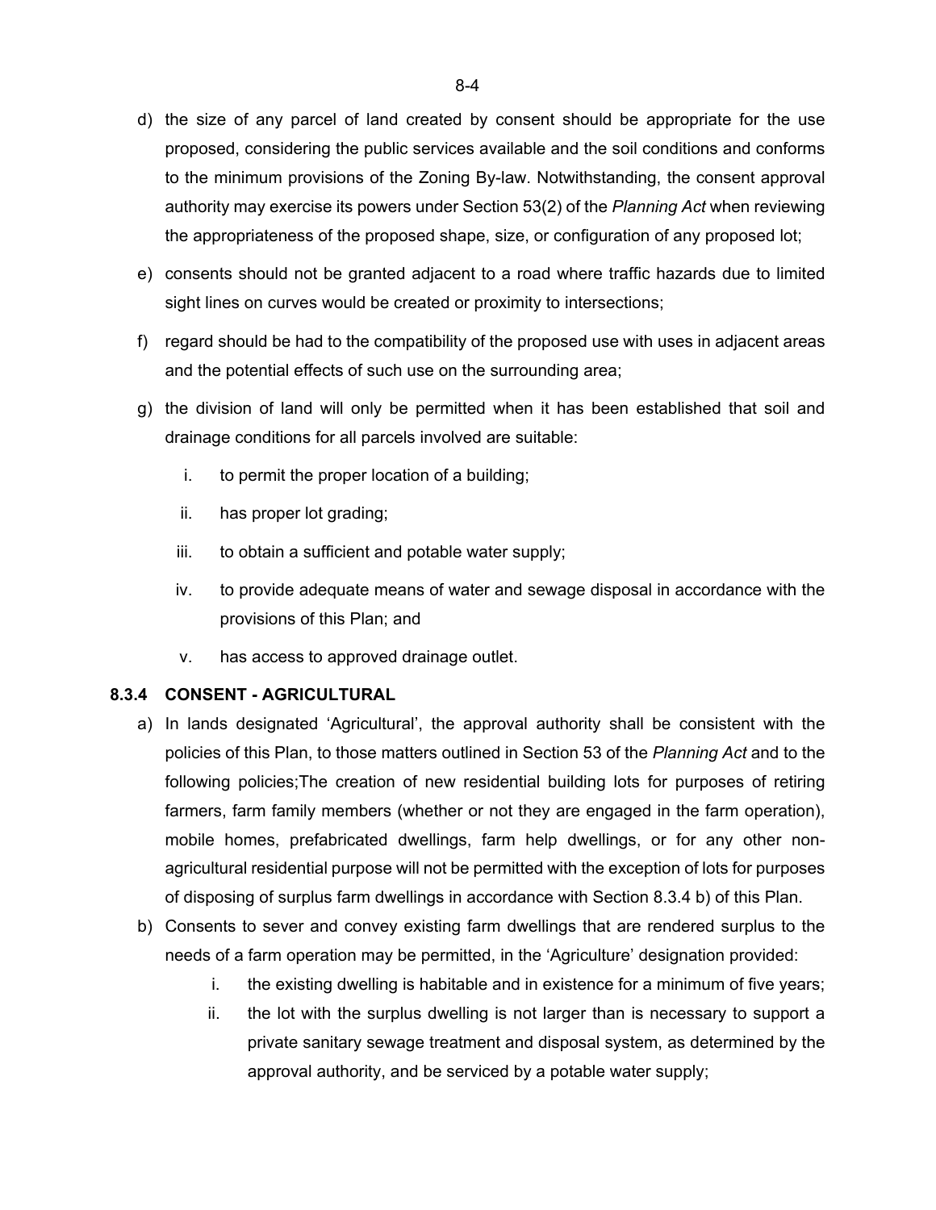d) the size of any parcel of land created by consent should be appropriate for the use proposed, considering the public services available and the soil conditions and conforms to the minimum provisions of the Zoning By-law. Notwithstanding, the consent approval authority may exercise its powers under Section 53(2) of the *Planning Act* when reviewing the appropriateness of the proposed shape, size, or configuration of any proposed lot;

e) consents should not be granted adjacent to a road where traffic hazards due to limited sight lines on curves would be created or proximity to intersections;

f) regard should be had to the compatibility of the proposed use with uses in adjacent areas and the potential effects of such use on the surrounding area;

g) the division of land will only be permitted when it has been established that soil and drainage conditions for all parcels involved are suitable:

   i. to permit the proper location of a building;

   ii. has proper lot grading;

   iii. to obtain a sufficient and potable water supply;

   iv. to provide adequate means of water and sewage disposal in accordance with the provisions of this Plan; and

   v. has access to approved drainage outlet.

### 8.3.4 CONSENT - AGRICULTURAL

a) In lands designated 'Agricultural', the approval authority shall be consistent with the policies of this Plan, to those matters outlined in Section 53 of the *Planning Act* and to the following policies;The creation of new residential building lots for purposes of retiring farmers, farm family members (whether or not they are engaged in the farm operation), mobile homes, prefabricated dwellings, farm help dwellings, or for any other non-agricultural residential purpose will not be permitted with the exception of lots for purposes of disposing of surplus farm dwellings in accordance with Section 8.3.4 b) of this Plan.

b) Consents to sever and convey existing farm dwellings that are rendered surplus to the needs of a farm operation may be permitted, in the 'Agriculture' designation provided:

   i. the existing dwelling is habitable and in existence for a minimum of five years;

   ii. the lot with the surplus dwelling is not larger than is necessary to support a private sanitary sewage treatment and disposal system, as determined by the approval authority, and be serviced by a potable water supply;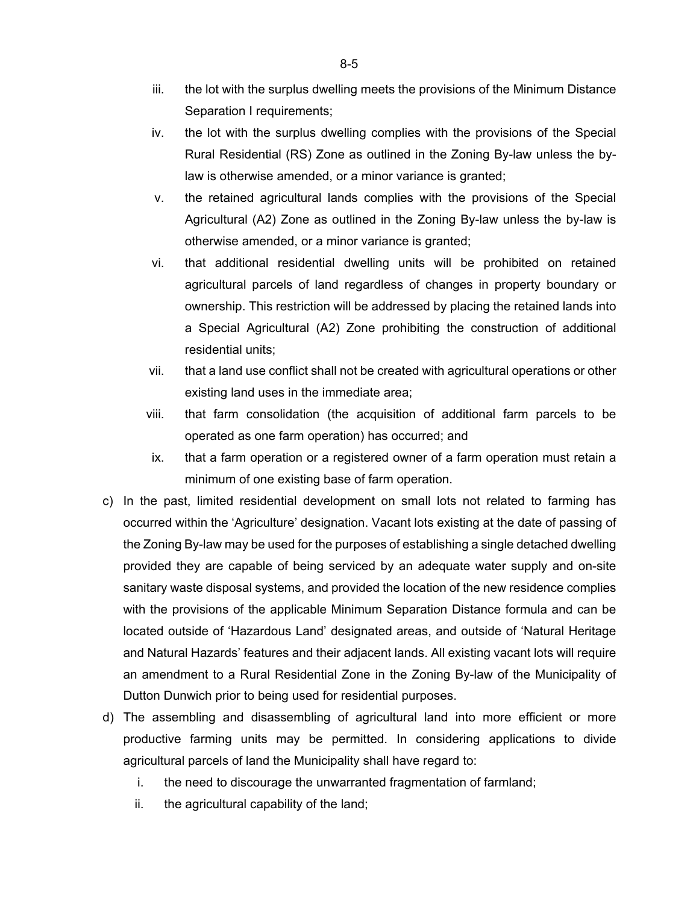iii. the lot with the surplus dwelling meets the provisions of the Minimum Distance Separation I requirements;

iv. the lot with the surplus dwelling complies with the provisions of the Special Rural Residential (RS) Zone as outlined in the Zoning By-law unless the by-law is otherwise amended, or a minor variance is granted;

v. the retained agricultural lands complies with the provisions of the Special Agricultural (A2) Zone as outlined in the Zoning By-law unless the by-law is otherwise amended, or a minor variance is granted;

vi. that additional residential dwelling units will be prohibited on retained agricultural parcels of land regardless of changes in property boundary or ownership. This restriction will be addressed by placing the retained lands into a Special Agricultural (A2) Zone prohibiting the construction of additional residential units;

vii. that a land use conflict shall not be created with agricultural operations or other existing land uses in the immediate area;

viii. that farm consolidation (the acquisition of additional farm parcels to be operated as one farm operation) has occurred; and

ix. that a farm operation or a registered owner of a farm operation must retain a minimum of one existing base of farm operation.

c) In the past, limited residential development on small lots not related to farming has occurred within the 'Agriculture' designation. Vacant lots existing at the date of passing of the Zoning By-law may be used for the purposes of establishing a single detached dwelling provided they are capable of being serviced by an adequate water supply and on-site sanitary waste disposal systems, and provided the location of the new residence complies with the provisions of the applicable Minimum Separation Distance formula and can be located outside of 'Hazardous Land' designated areas, and outside of 'Natural Heritage and Natural Hazards' features and their adjacent lands. All existing vacant lots will require an amendment to a Rural Residential Zone in the Zoning By-law of the Municipality of Dutton Dunwich prior to being used for residential purposes.

d) The assembling and disassembling of agricultural land into more efficient or more productive farming units may be permitted. In considering applications to divide agricultural parcels of land the Municipality shall have regard to:

   i. the need to discourage the unwarranted fragmentation of farmland;

   ii. the agricultural capability of the land;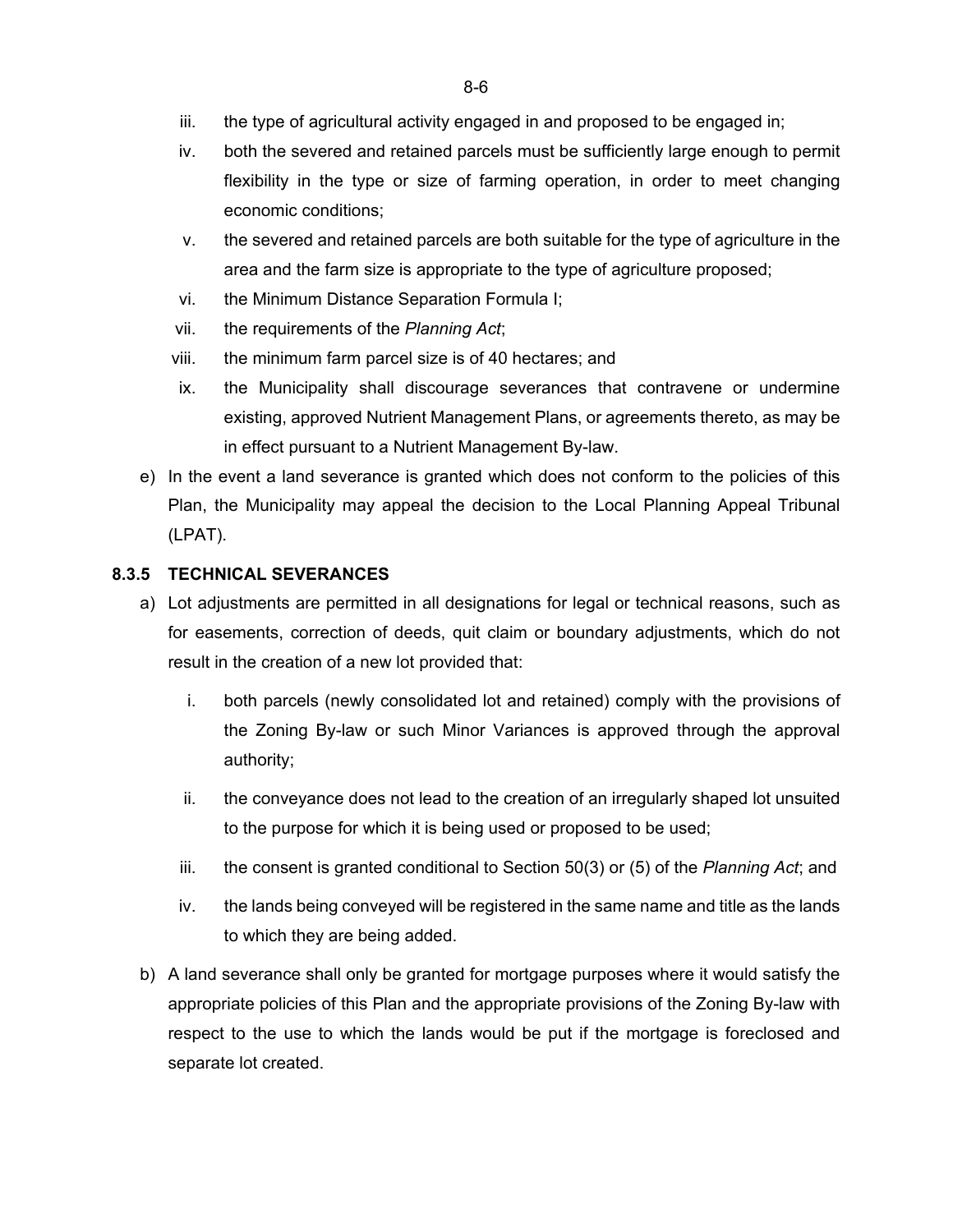iii. the type of agricultural activity engaged in and proposed to be engaged in;

iv. both the severed and retained parcels must be sufficiently large enough to permit flexibility in the type or size of farming operation, in order to meet changing economic conditions;

v. the severed and retained parcels are both suitable for the type of agriculture in the area and the farm size is appropriate to the type of agriculture proposed;

vi. the Minimum Distance Separation Formula I;

vii. the requirements of the *Planning Act*;

viii. the minimum farm parcel size is of 40 hectares; and

ix. the Municipality shall discourage severances that contravene or undermine existing, approved Nutrient Management Plans, or agreements thereto, as may be in effect pursuant to a Nutrient Management By-law.

e) In the event a land severance is granted which does not conform to the policies of this Plan, the Municipality may appeal the decision to the Local Planning Appeal Tribunal (LPAT).

### 8.3.5 TECHNICAL SEVERANCES

a) Lot adjustments are permitted in all designations for legal or technical reasons, such as for easements, correction of deeds, quit claim or boundary adjustments, which do not result in the creation of a new lot provided that:

   i. both parcels (newly consolidated lot and retained) comply with the provisions of the Zoning By-law or such Minor Variances is approved through the approval authority;

   ii. the conveyance does not lead to the creation of an irregularly shaped lot unsuited to the purpose for which it is being used or proposed to be used;

   iii. the consent is granted conditional to Section 50(3) or (5) of the *Planning Act*; and

   iv. the lands being conveyed will be registered in the same name and title as the lands to which they are being added.

b) A land severance shall only be granted for mortgage purposes where it would satisfy the appropriate policies of this Plan and the appropriate provisions of the Zoning By-law with respect to the use to which the lands would be put if the mortgage is foreclosed and separate lot created.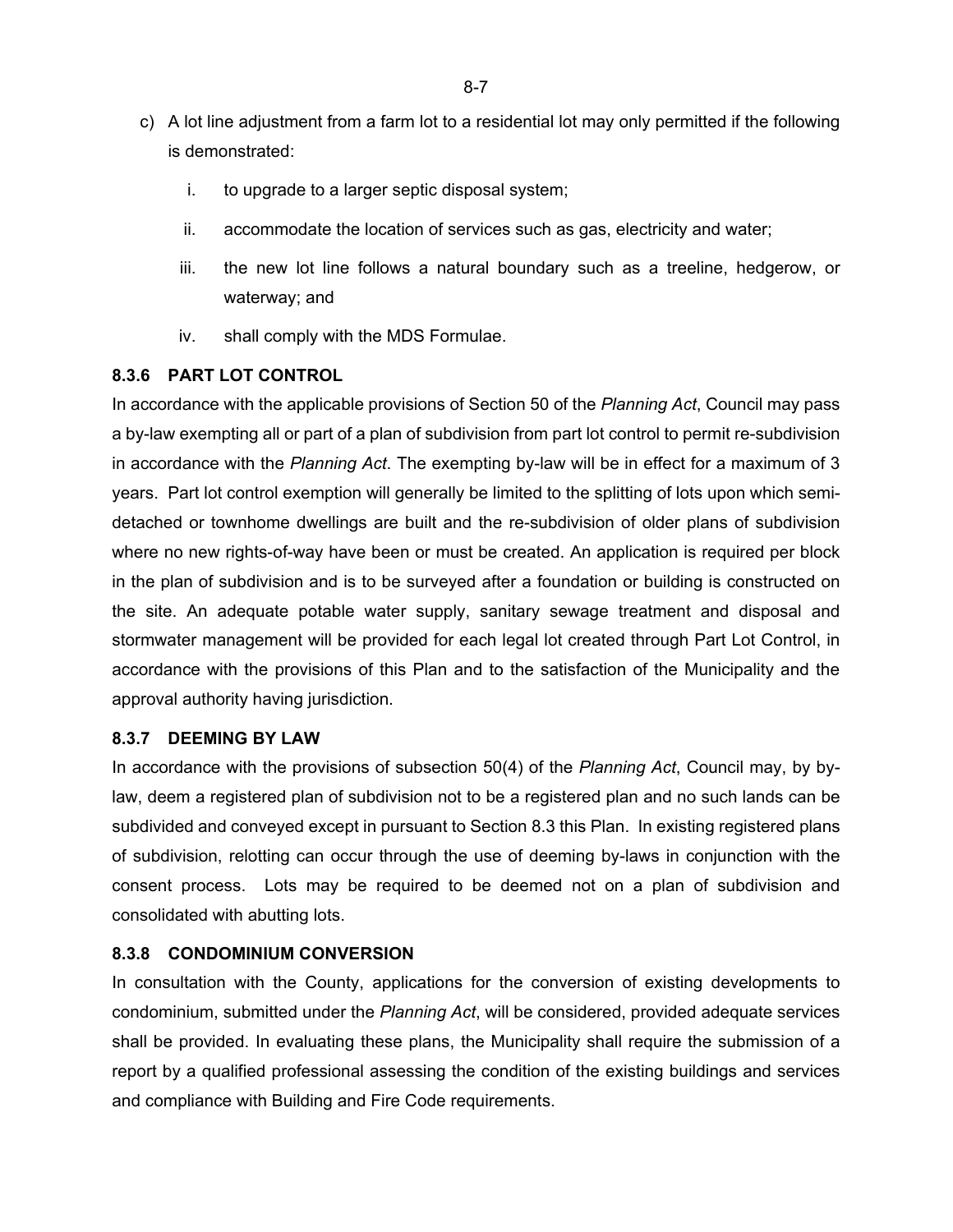c) A lot line adjustment from a farm lot to a residential lot may only permitted if the following is demonstrated:

   i. to upgrade to a larger septic disposal system;

   ii. accommodate the location of services such as gas, electricity and water;

   iii. the new lot line follows a natural boundary such as a treeline, hedgerow, or waterway; and

   iv. shall comply with the MDS Formulae.

### 8.3.6 PART LOT CONTROL

In accordance with the applicable provisions of Section 50 of the *Planning Act*, Council may pass a by-law exempting all or part of a plan of subdivision from part lot control to permit re-subdivision in accordance with the *Planning Act*. The exempting by-law will be in effect for a maximum of 3 years. Part lot control exemption will generally be limited to the splitting of lots upon which semi-detached or townhome dwellings are built and the re-subdivision of older plans of subdivision where no new rights-of-way have been or must be created. An application is required per block in the plan of subdivision and is to be surveyed after a foundation or building is constructed on the site. An adequate potable water supply, sanitary sewage treatment and disposal and stormwater management will be provided for each legal lot created through Part Lot Control, in accordance with the provisions of this Plan and to the satisfaction of the Municipality and the approval authority having jurisdiction.

### 8.3.7 DEEMING BY LAW

In accordance with the provisions of subsection 50(4) of the *Planning Act*, Council may, by by-law, deem a registered plan of subdivision not to be a registered plan and no such lands can be subdivided and conveyed except in pursuant to Section 8.3 this Plan. In existing registered plans of subdivision, relotting can occur through the use of deeming by-laws in conjunction with the consent process. Lots may be required to be deemed not on a plan of subdivision and consolidated with abutting lots.

### 8.3.8 CONDOMINIUM CONVERSION

In consultation with the County, applications for the conversion of existing developments to condominium, submitted under the *Planning Act*, will be considered, provided adequate services shall be provided. In evaluating these plans, the Municipality shall require the submission of a report by a qualified professional assessing the condition of the existing buildings and services and compliance with Building and Fire Code requirements.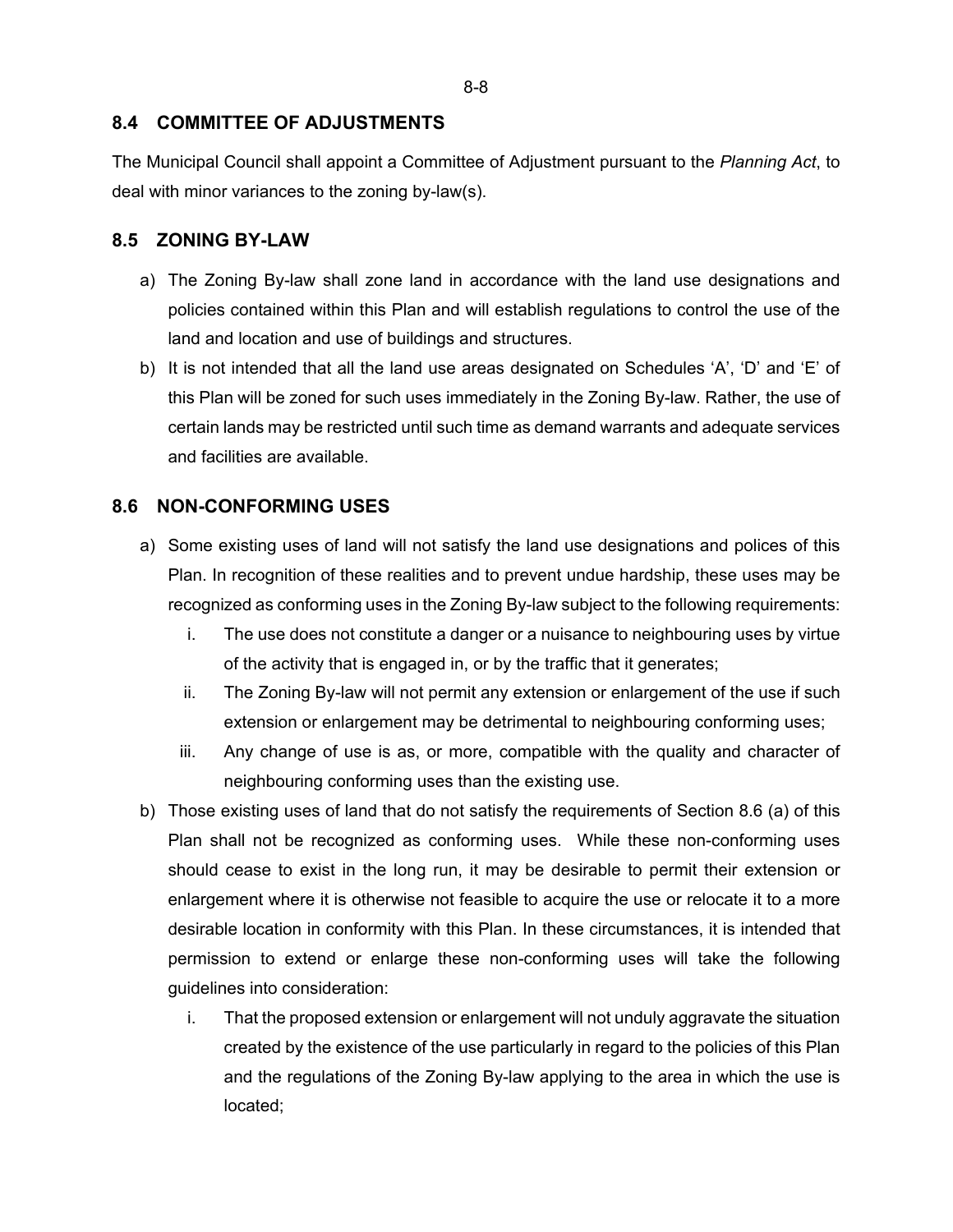## 8.4 COMMITTEE OF ADJUSTMENTS

The Municipal Council shall appoint a Committee of Adjustment pursuant to the *Planning Act*, to deal with minor variances to the zoning by-law(s).

## 8.5 ZONING BY-LAW

a) The Zoning By-law shall zone land in accordance with the land use designations and policies contained within this Plan and will establish regulations to control the use of the land and location and use of buildings and structures.

b) It is not intended that all the land use areas designated on Schedules 'A', 'D' and 'E' of this Plan will be zoned for such uses immediately in the Zoning By-law. Rather, the use of certain lands may be restricted until such time as demand warrants and adequate services and facilities are available.

## 8.6 NON-CONFORMING USES

a) Some existing uses of land will not satisfy the land use designations and polices of this Plan. In recognition of these realities and to prevent undue hardship, these uses may be recognized as conforming uses in the Zoning By-law subject to the following requirements:

   i. The use does not constitute a danger or a nuisance to neighbouring uses by virtue of the activity that is engaged in, or by the traffic that it generates;

   ii. The Zoning By-law will not permit any extension or enlargement of the use if such extension or enlargement may be detrimental to neighbouring conforming uses;

   iii. Any change of use is as, or more, compatible with the quality and character of neighbouring conforming uses than the existing use.

b) Those existing uses of land that do not satisfy the requirements of Section 8.6 (a) of this Plan shall not be recognized as conforming uses. While these non-conforming uses should cease to exist in the long run, it may be desirable to permit their extension or enlargement where it is otherwise not feasible to acquire the use or relocate it to a more desirable location in conformity with this Plan. In these circumstances, it is intended that permission to extend or enlarge these non-conforming uses will take the following guidelines into consideration:

   i. That the proposed extension or enlargement will not unduly aggravate the situation created by the existence of the use particularly in regard to the policies of this Plan and the regulations of the Zoning By-law applying to the area in which the use is located;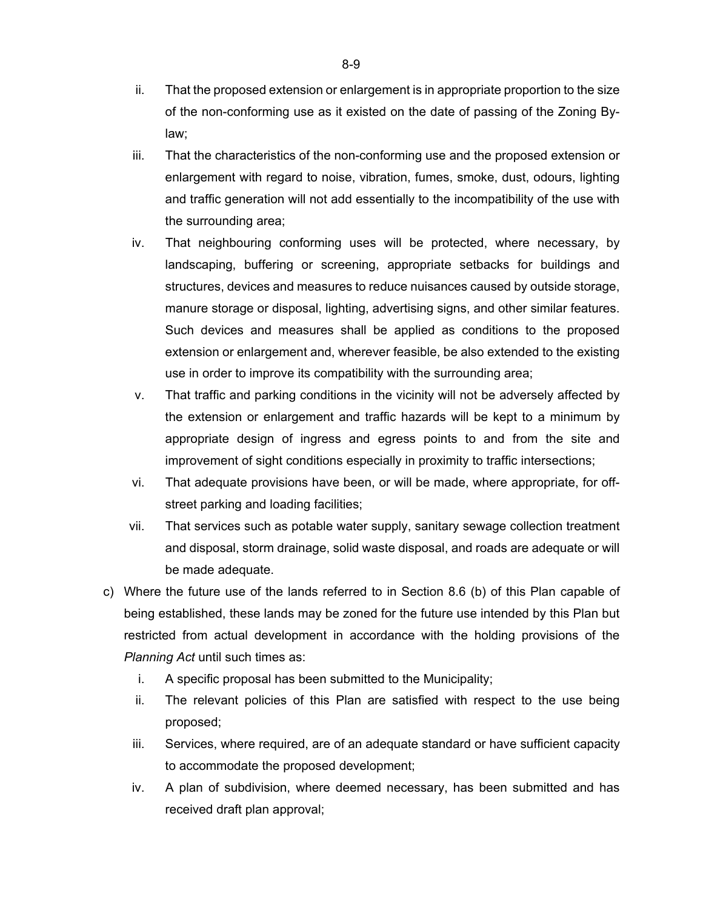ii. That the proposed extension or enlargement is in appropriate proportion to the size of the non-conforming use as it existed on the date of passing of the Zoning By-law;

iii. That the characteristics of the non-conforming use and the proposed extension or enlargement with regard to noise, vibration, fumes, smoke, dust, odours, lighting and traffic generation will not add essentially to the incompatibility of the use with the surrounding area;

iv. That neighbouring conforming uses will be protected, where necessary, by landscaping, buffering or screening, appropriate setbacks for buildings and structures, devices and measures to reduce nuisances caused by outside storage, manure storage or disposal, lighting, advertising signs, and other similar features. Such devices and measures shall be applied as conditions to the proposed extension or enlargement and, wherever feasible, be also extended to the existing use in order to improve its compatibility with the surrounding area;

v. That traffic and parking conditions in the vicinity will not be adversely affected by the extension or enlargement and traffic hazards will be kept to a minimum by appropriate design of ingress and egress points to and from the site and improvement of sight conditions especially in proximity to traffic intersections;

vi. That adequate provisions have been, or will be made, where appropriate, for off-street parking and loading facilities;

vii. That services such as potable water supply, sanitary sewage collection treatment and disposal, storm drainage, solid waste disposal, and roads are adequate or will be made adequate.

c) Where the future use of the lands referred to in Section 8.6 (b) of this Plan capable of being established, these lands may be zoned for the future use intended by this Plan but restricted from actual development in accordance with the holding provisions of the *Planning Act* until such times as:

   i. A specific proposal has been submitted to the Municipality;

   ii. The relevant policies of this Plan are satisfied with respect to the use being proposed;

   iii. Services, where required, are of an adequate standard or have sufficient capacity to accommodate the proposed development;

   iv. A plan of subdivision, where deemed necessary, has been submitted and has received draft plan approval;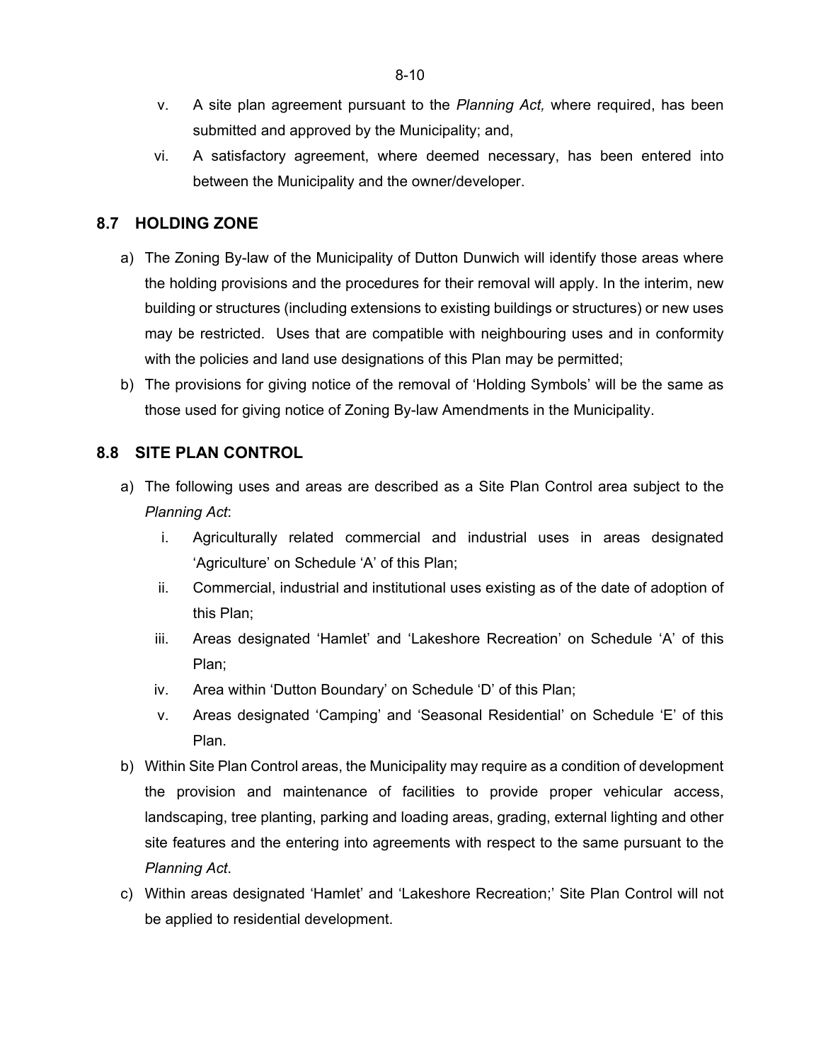v. A site plan agreement pursuant to the *Planning Act,* where required, has been submitted and approved by the Municipality; and,

vi. A satisfactory agreement, where deemed necessary, has been entered into between the Municipality and the owner/developer.

## 8.7 HOLDING ZONE

a) The Zoning By-law of the Municipality of Dutton Dunwich will identify those areas where the holding provisions and the procedures for their removal will apply. In the interim, new building or structures (including extensions to existing buildings or structures) or new uses may be restricted. Uses that are compatible with neighbouring uses and in conformity with the policies and land use designations of this Plan may be permitted;

b) The provisions for giving notice of the removal of 'Holding Symbols' will be the same as those used for giving notice of Zoning By-law Amendments in the Municipality.

## 8.8 SITE PLAN CONTROL

a) The following uses and areas are described as a Site Plan Control area subject to the *Planning Act*:

   i. Agriculturally related commercial and industrial uses in areas designated 'Agriculture' on Schedule 'A' of this Plan;

   ii. Commercial, industrial and institutional uses existing as of the date of adoption of this Plan;

   iii. Areas designated 'Hamlet' and 'Lakeshore Recreation' on Schedule 'A' of this Plan;

   iv. Area within 'Dutton Boundary' on Schedule 'D' of this Plan;

   v. Areas designated 'Camping' and 'Seasonal Residential' on Schedule 'E' of this Plan.

b) Within Site Plan Control areas, the Municipality may require as a condition of development the provision and maintenance of facilities to provide proper vehicular access, landscaping, tree planting, parking and loading areas, grading, external lighting and other site features and the entering into agreements with respect to the same pursuant to the *Planning Act*.

c) Within areas designated 'Hamlet' and 'Lakeshore Recreation;' Site Plan Control will not be applied to residential development.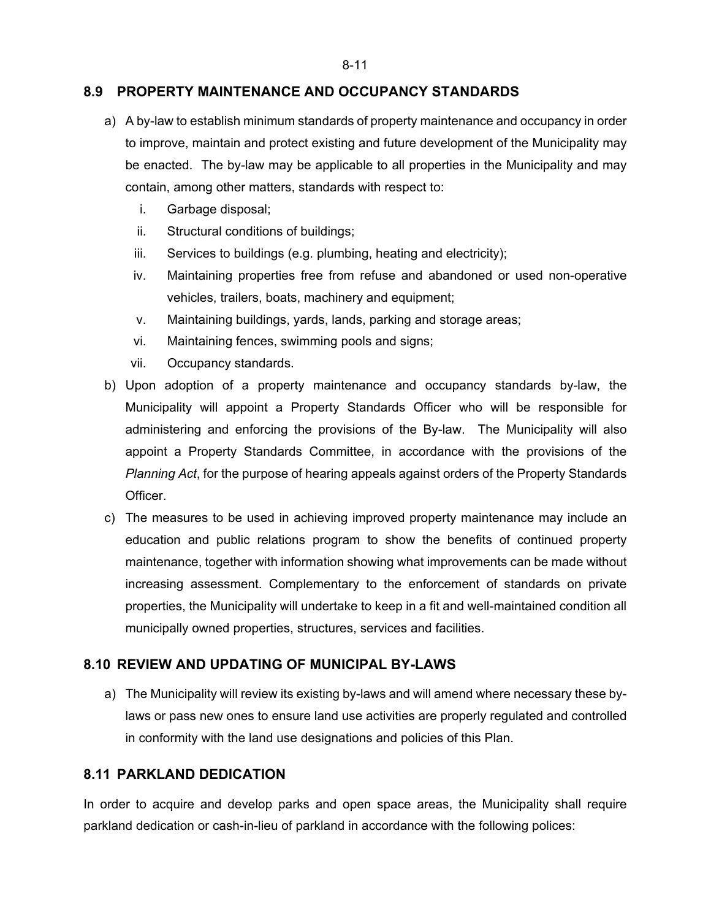## 8.9 PROPERTY MAINTENANCE AND OCCUPANCY STANDARDS

a) A by-law to establish minimum standards of property maintenance and occupancy in order to improve, maintain and protect existing and future development of the Municipality may be enacted. The by-law may be applicable to all properties in the Municipality and may contain, among other matters, standards with respect to:

   i. Garbage disposal;
   ii. Structural conditions of buildings;
   iii. Services to buildings (e.g. plumbing, heating and electricity);
   iv. Maintaining properties free from refuse and abandoned or used non-operative vehicles, trailers, boats, machinery and equipment;
   v. Maintaining buildings, yards, lands, parking and storage areas;
   vi. Maintaining fences, swimming pools and signs;
   vii. Occupancy standards.

b) Upon adoption of a property maintenance and occupancy standards by-law, the Municipality will appoint a Property Standards Officer who will be responsible for administering and enforcing the provisions of the By-law. The Municipality will also appoint a Property Standards Committee, in accordance with the provisions of the *Planning Act*, for the purpose of hearing appeals against orders of the Property Standards Officer.

c) The measures to be used in achieving improved property maintenance may include an education and public relations program to show the benefits of continued property maintenance, together with information showing what improvements can be made without increasing assessment. Complementary to the enforcement of standards on private properties, the Municipality will undertake to keep in a fit and well-maintained condition all municipally owned properties, structures, services and facilities.

## 8.10 REVIEW AND UPDATING OF MUNICIPAL BY-LAWS

a) The Municipality will review its existing by-laws and will amend where necessary these by-laws or pass new ones to ensure land use activities are properly regulated and controlled in conformity with the land use designations and policies of this Plan.

## 8.11 PARKLAND DEDICATION

In order to acquire and develop parks and open space areas, the Municipality shall require parkland dedication or cash-in-lieu of parkland in accordance with the following polices: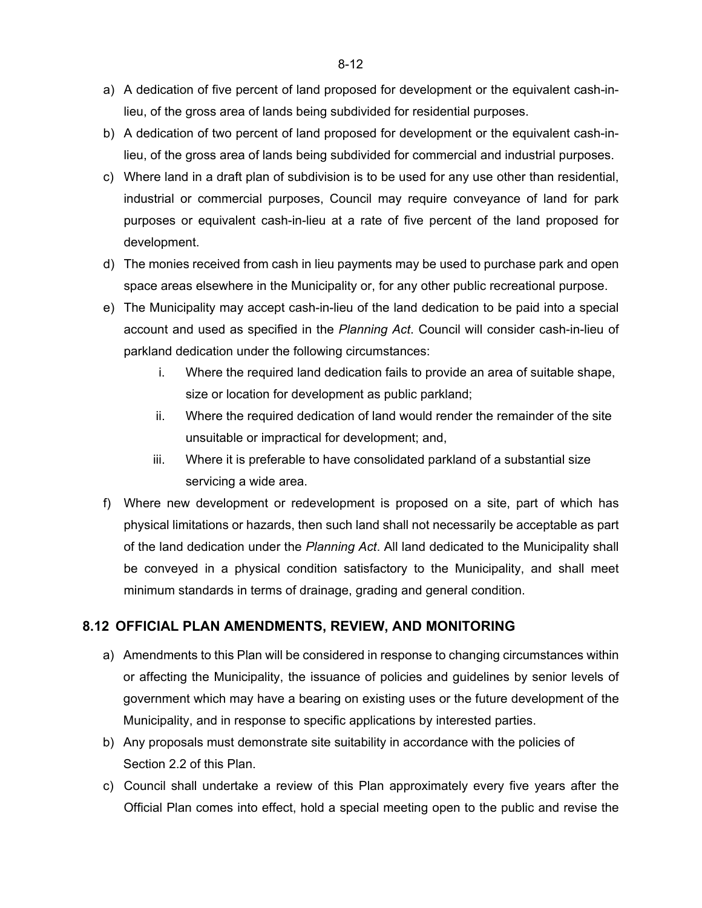a) A dedication of five percent of land proposed for development or the equivalent cash-in-lieu, of the gross area of lands being subdivided for residential purposes.
b) A dedication of two percent of land proposed for development or the equivalent cash-in-lieu, of the gross area of lands being subdivided for commercial and industrial purposes.
c) Where land in a draft plan of subdivision is to be used for any use other than residential, industrial or commercial purposes, Council may require conveyance of land for park purposes or equivalent cash-in-lieu at a rate of five percent of the land proposed for development.
d) The monies received from cash in lieu payments may be used to purchase park and open space areas elsewhere in the Municipality or, for any other public recreational purpose.
e) The Municipality may accept cash-in-lieu of the land dedication to be paid into a special account and used as specified in the *Planning Act*. Council will consider cash-in-lieu of parkland dedication under the following circumstances:
    i. Where the required land dedication fails to provide an area of suitable shape, size or location for development as public parkland;
    ii. Where the required dedication of land would render the remainder of the site unsuitable or impractical for development; and,
    iii. Where it is preferable to have consolidated parkland of a substantial size servicing a wide area.
f) Where new development or redevelopment is proposed on a site, part of which has physical limitations or hazards, then such land shall not necessarily be acceptable as part of the land dedication under the *Planning Act*. All land dedicated to the Municipality shall be conveyed in a physical condition satisfactory to the Municipality, and shall meet minimum standards in terms of drainage, grading and general condition.

## 8.12 OFFICIAL PLAN AMENDMENTS, REVIEW, AND MONITORING

a) Amendments to this Plan will be considered in response to changing circumstances within or affecting the Municipality, the issuance of policies and guidelines by senior levels of government which may have a bearing on existing uses or the future development of the Municipality, and in response to specific applications by interested parties.
b) Any proposals must demonstrate site suitability in accordance with the policies of Section 2.2 of this Plan.
c) Council shall undertake a review of this Plan approximately every five years after the Official Plan comes into effect, hold a special meeting open to the public and revise the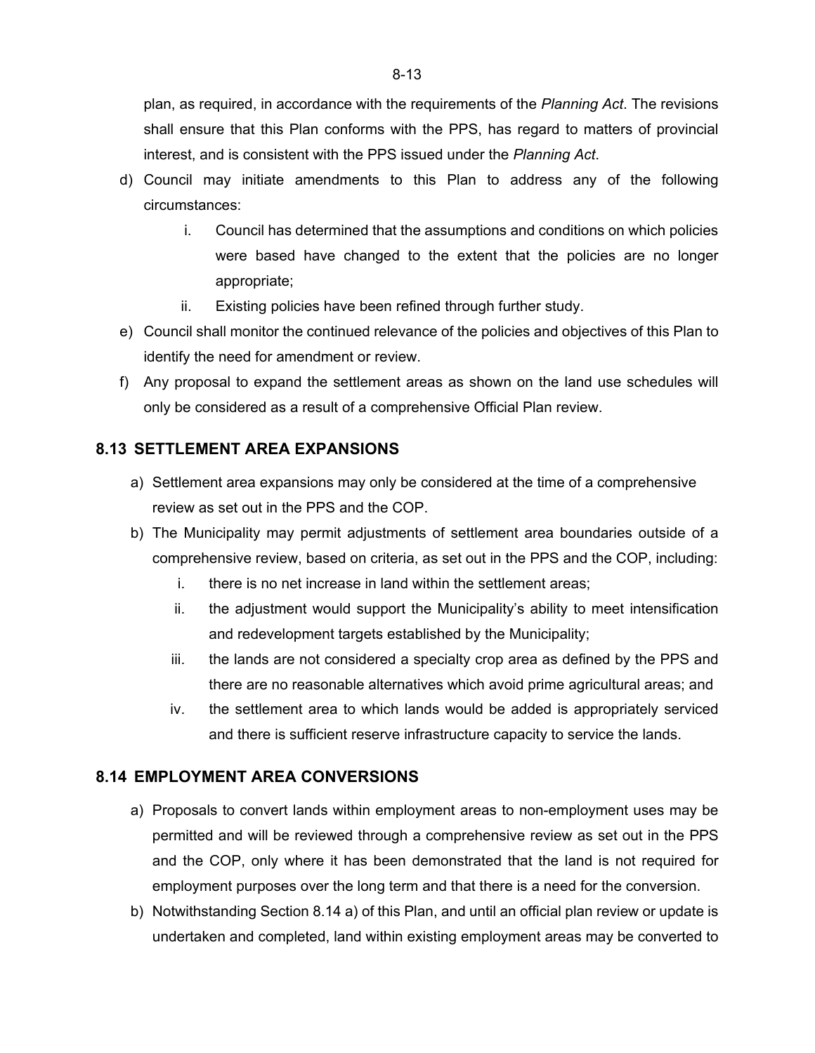plan, as required, in accordance with the requirements of the *Planning Act*. The revisions shall ensure that this Plan conforms with the PPS, has regard to matters of provincial interest, and is consistent with the PPS issued under the *Planning Act*.

d) Council may initiate amendments to this Plan to address any of the following circumstances:
   i. Council has determined that the assumptions and conditions on which policies were based have changed to the extent that the policies are no longer appropriate;
   ii. Existing policies have been refined through further study.
e) Council shall monitor the continued relevance of the policies and objectives of this Plan to identify the need for amendment or review.
f) Any proposal to expand the settlement areas as shown on the land use schedules will only be considered as a result of a comprehensive Official Plan review.

## 8.13 SETTLEMENT AREA EXPANSIONS

a) Settlement area expansions may only be considered at the time of a comprehensive review as set out in the PPS and the COP.
b) The Municipality may permit adjustments of settlement area boundaries outside of a comprehensive review, based on criteria, as set out in the PPS and the COP, including:
   i. there is no net increase in land within the settlement areas;
   ii. the adjustment would support the Municipality's ability to meet intensification and redevelopment targets established by the Municipality;
   iii. the lands are not considered a specialty crop area as defined by the PPS and there are no reasonable alternatives which avoid prime agricultural areas; and
   iv. the settlement area to which lands would be added is appropriately serviced and there is sufficient reserve infrastructure capacity to service the lands.

## 8.14 EMPLOYMENT AREA CONVERSIONS

a) Proposals to convert lands within employment areas to non-employment uses may be permitted and will be reviewed through a comprehensive review as set out in the PPS and the COP, only where it has been demonstrated that the land is not required for employment purposes over the long term and that there is a need for the conversion.
b) Notwithstanding Section 8.14 a) of this Plan, and until an official plan review or update is undertaken and completed, land within existing employment areas may be converted to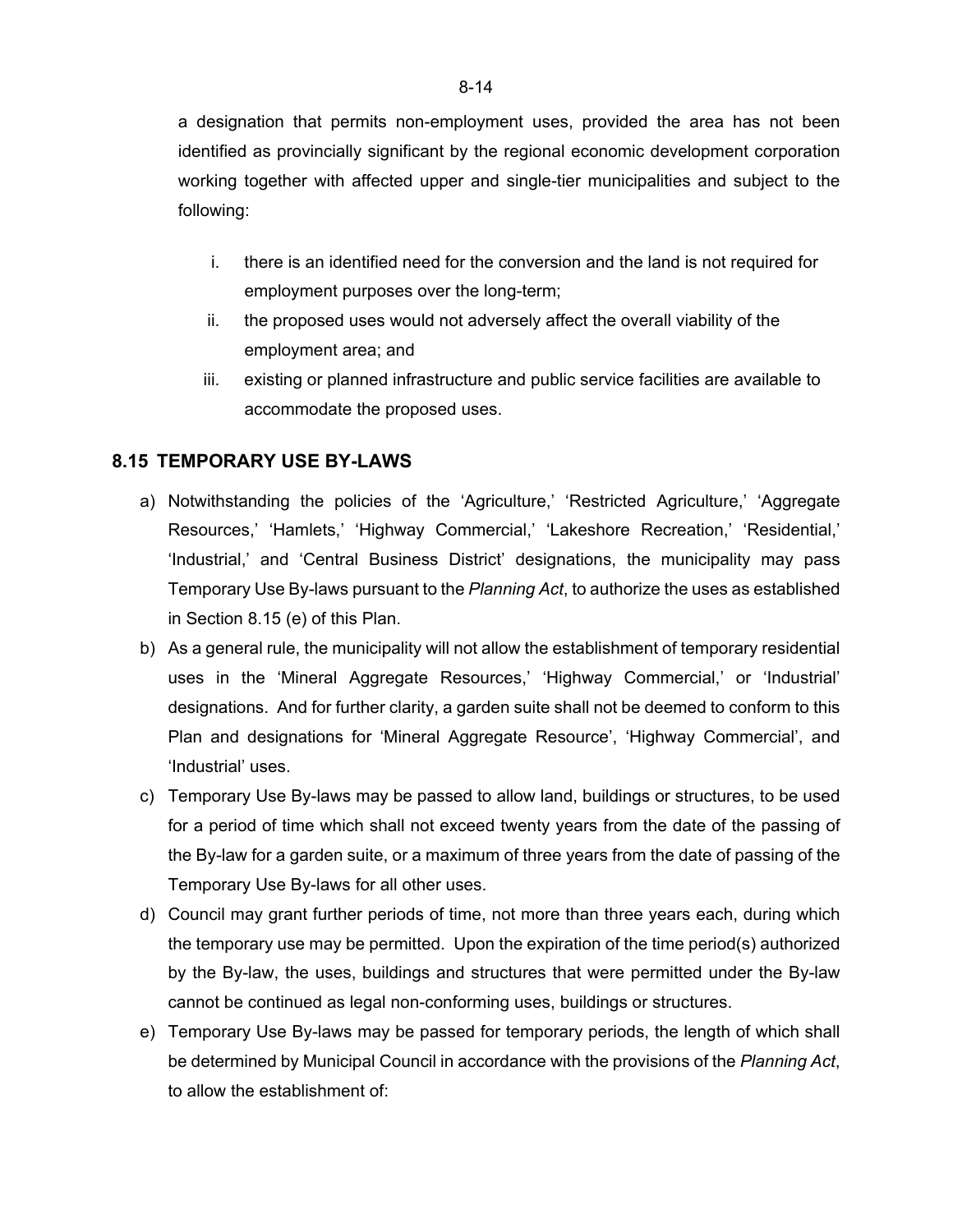a designation that permits non-employment uses, provided the area has not been identified as provincially significant by the regional economic development corporation working together with affected upper and single-tier municipalities and subject to the following:

i. there is an identified need for the conversion and the land is not required for employment purposes over the long-term;
ii. the proposed uses would not adversely affect the overall viability of the employment area; and
iii. existing or planned infrastructure and public service facilities are available to accommodate the proposed uses.

## 8.15 TEMPORARY USE BY-LAWS

a) Notwithstanding the policies of the 'Agriculture,' 'Restricted Agriculture,' 'Aggregate Resources,' 'Hamlets,' 'Highway Commercial,' 'Lakeshore Recreation,' 'Residential,' 'Industrial,' and 'Central Business District' designations, the municipality may pass Temporary Use By-laws pursuant to the *Planning Act*, to authorize the uses as established in Section 8.15 (e) of this Plan.

b) As a general rule, the municipality will not allow the establishment of temporary residential uses in the 'Mineral Aggregate Resources,' 'Highway Commercial,' or 'Industrial' designations. And for further clarity, a garden suite shall not be deemed to conform to this Plan and designations for 'Mineral Aggregate Resource', 'Highway Commercial', and 'Industrial' uses.

c) Temporary Use By-laws may be passed to allow land, buildings or structures, to be used for a period of time which shall not exceed twenty years from the date of the passing of the By-law for a garden suite, or a maximum of three years from the date of passing of the Temporary Use By-laws for all other uses.

d) Council may grant further periods of time, not more than three years each, during which the temporary use may be permitted. Upon the expiration of the time period(s) authorized by the By-law, the uses, buildings and structures that were permitted under the By-law cannot be continued as legal non-conforming uses, buildings or structures.

e) Temporary Use By-laws may be passed for temporary periods, the length of which shall be determined by Municipal Council in accordance with the provisions of the *Planning Act*, to allow the establishment of: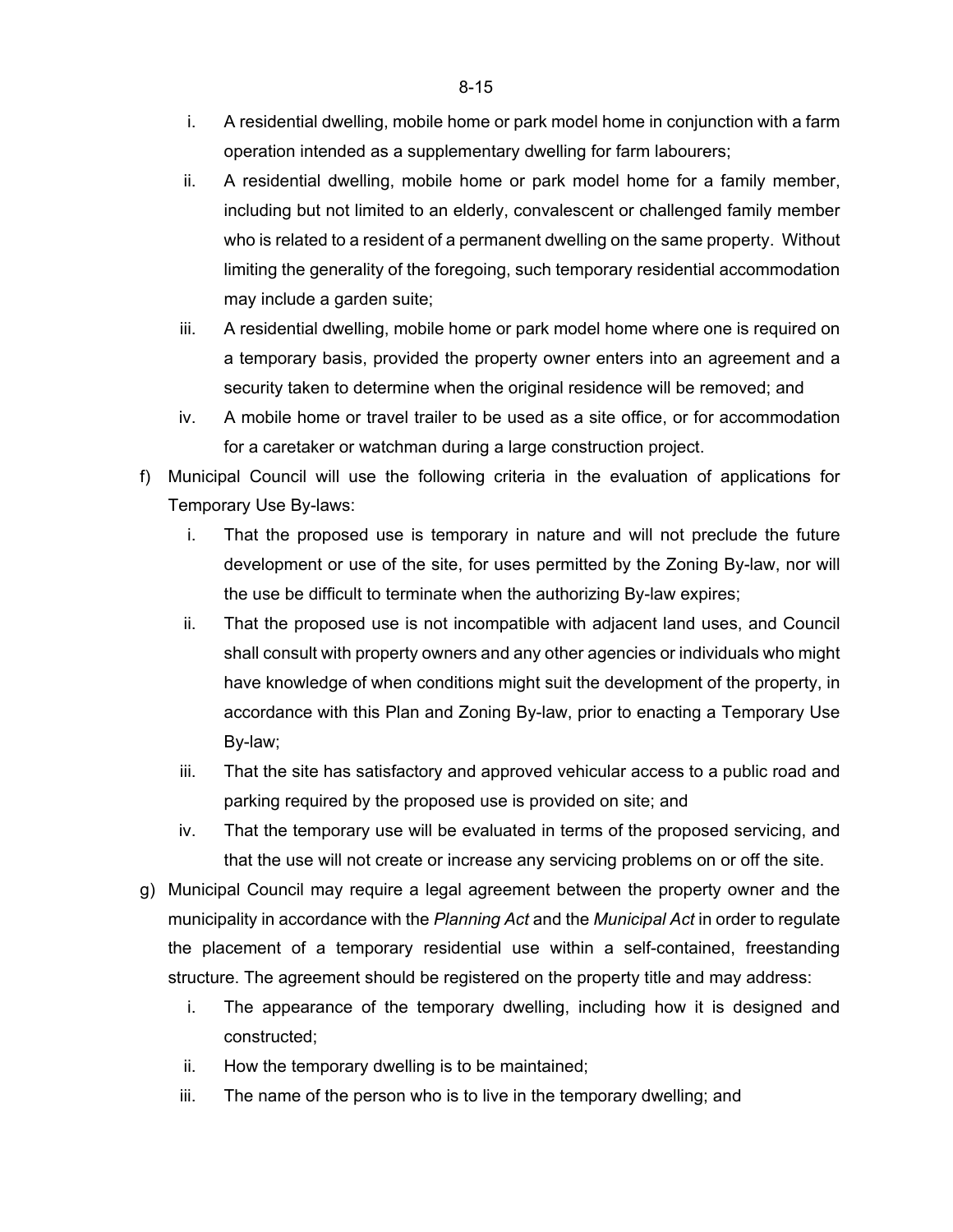i. A residential dwelling, mobile home or park model home in conjunction with a farm operation intended as a supplementary dwelling for farm labourers;
ii. A residential dwelling, mobile home or park model home for a family member, including but not limited to an elderly, convalescent or challenged family member who is related to a resident of a permanent dwelling on the same property. Without limiting the generality of the foregoing, such temporary residential accommodation may include a garden suite;
iii. A residential dwelling, mobile home or park model home where one is required on a temporary basis, provided the property owner enters into an agreement and a security taken to determine when the original residence will be removed; and
iv. A mobile home or travel trailer to be used as a site office, or for accommodation for a caretaker or watchman during a large construction project.

f) Municipal Council will use the following criteria in the evaluation of applications for Temporary Use By-laws:
   i. That the proposed use is temporary in nature and will not preclude the future development or use of the site, for uses permitted by the Zoning By-law, nor will the use be difficult to terminate when the authorizing By-law expires;
   ii. That the proposed use is not incompatible with adjacent land uses, and Council shall consult with property owners and any other agencies or individuals who might have knowledge of when conditions might suit the development of the property, in accordance with this Plan and Zoning By-law, prior to enacting a Temporary Use By-law;
   iii. That the site has satisfactory and approved vehicular access to a public road and parking required by the proposed use is provided on site; and
   iv. That the temporary use will be evaluated in terms of the proposed servicing, and that the use will not create or increase any servicing problems on or off the site.

g) Municipal Council may require a legal agreement between the property owner and the municipality in accordance with the *Planning Act* and the *Municipal Act* in order to regulate the placement of a temporary residential use within a self-contained, freestanding structure. The agreement should be registered on the property title and may address:
   i. The appearance of the temporary dwelling, including how it is designed and constructed;
   ii. How the temporary dwelling is to be maintained;
   iii. The name of the person who is to live in the temporary dwelling; and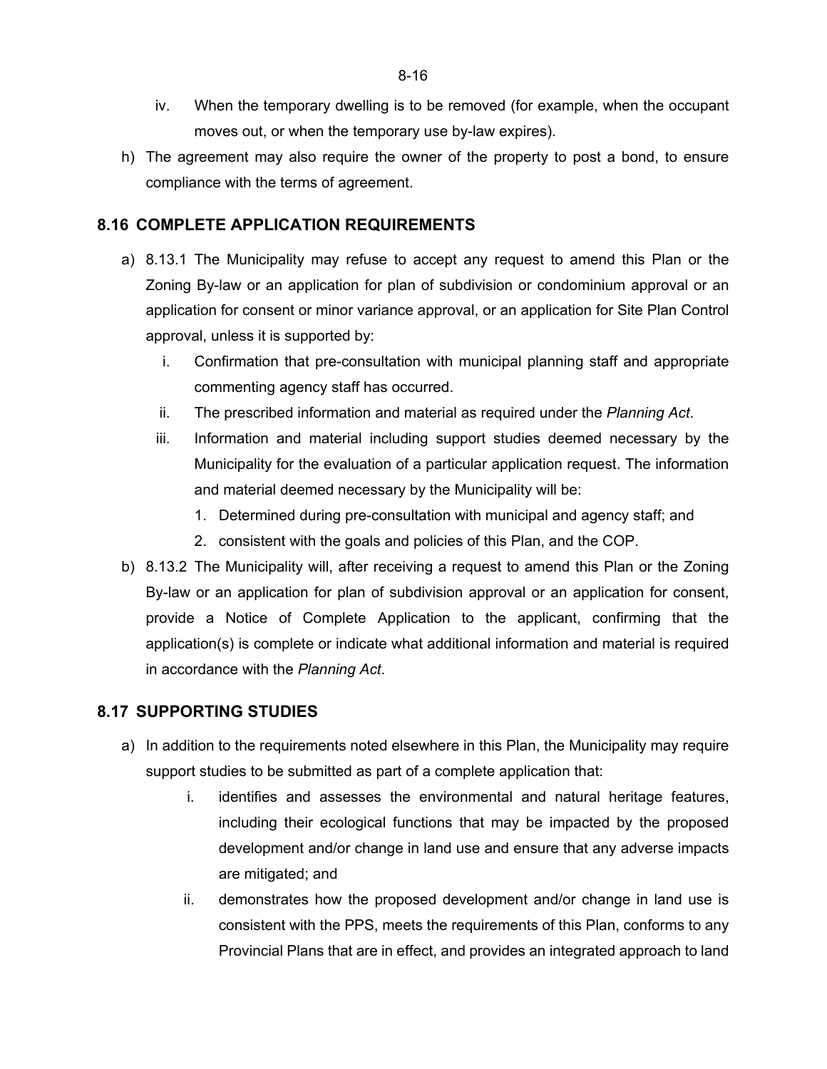iv. When the temporary dwelling is to be removed (for example, when the occupant moves out, or when the temporary use by-law expires).

h) The agreement may also require the owner of the property to post a bond, to ensure compliance with the terms of agreement.

## 8.16 COMPLETE APPLICATION REQUIREMENTS

a) 8.13.1 The Municipality may refuse to accept any request to amend this Plan or the Zoning By-law or an application for plan of subdivision or condominium approval or an application for consent or minor variance approval, or an application for Site Plan Control approval, unless it is supported by:

   i. Confirmation that pre-consultation with municipal planning staff and appropriate commenting agency staff has occurred.
   
   ii. The prescribed information and material as required under the *Planning Act*.
   
   iii. Information and material including support studies deemed necessary by the Municipality for the evaluation of a particular application request. The information and material deemed necessary by the Municipality will be:
   
      1. Determined during pre-consultation with municipal and agency staff; and
      2. consistent with the goals and policies of this Plan, and the COP.

b) 8.13.2 The Municipality will, after receiving a request to amend this Plan or the Zoning By-law or an application for plan of subdivision approval or an application for consent, provide a Notice of Complete Application to the applicant, confirming that the application(s) is complete or indicate what additional information and material is required in accordance with the *Planning Act*.

## 8.17 SUPPORTING STUDIES

a) In addition to the requirements noted elsewhere in this Plan, the Municipality may require support studies to be submitted as part of a complete application that:

   i. identifies and assesses the environmental and natural heritage features, including their ecological functions that may be impacted by the proposed development and/or change in land use and ensure that any adverse impacts are mitigated; and
   
   ii. demonstrates how the proposed development and/or change in land use is consistent with the PPS, meets the requirements of this Plan, conforms to any Provincial Plans that are in effect, and provides an integrated approach to land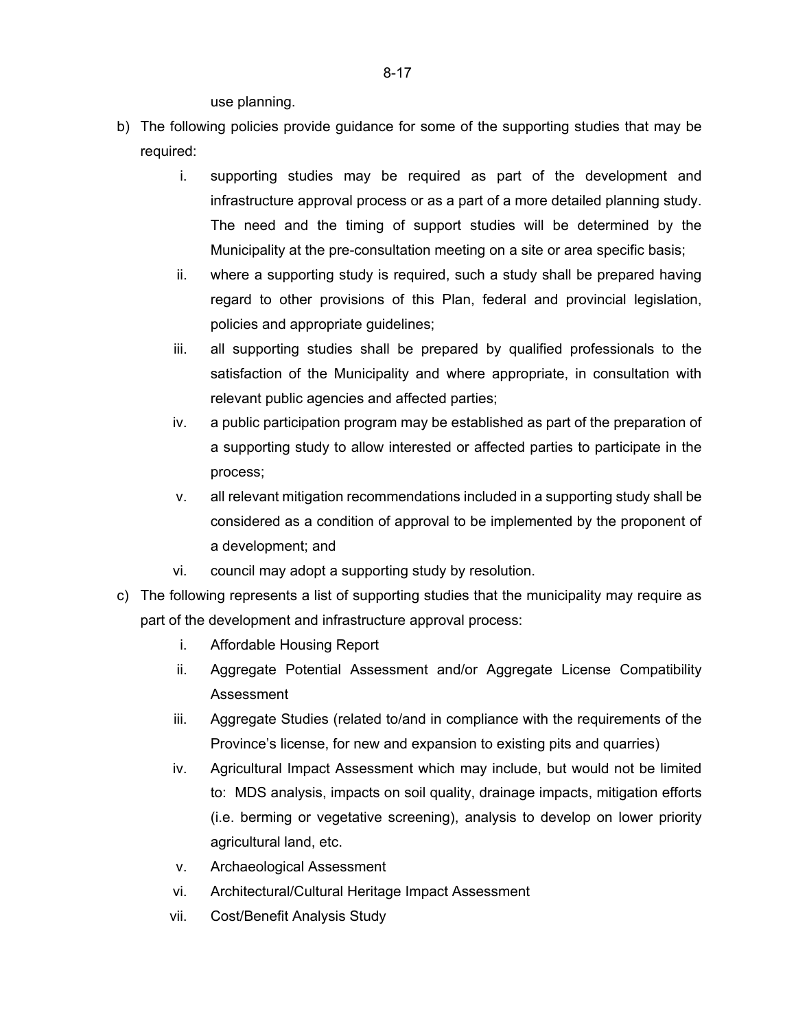use planning.

b) The following policies provide guidance for some of the supporting studies that may be required:

   i. supporting studies may be required as part of the development and infrastructure approval process or as a part of a more detailed planning study. The need and the timing of support studies will be determined by the Municipality at the pre-consultation meeting on a site or area specific basis;

   ii. where a supporting study is required, such a study shall be prepared having regard to other provisions of this Plan, federal and provincial legislation, policies and appropriate guidelines;

   iii. all supporting studies shall be prepared by qualified professionals to the satisfaction of the Municipality and where appropriate, in consultation with relevant public agencies and affected parties;

   iv. a public participation program may be established as part of the preparation of a supporting study to allow interested or affected parties to participate in the process;

   v. all relevant mitigation recommendations included in a supporting study shall be considered as a condition of approval to be implemented by the proponent of a development; and

   vi. council may adopt a supporting study by resolution.

c) The following represents a list of supporting studies that the municipality may require as part of the development and infrastructure approval process:

   i. Affordable Housing Report

   ii. Aggregate Potential Assessment and/or Aggregate License Compatibility Assessment

   iii. Aggregate Studies (related to/and in compliance with the requirements of the Province's license, for new and expansion to existing pits and quarries)

   iv. Agricultural Impact Assessment which may include, but would not be limited to: MDS analysis, impacts on soil quality, drainage impacts, mitigation efforts (i.e. berming or vegetative screening), analysis to develop on lower priority agricultural land, etc.

   v. Archaeological Assessment

   vi. Architectural/Cultural Heritage Impact Assessment

   vii. Cost/Benefit Analysis Study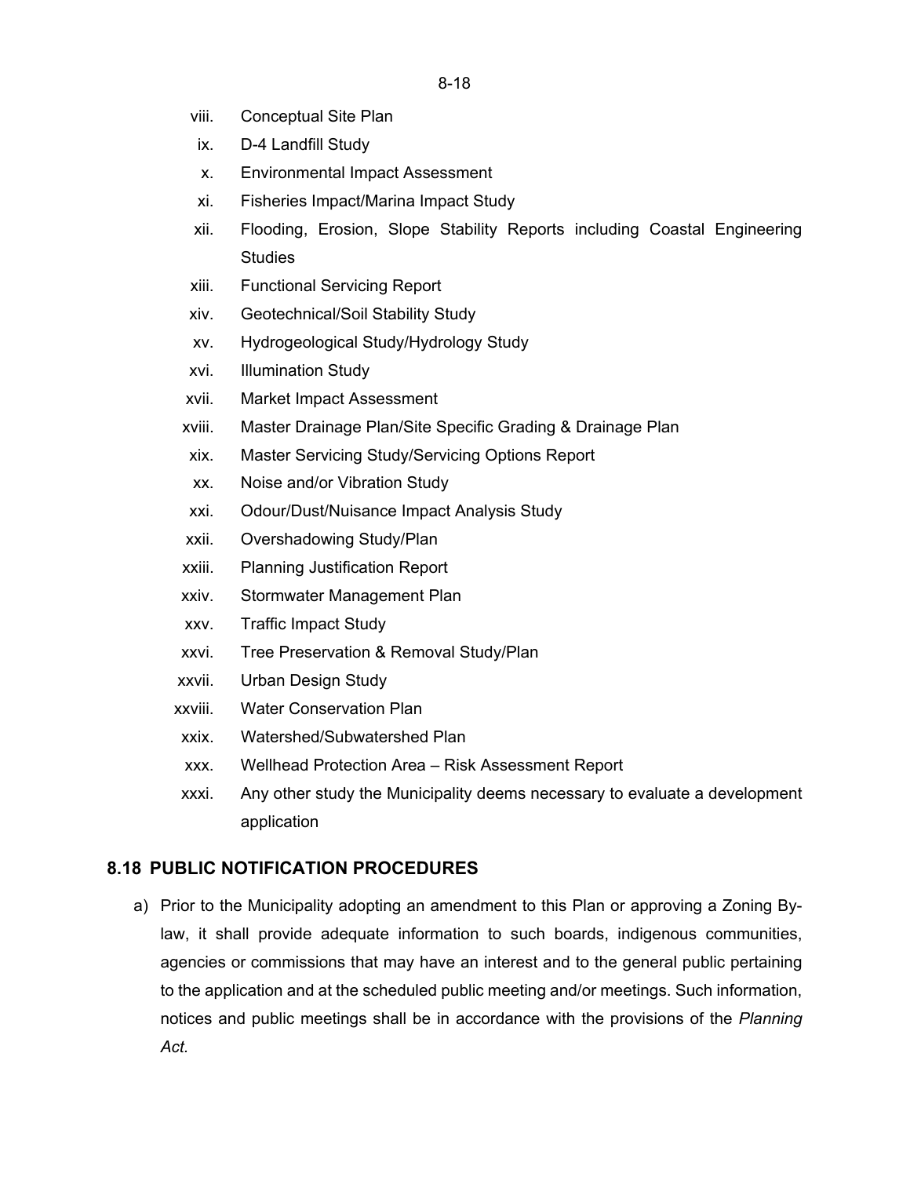viii. Conceptual Site Plan

ix. D-4 Landfill Study

x. Environmental Impact Assessment

xi. Fisheries Impact/Marina Impact Study

xii. Flooding, Erosion, Slope Stability Reports including Coastal Engineering Studies

xiii. Functional Servicing Report

xiv. Geotechnical/Soil Stability Study

xv. Hydrogeological Study/Hydrology Study

xvi. Illumination Study

xvii. Market Impact Assessment

xviii. Master Drainage Plan/Site Specific Grading & Drainage Plan

xix. Master Servicing Study/Servicing Options Report

xx. Noise and/or Vibration Study

xxi. Odour/Dust/Nuisance Impact Analysis Study

xxii. Overshadowing Study/Plan

xxiii. Planning Justification Report

xxiv. Stormwater Management Plan

xxv. Traffic Impact Study

xxvi. Tree Preservation & Removal Study/Plan

xxvii. Urban Design Study

xxviii. Water Conservation Plan

xxix. Watershed/Subwatershed Plan

xxx. Wellhead Protection Area – Risk Assessment Report

xxxi. Any other study the Municipality deems necessary to evaluate a development application

## 8.18 PUBLIC NOTIFICATION PROCEDURES

a) Prior to the Municipality adopting an amendment to this Plan or approving a Zoning By-law, it shall provide adequate information to such boards, indigenous communities, agencies or commissions that may have an interest and to the general public pertaining to the application and at the scheduled public meeting and/or meetings. Such information, notices and public meetings shall be in accordance with the provisions of the *Planning Act.*